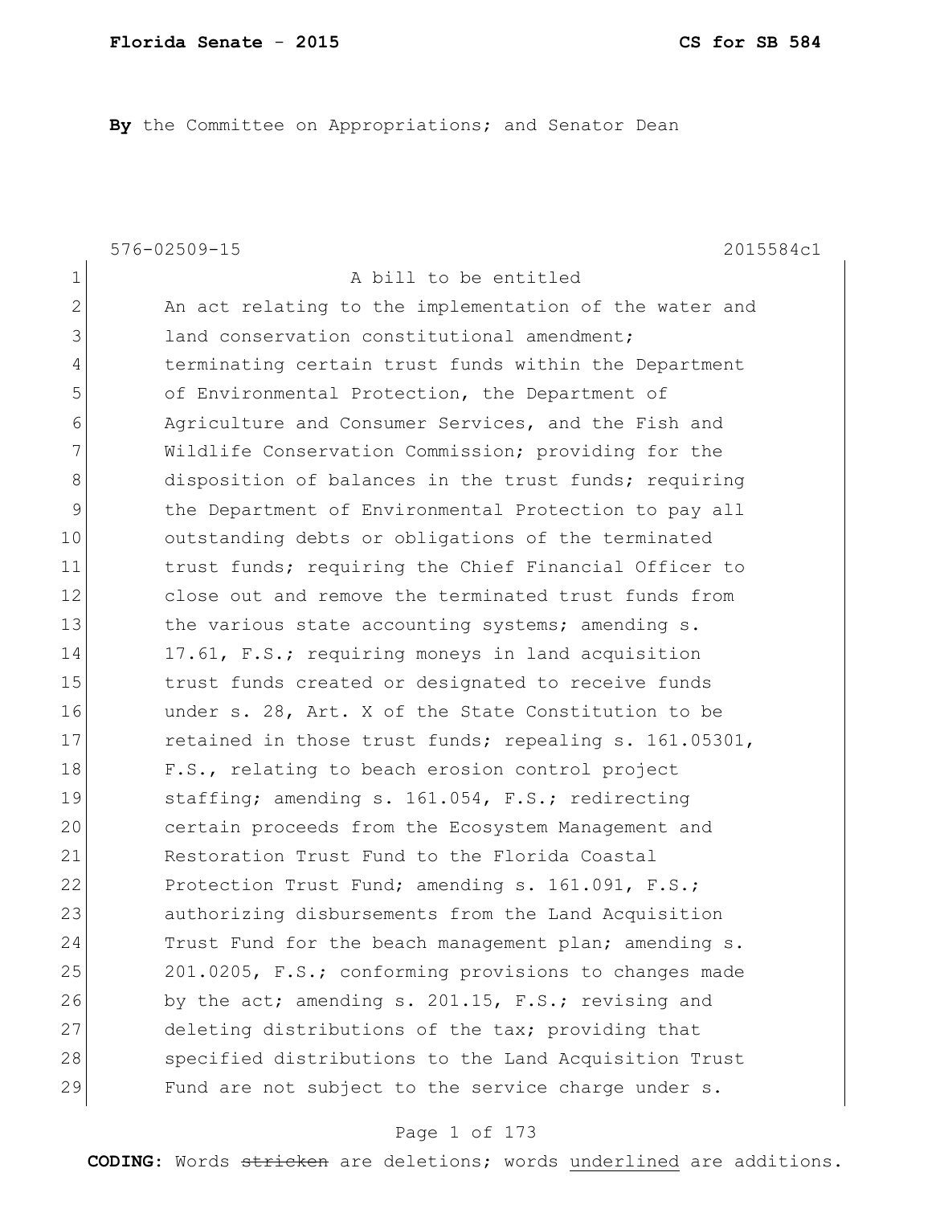**By** the Committee on Appropriations; and Senator Dean

576-02509-15 2015584c1

1 A bill to be entitled
2 An act relating to the implementation of the water and
3 land conservation constitutional amendment;
4 terminating certain trust funds within the Department
5 of Environmental Protection, the Department of
6 Agriculture and Consumer Services, and the Fish and
7 Wildlife Conservation Commission; providing for the
8 disposition of balances in the trust funds; requiring
9 the Department of Environmental Protection to pay all
10 outstanding debts or obligations of the terminated
11 trust funds; requiring the Chief Financial Officer to
12 close out and remove the terminated trust funds from
13 the various state accounting systems; amending s.
14 17.61, F.S.; requiring moneys in land acquisition
15 trust funds created or designated to receive funds
16 under s. 28, Art. X of the State Constitution to be
17 retained in those trust funds; repealing s. 161.05301,
18 F.S., relating to beach erosion control project
19 staffing; amending s. 161.054, F.S.; redirecting
20 certain proceeds from the Ecosystem Management and
21 Restoration Trust Fund to the Florida Coastal
22 Protection Trust Fund; amending s. 161.091, F.S.;
23 authorizing disbursements from the Land Acquisition
24 Trust Fund for the beach management plan; amending s.
25 201.0205, F.S.; conforming provisions to changes made
26 by the act; amending s. 201.15, F.S.; revising and
27 deleting distributions of the tax; providing that
28 specified distributions to the Land Acquisition Trust
29 Fund are not subject to the service charge under s.

**CODING:** Words ~~stricken~~ are deletions; words <u>underlined</u> are additions.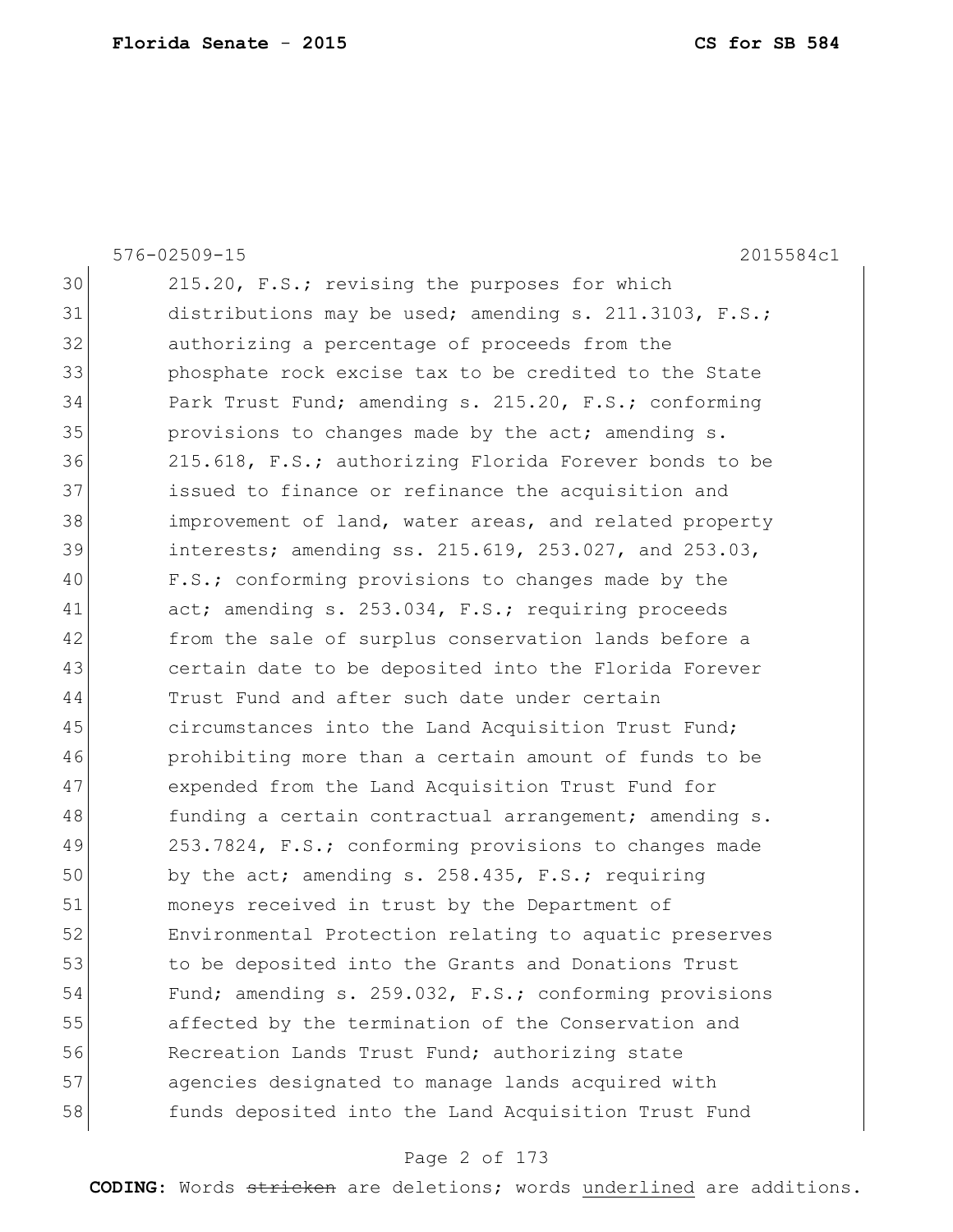576-02509-15 2015584c1

30 215.20, F.S.; revising the purposes for which
31 distributions may be used; amending s. 211.3103, F.S.;
32 authorizing a percentage of proceeds from the
33 phosphate rock excise tax to be credited to the State
34 Park Trust Fund; amending s. 215.20, F.S.; conforming
35 provisions to changes made by the act; amending s.
36 215.618, F.S.; authorizing Florida Forever bonds to be
37 issued to finance or refinance the acquisition and
38 improvement of land, water areas, and related property
39 interests; amending ss. 215.619, 253.027, and 253.03,
40 F.S.; conforming provisions to changes made by the
41 act; amending s. 253.034, F.S.; requiring proceeds
42 from the sale of surplus conservation lands before a
43 certain date to be deposited into the Florida Forever
44 Trust Fund and after such date under certain
45 circumstances into the Land Acquisition Trust Fund;
46 prohibiting more than a certain amount of funds to be
47 expended from the Land Acquisition Trust Fund for
48 funding a certain contractual arrangement; amending s.
49 253.7824, F.S.; conforming provisions to changes made
50 by the act; amending s. 258.435, F.S.; requiring
51 moneys received in trust by the Department of
52 Environmental Protection relating to aquatic preserves
53 to be deposited into the Grants and Donations Trust
54 Fund; amending s. 259.032, F.S.; conforming provisions
55 affected by the termination of the Conservation and
56 Recreation Lands Trust Fund; authorizing state
57 agencies designated to manage lands acquired with
58 funds deposited into the Land Acquisition Trust Fund

**CODING:** Words ~~stricken~~ are deletions; words underlined are additions.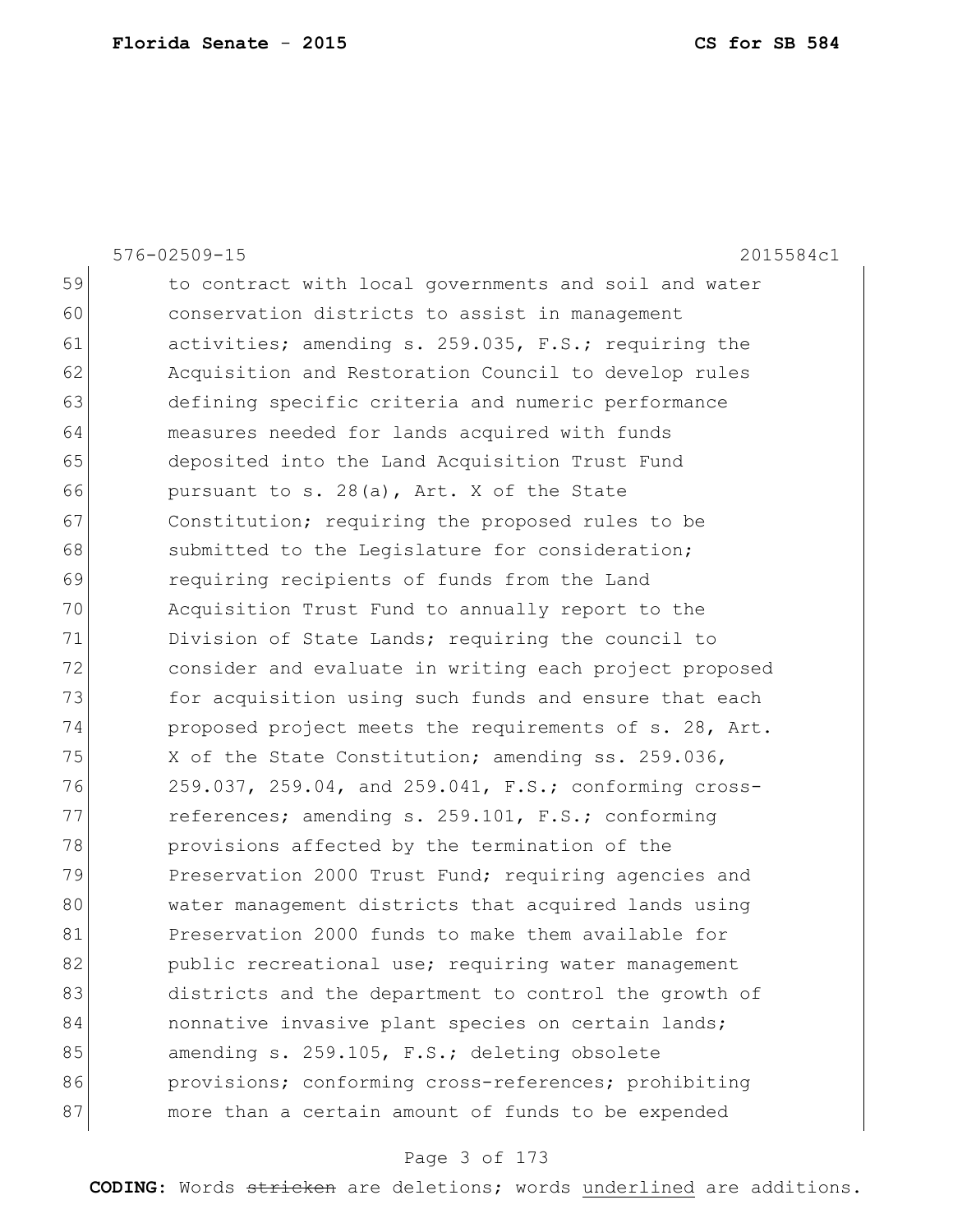576-02509-15 2015584c1

59 to contract with local governments and soil and water
60 conservation districts to assist in management
61 activities; amending s. 259.035, F.S.; requiring the
62 Acquisition and Restoration Council to develop rules
63 defining specific criteria and numeric performance
64 measures needed for lands acquired with funds
65 deposited into the Land Acquisition Trust Fund
66 pursuant to s. 28(a), Art. X of the State
67 Constitution; requiring the proposed rules to be
68 submitted to the Legislature for consideration;
69 requiring recipients of funds from the Land
70 Acquisition Trust Fund to annually report to the
71 Division of State Lands; requiring the council to
72 consider and evaluate in writing each project proposed
73 for acquisition using such funds and ensure that each
74 proposed project meets the requirements of s. 28, Art.
75 X of the State Constitution; amending ss. 259.036,
76 259.037, 259.04, and 259.041, F.S.; conforming cross-
77 references; amending s. 259.101, F.S.; conforming
78 provisions affected by the termination of the
79 Preservation 2000 Trust Fund; requiring agencies and
80 water management districts that acquired lands using
81 Preservation 2000 funds to make them available for
82 public recreational use; requiring water management
83 districts and the department to control the growth of
84 nonnative invasive plant species on certain lands;
85 amending s. 259.105, F.S.; deleting obsolete
86 provisions; conforming cross-references; prohibiting
87 more than a certain amount of funds to be expended

**CODING:** Words ~~stricken~~ are deletions; words underlined are additions.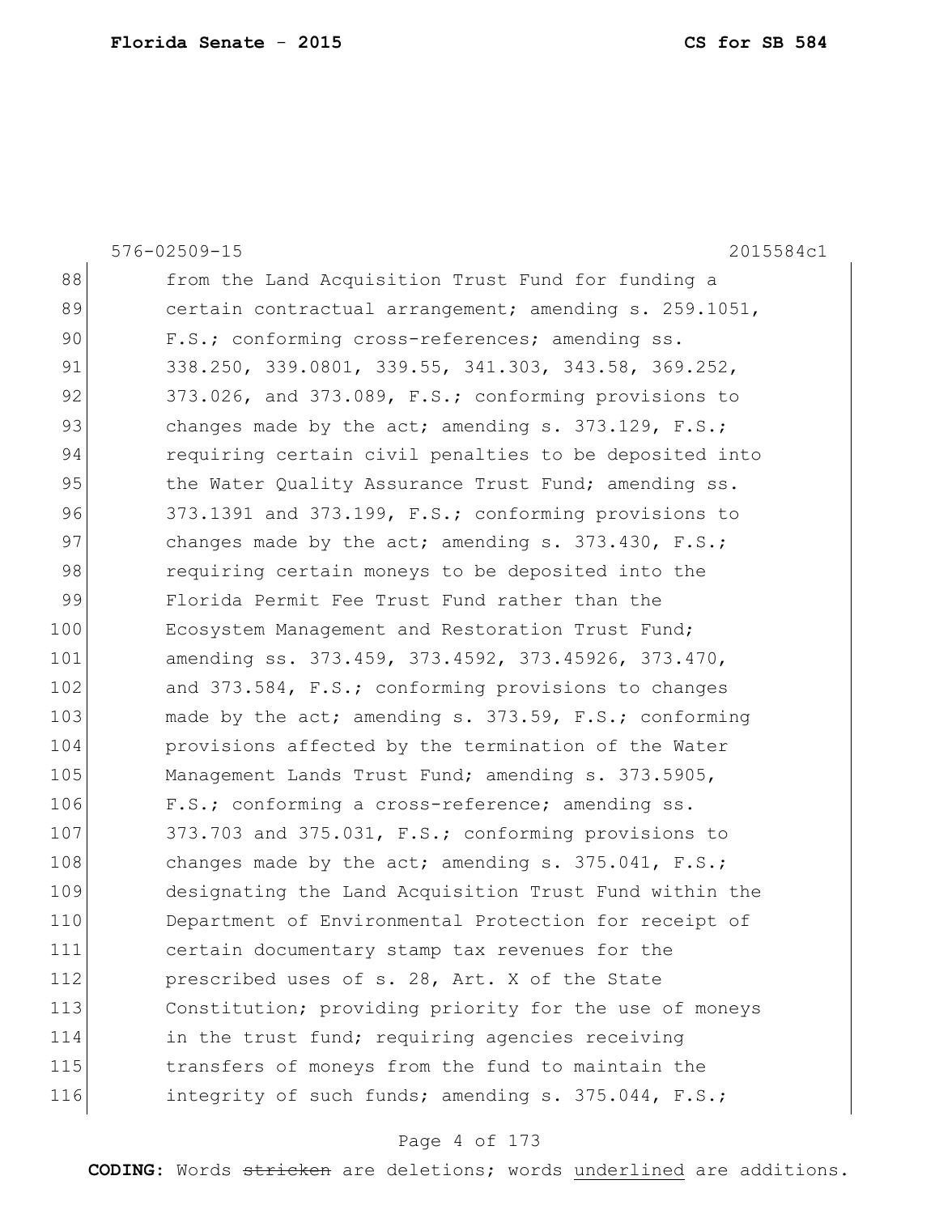576-02509-15 2015584c1

88 from the Land Acquisition Trust Fund for funding a
89 certain contractual arrangement; amending s. 259.1051,
90 F.S.; conforming cross-references; amending ss.
91 338.250, 339.0801, 339.55, 341.303, 343.58, 369.252,
92 373.026, and 373.089, F.S.; conforming provisions to
93 changes made by the act; amending s. 373.129, F.S.;
94 requiring certain civil penalties to be deposited into
95 the Water Quality Assurance Trust Fund; amending ss.
96 373.1391 and 373.199, F.S.; conforming provisions to
97 changes made by the act; amending s. 373.430, F.S.;
98 requiring certain moneys to be deposited into the
99 Florida Permit Fee Trust Fund rather than the
100 Ecosystem Management and Restoration Trust Fund;
101 amending ss. 373.459, 373.4592, 373.45926, 373.470,
102 and 373.584, F.S.; conforming provisions to changes
103 made by the act; amending s. 373.59, F.S.; conforming
104 provisions affected by the termination of the Water
105 Management Lands Trust Fund; amending s. 373.5905,
106 F.S.; conforming a cross-reference; amending ss.
107 373.703 and 375.031, F.S.; conforming provisions to
108 changes made by the act; amending s. 375.041, F.S.;
109 designating the Land Acquisition Trust Fund within the
110 Department of Environmental Protection for receipt of
111 certain documentary stamp tax revenues for the
112 prescribed uses of s. 28, Art. X of the State
113 Constitution; providing priority for the use of moneys
114 in the trust fund; requiring agencies receiving
115 transfers of moneys from the fund to maintain the
116 integrity of such funds; amending s. 375.044, F.S.;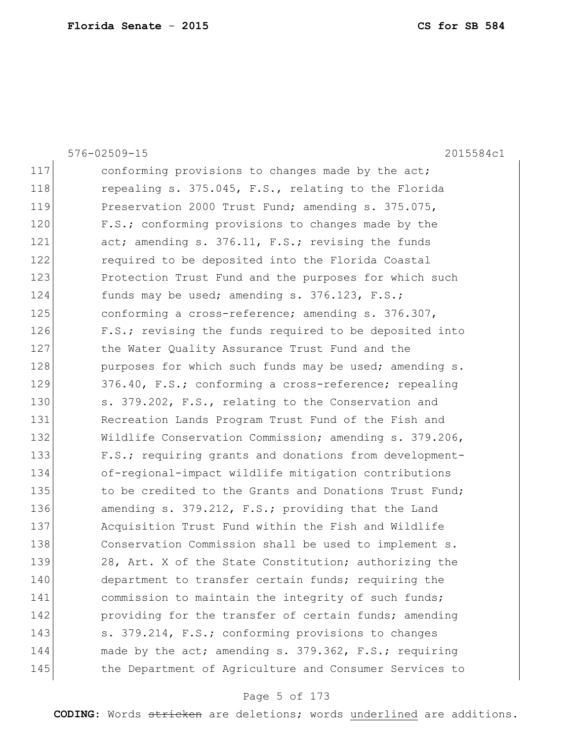576-02509-15 2015584c1

117 conforming provisions to changes made by the act;
118 repealing s. 375.045, F.S., relating to the Florida
119 Preservation 2000 Trust Fund; amending s. 375.075,
120 F.S.; conforming provisions to changes made by the
121 act; amending s. 376.11, F.S.; revising the funds
122 required to be deposited into the Florida Coastal
123 Protection Trust Fund and the purposes for which such
124 funds may be used; amending s. 376.123, F.S.;
125 conforming a cross-reference; amending s. 376.307,
126 F.S.; revising the funds required to be deposited into
127 the Water Quality Assurance Trust Fund and the
128 purposes for which such funds may be used; amending s.
129 376.40, F.S.; conforming a cross-reference; repealing
130 s. 379.202, F.S., relating to the Conservation and
131 Recreation Lands Program Trust Fund of the Fish and
132 Wildlife Conservation Commission; amending s. 379.206,
133 F.S.; requiring grants and donations from development-
134 of-regional-impact wildlife mitigation contributions
135 to be credited to the Grants and Donations Trust Fund;
136 amending s. 379.212, F.S.; providing that the Land
137 Acquisition Trust Fund within the Fish and Wildlife
138 Conservation Commission shall be used to implement s.
139 28, Art. X of the State Constitution; authorizing the
140 department to transfer certain funds; requiring the
141 commission to maintain the integrity of such funds;
142 providing for the transfer of certain funds; amending
143 s. 379.214, F.S.; conforming provisions to changes
144 made by the act; amending s. 379.362, F.S.; requiring
145 the Department of Agriculture and Consumer Services to

**CODING:** Words ~~stricken~~ are deletions; words <u>underlined</u> are additions.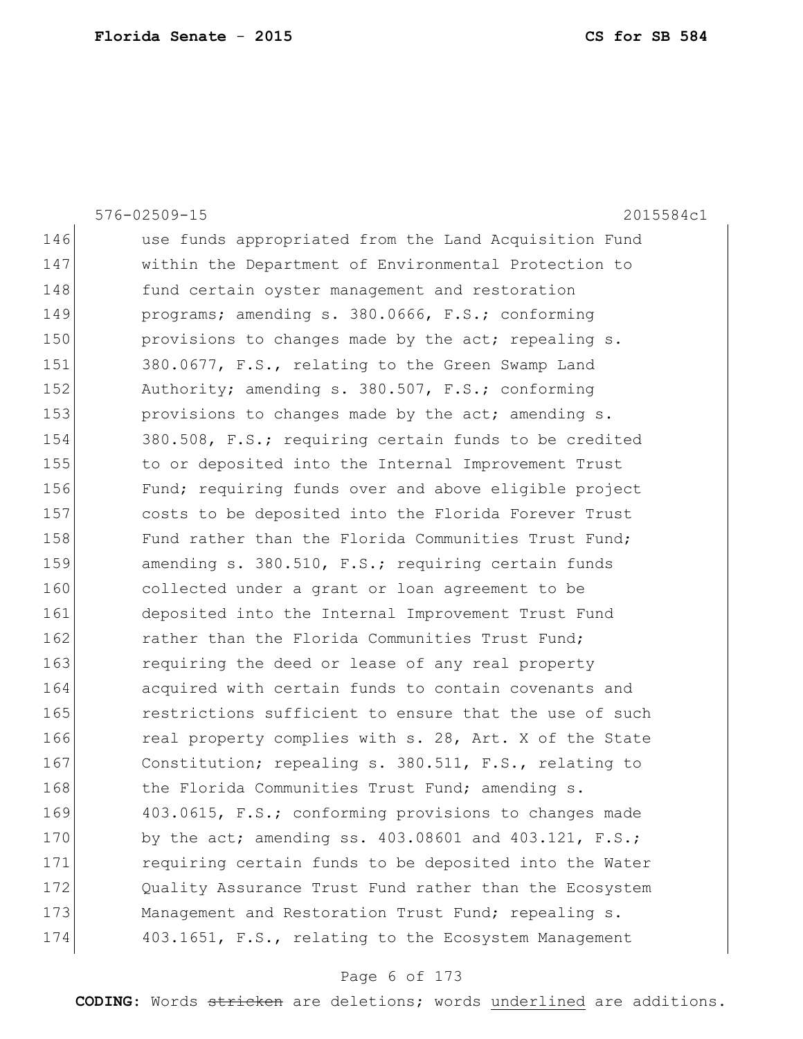576-02509-15 2015584c1

146 use funds appropriated from the Land Acquisition Fund
147 within the Department of Environmental Protection to
148 fund certain oyster management and restoration
149 programs; amending s. 380.0666, F.S.; conforming
150 provisions to changes made by the act; repealing s.
151 380.0677, F.S., relating to the Green Swamp Land
152 Authority; amending s. 380.507, F.S.; conforming
153 provisions to changes made by the act; amending s.
154 380.508, F.S.; requiring certain funds to be credited
155 to or deposited into the Internal Improvement Trust
156 Fund; requiring funds over and above eligible project
157 costs to be deposited into the Florida Forever Trust
158 Fund rather than the Florida Communities Trust Fund;
159 amending s. 380.510, F.S.; requiring certain funds
160 collected under a grant or loan agreement to be
161 deposited into the Internal Improvement Trust Fund
162 rather than the Florida Communities Trust Fund;
163 requiring the deed or lease of any real property
164 acquired with certain funds to contain covenants and
165 restrictions sufficient to ensure that the use of such
166 real property complies with s. 28, Art. X of the State
167 Constitution; repealing s. 380.511, F.S., relating to
168 the Florida Communities Trust Fund; amending s.
169 403.0615, F.S.; conforming provisions to changes made
170 by the act; amending ss. 403.08601 and 403.121, F.S.;
171 requiring certain funds to be deposited into the Water
172 Quality Assurance Trust Fund rather than the Ecosystem
173 Management and Restoration Trust Fund; repealing s.
174 403.1651, F.S., relating to the Ecosystem Management

**CODING:** Words ~~stricken~~ are deletions; words <u>underlined</u> are additions.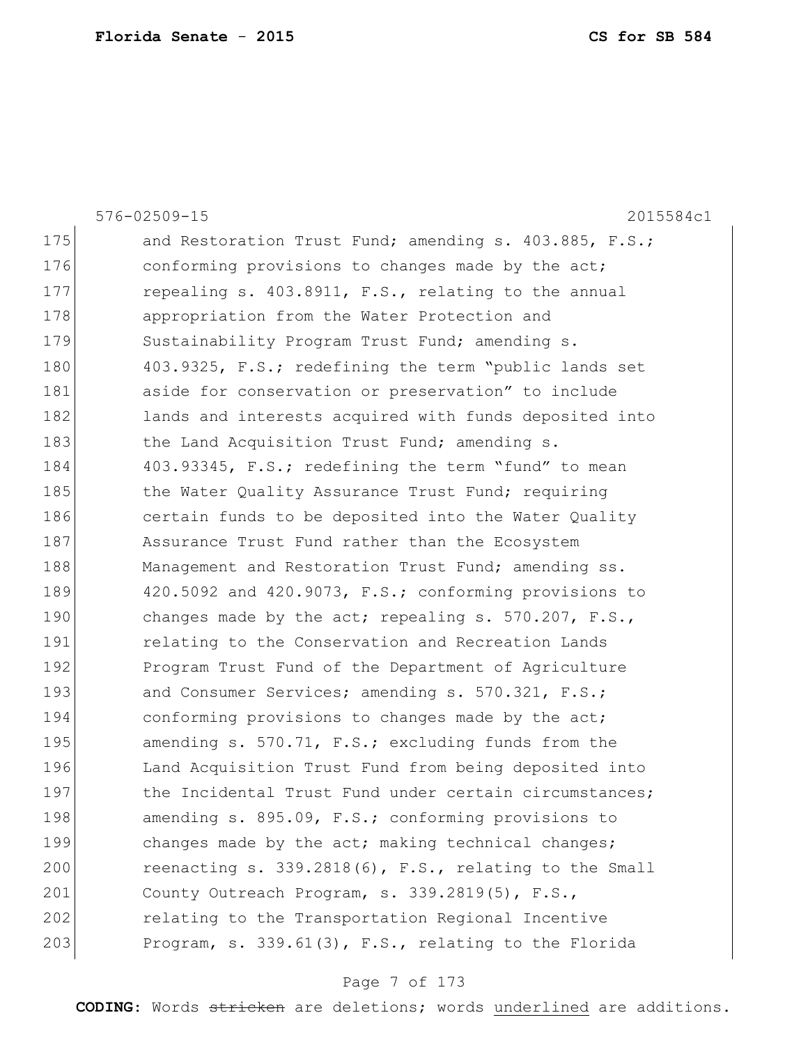576-02509-15 2015584c1

175 and Restoration Trust Fund; amending s. 403.885, F.S.;
176 conforming provisions to changes made by the act;
177 repealing s. 403.8911, F.S., relating to the annual
178 appropriation from the Water Protection and
179 Sustainability Program Trust Fund; amending s.
180 403.9325, F.S.; redefining the term "public lands set
181 aside for conservation or preservation" to include
182 lands and interests acquired with funds deposited into
183 the Land Acquisition Trust Fund; amending s.
184 403.93345, F.S.; redefining the term "fund" to mean
185 the Water Quality Assurance Trust Fund; requiring
186 certain funds to be deposited into the Water Quality
187 Assurance Trust Fund rather than the Ecosystem
188 Management and Restoration Trust Fund; amending ss.
189 420.5092 and 420.9073, F.S.; conforming provisions to
190 changes made by the act; repealing s. 570.207, F.S.,
191 relating to the Conservation and Recreation Lands
192 Program Trust Fund of the Department of Agriculture
193 and Consumer Services; amending s. 570.321, F.S.;
194 conforming provisions to changes made by the act;
195 amending s. 570.71, F.S.; excluding funds from the
196 Land Acquisition Trust Fund from being deposited into
197 the Incidental Trust Fund under certain circumstances;
198 amending s. 895.09, F.S.; conforming provisions to
199 changes made by the act; making technical changes;
200 reenacting s. 339.2818(6), F.S., relating to the Small
201 County Outreach Program, s. 339.2819(5), F.S.,
202 relating to the Transportation Regional Incentive
203 Program, s. 339.61(3), F.S., relating to the Florida

**CODING:** Words ~~stricken~~ are deletions; words underlined are additions.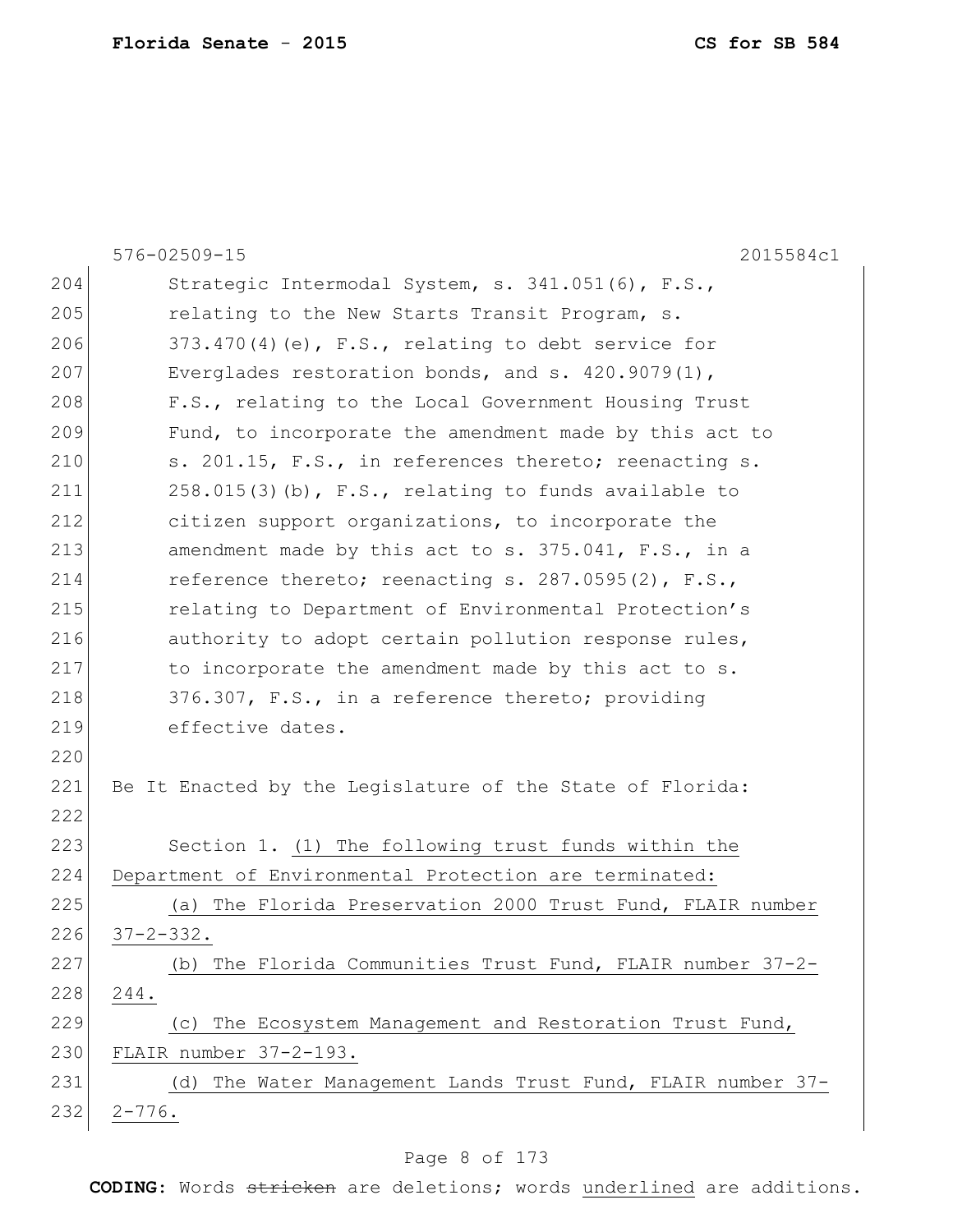Strategic Intermodal System, s. 341.051(6), F.S., relating to the New Starts Transit Program, s. 373.470(4)(e), F.S., relating to debt service for Everglades restoration bonds, and s. 420.9079(1), F.S., relating to the Local Government Housing Trust Fund, to incorporate the amendment made by this act to s. 201.15, F.S., in references thereto; reenacting s. 258.015(3)(b), F.S., relating to funds available to citizen support organizations, to incorporate the amendment made by this act to s. 375.041, F.S., in a reference thereto; reenacting s. 287.0595(2), F.S., relating to Department of Environmental Protection's authority to adopt certain pollution response rules, to incorporate the amendment made by this act to s. 376.307, F.S., in a reference thereto; providing effective dates.

Be It Enacted by the Legislature of the State of Florida:

Section 1. <u>(1) The following trust funds within the Department of Environmental Protection are terminated:</u>

<u>(a) The Florida Preservation 2000 Trust Fund, FLAIR number 37-2-332.</u>

<u>(b) The Florida Communities Trust Fund, FLAIR number 37-2-244.</u>

<u>(c) The Ecosystem Management and Restoration Trust Fund, FLAIR number 37-2-193.</u>

<u>(d) The Water Management Lands Trust Fund, FLAIR number 37-2-776.</u>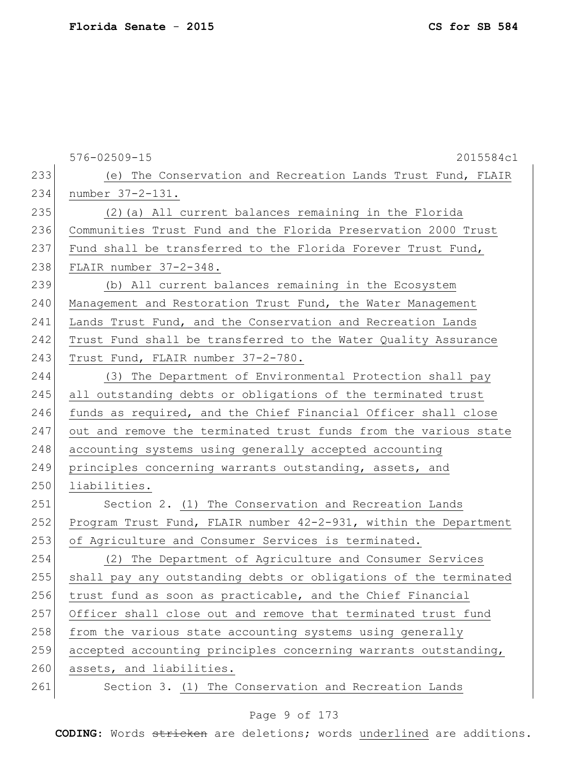576-02509-15 2015584c1

(e) The Conservation and Recreation Lands Trust Fund, FLAIR number 37-2-131.

(2)(a) All current balances remaining in the Florida Communities Trust Fund and the Florida Preservation 2000 Trust Fund shall be transferred to the Florida Forever Trust Fund, FLAIR number 37-2-348.

(b) All current balances remaining in the Ecosystem Management and Restoration Trust Fund, the Water Management Lands Trust Fund, and the Conservation and Recreation Lands Trust Fund shall be transferred to the Water Quality Assurance Trust Fund, FLAIR number 37-2-780.

(3) The Department of Environmental Protection shall pay all outstanding debts or obligations of the terminated trust funds as required, and the Chief Financial Officer shall close out and remove the terminated trust funds from the various state accounting systems using generally accepted accounting principles concerning warrants outstanding, assets, and liabilities.

Section 2. (1) The Conservation and Recreation Lands Program Trust Fund, FLAIR number 42-2-931, within the Department of Agriculture and Consumer Services is terminated.

(2) The Department of Agriculture and Consumer Services shall pay any outstanding debts or obligations of the terminated trust fund as soon as practicable, and the Chief Financial Officer shall close out and remove that terminated trust fund from the various state accounting systems using generally accepted accounting principles concerning warrants outstanding, assets, and liabilities.

Section 3. (1) The Conservation and Recreation Lands

**CODING:** Words ~~stricken~~ are deletions; words underlined are additions.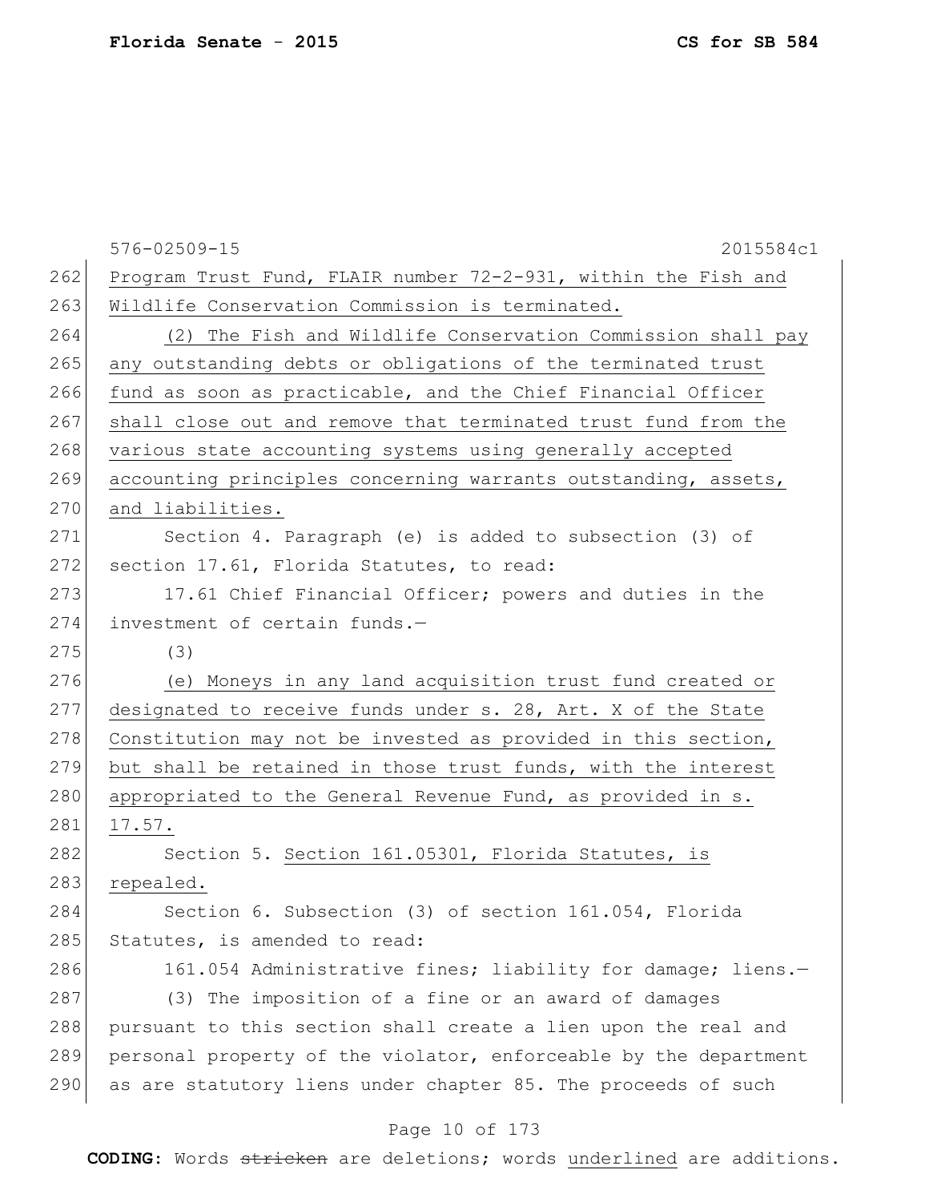262 Program Trust Fund, FLAIR number 72-2-931, within the Fish and
263 Wildlife Conservation Commission is terminated.

264 (2) The Fish and Wildlife Conservation Commission shall pay
265 any outstanding debts or obligations of the terminated trust
266 fund as soon as practicable, and the Chief Financial Officer
267 shall close out and remove that terminated trust fund from the
268 various state accounting systems using generally accepted
269 accounting principles concerning warrants outstanding, assets,
270 and liabilities.

271 Section 4. Paragraph (e) is added to subsection (3) of
272 section 17.61, Florida Statutes, to read:

273 17.61 Chief Financial Officer; powers and duties in the
274 investment of certain funds.—

275 (3)

276 (e) Moneys in any land acquisition trust fund created or
277 designated to receive funds under s. 28, Art. X of the State
278 Constitution may not be invested as provided in this section,
279 but shall be retained in those trust funds, with the interest
280 appropriated to the General Revenue Fund, as provided in s.
281 17.57.

282 Section 5. Section 161.05301, Florida Statutes, is
283 repealed.

284 Section 6. Subsection (3) of section 161.054, Florida
285 Statutes, is amended to read:

286 161.054 Administrative fines; liability for damage; liens.—

287 (3) The imposition of a fine or an award of damages
288 pursuant to this section shall create a lien upon the real and
289 personal property of the violator, enforceable by the department
290 as are statutory liens under chapter 85. The proceeds of such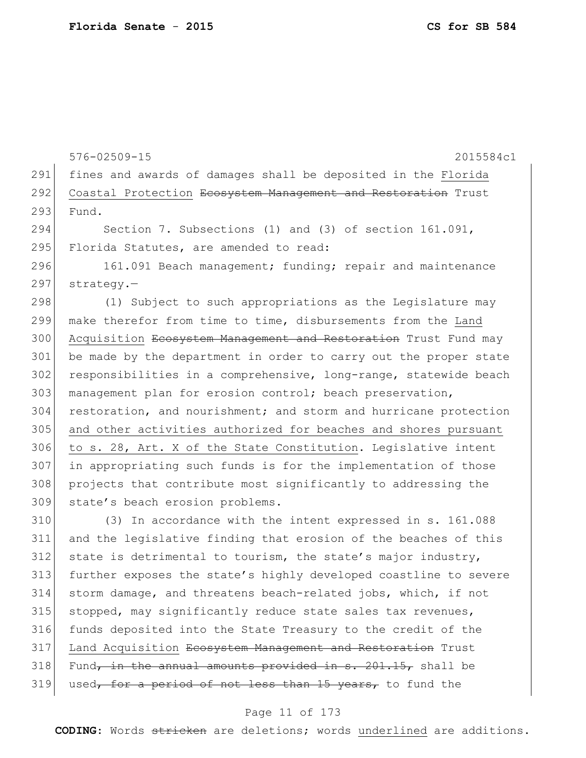576-02509-15 2015584c1

291 fines and awards of damages shall be deposited in the <u>Florida</u>
292 <u>Coastal Protection</u> ~~Ecosystem Management and Restoration~~ Trust
293 Fund.

294 Section 7. Subsections (1) and (3) of section 161.091,
295 Florida Statutes, are amended to read:

296 161.091 Beach management; funding; repair and maintenance
297 strategy.—

298 (1) Subject to such appropriations as the Legislature may
299 make therefor from time to time, disbursements from the <u>Land</u>
300 <u>Acquisition</u> ~~Ecosystem Management and Restoration~~ Trust Fund may
301 be made by the department in order to carry out the proper state
302 responsibilities in a comprehensive, long-range, statewide beach
303 management plan for erosion control; beach preservation,
304 restoration, and nourishment; and storm and hurricane protection
305 <u>and other activities authorized for beaches and shores pursuant</u>
306 <u>to s. 28, Art. X of the State Constitution</u>. Legislative intent
307 in appropriating such funds is for the implementation of those
308 projects that contribute most significantly to addressing the
309 state's beach erosion problems.

310 (3) In accordance with the intent expressed in s. 161.088
311 and the legislative finding that erosion of the beaches of this
312 state is detrimental to tourism, the state's major industry,
313 further exposes the state's highly developed coastline to severe
314 storm damage, and threatens beach-related jobs, which, if not
315 stopped, may significantly reduce state sales tax revenues,
316 funds deposited into the State Treasury to the credit of the
317 <u>Land Acquisition</u> ~~Ecosystem Management and Restoration~~ Trust
318 Fund~~, in the annual amounts provided in s. 201.15,~~ shall be
319 used~~, for a period of not less than 15 years,~~ to fund the

**CODING:** Words ~~stricken~~ are deletions; words <u>underlined</u> are additions.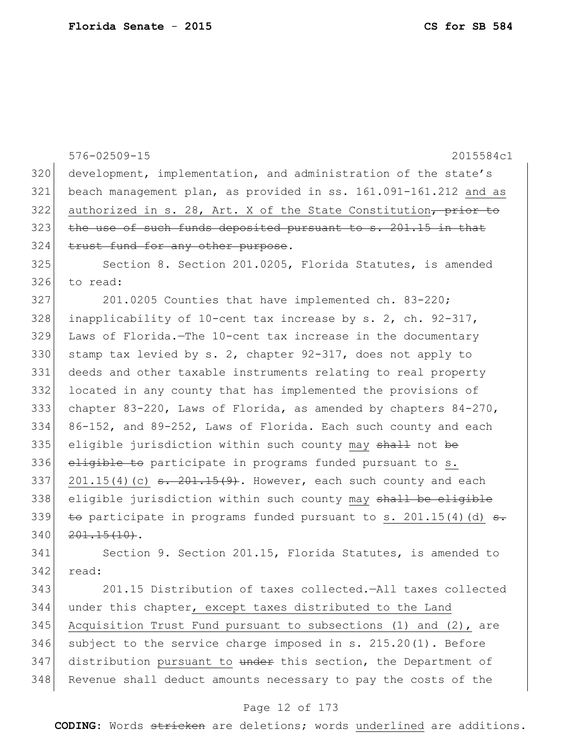576-02509-15 2015584c1

320 development, implementation, and administration of the state's
321 beach management plan, as provided in ss. 161.091-161.212 and as
322 authorized in s. 28, Art. X of the State Constitution~~, prior to~~
323 ~~the use of such funds deposited pursuant to s. 201.15 in that~~
324 ~~trust fund for any other purpose~~.

325 Section 8. Section 201.0205, Florida Statutes, is amended
326 to read:

327 201.0205 Counties that have implemented ch. 83-220;
328 inapplicability of 10-cent tax increase by s. 2, ch. 92-317,
329 Laws of Florida.—The 10-cent tax increase in the documentary
330 stamp tax levied by s. 2, chapter 92-317, does not apply to
331 deeds and other taxable instruments relating to real property
332 located in any county that has implemented the provisions of
333 chapter 83-220, Laws of Florida, as amended by chapters 84-270,
334 86-152, and 89-252, Laws of Florida. Each such county and each
335 eligible jurisdiction within such county may ~~shall~~ not ~~be~~
336 ~~eligible to~~ participate in programs funded pursuant to s.
337 201.15(4)(c) ~~s. 201.15(9)~~. However, each such county and each
338 eligible jurisdiction within such county may ~~shall be eligible~~
339 ~~to~~ participate in programs funded pursuant to s. 201.15(4)(d) ~~s.~~
340 ~~201.15(10)~~.

341 Section 9. Section 201.15, Florida Statutes, is amended to
342 read:

343 201.15 Distribution of taxes collected.—All taxes collected
344 under this chapter, except taxes distributed to the Land
345 Acquisition Trust Fund pursuant to subsections (1) and (2), are
346 subject to the service charge imposed in s. 215.20(1). Before
347 distribution pursuant to ~~under~~ this section, the Department of
348 Revenue shall deduct amounts necessary to pay the costs of the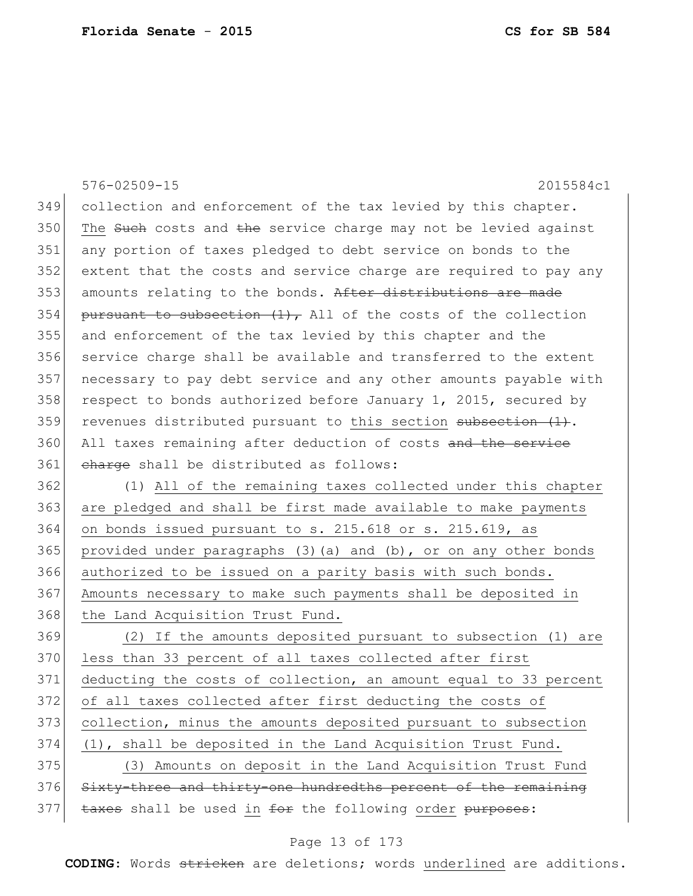576-02509-15 2015584c1

349 collection and enforcement of the tax levied by this chapter.
350 The ~~Such~~ costs and ~~the~~ service charge may not be levied against
351 any portion of taxes pledged to debt service on bonds to the
352 extent that the costs and service charge are required to pay any
353 amounts relating to the bonds. ~~After distributions are made~~
354 ~~pursuant to subsection (1),~~ All of the costs of the collection
355 and enforcement of the tax levied by this chapter and the
356 service charge shall be available and transferred to the extent
357 necessary to pay debt service and any other amounts payable with
358 respect to bonds authorized before January 1, 2015, secured by
359 revenues distributed pursuant to <u>this section</u> ~~subsection (1)~~.
360 All taxes remaining after deduction of costs ~~and the service~~
361 ~~charge~~ shall be distributed as follows:

362 (1) <u>All of the remaining taxes collected under this chapter</u>
363 <u>are pledged and shall be first made available to make payments</u>
364 <u>on bonds issued pursuant to s. 215.618 or s. 215.619, as</u>
365 <u>provided under paragraphs (3)(a) and (b), or on any other bonds</u>
366 <u>authorized to be issued on a parity basis with such bonds.</u>
367 <u>Amounts necessary to make such payments shall be deposited in</u>
368 <u>the Land Acquisition Trust Fund.</u>

369 <u>(2) If the amounts deposited pursuant to subsection (1) are</u>
370 <u>less than 33 percent of all taxes collected after first</u>
371 <u>deducting the costs of collection, an amount equal to 33 percent</u>
372 <u>of all taxes collected after first deducting the costs of</u>
373 <u>collection, minus the amounts deposited pursuant to subsection</u>
374 <u>(1), shall be deposited in the Land Acquisition Trust Fund.</u>

375 <u>(3) Amounts on deposit in the Land Acquisition Trust Fund</u>
376 ~~Sixty-three and thirty-one hundredths percent of the remaining~~
377 ~~taxes~~ shall be used <u>in</u> ~~for~~ the following <u>order</u> ~~purposes~~: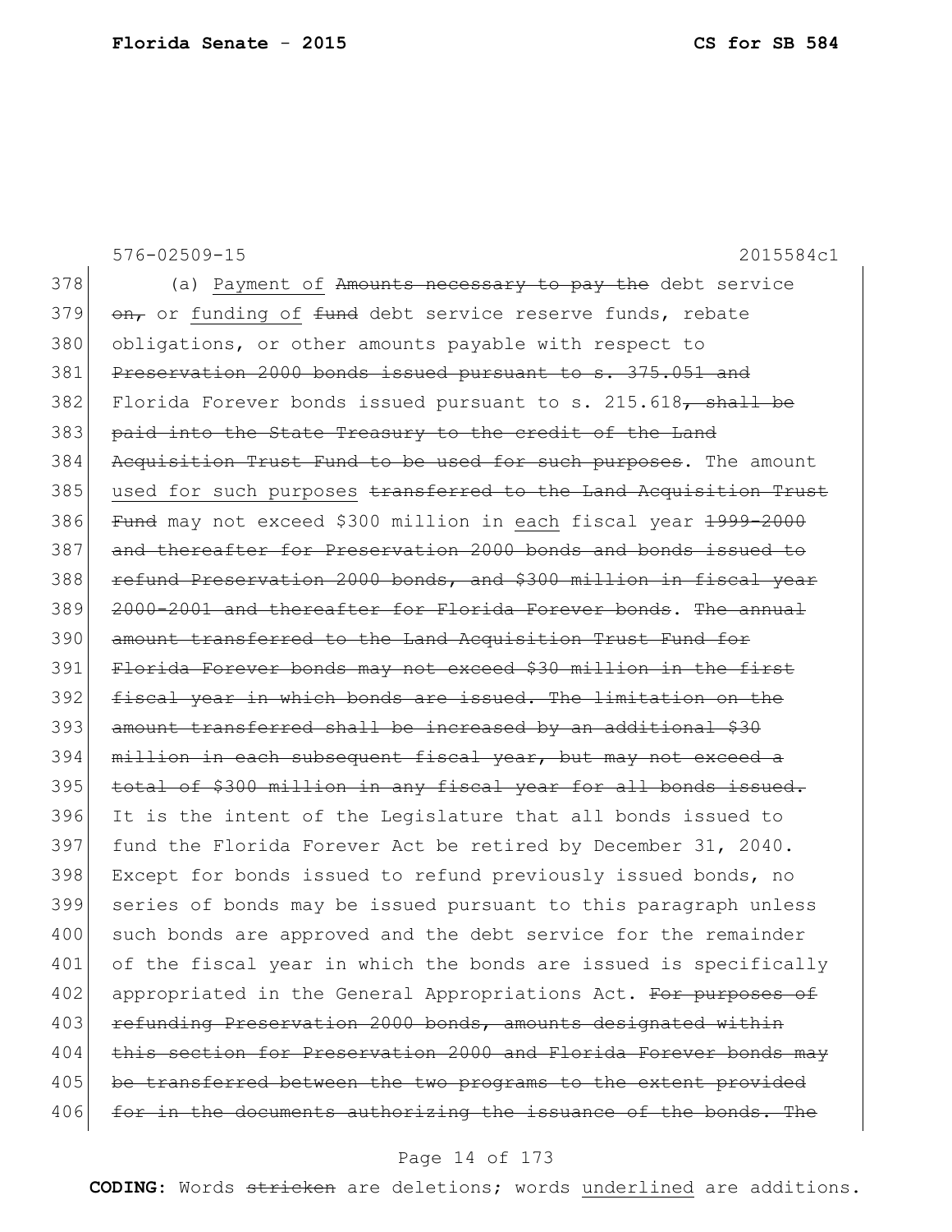576-02509-15 2015584c1

378 (a) Payment of ~~Amounts necessary to pay the~~ debt service
379 ~~on,~~ or funding of ~~fund~~ debt service reserve funds, rebate
380 obligations, or other amounts payable with respect to
381 ~~Preservation 2000 bonds issued pursuant to s. 375.051 and~~
382 Florida Forever bonds issued pursuant to s. 215.618~~, shall be~~
383 ~~paid into the State Treasury to the credit of the Land~~
384 ~~Acquisition Trust Fund to be used for such purposes~~. The amount
385 used for such purposes ~~transferred to the Land Acquisition Trust~~
386 ~~Fund~~ may not exceed $300 million in each fiscal year ~~1999-2000~~
387 ~~and thereafter for Preservation 2000 bonds and bonds issued to~~
388 ~~refund Preservation 2000 bonds, and $300 million in fiscal year~~
389 ~~2000-2001 and thereafter for Florida Forever bonds~~. ~~The annual~~
390 ~~amount transferred to the Land Acquisition Trust Fund for~~
391 ~~Florida Forever bonds may not exceed $30 million in the first~~
392 ~~fiscal year in which bonds are issued. The limitation on the~~
393 ~~amount transferred shall be increased by an additional $30~~
394 ~~million in each subsequent fiscal year, but may not exceed a~~
395 ~~total of $300 million in any fiscal year for all bonds issued.~~
396 It is the intent of the Legislature that all bonds issued to
397 fund the Florida Forever Act be retired by December 31, 2040.
398 Except for bonds issued to refund previously issued bonds, no
399 series of bonds may be issued pursuant to this paragraph unless
400 such bonds are approved and the debt service for the remainder
401 of the fiscal year in which the bonds are issued is specifically
402 appropriated in the General Appropriations Act. ~~For purposes of~~
403 ~~refunding Preservation 2000 bonds, amounts designated within~~
404 ~~this section for Preservation 2000 and Florida Forever bonds may~~
405 ~~be transferred between the two programs to the extent provided~~
406 ~~for in the documents authorizing the issuance of the bonds. The~~

**CODING:** Words ~~stricken~~ are deletions; words underlined are additions.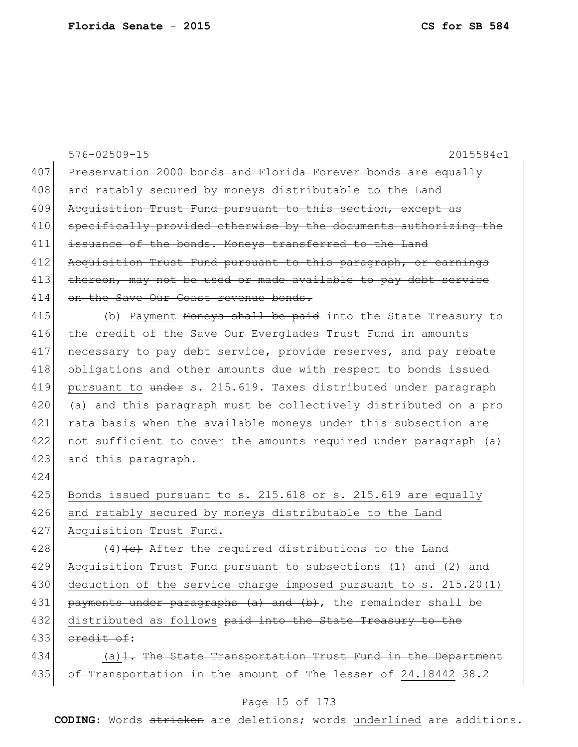576-02509-15 2015584c1

407 ~~Preservation 2000 bonds and Florida Forever bonds are equally~~
408 ~~and ratably secured by moneys distributable to the Land~~
409 ~~Acquisition Trust Fund pursuant to this section, except as~~
410 ~~specifically provided otherwise by the documents authorizing the~~
411 ~~issuance of the bonds. Moneys transferred to the Land~~
412 ~~Acquisition Trust Fund pursuant to this paragraph, or earnings~~
413 ~~thereon, may not be used or made available to pay debt service~~
414 ~~on the Save Our Coast revenue bonds.~~

415 (b) <u>Payment</u> ~~Moneys shall be paid~~ into the State Treasury to
416 the credit of the Save Our Everglades Trust Fund in amounts
417 necessary to pay debt service, provide reserves, and pay rebate
418 obligations and other amounts due with respect to bonds issued
419 <u>pursuant to</u> ~~under~~ s. 215.619. Taxes distributed under paragraph
420 (a) and this paragraph must be collectively distributed on a pro
421 rata basis when the available moneys under this subsection are
422 not sufficient to cover the amounts required under paragraph (a)
423 and this paragraph.

424

425 <u>Bonds issued pursuant to s. 215.618 or s. 215.619 are equally</u>
426 <u>and ratably secured by moneys distributable to the Land</u>
427 <u>Acquisition Trust Fund.</u>

428 <u>(4)</u>~~(c)~~ After the required <u>distributions to the Land</u>
429 <u>Acquisition Trust Fund pursuant to subsections (1) and (2) and</u>
430 <u>deduction of the service charge imposed pursuant to s. 215.20(1)</u>
431 ~~payments under paragraphs (a) and (b)~~, the remainder shall be
432 <u>distributed as follows</u> ~~paid into the State Treasury to the~~
433 ~~credit of~~:

434 <u>(a)</u>~~1. The State Transportation Trust Fund in the Department~~
435 ~~of Transportation in the amount of~~ The lesser of <u>24.18442</u> ~~38.2~~

**CODING:** Words ~~stricken~~ are deletions; words <u>underlined</u> are additions.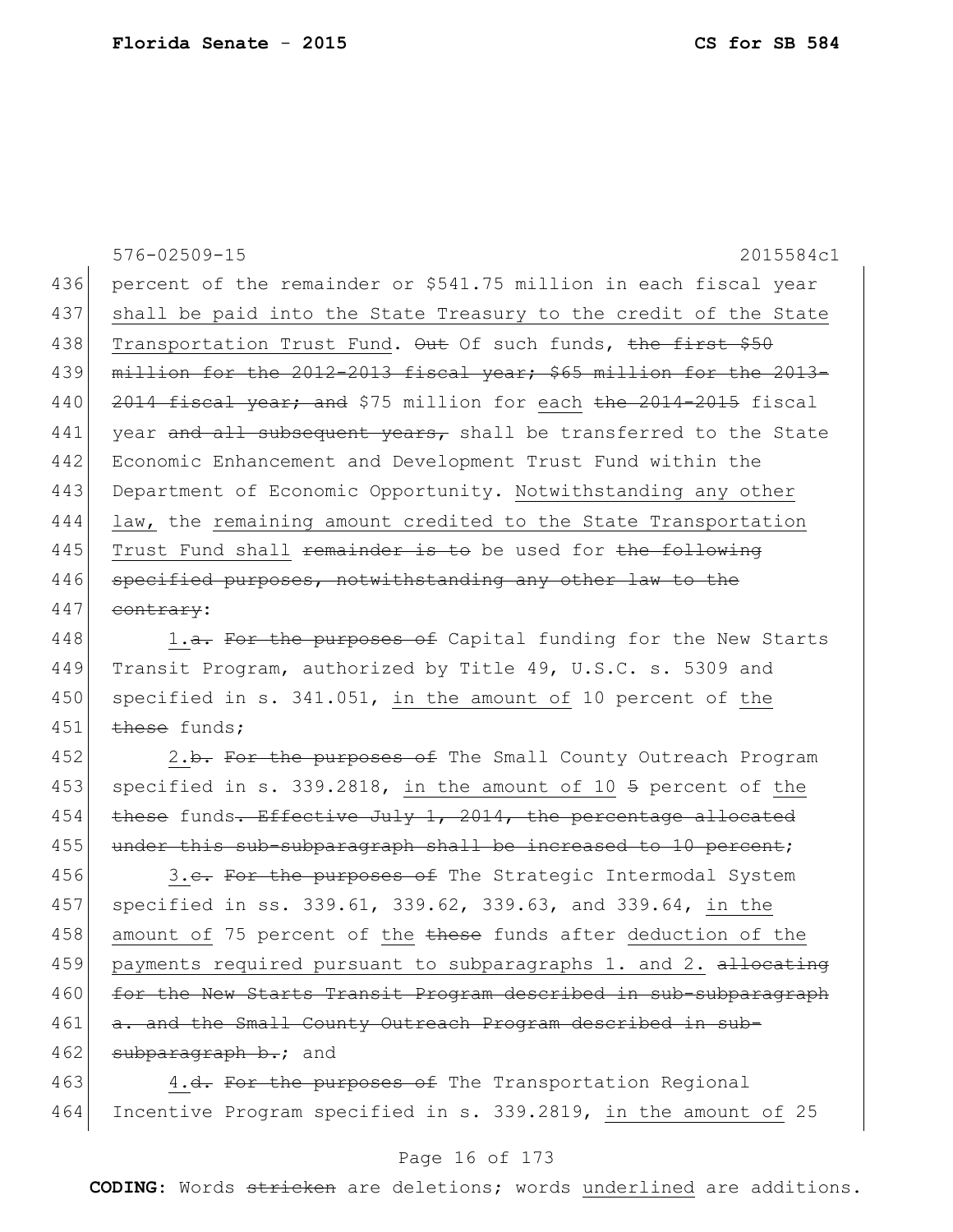percent of the remainder or $541.75 million in each fiscal year shall be paid into the State Treasury to the credit of the State Transportation Trust Fund. ~~Out~~ Of such funds, ~~the first $50 million for the 2012-2013 fiscal year; $65 million for the 2013-2014 fiscal year; and~~ $75 million for each ~~the 2014-2015~~ fiscal year ~~and all subsequent years,~~ shall be transferred to the State Economic Enhancement and Development Trust Fund within the Department of Economic Opportunity. Notwithstanding any other law, the remaining amount credited to the State Transportation Trust Fund shall ~~remainder is to~~ be used for ~~the following specified purposes, notwithstanding any other law to the contrary~~:

1.~~a.~~ ~~For the purposes of~~ Capital funding for the New Starts Transit Program, authorized by Title 49, U.S.C. s. 5309 and specified in s. 341.051, in the amount of 10 percent of the ~~these~~ funds;

2.~~b.~~ ~~For the purposes of~~ The Small County Outreach Program specified in s. 339.2818, in the amount of 10 ~~5~~ percent of the ~~these~~ funds~~. Effective July 1, 2014, the percentage allocated under this sub-subparagraph shall be increased to 10 percent~~;

3.~~c.~~ ~~For the purposes of~~ The Strategic Intermodal System specified in ss. 339.61, 339.62, 339.63, and 339.64, in the amount of 75 percent of the ~~these~~ funds after deduction of the payments required pursuant to subparagraphs 1. and 2. ~~allocating for the New Starts Transit Program described in sub-subparagraph a. and the Small County Outreach Program described in sub-subparagraph b.~~; and

4.~~d.~~ ~~For the purposes of~~ The Transportation Regional Incentive Program specified in s. 339.2819, in the amount of 25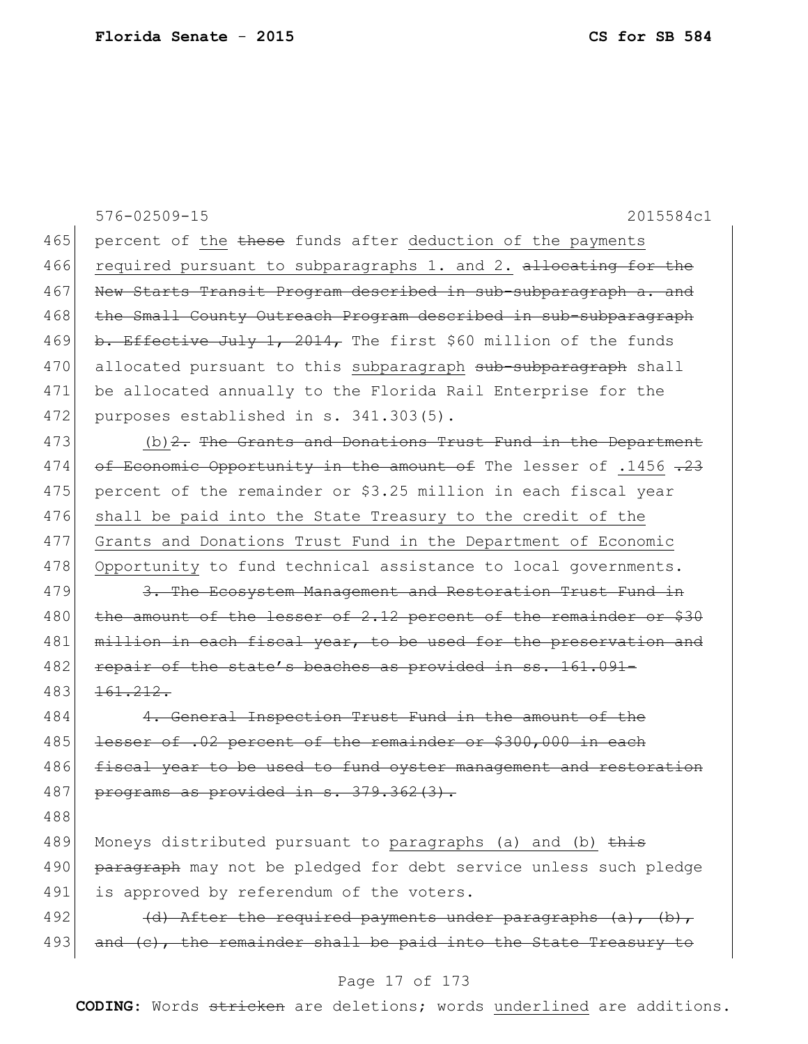576-02509-15 2015584c1

465 percent of the ~~these~~ funds after <u>deduction of the payments</u>
466 <u>required pursuant to subparagraphs 1. and 2.</u> ~~allocating for the~~
467 ~~New Starts Transit Program described in sub-subparagraph a. and~~
468 ~~the Small County Outreach Program described in sub-subparagraph~~
469 ~~b. Effective July 1, 2014,~~ The first $60 million of the funds
470 allocated pursuant to this <u>subparagraph</u> ~~sub-subparagraph~~ shall
471 be allocated annually to the Florida Rail Enterprise for the
472 purposes established in s. 341.303(5).

473 <u>(b)</u>~~2. The Grants and Donations Trust Fund in the Department~~
474 ~~of Economic Opportunity in the amount of~~ The lesser of <u>.1456</u> ~~.23~~
475 percent of the remainder or $3.25 million in each fiscal year
476 <u>shall be paid into the State Treasury to the credit of the</u>
477 <u>Grants and Donations Trust Fund in the Department of Economic</u>
478 <u>Opportunity</u> to fund technical assistance to local governments.

479 ~~3. The Ecosystem Management and Restoration Trust Fund in~~
480 ~~the amount of the lesser of 2.12 percent of the remainder or $30~~
481 ~~million in each fiscal year, to be used for the preservation and~~
482 ~~repair of the state's beaches as provided in ss. 161.091-~~
483 ~~161.212.~~

484 ~~4. General Inspection Trust Fund in the amount of the~~
485 ~~lesser of .02 percent of the remainder or $300,000 in each~~
486 ~~fiscal year to be used to fund oyster management and restoration~~
487 ~~programs as provided in s. 379.362(3).~~

488

489 Moneys distributed pursuant to <u>paragraphs (a) and (b)</u> ~~this~~
490 ~~paragraph~~ may not be pledged for debt service unless such pledge
491 is approved by referendum of the voters.

492 ~~(d) After the required payments under paragraphs (a), (b),~~
493 ~~and (c), the remainder shall be paid into the State Treasury to~~

**CODING:** Words ~~stricken~~ are deletions; words <u>underlined</u> are additions.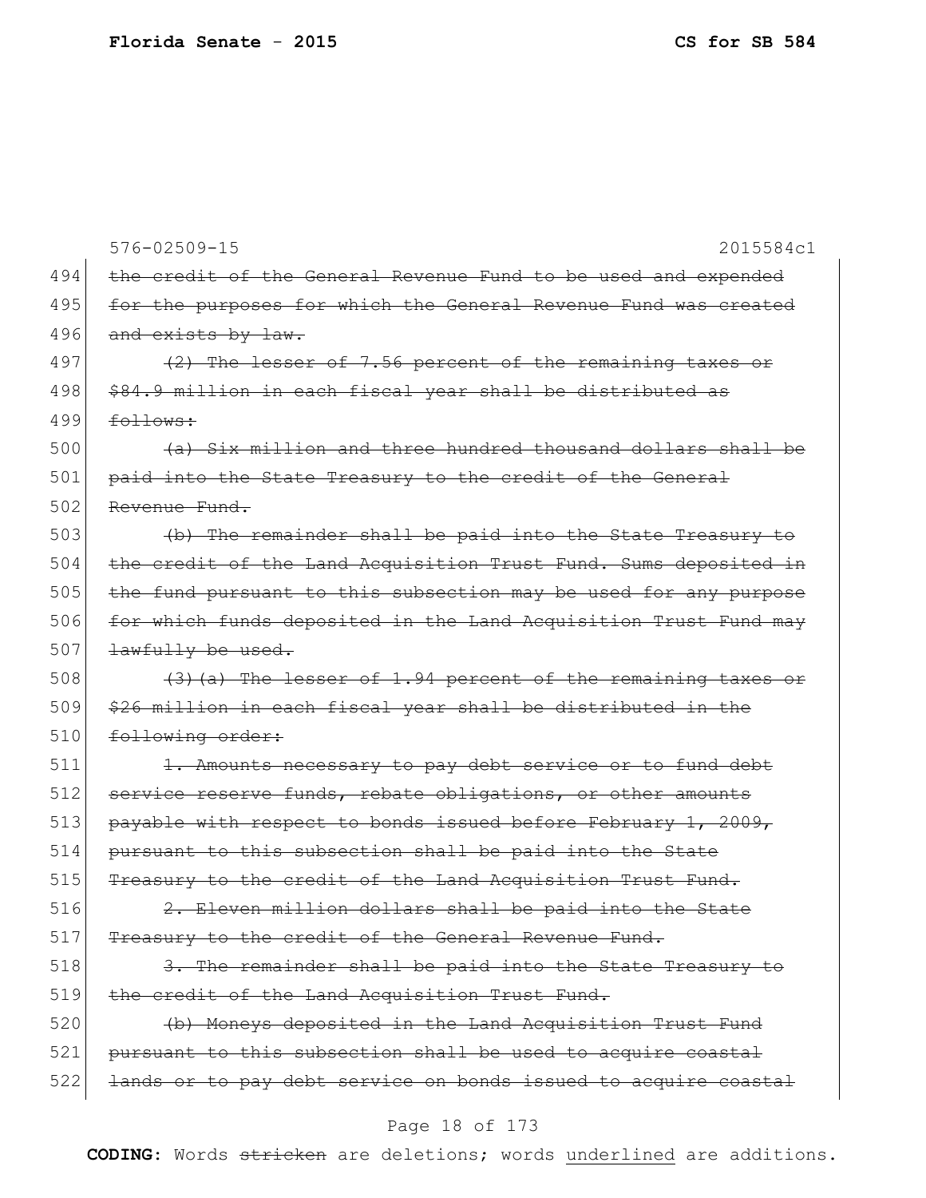576-02509-15 2015584c1

494 ~~the credit of the General Revenue Fund to be used and expended~~
495 ~~for the purposes for which the General Revenue Fund was created~~
496 ~~and exists by law.~~
497 ~~(2) The lesser of 7.56 percent of the remaining taxes or~~
498 ~~$84.9 million in each fiscal year shall be distributed as~~
499 ~~follows:~~
500 ~~(a) Six million and three hundred thousand dollars shall be~~
501 ~~paid into the State Treasury to the credit of the General~~
502 ~~Revenue Fund.~~
503 ~~(b) The remainder shall be paid into the State Treasury to~~
504 ~~the credit of the Land Acquisition Trust Fund. Sums deposited in~~
505 ~~the fund pursuant to this subsection may be used for any purpose~~
506 ~~for which funds deposited in the Land Acquisition Trust Fund may~~
507 ~~lawfully be used.~~
508 ~~(3)(a) The lesser of 1.94 percent of the remaining taxes or~~
509 ~~$26 million in each fiscal year shall be distributed in the~~
510 ~~following order:~~
511 ~~1. Amounts necessary to pay debt service or to fund debt~~
512 ~~service reserve funds, rebate obligations, or other amounts~~
513 ~~payable with respect to bonds issued before February 1, 2009,~~
514 ~~pursuant to this subsection shall be paid into the State~~
515 ~~Treasury to the credit of the Land Acquisition Trust Fund.~~
516 ~~2. Eleven million dollars shall be paid into the State~~
517 ~~Treasury to the credit of the General Revenue Fund.~~
518 ~~3. The remainder shall be paid into the State Treasury to~~
519 ~~the credit of the Land Acquisition Trust Fund.~~
520 ~~(b) Moneys deposited in the Land Acquisition Trust Fund~~
521 ~~pursuant to this subsection shall be used to acquire coastal~~
522 ~~lands or to pay debt service on bonds issued to acquire coastal~~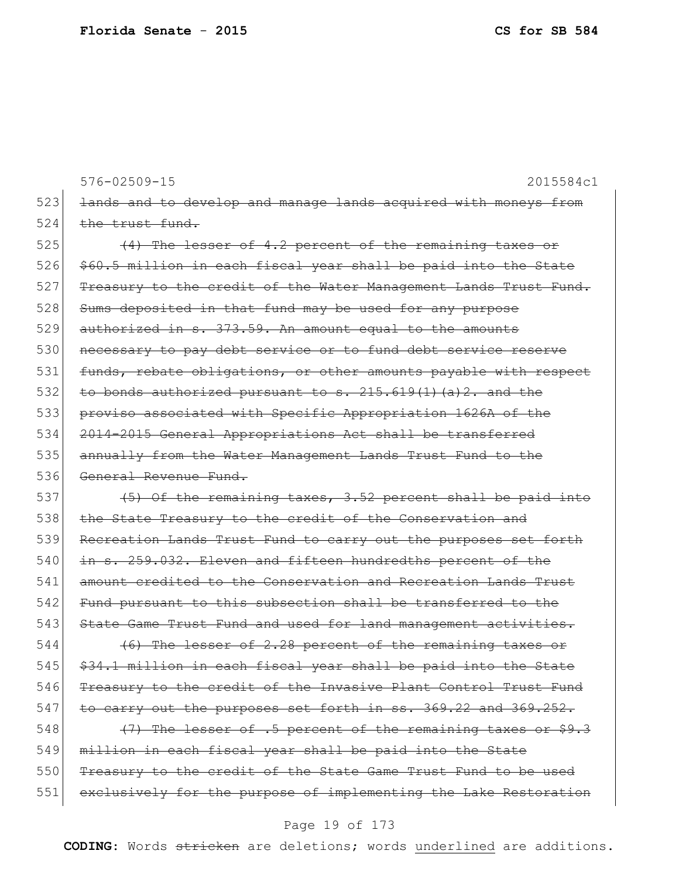576-02509-15 2015584c1

523 ~~lands and to develop and manage lands acquired with moneys from~~
524 ~~the trust fund.~~
525 ~~(4) The lesser of 4.2 percent of the remaining taxes or~~
526 ~~$60.5 million in each fiscal year shall be paid into the State~~
527 ~~Treasury to the credit of the Water Management Lands Trust Fund.~~
528 ~~Sums deposited in that fund may be used for any purpose~~
529 ~~authorized in s. 373.59. An amount equal to the amounts~~
530 ~~necessary to pay debt service or to fund debt service reserve~~
531 ~~funds, rebate obligations, or other amounts payable with respect~~
532 ~~to bonds authorized pursuant to s. 215.619(1)(a)2. and the~~
533 ~~proviso associated with Specific Appropriation 1626A of the~~
534 ~~2014-2015 General Appropriations Act shall be transferred~~
535 ~~annually from the Water Management Lands Trust Fund to the~~
536 ~~General Revenue Fund.~~
537 ~~(5) Of the remaining taxes, 3.52 percent shall be paid into~~
538 ~~the State Treasury to the credit of the Conservation and~~
539 ~~Recreation Lands Trust Fund to carry out the purposes set forth~~
540 ~~in s. 259.032. Eleven and fifteen hundredths percent of the~~
541 ~~amount credited to the Conservation and Recreation Lands Trust~~
542 ~~Fund pursuant to this subsection shall be transferred to the~~
543 ~~State Game Trust Fund and used for land management activities.~~
544 ~~(6) The lesser of 2.28 percent of the remaining taxes or~~
545 ~~$34.1 million in each fiscal year shall be paid into the State~~
546 ~~Treasury to the credit of the Invasive Plant Control Trust Fund~~
547 ~~to carry out the purposes set forth in ss. 369.22 and 369.252.~~
548 ~~(7) The lesser of .5 percent of the remaining taxes or $9.3~~
549 ~~million in each fiscal year shall be paid into the State~~
550 ~~Treasury to the credit of the State Game Trust Fund to be used~~
551 ~~exclusively for the purpose of implementing the Lake Restoration~~

**CODING:** Words ~~stricken~~ are deletions; words <u>underlined</u> are additions.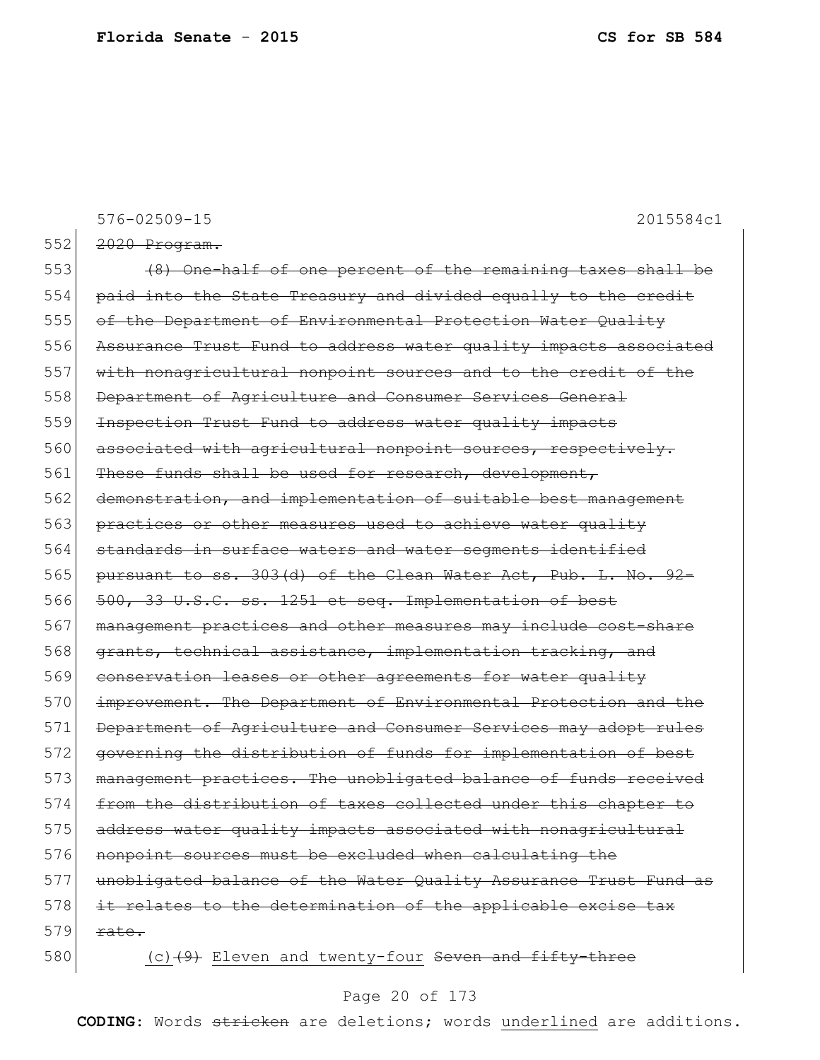576-02509-15 2015584c1

552 ~~2020 Program.~~

553 ~~(8) One-half of one percent of the remaining taxes shall be~~
554 ~~paid into the State Treasury and divided equally to the credit~~
555 ~~of the Department of Environmental Protection Water Quality~~
556 ~~Assurance Trust Fund to address water quality impacts associated~~
557 ~~with nonagricultural nonpoint sources and to the credit of the~~
558 ~~Department of Agriculture and Consumer Services General~~
559 ~~Inspection Trust Fund to address water quality impacts~~
560 ~~associated with agricultural nonpoint sources, respectively.~~
561 ~~These funds shall be used for research, development,~~
562 ~~demonstration, and implementation of suitable best management~~
563 ~~practices or other measures used to achieve water quality~~
564 ~~standards in surface waters and water segments identified~~
565 ~~pursuant to ss. 303(d) of the Clean Water Act, Pub. L. No. 92-~~
566 ~~500, 33 U.S.C. ss. 1251 et seq. Implementation of best~~
567 ~~management practices and other measures may include cost-share~~
568 ~~grants, technical assistance, implementation tracking, and~~
569 ~~conservation leases or other agreements for water quality~~
570 ~~improvement. The Department of Environmental Protection and the~~
571 ~~Department of Agriculture and Consumer Services may adopt rules~~
572 ~~governing the distribution of funds for implementation of best~~
573 ~~management practices. The unobligated balance of funds received~~
574 ~~from the distribution of taxes collected under this chapter to~~
575 ~~address water quality impacts associated with nonagricultural~~
576 ~~nonpoint sources must be excluded when calculating the~~
577 ~~unobligated balance of the Water Quality Assurance Trust Fund as~~
578 ~~it relates to the determination of the applicable excise tax~~
579 ~~rate.~~

580 <u>(c)</u>~~(9)~~ <u>Eleven and twenty-four</u> ~~Seven and fifty-three~~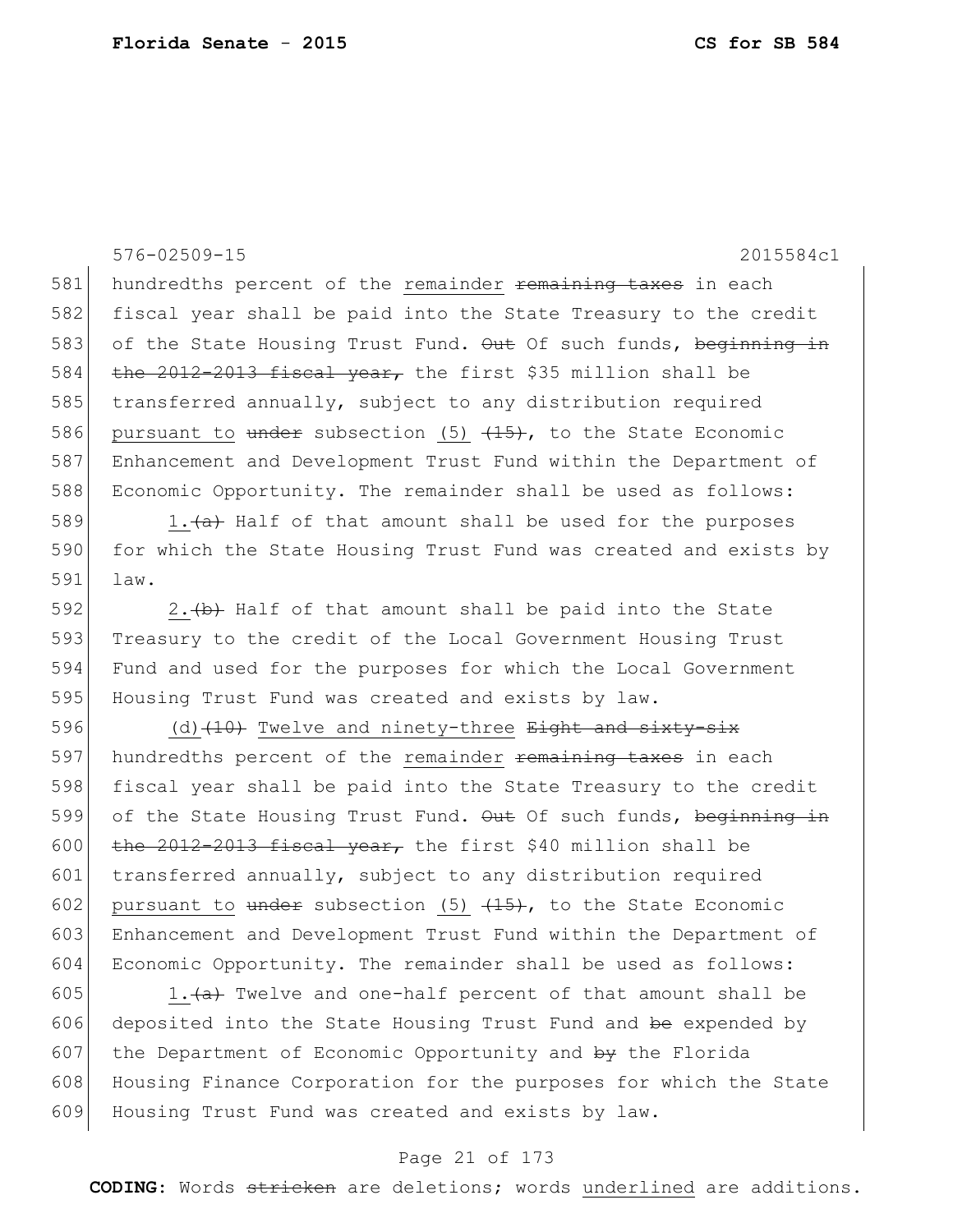576-02509-15 2015584c1

581 hundredths percent of the remainder ~~remaining taxes~~ in each
582 fiscal year shall be paid into the State Treasury to the credit
583 of the State Housing Trust Fund. ~~Out~~ Of such funds, ~~beginning in~~
584 ~~the 2012-2013 fiscal year,~~ the first $35 million shall be
585 transferred annually, subject to any distribution required
586 pursuant to ~~under~~ subsection (5) ~~(15)~~, to the State Economic
587 Enhancement and Development Trust Fund within the Department of
588 Economic Opportunity. The remainder shall be used as follows:

589 1.~~(a)~~ Half of that amount shall be used for the purposes
590 for which the State Housing Trust Fund was created and exists by
591 law.

592 2.~~(b)~~ Half of that amount shall be paid into the State
593 Treasury to the credit of the Local Government Housing Trust
594 Fund and used for the purposes for which the Local Government
595 Housing Trust Fund was created and exists by law.

596 (d)~~(10)~~ Twelve and ninety-three ~~Eight and sixty-six~~
597 hundredths percent of the remainder ~~remaining taxes~~ in each
598 fiscal year shall be paid into the State Treasury to the credit
599 of the State Housing Trust Fund. ~~Out~~ Of such funds, ~~beginning in~~
600 ~~the 2012-2013 fiscal year,~~ the first $40 million shall be
601 transferred annually, subject to any distribution required
602 pursuant to ~~under~~ subsection (5) ~~(15)~~, to the State Economic
603 Enhancement and Development Trust Fund within the Department of
604 Economic Opportunity. The remainder shall be used as follows:

605 1.~~(a)~~ Twelve and one-half percent of that amount shall be
606 deposited into the State Housing Trust Fund and ~~be~~ expended by
607 the Department of Economic Opportunity and ~~by~~ the Florida
608 Housing Finance Corporation for the purposes for which the State
609 Housing Trust Fund was created and exists by law.

**CODING:** Words ~~stricken~~ are deletions; words underlined are additions.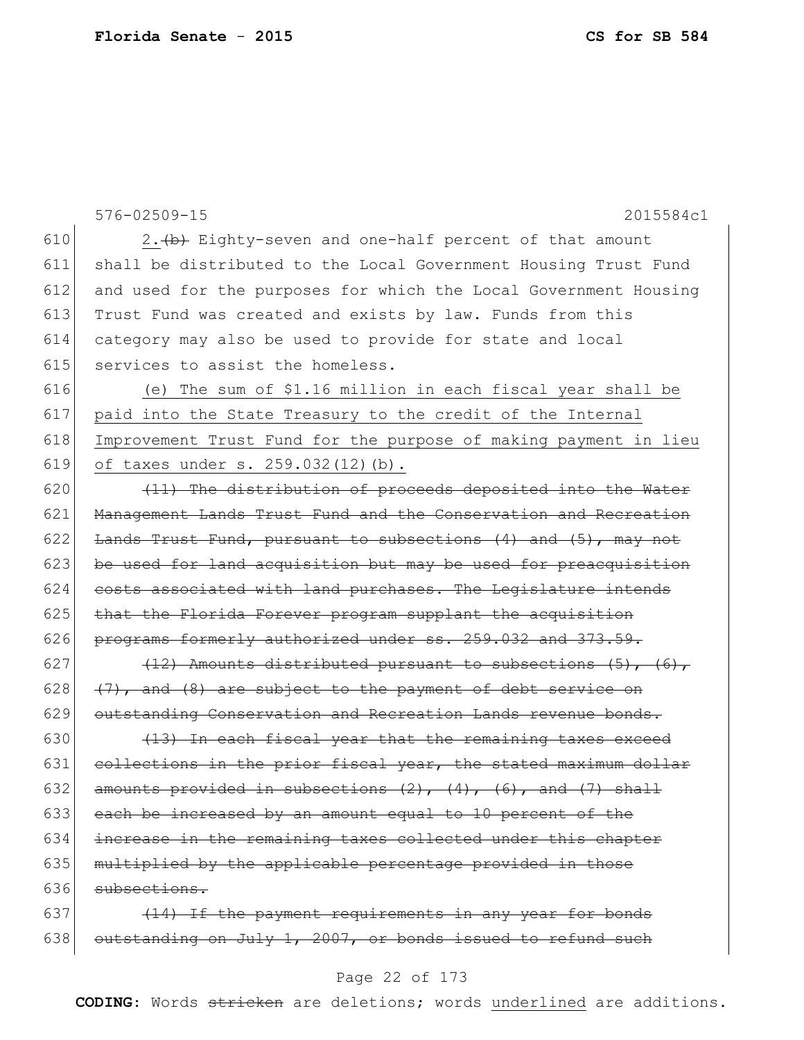576-02509-15 2015584c1

610 2.~~(b)~~ Eighty-seven and one-half percent of that amount
611 shall be distributed to the Local Government Housing Trust Fund
612 and used for the purposes for which the Local Government Housing
613 Trust Fund was created and exists by law. Funds from this
614 category may also be used to provide for state and local
615 services to assist the homeless.

616 <u>(e) The sum of $1.16 million in each fiscal year shall be</u>
617 <u>paid into the State Treasury to the credit of the Internal</u>
618 <u>Improvement Trust Fund for the purpose of making payment in lieu</u>
619 <u>of taxes under s. 259.032(12)(b).</u>

620 ~~(11) The distribution of proceeds deposited into the Water~~
621 ~~Management Lands Trust Fund and the Conservation and Recreation~~
622 ~~Lands Trust Fund, pursuant to subsections (4) and (5), may not~~
623 ~~be used for land acquisition but may be used for preacquisition~~
624 ~~costs associated with land purchases. The Legislature intends~~
625 ~~that the Florida Forever program supplant the acquisition~~
626 ~~programs formerly authorized under ss. 259.032 and 373.59.~~

627 ~~(12) Amounts distributed pursuant to subsections (5), (6),~~
628 ~~(7), and (8) are subject to the payment of debt service on~~
629 ~~outstanding Conservation and Recreation Lands revenue bonds.~~

630 ~~(13) In each fiscal year that the remaining taxes exceed~~
631 ~~collections in the prior fiscal year, the stated maximum dollar~~
632 ~~amounts provided in subsections (2), (4), (6), and (7) shall~~
633 ~~each be increased by an amount equal to 10 percent of the~~
634 ~~increase in the remaining taxes collected under this chapter~~
635 ~~multiplied by the applicable percentage provided in those~~
636 ~~subsections.~~

637 ~~(14) If the payment requirements in any year for bonds~~
638 ~~outstanding on July 1, 2007, or bonds issued to refund such~~

**CODING:** Words ~~stricken~~ are deletions; words <u>underlined</u> are additions.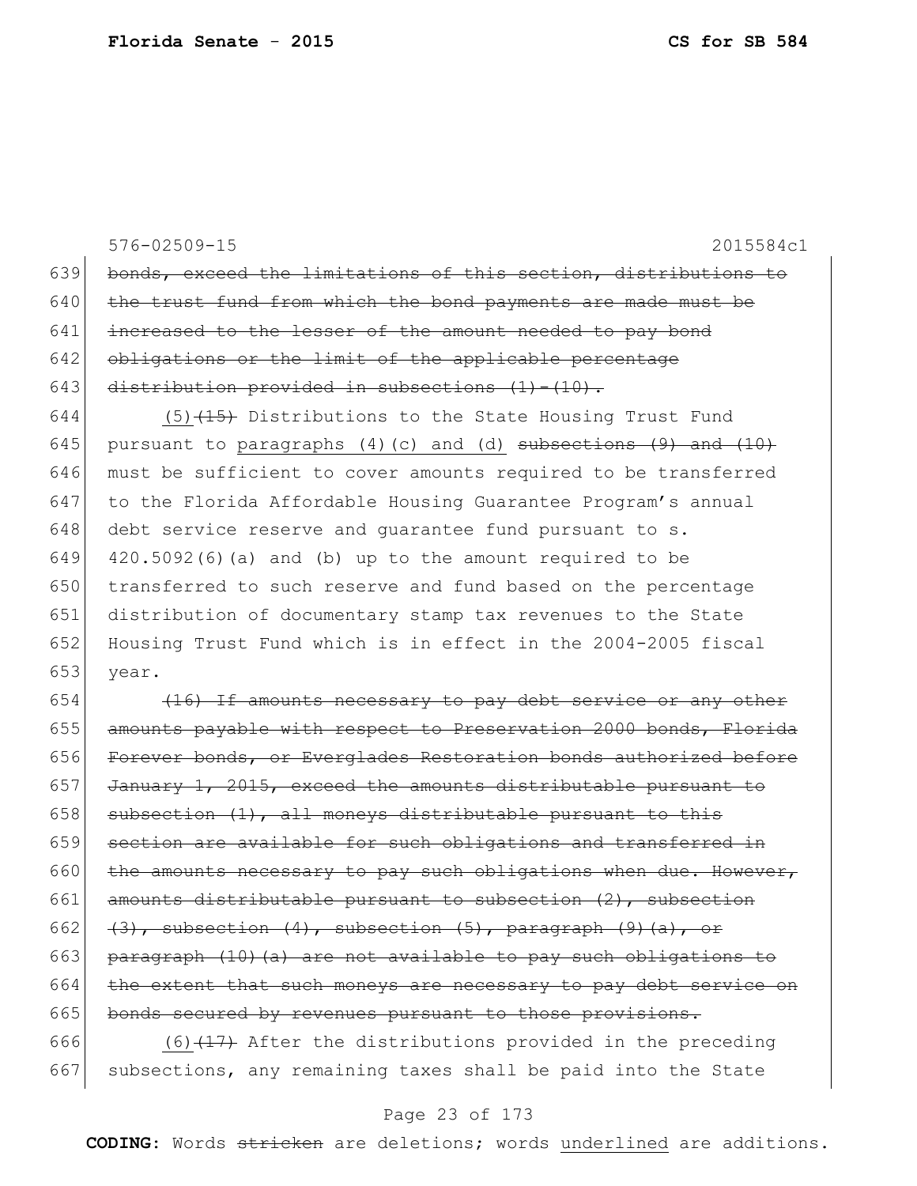639 ~~bonds, exceed the limitations of this section, distributions to~~
640 ~~the trust fund from which the bond payments are made must be~~
641 ~~increased to the lesser of the amount needed to pay bond~~
642 ~~obligations or the limit of the applicable percentage~~
643 ~~distribution provided in subsections (1)-(10).~~

644 <u>(5)</u>~~(15)~~ Distributions to the State Housing Trust Fund
645 pursuant to <u>paragraphs (4)(c) and (d)</u> ~~subsections (9) and (10)~~
646 must be sufficient to cover amounts required to be transferred
647 to the Florida Affordable Housing Guarantee Program's annual
648 debt service reserve and guarantee fund pursuant to s.
649 420.5092(6)(a) and (b) up to the amount required to be
650 transferred to such reserve and fund based on the percentage
651 distribution of documentary stamp tax revenues to the State
652 Housing Trust Fund which is in effect in the 2004-2005 fiscal
653 year.

654 ~~(16) If amounts necessary to pay debt service or any other~~
655 ~~amounts payable with respect to Preservation 2000 bonds, Florida~~
656 ~~Forever bonds, or Everglades Restoration bonds authorized before~~
657 ~~January 1, 2015, exceed the amounts distributable pursuant to~~
658 ~~subsection (1), all moneys distributable pursuant to this~~
659 ~~section are available for such obligations and transferred in~~
660 ~~the amounts necessary to pay such obligations when due. However,~~
661 ~~amounts distributable pursuant to subsection (2), subsection~~
662 ~~(3), subsection (4), subsection (5), paragraph (9)(a), or~~
663 ~~paragraph (10)(a) are not available to pay such obligations to~~
664 ~~the extent that such moneys are necessary to pay debt service on~~
665 ~~bonds secured by revenues pursuant to those provisions.~~

666 <u>(6)</u>~~(17)~~ After the distributions provided in the preceding
667 subsections, any remaining taxes shall be paid into the State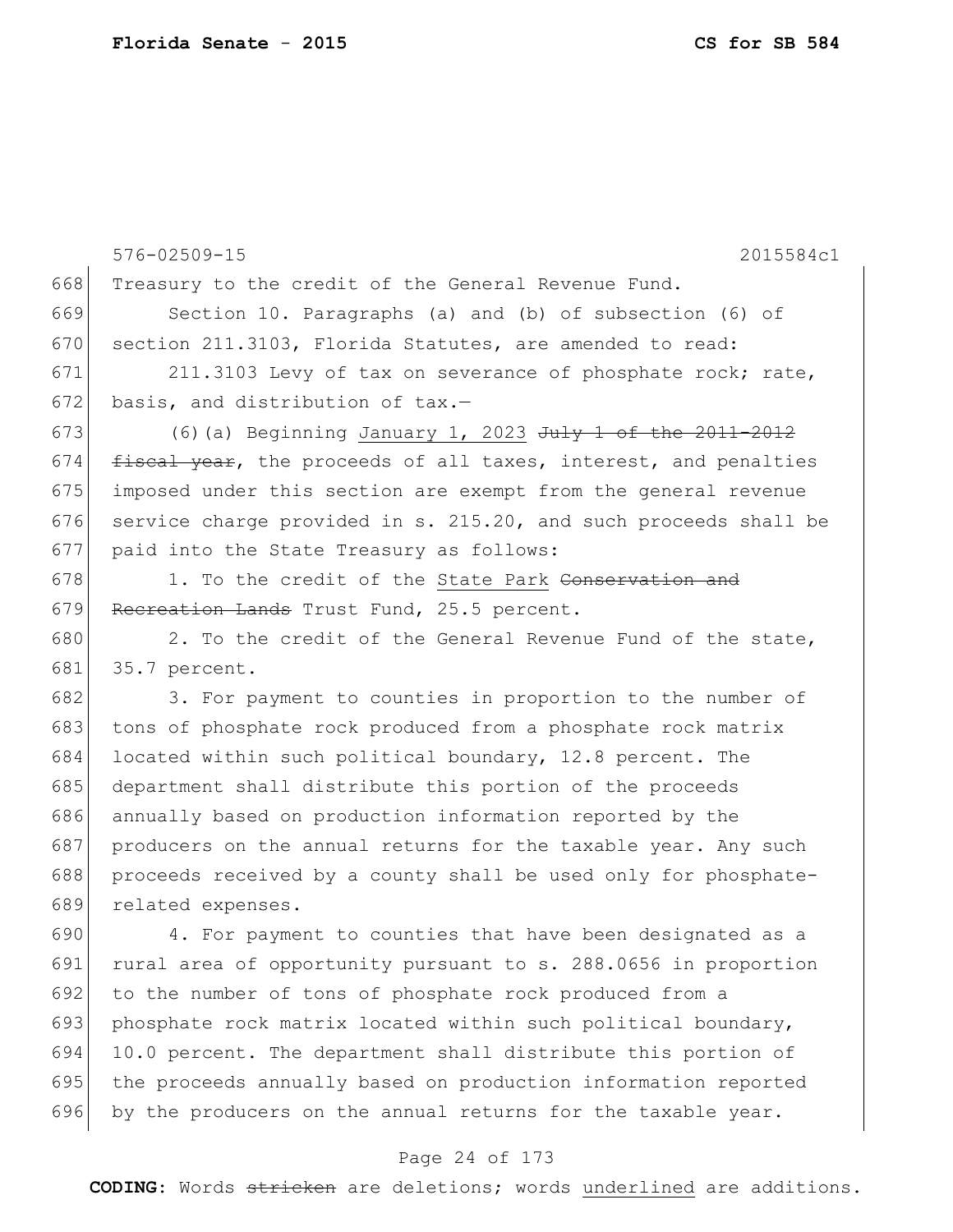Treasury to the credit of the General Revenue Fund.

Section 10. Paragraphs (a) and (b) of subsection (6) of section 211.3103, Florida Statutes, are amended to read:

211.3103 Levy of tax on severance of phosphate rock; rate, basis, and distribution of tax.—

(6)(a) Beginning <u>January 1, 2023</u> ~~July 1 of the 2011-2012 fiscal year~~, the proceeds of all taxes, interest, and penalties imposed under this section are exempt from the general revenue service charge provided in s. 215.20, and such proceeds shall be paid into the State Treasury as follows:

1. To the credit of the <u>State Park</u> ~~Conservation and Recreation Lands~~ Trust Fund, 25.5 percent.

2. To the credit of the General Revenue Fund of the state, 35.7 percent.

3. For payment to counties in proportion to the number of tons of phosphate rock produced from a phosphate rock matrix located within such political boundary, 12.8 percent. The department shall distribute this portion of the proceeds annually based on production information reported by the producers on the annual returns for the taxable year. Any such proceeds received by a county shall be used only for phosphate-related expenses.

4. For payment to counties that have been designated as a rural area of opportunity pursuant to s. 288.0656 in proportion to the number of tons of phosphate rock produced from a phosphate rock matrix located within such political boundary, 10.0 percent. The department shall distribute this portion of the proceeds annually based on production information reported by the producers on the annual returns for the taxable year.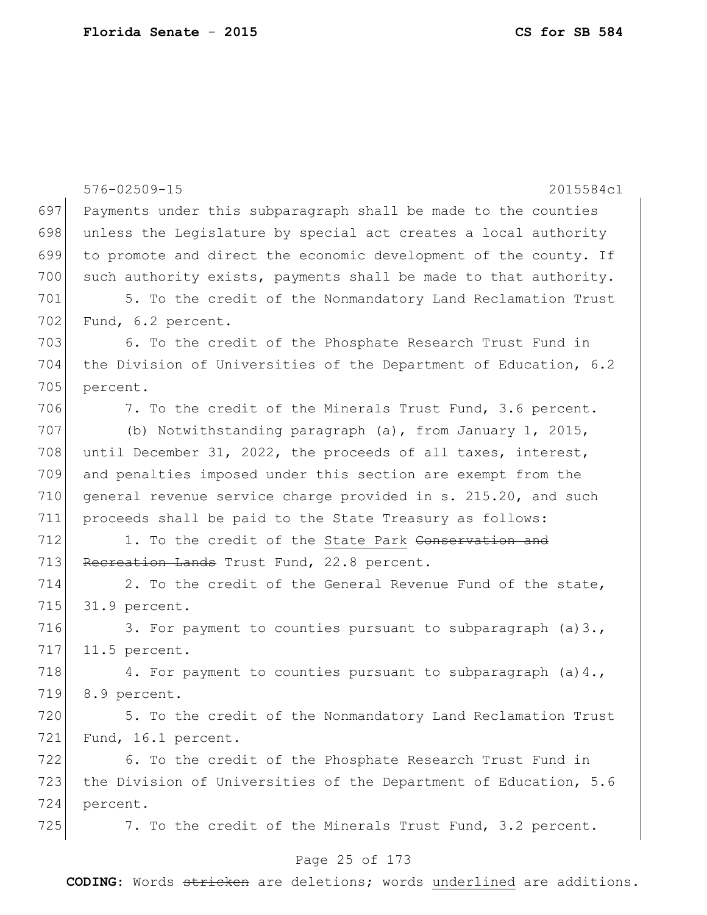Payments under this subparagraph shall be made to the counties unless the Legislature by special act creates a local authority to promote and direct the economic development of the county. If such authority exists, payments shall be made to that authority.

5. To the credit of the Nonmandatory Land Reclamation Trust Fund, 6.2 percent.

6. To the credit of the Phosphate Research Trust Fund in the Division of Universities of the Department of Education, 6.2 percent.

7. To the credit of the Minerals Trust Fund, 3.6 percent.

(b) Notwithstanding paragraph (a), from January 1, 2015, until December 31, 2022, the proceeds of all taxes, interest, and penalties imposed under this section are exempt from the general revenue service charge provided in s. 215.20, and such proceeds shall be paid to the State Treasury as follows:

1. To the credit of the <u>State Park</u> ~~Conservation and Recreation Lands~~ Trust Fund, 22.8 percent.

2. To the credit of the General Revenue Fund of the state, 31.9 percent.

3. For payment to counties pursuant to subparagraph (a)3., 11.5 percent.

4. For payment to counties pursuant to subparagraph (a)4., 8.9 percent.

5. To the credit of the Nonmandatory Land Reclamation Trust Fund, 16.1 percent.

6. To the credit of the Phosphate Research Trust Fund in the Division of Universities of the Department of Education, 5.6 percent.

7. To the credit of the Minerals Trust Fund, 3.2 percent.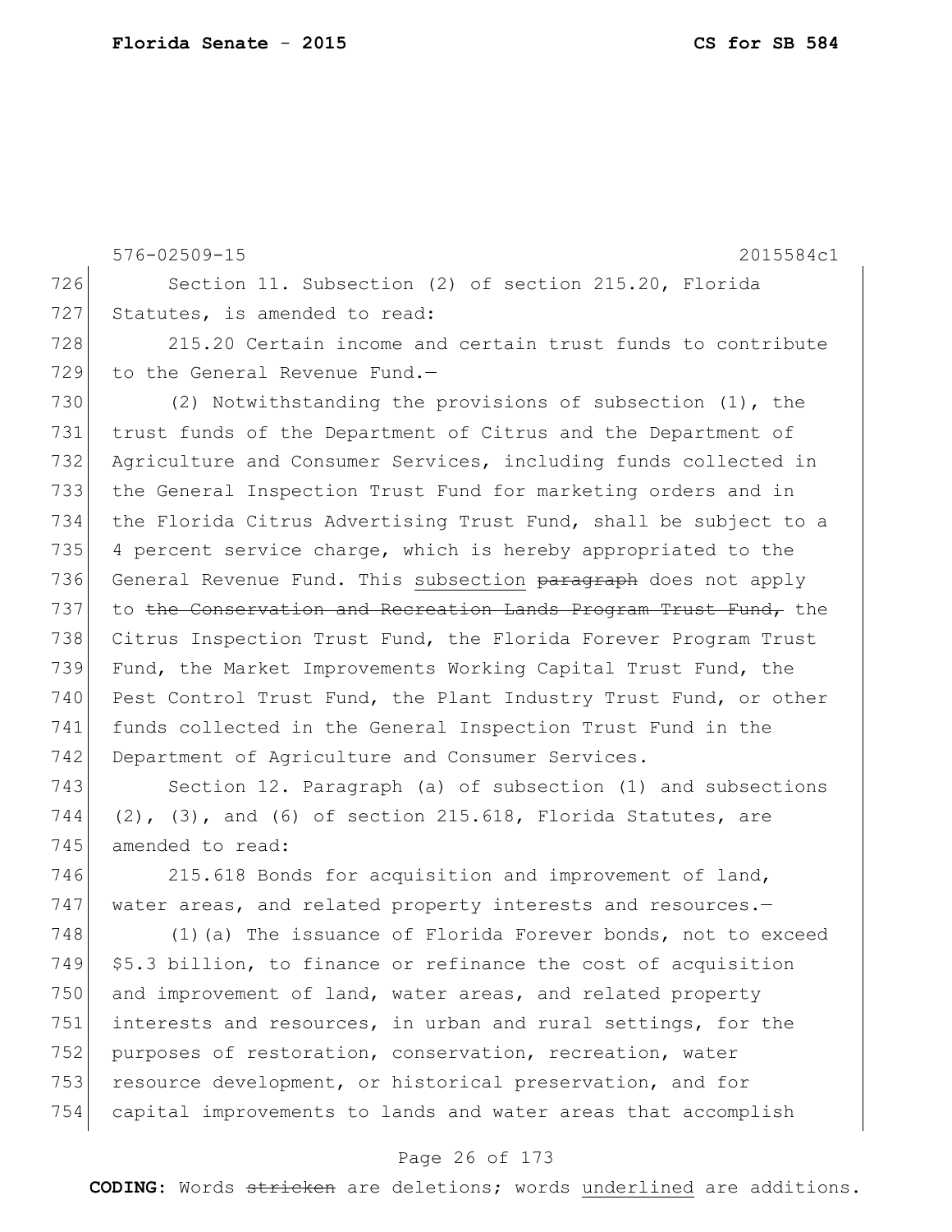576-02509-15 2015584c1

Section 11. Subsection (2) of section 215.20, Florida Statutes, is amended to read:

215.20 Certain income and certain trust funds to contribute to the General Revenue Fund.—

(2) Notwithstanding the provisions of subsection (1), the trust funds of the Department of Citrus and the Department of Agriculture and Consumer Services, including funds collected in the General Inspection Trust Fund for marketing orders and in the Florida Citrus Advertising Trust Fund, shall be subject to a 4 percent service charge, which is hereby appropriated to the General Revenue Fund. This <u>subsection</u> ~~paragraph~~ does not apply to ~~the Conservation and Recreation Lands Program Trust Fund,~~ the Citrus Inspection Trust Fund, the Florida Forever Program Trust Fund, the Market Improvements Working Capital Trust Fund, the Pest Control Trust Fund, the Plant Industry Trust Fund, or other funds collected in the General Inspection Trust Fund in the Department of Agriculture and Consumer Services.

Section 12. Paragraph (a) of subsection (1) and subsections (2), (3), and (6) of section 215.618, Florida Statutes, are amended to read:

215.618 Bonds for acquisition and improvement of land, water areas, and related property interests and resources.—

(1)(a) The issuance of Florida Forever bonds, not to exceed \$5.3 billion, to finance or refinance the cost of acquisition and improvement of land, water areas, and related property interests and resources, in urban and rural settings, for the purposes of restoration, conservation, recreation, water resource development, or historical preservation, and for capital improvements to lands and water areas that accomplish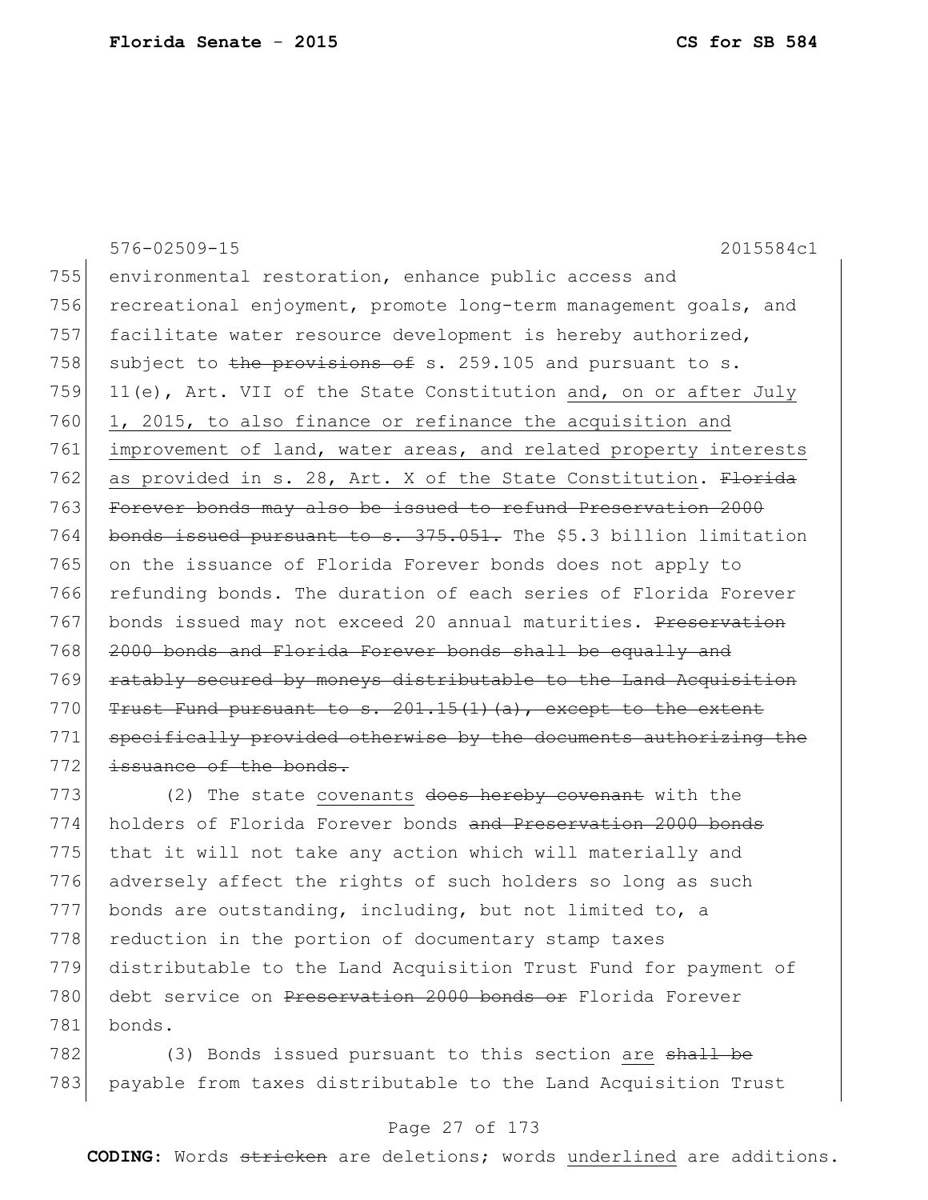environmental restoration, enhance public access and recreational enjoyment, promote long-term management goals, and facilitate water resource development is hereby authorized, subject to ~~the provisions of~~ s. 259.105 and pursuant to s. 11(e), Art. VII of the State Constitution <u>and, on or after July 1, 2015, to also finance or refinance the acquisition and improvement of land, water areas, and related property interests as provided in s. 28, Art. X of the State Constitution</u>. ~~Florida Forever bonds may also be issued to refund Preservation 2000 bonds issued pursuant to s. 375.051.~~ The $5.3 billion limitation on the issuance of Florida Forever bonds does not apply to refunding bonds. The duration of each series of Florida Forever bonds issued may not exceed 20 annual maturities. ~~Preservation 2000 bonds and Florida Forever bonds shall be equally and ratably secured by moneys distributable to the Land Acquisition Trust Fund pursuant to s. 201.15(1)(a), except to the extent specifically provided otherwise by the documents authorizing the issuance of the bonds.~~

(2) The state <u>covenants</u> ~~does hereby covenant~~ with the holders of Florida Forever bonds ~~and Preservation 2000 bonds~~ that it will not take any action which will materially and adversely affect the rights of such holders so long as such bonds are outstanding, including, but not limited to, a reduction in the portion of documentary stamp taxes distributable to the Land Acquisition Trust Fund for payment of debt service on ~~Preservation 2000 bonds or~~ Florida Forever bonds.

(3) Bonds issued pursuant to this section <u>are</u> ~~shall be~~ payable from taxes distributable to the Land Acquisition Trust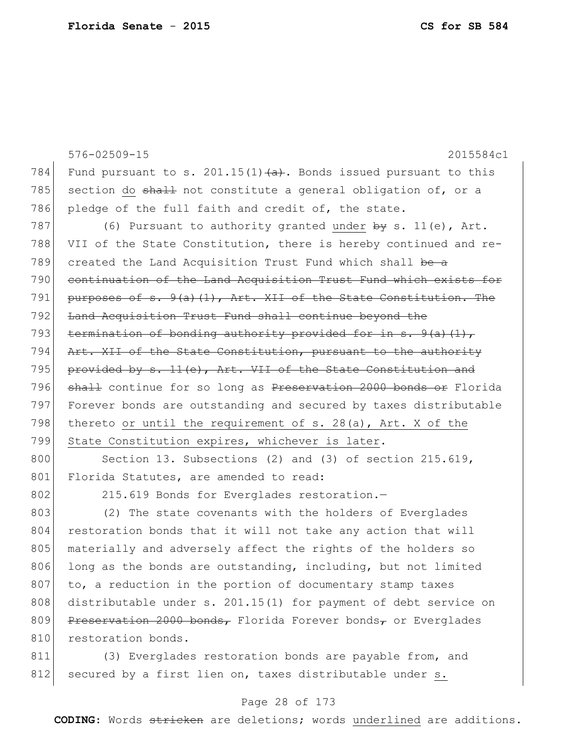576-02509-15 2015584c1

784 Fund pursuant to s. 201.15(1)~~(a)~~. Bonds issued pursuant to this
785 section do ~~shall~~ not constitute a general obligation of, or a
786 pledge of the full faith and credit of, the state.

787 (6) Pursuant to authority granted under ~~by~~ s. 11(e), Art.
788 VII of the State Constitution, there is hereby continued and re-
789 created the Land Acquisition Trust Fund which shall ~~be a~~
790 ~~continuation of the Land Acquisition Trust Fund which exists for~~
791 ~~purposes of s. 9(a)(1), Art. XII of the State Constitution. The~~
792 ~~Land Acquisition Trust Fund shall continue beyond the~~
793 ~~termination of bonding authority provided for in s. 9(a)(1),~~
794 ~~Art. XII of the State Constitution, pursuant to the authority~~
795 ~~provided by s. 11(e), Art. VII of the State Constitution and~~
796 ~~shall~~ continue for so long as ~~Preservation 2000 bonds or~~ Florida
797 Forever bonds are outstanding and secured by taxes distributable
798 thereto or until the requirement of s. 28(a), Art. X of the
799 State Constitution expires, whichever is later.

800 Section 13. Subsections (2) and (3) of section 215.619,
801 Florida Statutes, are amended to read:

802 215.619 Bonds for Everglades restoration.—

803 (2) The state covenants with the holders of Everglades
804 restoration bonds that it will not take any action that will
805 materially and adversely affect the rights of the holders so
806 long as the bonds are outstanding, including, but not limited
807 to, a reduction in the portion of documentary stamp taxes
808 distributable under s. 201.15(1) for payment of debt service on
809 ~~Preservation 2000 bonds,~~ Florida Forever bonds~~,~~ or Everglades
810 restoration bonds.

811 (3) Everglades restoration bonds are payable from, and
812 secured by a first lien on, taxes distributable under s.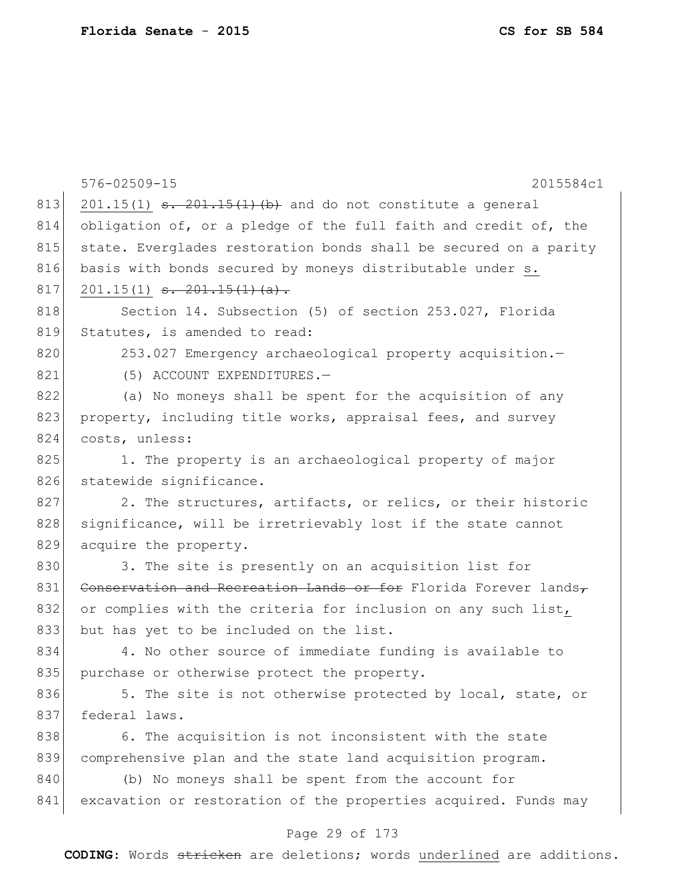576-02509-15 2015584c1

813 201.15(1) ~~s. 201.15(1)(b)~~ and do not constitute a general
814 obligation of, or a pledge of the full faith and credit of, the
815 state. Everglades restoration bonds shall be secured on a parity
816 basis with bonds secured by moneys distributable under s.
817 201.15(1) ~~s. 201.15(1)(a)~~.

818 Section 14. Subsection (5) of section 253.027, Florida
819 Statutes, is amended to read:

820 253.027 Emergency archaeological property acquisition.—

821 (5) ACCOUNT EXPENDITURES.—

822 (a) No moneys shall be spent for the acquisition of any
823 property, including title works, appraisal fees, and survey
824 costs, unless:

825 1. The property is an archaeological property of major
826 statewide significance.

827 2. The structures, artifacts, or relics, or their historic
828 significance, will be irretrievably lost if the state cannot
829 acquire the property.

830 3. The site is presently on an acquisition list for
831 ~~Conservation and Recreation Lands or for~~ Florida Forever lands~~,~~
832 or complies with the criteria for inclusion on any such list,
833 but has yet to be included on the list.

834 4. No other source of immediate funding is available to
835 purchase or otherwise protect the property.

836 5. The site is not otherwise protected by local, state, or
837 federal laws.

838 6. The acquisition is not inconsistent with the state
839 comprehensive plan and the state land acquisition program.

840 (b) No moneys shall be spent from the account for
841 excavation or restoration of the properties acquired. Funds may

**CODING:** Words ~~stricken~~ are deletions; words underlined are additions.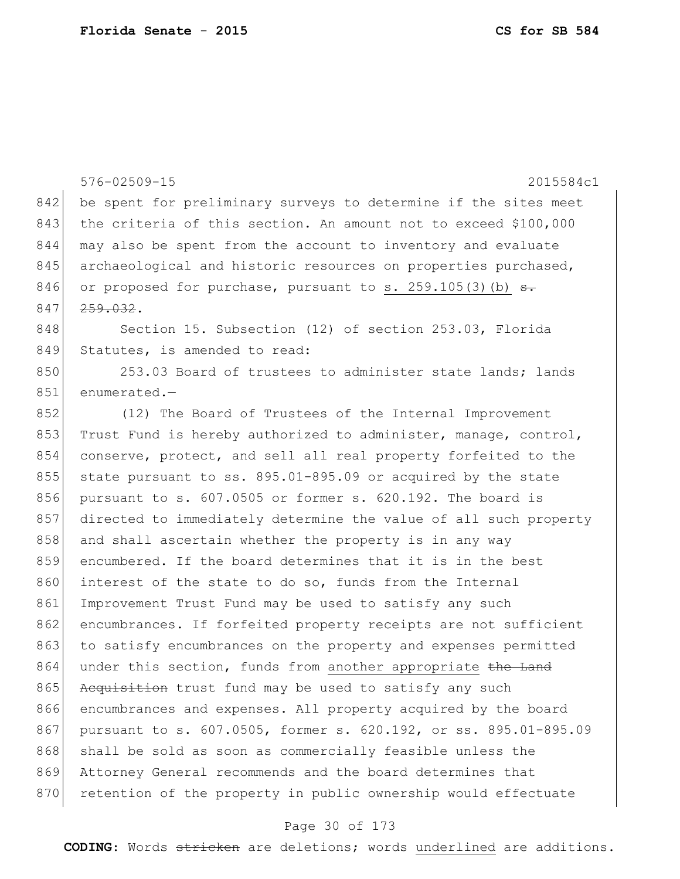576-02509-15 2015584c1

842 be spent for preliminary surveys to determine if the sites meet
843 the criteria of this section. An amount not to exceed $100,000
844 may also be spent from the account to inventory and evaluate
845 archaeological and historic resources on properties purchased,
846 or proposed for purchase, pursuant to <u>s. 259.105(3)(b)</u> ~~s.~~
847 ~~259.032~~.

848 Section 15. Subsection (12) of section 253.03, Florida
849 Statutes, is amended to read:

850 253.03 Board of trustees to administer state lands; lands
851 enumerated.—

852 (12) The Board of Trustees of the Internal Improvement
853 Trust Fund is hereby authorized to administer, manage, control,
854 conserve, protect, and sell all real property forfeited to the
855 state pursuant to ss. 895.01-895.09 or acquired by the state
856 pursuant to s. 607.0505 or former s. 620.192. The board is
857 directed to immediately determine the value of all such property
858 and shall ascertain whether the property is in any way
859 encumbered. If the board determines that it is in the best
860 interest of the state to do so, funds from the Internal
861 Improvement Trust Fund may be used to satisfy any such
862 encumbrances. If forfeited property receipts are not sufficient
863 to satisfy encumbrances on the property and expenses permitted
864 under this section, funds from <u>another appropriate</u> ~~the Land~~
865 ~~Acquisition~~ trust fund may be used to satisfy any such
866 encumbrances and expenses. All property acquired by the board
867 pursuant to s. 607.0505, former s. 620.192, or ss. 895.01-895.09
868 shall be sold as soon as commercially feasible unless the
869 Attorney General recommends and the board determines that
870 retention of the property in public ownership would effectuate

**CODING:** Words ~~stricken~~ are deletions; words <u>underlined</u> are additions.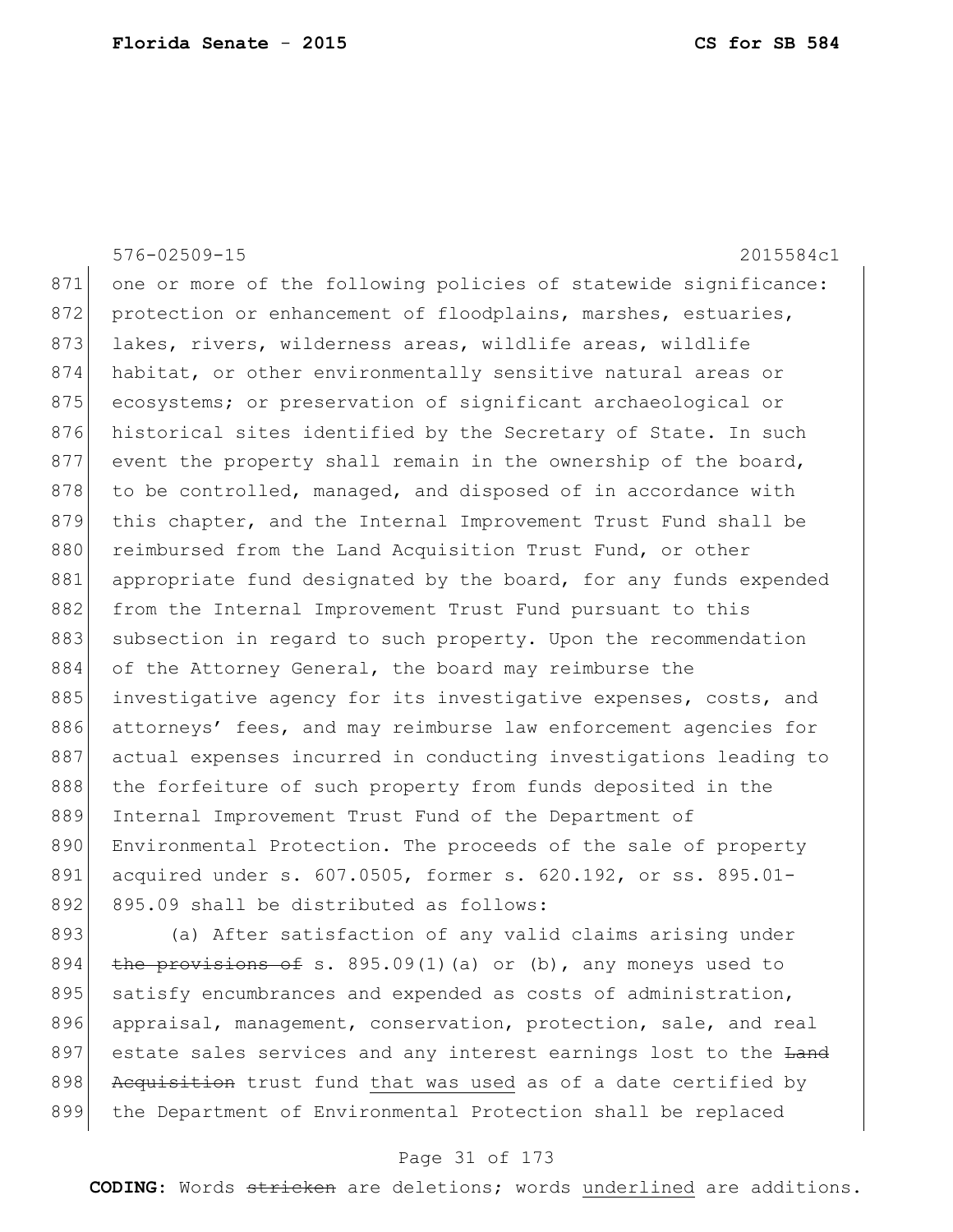576-02509-15 2015584c1

871 one or more of the following policies of statewide significance:
872 protection or enhancement of floodplains, marshes, estuaries,
873 lakes, rivers, wilderness areas, wildlife areas, wildlife
874 habitat, or other environmentally sensitive natural areas or
875 ecosystems; or preservation of significant archaeological or
876 historical sites identified by the Secretary of State. In such
877 event the property shall remain in the ownership of the board,
878 to be controlled, managed, and disposed of in accordance with
879 this chapter, and the Internal Improvement Trust Fund shall be
880 reimbursed from the Land Acquisition Trust Fund, or other
881 appropriate fund designated by the board, for any funds expended
882 from the Internal Improvement Trust Fund pursuant to this
883 subsection in regard to such property. Upon the recommendation
884 of the Attorney General, the board may reimburse the
885 investigative agency for its investigative expenses, costs, and
886 attorneys' fees, and may reimburse law enforcement agencies for
887 actual expenses incurred in conducting investigations leading to
888 the forfeiture of such property from funds deposited in the
889 Internal Improvement Trust Fund of the Department of
890 Environmental Protection. The proceeds of the sale of property
891 acquired under s. 607.0505, former s. 620.192, or ss. 895.01-
892 895.09 shall be distributed as follows:

893 (a) After satisfaction of any valid claims arising under
894 ~~the provisions of~~ s. 895.09(1)(a) or (b), any moneys used to
895 satisfy encumbrances and expended as costs of administration,
896 appraisal, management, conservation, protection, sale, and real
897 estate sales services and any interest earnings lost to the ~~Land~~
898 ~~Acquisition~~ trust fund <u>that was used</u> as of a date certified by
899 the Department of Environmental Protection shall be replaced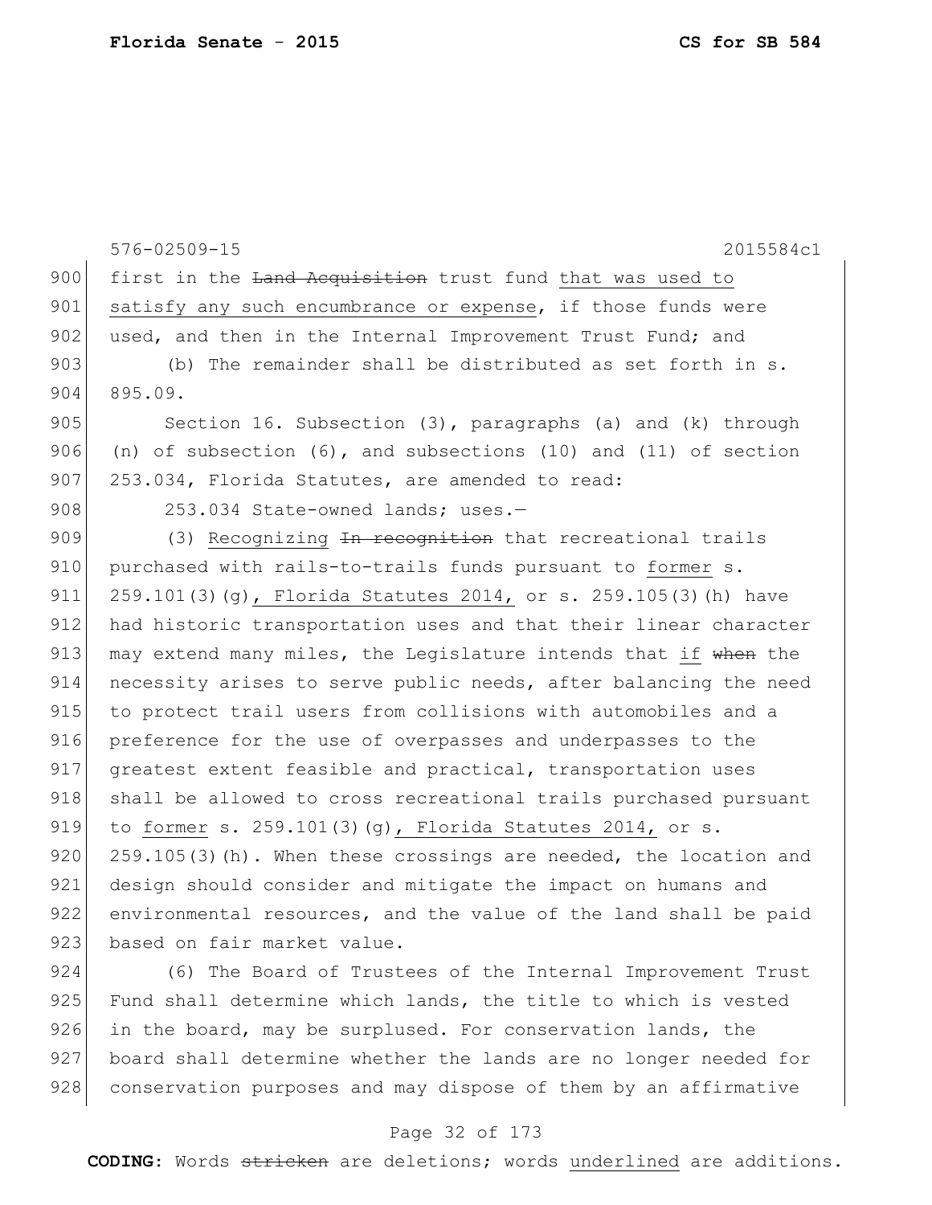576-02509-15 2015584c1

900 first in the ~~Land Acquisition~~ trust fund <u>that was used to</u>
901 <u>satisfy any such encumbrance or expense</u>, if those funds were
902 used, and then in the Internal Improvement Trust Fund; and

903 (b) The remainder shall be distributed as set forth in s.
904 895.09.

905 Section 16. Subsection (3), paragraphs (a) and (k) through
906 (n) of subsection (6), and subsections (10) and (11) of section
907 253.034, Florida Statutes, are amended to read:

908 253.034 State-owned lands; uses.—

909 (3) <u>Recognizing</u> ~~In recognition~~ that recreational trails
910 purchased with rails-to-trails funds pursuant to <u>former</u> s.
911 259.101(3)(g)<u>, Florida Statutes 2014,</u> or s. 259.105(3)(h) have
912 had historic transportation uses and that their linear character
913 may extend many miles, the Legislature intends that <u>if</u> ~~when~~ the
914 necessity arises to serve public needs, after balancing the need
915 to protect trail users from collisions with automobiles and a
916 preference for the use of overpasses and underpasses to the
917 greatest extent feasible and practical, transportation uses
918 shall be allowed to cross recreational trails purchased pursuant
919 to <u>former</u> s. 259.101(3)(g)<u>, Florida Statutes 2014,</u> or s.
920 259.105(3)(h). When these crossings are needed, the location and
921 design should consider and mitigate the impact on humans and
922 environmental resources, and the value of the land shall be paid
923 based on fair market value.

924 (6) The Board of Trustees of the Internal Improvement Trust
925 Fund shall determine which lands, the title to which is vested
926 in the board, may be surplused. For conservation lands, the
927 board shall determine whether the lands are no longer needed for
928 conservation purposes and may dispose of them by an affirmative

**CODING:** Words ~~stricken~~ are deletions; words <u>underlined</u> are additions.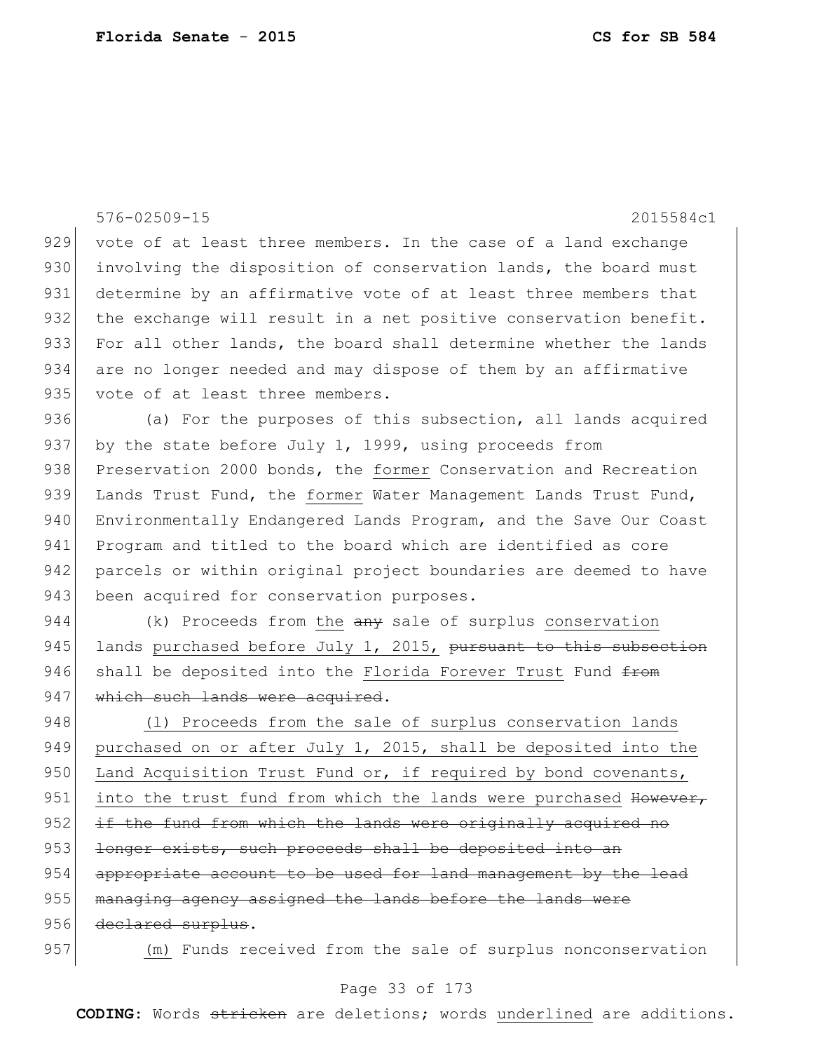vote of at least three members. In the case of a land exchange involving the disposition of conservation lands, the board must determine by an affirmative vote of at least three members that the exchange will result in a net positive conservation benefit. For all other lands, the board shall determine whether the lands are no longer needed and may dispose of them by an affirmative vote of at least three members.

(a) For the purposes of this subsection, all lands acquired by the state before July 1, 1999, using proceeds from Preservation 2000 bonds, the <u>former</u> Conservation and Recreation Lands Trust Fund, the <u>former</u> Water Management Lands Trust Fund, Environmentally Endangered Lands Program, and the Save Our Coast Program and titled to the board which are identified as core parcels or within original project boundaries are deemed to have been acquired for conservation purposes.

(k) Proceeds from <u>the</u> ~~any~~ sale of surplus <u>conservation</u> lands <u>purchased before July 1, 2015,</u> ~~pursuant to this subsection~~ shall be deposited into the <u>Florida Forever Trust</u> Fund ~~from which such lands were acquired~~.

<u>(l) Proceeds from the sale of surplus conservation lands purchased on or after July 1, 2015, shall be deposited into the Land Acquisition Trust Fund or, if required by bond covenants, into the trust fund from which the lands were purchased</u> ~~However, if the fund from which the lands were originally acquired no longer exists, such proceeds shall be deposited into an appropriate account to be used for land management by the lead managing agency assigned the lands before the lands were declared surplus~~.

<u>(m)</u> Funds received from the sale of surplus nonconservation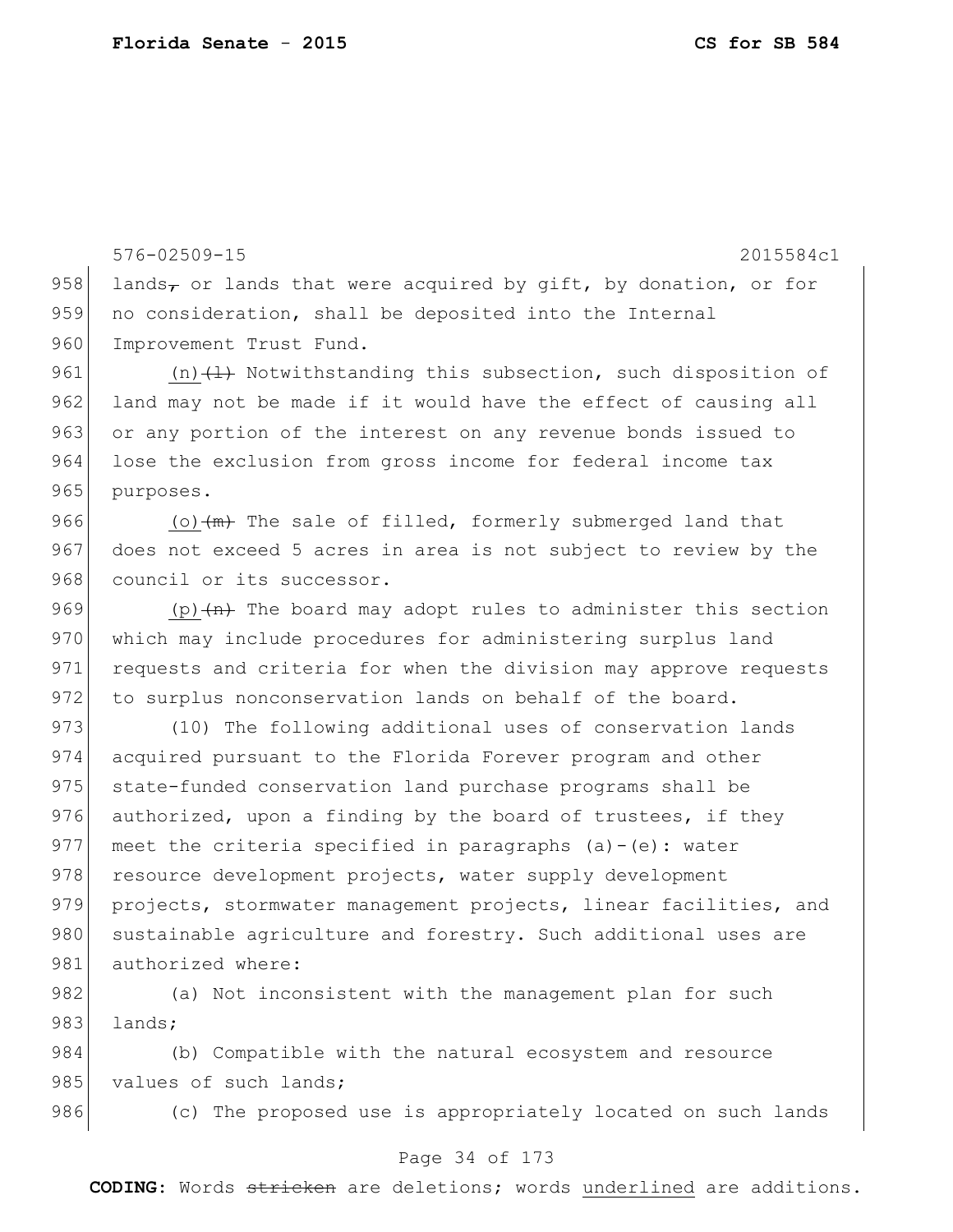lands~~,~~ or lands that were acquired by gift, by donation, or for no consideration, shall be deposited into the Internal Improvement Trust Fund.

<u>(n)</u>~~(l)~~ Notwithstanding this subsection, such disposition of land may not be made if it would have the effect of causing all or any portion of the interest on any revenue bonds issued to lose the exclusion from gross income for federal income tax purposes.

<u>(o)</u>~~(m)~~ The sale of filled, formerly submerged land that does not exceed 5 acres in area is not subject to review by the council or its successor.

<u>(p)</u>~~(n)~~ The board may adopt rules to administer this section which may include procedures for administering surplus land requests and criteria for when the division may approve requests to surplus nonconservation lands on behalf of the board.

(10) The following additional uses of conservation lands acquired pursuant to the Florida Forever program and other state-funded conservation land purchase programs shall be authorized, upon a finding by the board of trustees, if they meet the criteria specified in paragraphs (a)-(e): water resource development projects, water supply development projects, stormwater management projects, linear facilities, and sustainable agriculture and forestry. Such additional uses are authorized where:

(a) Not inconsistent with the management plan for such lands;

(b) Compatible with the natural ecosystem and resource values of such lands;

(c) The proposed use is appropriately located on such lands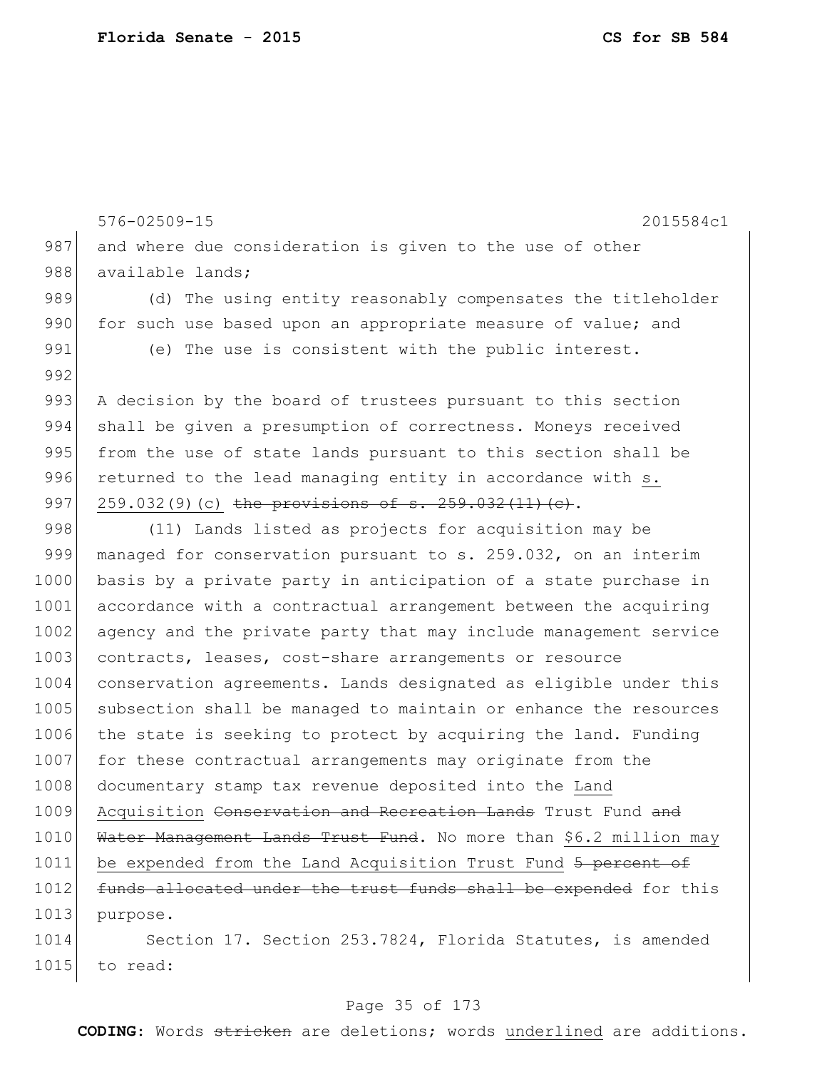576-02509-15 2015584c1

987 and where due consideration is given to the use of other
988 available lands;

989 (d) The using entity reasonably compensates the titleholder
990 for such use based upon an appropriate measure of value; and

991 (e) The use is consistent with the public interest.

992

993 A decision by the board of trustees pursuant to this section
994 shall be given a presumption of correctness. Moneys received
995 from the use of state lands pursuant to this section shall be
996 returned to the lead managing entity in accordance with s.
997 259.032(9)(c) ~~the provisions of s. 259.032(11)(c)~~.

998 (11) Lands listed as projects for acquisition may be
999 managed for conservation pursuant to s. 259.032, on an interim
1000 basis by a private party in anticipation of a state purchase in
1001 accordance with a contractual arrangement between the acquiring
1002 agency and the private party that may include management service
1003 contracts, leases, cost-share arrangements or resource
1004 conservation agreements. Lands designated as eligible under this
1005 subsection shall be managed to maintain or enhance the resources
1006 the state is seeking to protect by acquiring the land. Funding
1007 for these contractual arrangements may originate from the
1008 documentary stamp tax revenue deposited into the Land
1009 Acquisition ~~Conservation and Recreation Lands~~ Trust Fund ~~and~~
1010 ~~Water Management Lands Trust Fund~~. No more than $6.2 million may
1011 be expended from the Land Acquisition Trust Fund ~~5 percent of~~
1012 ~~funds allocated under the trust funds shall be expended~~ for this
1013 purpose.

1014 Section 17. Section 253.7824, Florida Statutes, is amended
1015 to read:

**CODING:** Words ~~stricken~~ are deletions; words underlined are additions.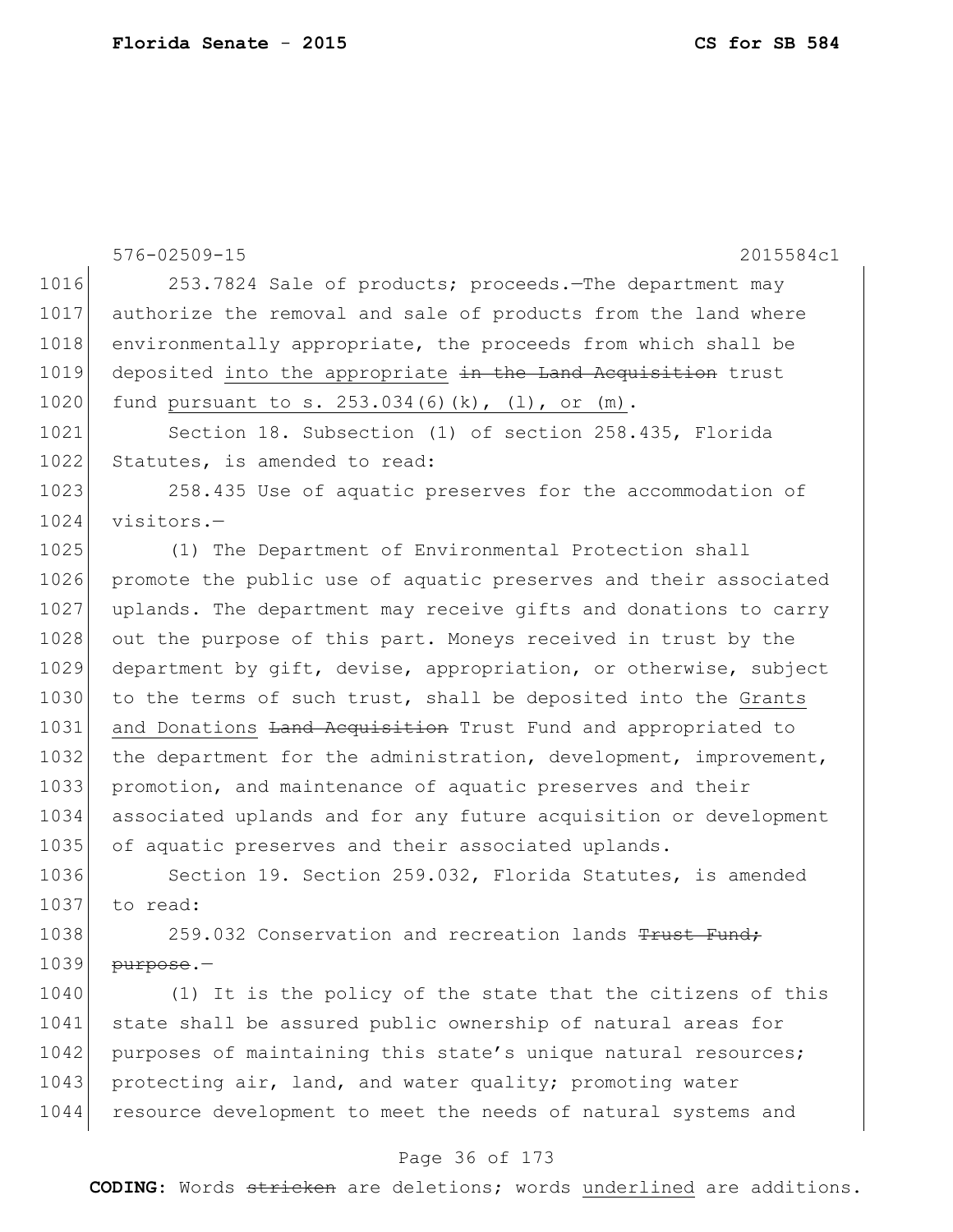253.7824 Sale of products; proceeds.—The department may authorize the removal and sale of products from the land where environmentally appropriate, the proceeds from which shall be deposited <u>into the appropriate</u> ~~in the Land Acquisition~~ trust fund <u>pursuant to s. 253.034(6)(k), (l), or (m)</u>.

Section 18. Subsection (1) of section 258.435, Florida Statutes, is amended to read:

258.435 Use of aquatic preserves for the accommodation of visitors.—

(1) The Department of Environmental Protection shall promote the public use of aquatic preserves and their associated uplands. The department may receive gifts and donations to carry out the purpose of this part. Moneys received in trust by the department by gift, devise, appropriation, or otherwise, subject to the terms of such trust, shall be deposited into the <u>Grants and Donations</u> ~~Land Acquisition~~ Trust Fund and appropriated to the department for the administration, development, improvement, promotion, and maintenance of aquatic preserves and their associated uplands and for any future acquisition or development of aquatic preserves and their associated uplands.

Section 19. Section 259.032, Florida Statutes, is amended to read:

259.032 Conservation and recreation lands ~~Trust Fund; purpose~~.—

(1) It is the policy of the state that the citizens of this state shall be assured public ownership of natural areas for purposes of maintaining this state's unique natural resources; protecting air, land, and water quality; promoting water resource development to meet the needs of natural systems and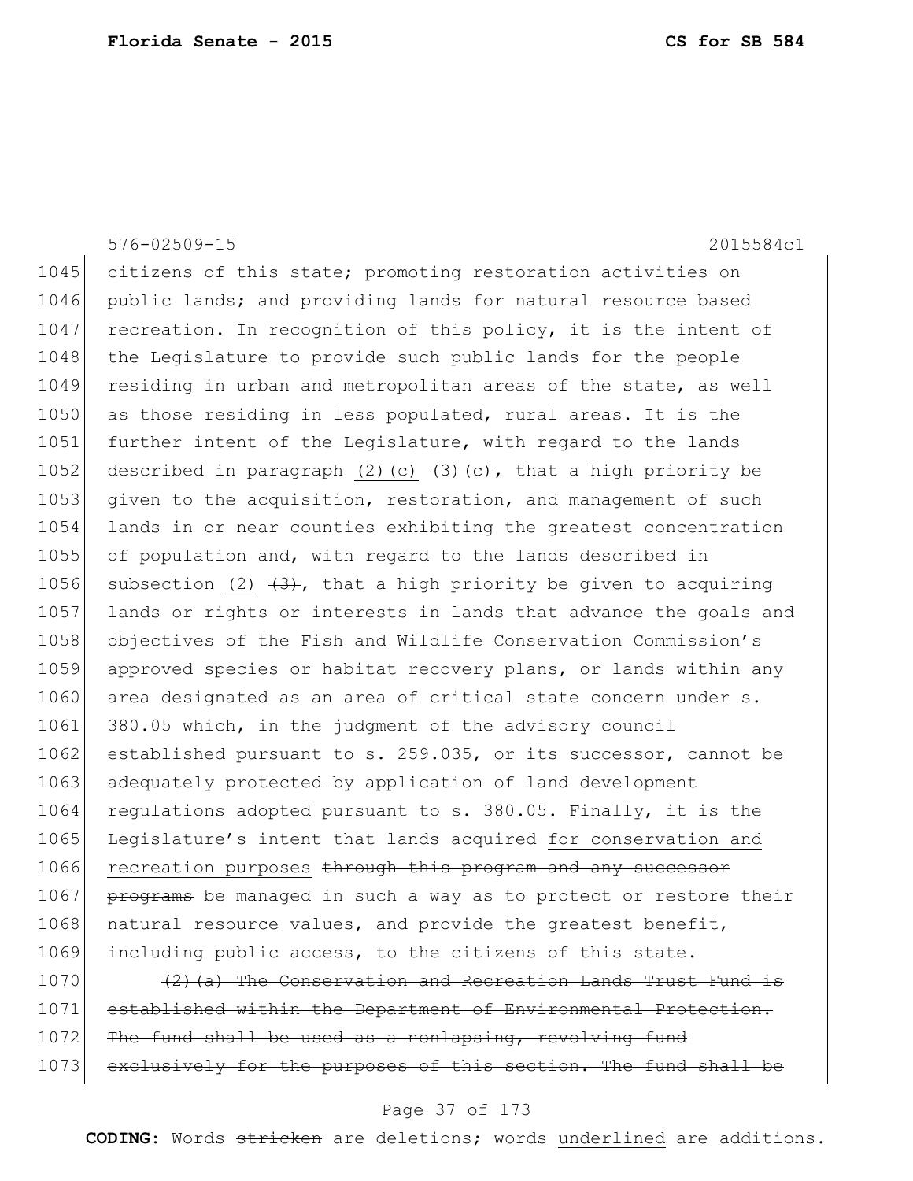576-02509-15 2015584c1

1045 citizens of this state; promoting restoration activities on
1046 public lands; and providing lands for natural resource based
1047 recreation. In recognition of this policy, it is the intent of
1048 the Legislature to provide such public lands for the people
1049 residing in urban and metropolitan areas of the state, as well
1050 as those residing in less populated, rural areas. It is the
1051 further intent of the Legislature, with regard to the lands
1052 described in paragraph <u>(2)(c)</u> ~~(3)(c)~~, that a high priority be
1053 given to the acquisition, restoration, and management of such
1054 lands in or near counties exhibiting the greatest concentration
1055 of population and, with regard to the lands described in
1056 subsection <u>(2)</u> ~~(3)~~, that a high priority be given to acquiring
1057 lands or rights or interests in lands that advance the goals and
1058 objectives of the Fish and Wildlife Conservation Commission's
1059 approved species or habitat recovery plans, or lands within any
1060 area designated as an area of critical state concern under s.
1061 380.05 which, in the judgment of the advisory council
1062 established pursuant to s. 259.035, or its successor, cannot be
1063 adequately protected by application of land development
1064 regulations adopted pursuant to s. 380.05. Finally, it is the
1065 Legislature's intent that lands acquired <u>for conservation and</u>
1066 <u>recreation purposes</u> ~~through this program and any successor~~
1067 ~~programs~~ be managed in such a way as to protect or restore their
1068 natural resource values, and provide the greatest benefit,
1069 including public access, to the citizens of this state.

1070 ~~(2)(a) The Conservation and Recreation Lands Trust Fund is~~
1071 ~~established within the Department of Environmental Protection.~~
1072 ~~The fund shall be used as a nonlapsing, revolving fund~~
1073 ~~exclusively for the purposes of this section. The fund shall be~~

**CODING:** Words ~~stricken~~ are deletions; words <u>underlined</u> are additions.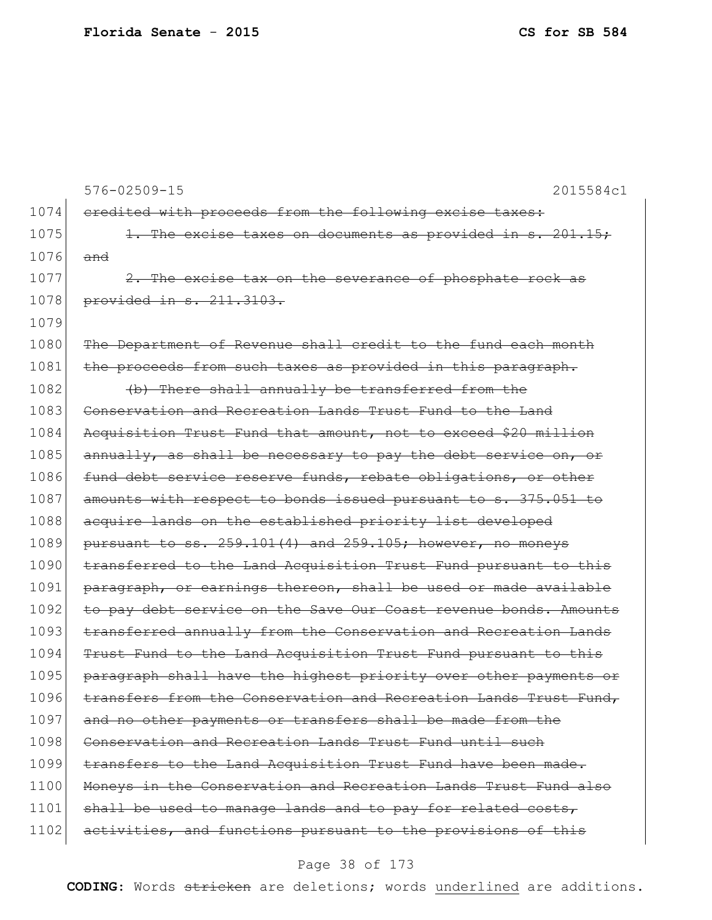576-02509-15 2015584c1

1074 ~~credited with proceeds from the following excise taxes:~~

1075 ~~1. The excise taxes on documents as provided in s. 201.15;~~

1076 ~~and~~

1077 ~~2. The excise tax on the severance of phosphate rock as~~

1078 ~~provided in s. 211.3103.~~

1079

1080 ~~The Department of Revenue shall credit to the fund each month~~

1081 ~~the proceeds from such taxes as provided in this paragraph.~~

1082 ~~(b) There shall annually be transferred from the~~

1083 ~~Conservation and Recreation Lands Trust Fund to the Land~~

1084 ~~Acquisition Trust Fund that amount, not to exceed $20 million~~

1085 ~~annually, as shall be necessary to pay the debt service on, or~~

1086 ~~fund debt service reserve funds, rebate obligations, or other~~

1087 ~~amounts with respect to bonds issued pursuant to s. 375.051 to~~

1088 ~~acquire lands on the established priority list developed~~

1089 ~~pursuant to ss. 259.101(4) and 259.105; however, no moneys~~

1090 ~~transferred to the Land Acquisition Trust Fund pursuant to this~~

1091 ~~paragraph, or earnings thereon, shall be used or made available~~

1092 ~~to pay debt service on the Save Our Coast revenue bonds. Amounts~~

1093 ~~transferred annually from the Conservation and Recreation Lands~~

1094 ~~Trust Fund to the Land Acquisition Trust Fund pursuant to this~~

1095 ~~paragraph shall have the highest priority over other payments or~~

1096 ~~transfers from the Conservation and Recreation Lands Trust Fund,~~

1097 ~~and no other payments or transfers shall be made from the~~

1098 ~~Conservation and Recreation Lands Trust Fund until such~~

1099 ~~transfers to the Land Acquisition Trust Fund have been made.~~

1100 ~~Moneys in the Conservation and Recreation Lands Trust Fund also~~

1101 ~~shall be used to manage lands and to pay for related costs,~~

1102 ~~activities, and functions pursuant to the provisions of this~~

**CODING:** Words ~~stricken~~ are deletions; words <u>underlined</u> are additions.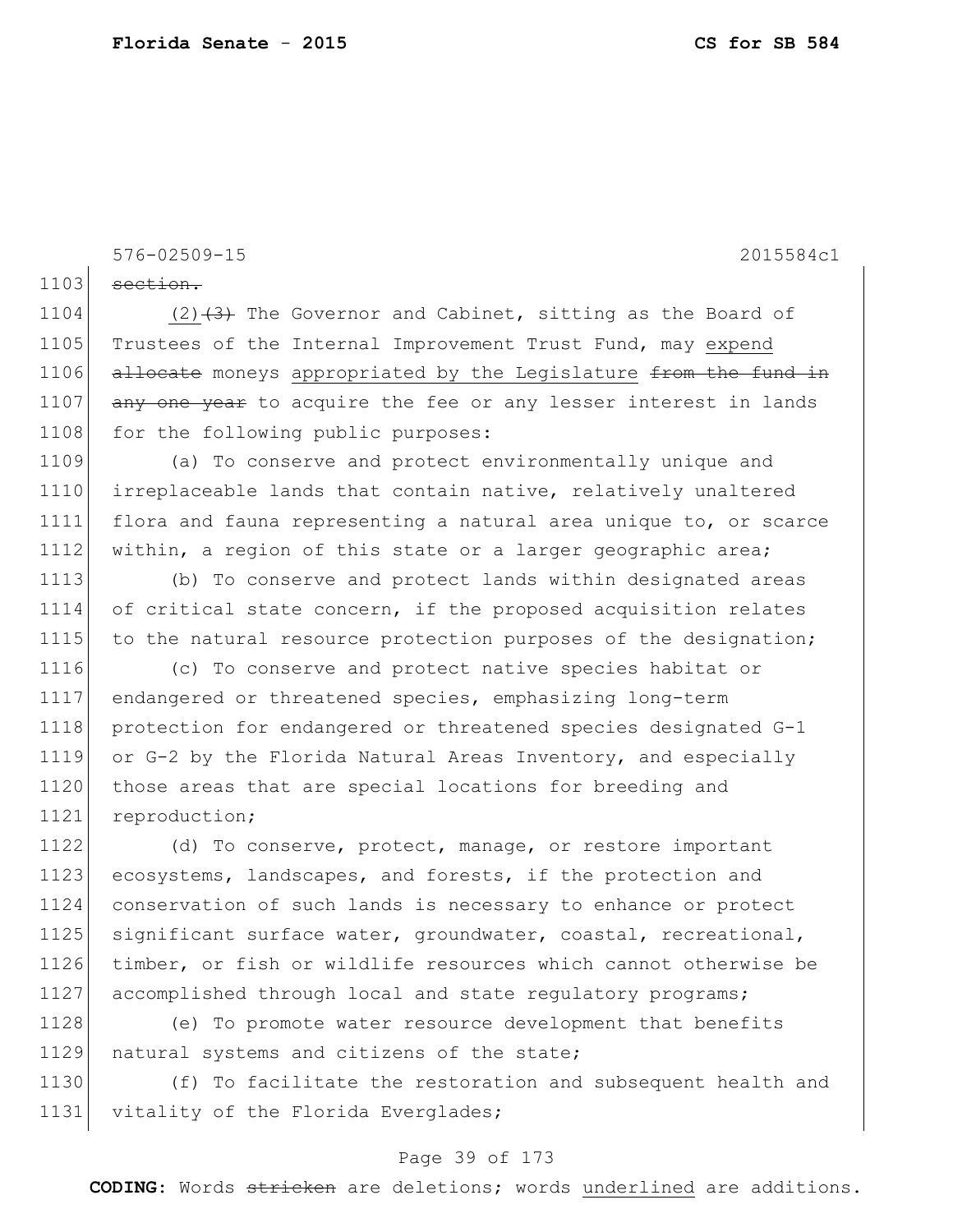576-02509-15 2015584c1

1103 ~~section.~~

1104 (2)~~(3)~~ The Governor and Cabinet, sitting as the Board of
1105 Trustees of the Internal Improvement Trust Fund, may <u>expend</u>
1106 ~~allocate~~ moneys <u>appropriated by the Legislature</u> ~~from the fund in~~
1107 ~~any one year~~ to acquire the fee or any lesser interest in lands
1108 for the following public purposes:

1109 (a) To conserve and protect environmentally unique and
1110 irreplaceable lands that contain native, relatively unaltered
1111 flora and fauna representing a natural area unique to, or scarce
1112 within, a region of this state or a larger geographic area;

1113 (b) To conserve and protect lands within designated areas
1114 of critical state concern, if the proposed acquisition relates
1115 to the natural resource protection purposes of the designation;

1116 (c) To conserve and protect native species habitat or
1117 endangered or threatened species, emphasizing long-term
1118 protection for endangered or threatened species designated G-1
1119 or G-2 by the Florida Natural Areas Inventory, and especially
1120 those areas that are special locations for breeding and
1121 reproduction;

1122 (d) To conserve, protect, manage, or restore important
1123 ecosystems, landscapes, and forests, if the protection and
1124 conservation of such lands is necessary to enhance or protect
1125 significant surface water, groundwater, coastal, recreational,
1126 timber, or fish or wildlife resources which cannot otherwise be
1127 accomplished through local and state regulatory programs;

1128 (e) To promote water resource development that benefits
1129 natural systems and citizens of the state;

1130 (f) To facilitate the restoration and subsequent health and
1131 vitality of the Florida Everglades;

**CODING:** Words ~~stricken~~ are deletions; words <u>underlined</u> are additions.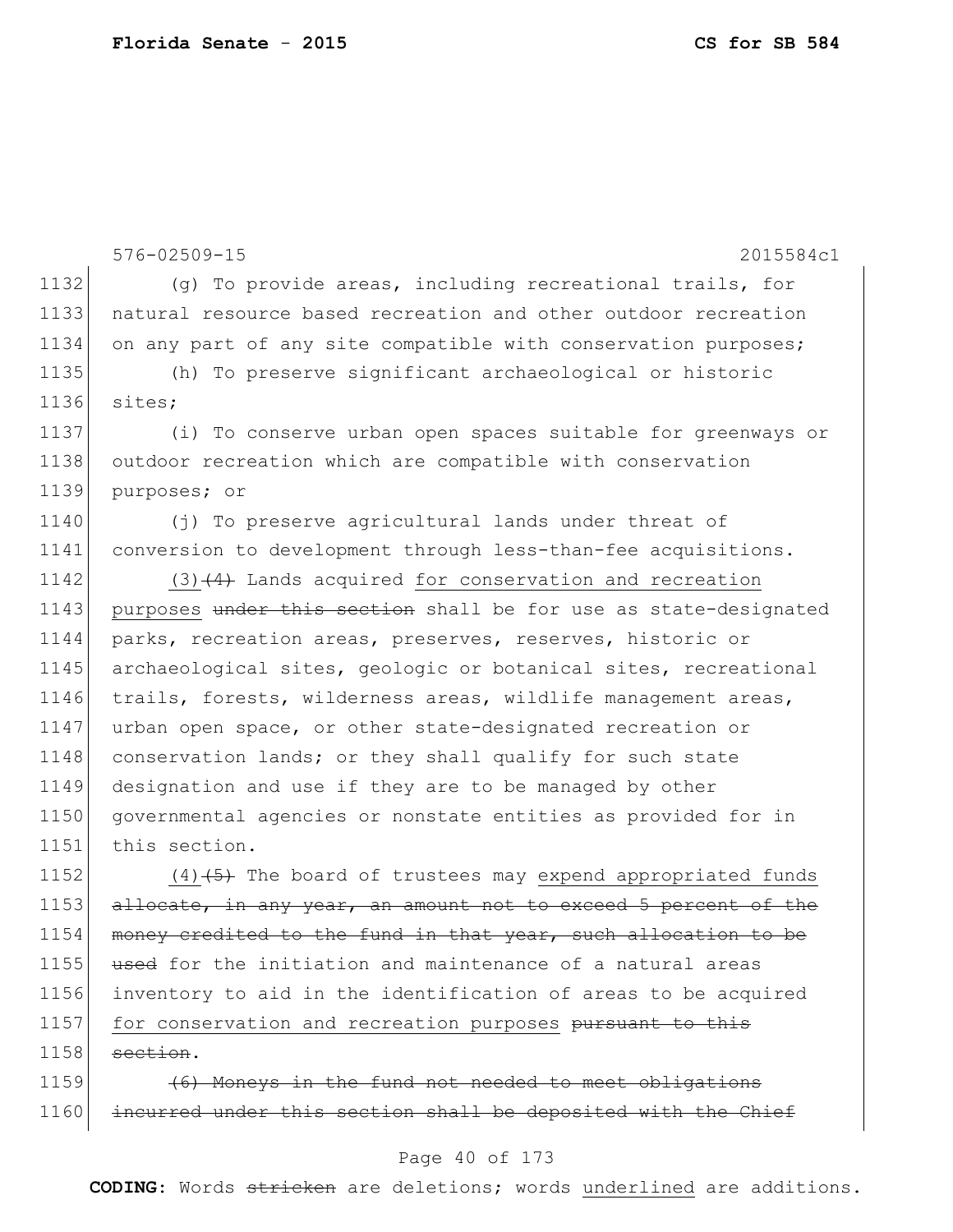576-02509-15 2015584c1

1132 (g) To provide areas, including recreational trails, for
1133 natural resource based recreation and other outdoor recreation
1134 on any part of any site compatible with conservation purposes;
1135 (h) To preserve significant archaeological or historic
1136 sites;
1137 (i) To conserve urban open spaces suitable for greenways or
1138 outdoor recreation which are compatible with conservation
1139 purposes; or
1140 (j) To preserve agricultural lands under threat of
1141 conversion to development through less-than-fee acquisitions.
1142 (3) ~~(4)~~ Lands acquired <u>for conservation and recreation</u>
1143 <u>purposes</u> ~~under this section~~ shall be for use as state-designated
1144 parks, recreation areas, preserves, reserves, historic or
1145 archaeological sites, geologic or botanical sites, recreational
1146 trails, forests, wilderness areas, wildlife management areas,
1147 urban open space, or other state-designated recreation or
1148 conservation lands; or they shall qualify for such state
1149 designation and use if they are to be managed by other
1150 governmental agencies or nonstate entities as provided for in
1151 this section.
1152 (4) ~~(5)~~ The board of trustees may <u>expend appropriated funds</u>
1153 ~~allocate, in any year, an amount not to exceed 5 percent of the~~
1154 ~~money credited to the fund in that year, such allocation to be~~
1155 ~~used~~ for the initiation and maintenance of a natural areas
1156 inventory to aid in the identification of areas to be acquired
1157 <u>for conservation and recreation purposes</u> ~~pursuant to this~~
1158 ~~section~~.
1159 ~~(6) Moneys in the fund not needed to meet obligations~~
1160 ~~incurred under this section shall be deposited with the Chief~~

**CODING:** Words ~~stricken~~ are deletions; words <u>underlined</u> are additions.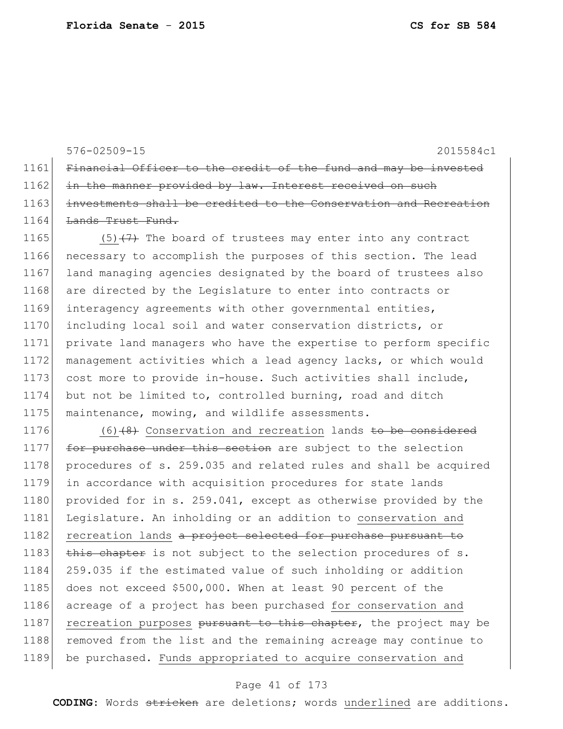576-02509-15 2015584c1

1161 ~~Financial Officer to the credit of the fund and may be invested~~
1162 ~~in the manner provided by law. Interest received on such~~
1163 ~~investments shall be credited to the Conservation and Recreation~~
1164 ~~Lands Trust Fund.~~

1165 (5)~~(7)~~ The board of trustees may enter into any contract
1166 necessary to accomplish the purposes of this section. The lead
1167 land managing agencies designated by the board of trustees also
1168 are directed by the Legislature to enter into contracts or
1169 interagency agreements with other governmental entities,
1170 including local soil and water conservation districts, or
1171 private land managers who have the expertise to perform specific
1172 management activities which a lead agency lacks, or which would
1173 cost more to provide in-house. Such activities shall include,
1174 but not be limited to, controlled burning, road and ditch
1175 maintenance, mowing, and wildlife assessments.

1176 (6)~~(8)~~ Conservation and recreation lands ~~to be considered~~
1177 ~~for purchase under this section~~ are subject to the selection
1178 procedures of s. 259.035 and related rules and shall be acquired
1179 in accordance with acquisition procedures for state lands
1180 provided for in s. 259.041, except as otherwise provided by the
1181 Legislature. An inholding or an addition to <u>conservation and</u>
1182 <u>recreation lands</u> ~~a project selected for purchase pursuant to~~
1183 ~~this chapter~~ is not subject to the selection procedures of s.
1184 259.035 if the estimated value of such inholding or addition
1185 does not exceed $500,000. When at least 90 percent of the
1186 acreage of a project has been purchased <u>for conservation and</u>
1187 <u>recreation purposes</u> ~~pursuant to this chapter~~, the project may be
1188 removed from the list and the remaining acreage may continue to
1189 be purchased. <u>Funds appropriated to acquire conservation and</u>

**CODING:** Words ~~stricken~~ are deletions; words <u>underlined</u> are additions.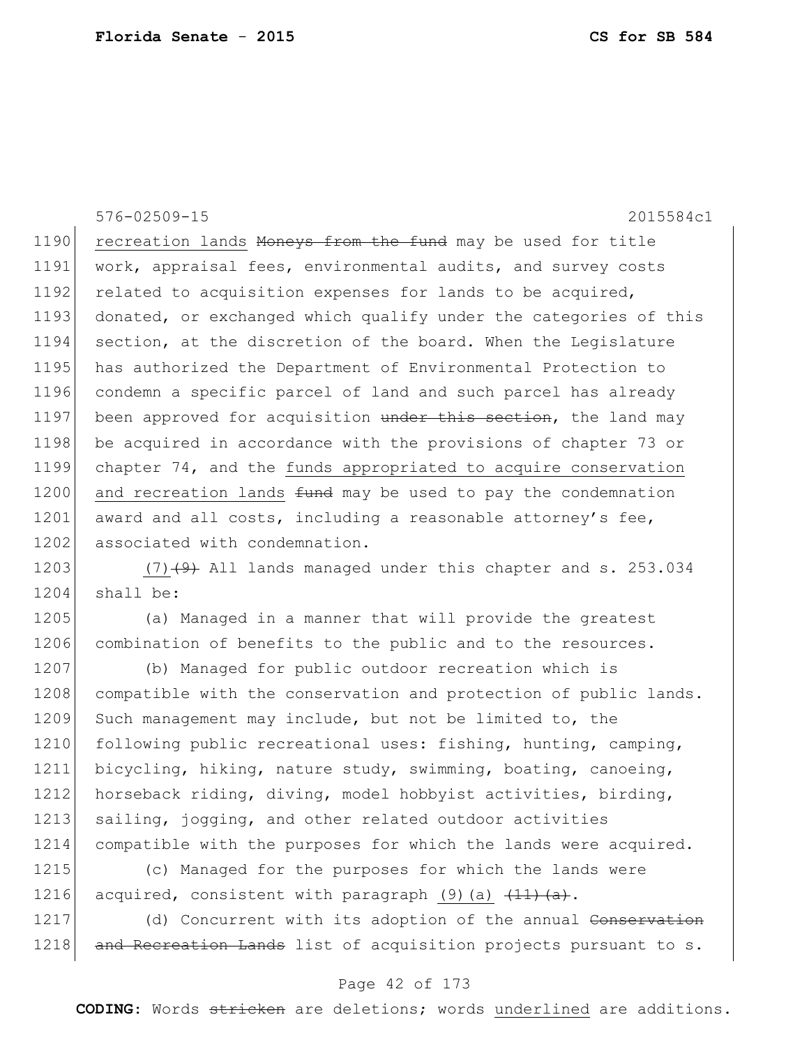576-02509-15 2015584c1

1190 recreation lands ~~Moneys from the fund~~ may be used for title
1191 work, appraisal fees, environmental audits, and survey costs
1192 related to acquisition expenses for lands to be acquired,
1193 donated, or exchanged which qualify under the categories of this
1194 section, at the discretion of the board. When the Legislature
1195 has authorized the Department of Environmental Protection to
1196 condemn a specific parcel of land and such parcel has already
1197 been approved for acquisition ~~under this section~~, the land may
1198 be acquired in accordance with the provisions of chapter 73 or
1199 chapter 74, and the <u>funds appropriated to acquire conservation</u>
1200 <u>and recreation lands</u> ~~fund~~ may be used to pay the condemnation
1201 award and all costs, including a reasonable attorney's fee,
1202 associated with condemnation.

1203 <u>(7)</u>~~(9)~~ All lands managed under this chapter and s. 253.034
1204 shall be:

1205 (a) Managed in a manner that will provide the greatest
1206 combination of benefits to the public and to the resources.

1207 (b) Managed for public outdoor recreation which is
1208 compatible with the conservation and protection of public lands.
1209 Such management may include, but not be limited to, the
1210 following public recreational uses: fishing, hunting, camping,
1211 bicycling, hiking, nature study, swimming, boating, canoeing,
1212 horseback riding, diving, model hobbyist activities, birding,
1213 sailing, jogging, and other related outdoor activities
1214 compatible with the purposes for which the lands were acquired.

1215 (c) Managed for the purposes for which the lands were
1216 acquired, consistent with paragraph <u>(9)(a)</u> ~~(11)(a)~~.

1217 (d) Concurrent with its adoption of the annual ~~Conservation~~
1218 ~~and Recreation Lands~~ list of acquisition projects pursuant to s.

**CODING:** Words ~~stricken~~ are deletions; words <u>underlined</u> are additions.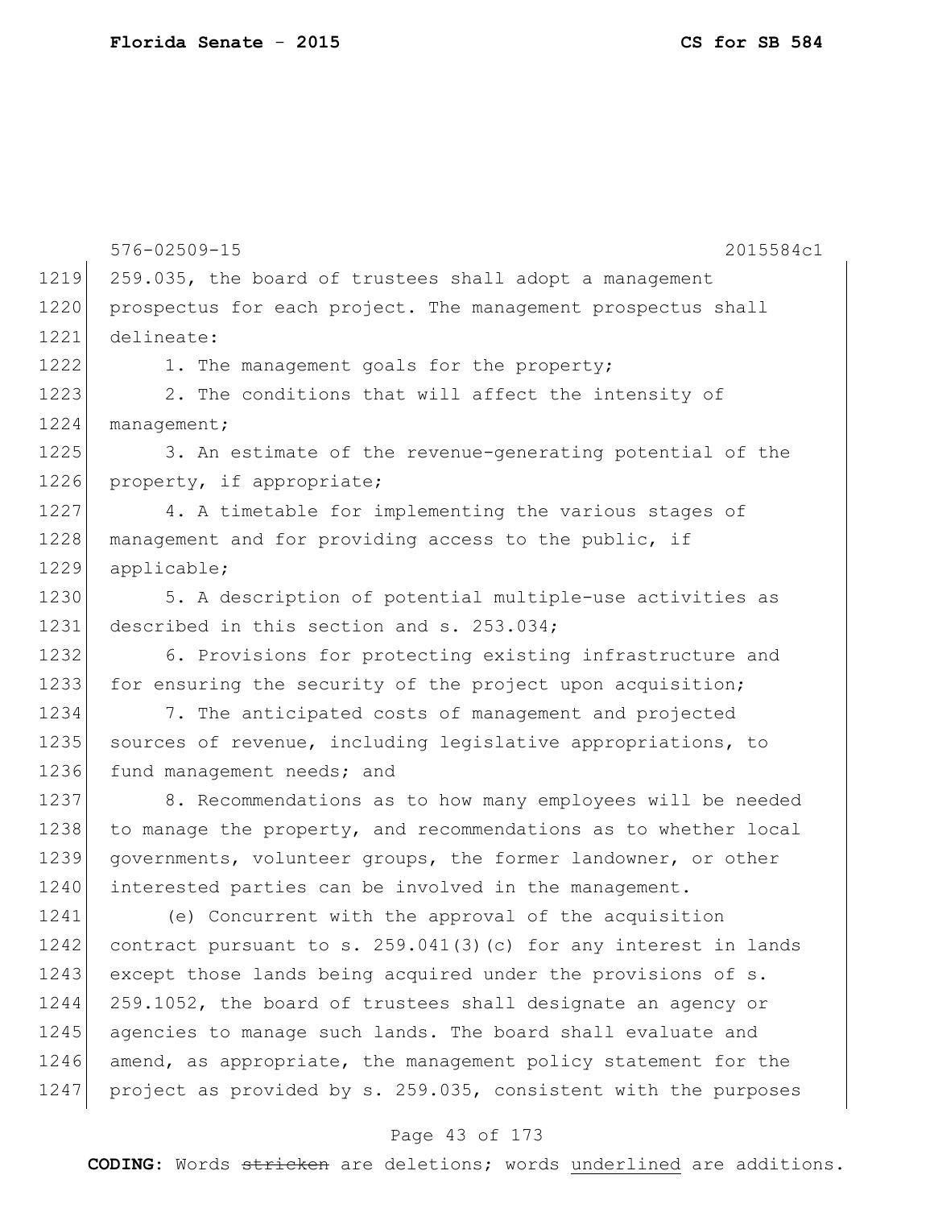259.035, the board of trustees shall adopt a management prospectus for each project. The management prospectus shall delineate:

1. The management goals for the property;

2. The conditions that will affect the intensity of management;

3. An estimate of the revenue-generating potential of the property, if appropriate;

4. A timetable for implementing the various stages of management and for providing access to the public, if applicable;

5. A description of potential multiple-use activities as described in this section and s. 253.034;

6. Provisions for protecting existing infrastructure and for ensuring the security of the project upon acquisition;

7. The anticipated costs of management and projected sources of revenue, including legislative appropriations, to fund management needs; and

8. Recommendations as to how many employees will be needed to manage the property, and recommendations as to whether local governments, volunteer groups, the former landowner, or other interested parties can be involved in the management.

(e) Concurrent with the approval of the acquisition contract pursuant to s. 259.041(3)(c) for any interest in lands except those lands being acquired under the provisions of s. 259.1052, the board of trustees shall designate an agency or agencies to manage such lands. The board shall evaluate and amend, as appropriate, the management policy statement for the project as provided by s. 259.035, consistent with the purposes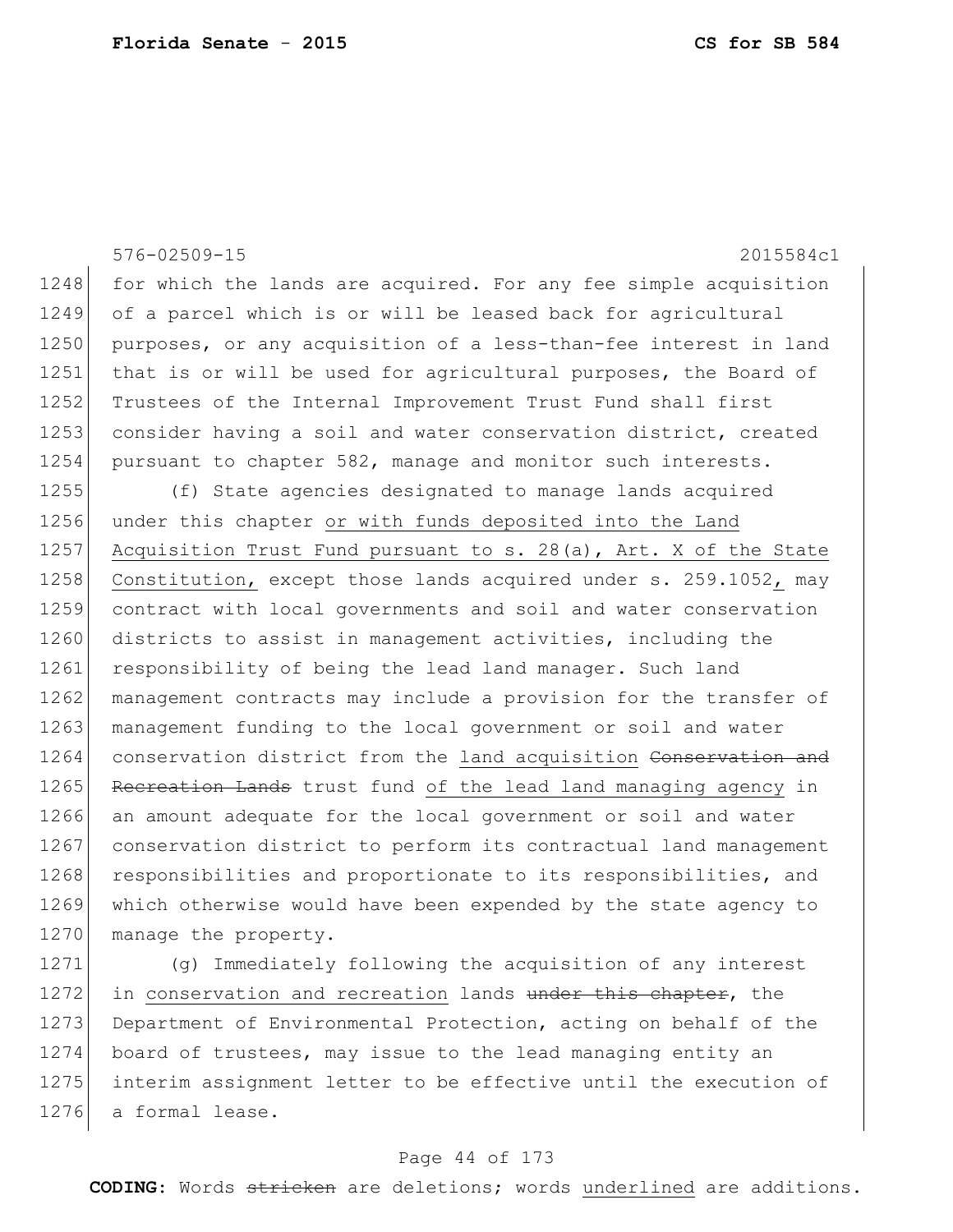for which the lands are acquired. For any fee simple acquisition of a parcel which is or will be leased back for agricultural purposes, or any acquisition of a less-than-fee interest in land that is or will be used for agricultural purposes, the Board of Trustees of the Internal Improvement Trust Fund shall first consider having a soil and water conservation district, created pursuant to chapter 582, manage and monitor such interests.

(f) State agencies designated to manage lands acquired under this chapter <u>or with funds deposited into the Land Acquisition Trust Fund pursuant to s. 28(a), Art. X of the State Constitution,</u> except those lands acquired under s. 259.1052<u>,</u> may contract with local governments and soil and water conservation districts to assist in management activities, including the responsibility of being the lead land manager. Such land management contracts may include a provision for the transfer of management funding to the local government or soil and water conservation district from the <u>land acquisition</u> ~~Conservation and Recreation Lands~~ trust fund <u>of the lead land managing agency</u> in an amount adequate for the local government or soil and water conservation district to perform its contractual land management responsibilities and proportionate to its responsibilities, and which otherwise would have been expended by the state agency to manage the property.

(g) Immediately following the acquisition of any interest in <u>conservation and recreation</u> lands ~~under this chapter~~, the Department of Environmental Protection, acting on behalf of the board of trustees, may issue to the lead managing entity an interim assignment letter to be effective until the execution of a formal lease.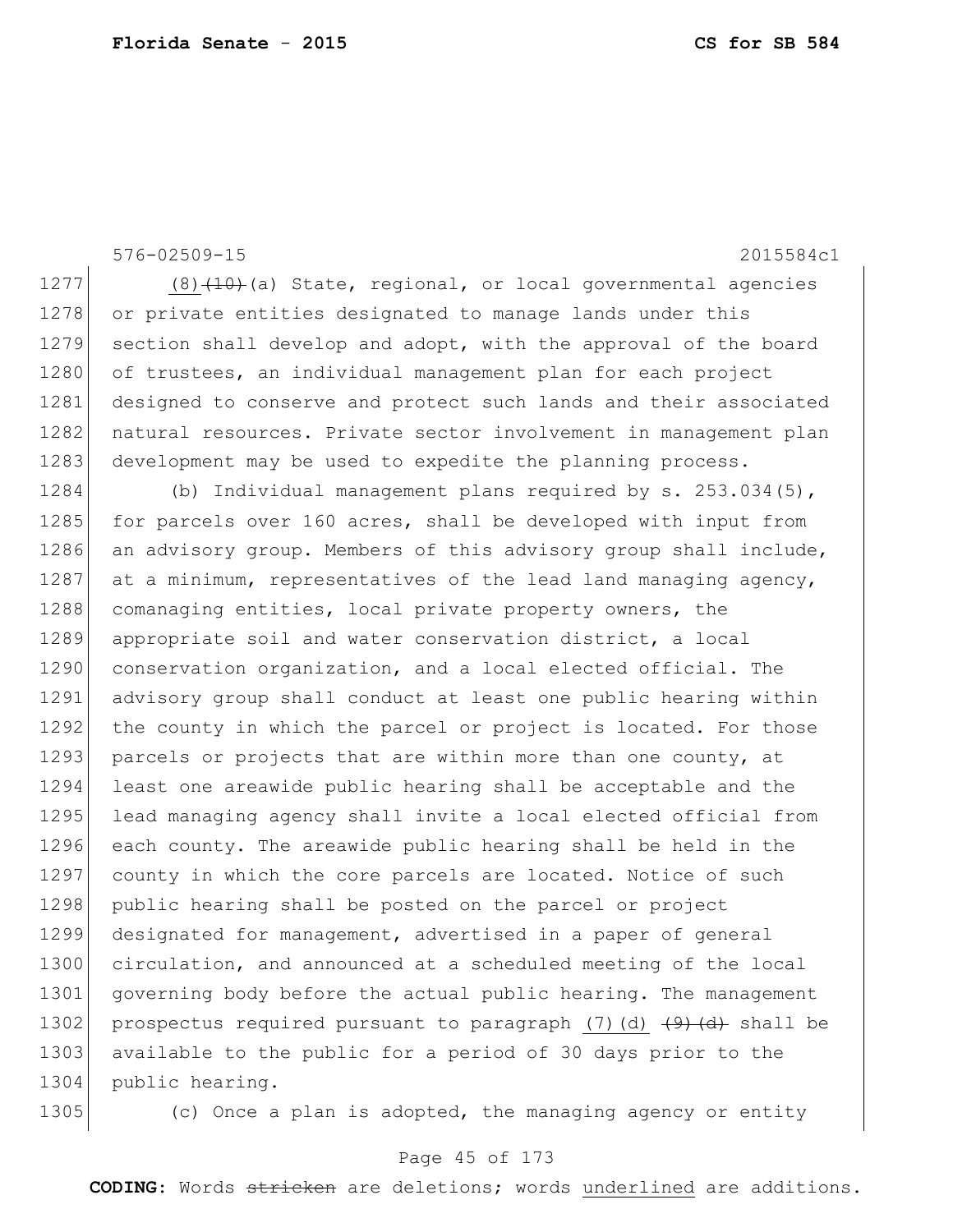(8) ~~(10)~~(a) State, regional, or local governmental agencies or private entities designated to manage lands under this section shall develop and adopt, with the approval of the board of trustees, an individual management plan for each project designed to conserve and protect such lands and their associated natural resources. Private sector involvement in management plan development may be used to expedite the planning process.

(b) Individual management plans required by s. 253.034(5), for parcels over 160 acres, shall be developed with input from an advisory group. Members of this advisory group shall include, at a minimum, representatives of the lead land managing agency, comanaging entities, local private property owners, the appropriate soil and water conservation district, a local conservation organization, and a local elected official. The advisory group shall conduct at least one public hearing within the county in which the parcel or project is located. For those parcels or projects that are within more than one county, at least one areawide public hearing shall be acceptable and the lead managing agency shall invite a local elected official from each county. The areawide public hearing shall be held in the county in which the core parcels are located. Notice of such public hearing shall be posted on the parcel or project designated for management, advertised in a paper of general circulation, and announced at a scheduled meeting of the local governing body before the actual public hearing. The management prospectus required pursuant to paragraph (7)(d) ~~(9)(d)~~ shall be available to the public for a period of 30 days prior to the public hearing.

(c) Once a plan is adopted, the managing agency or entity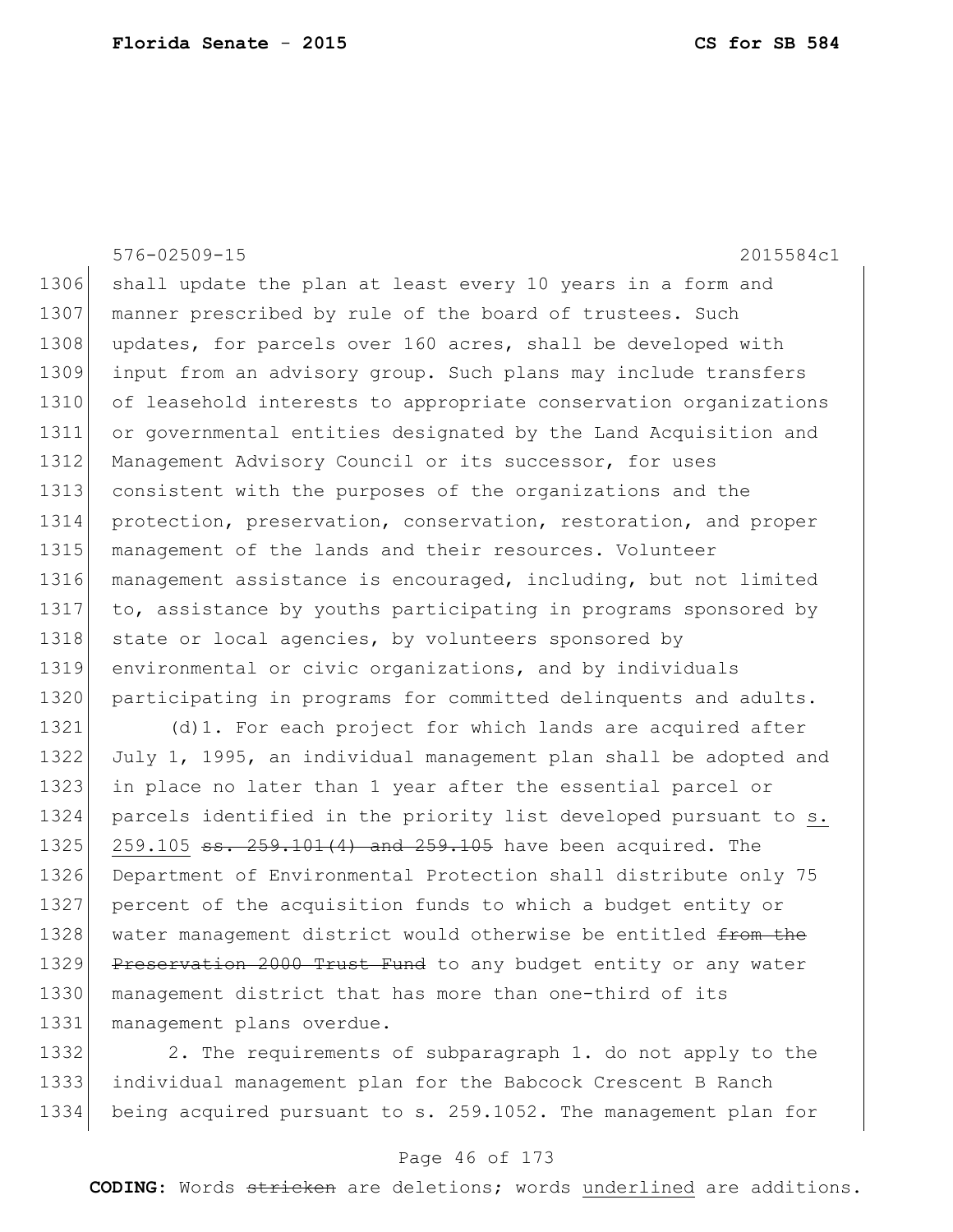shall update the plan at least every 10 years in a form and manner prescribed by rule of the board of trustees. Such updates, for parcels over 160 acres, shall be developed with input from an advisory group. Such plans may include transfers of leasehold interests to appropriate conservation organizations or governmental entities designated by the Land Acquisition and Management Advisory Council or its successor, for uses consistent with the purposes of the organizations and the protection, preservation, conservation, restoration, and proper management of the lands and their resources. Volunteer management assistance is encouraged, including, but not limited to, assistance by youths participating in programs sponsored by state or local agencies, by volunteers sponsored by environmental or civic organizations, and by individuals participating in programs for committed delinquents and adults.

(d)1. For each project for which lands are acquired after July 1, 1995, an individual management plan shall be adopted and in place no later than 1 year after the essential parcel or parcels identified in the priority list developed pursuant to <u>s. 259.105</u> ~~ss. 259.101(4) and 259.105~~ have been acquired. The Department of Environmental Protection shall distribute only 75 percent of the acquisition funds to which a budget entity or water management district would otherwise be entitled ~~from the Preservation 2000 Trust Fund~~ to any budget entity or any water management district that has more than one-third of its management plans overdue.

2. The requirements of subparagraph 1. do not apply to the individual management plan for the Babcock Crescent B Ranch being acquired pursuant to s. 259.1052. The management plan for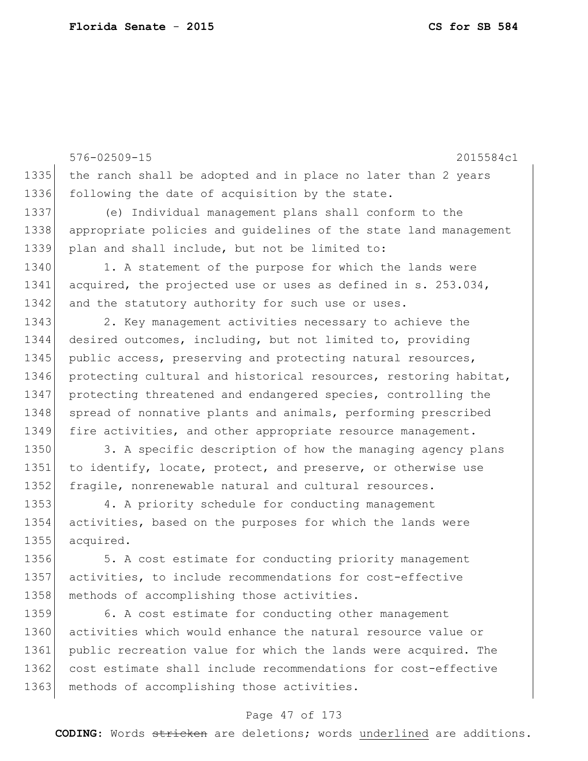the ranch shall be adopted and in place no later than 2 years following the date of acquisition by the state.

(e) Individual management plans shall conform to the appropriate policies and guidelines of the state land management plan and shall include, but not be limited to:

1. A statement of the purpose for which the lands were acquired, the projected use or uses as defined in s. 253.034, and the statutory authority for such use or uses.

2. Key management activities necessary to achieve the desired outcomes, including, but not limited to, providing public access, preserving and protecting natural resources, protecting cultural and historical resources, restoring habitat, protecting threatened and endangered species, controlling the spread of nonnative plants and animals, performing prescribed fire activities, and other appropriate resource management.

3. A specific description of how the managing agency plans to identify, locate, protect, and preserve, or otherwise use fragile, nonrenewable natural and cultural resources.

4. A priority schedule for conducting management activities, based on the purposes for which the lands were acquired.

5. A cost estimate for conducting priority management activities, to include recommendations for cost-effective methods of accomplishing those activities.

6. A cost estimate for conducting other management activities which would enhance the natural resource value or public recreation value for which the lands were acquired. The cost estimate shall include recommendations for cost-effective methods of accomplishing those activities.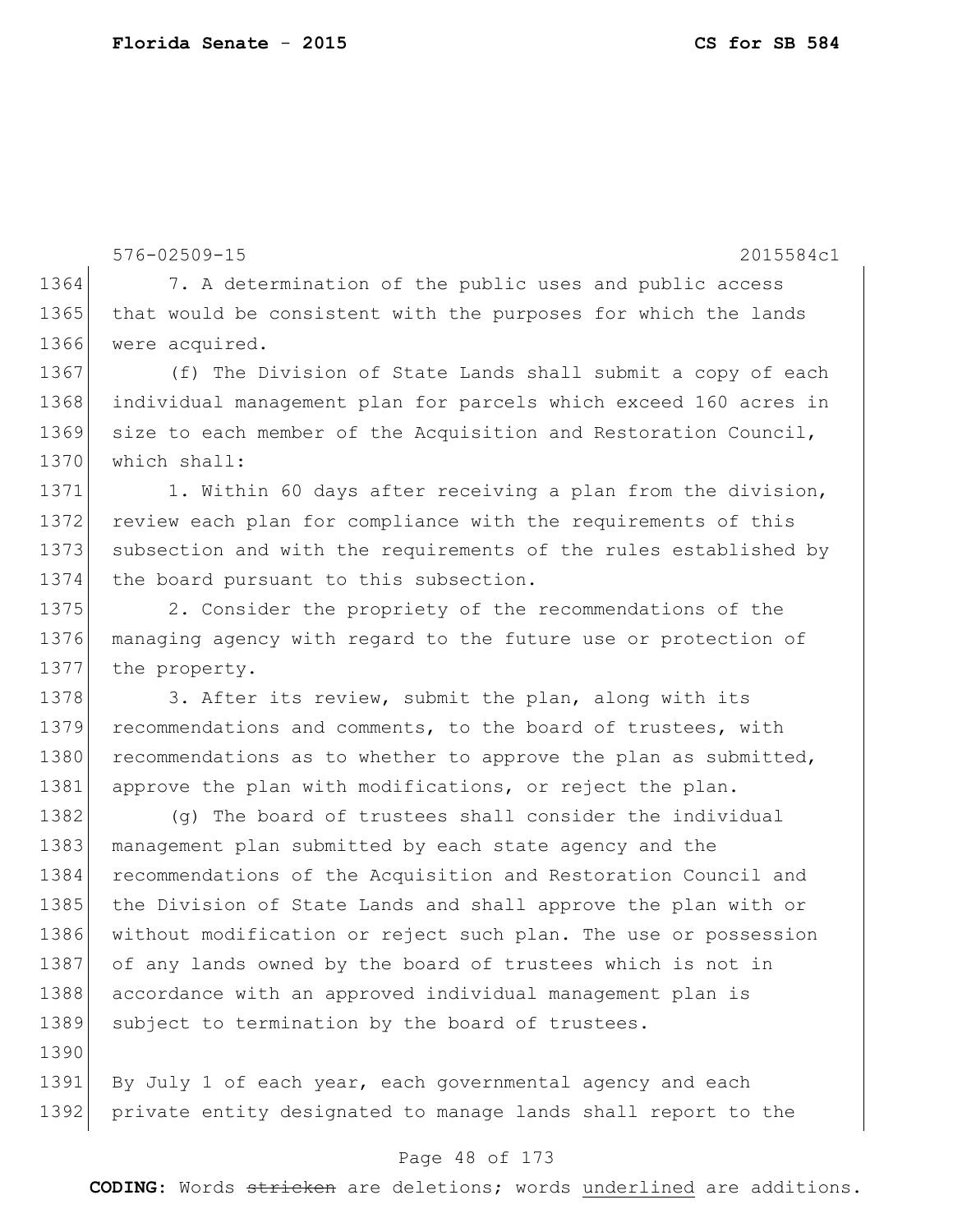7. A determination of the public uses and public access that would be consistent with the purposes for which the lands were acquired.

(f) The Division of State Lands shall submit a copy of each individual management plan for parcels which exceed 160 acres in size to each member of the Acquisition and Restoration Council, which shall:

1. Within 60 days after receiving a plan from the division, review each plan for compliance with the requirements of this subsection and with the requirements of the rules established by the board pursuant to this subsection.

2. Consider the propriety of the recommendations of the managing agency with regard to the future use or protection of the property.

3. After its review, submit the plan, along with its recommendations and comments, to the board of trustees, with recommendations as to whether to approve the plan as submitted, approve the plan with modifications, or reject the plan.

(g) The board of trustees shall consider the individual management plan submitted by each state agency and the recommendations of the Acquisition and Restoration Council and the Division of State Lands and shall approve the plan with or without modification or reject such plan. The use or possession of any lands owned by the board of trustees which is not in accordance with an approved individual management plan is subject to termination by the board of trustees.

By July 1 of each year, each governmental agency and each private entity designated to manage lands shall report to the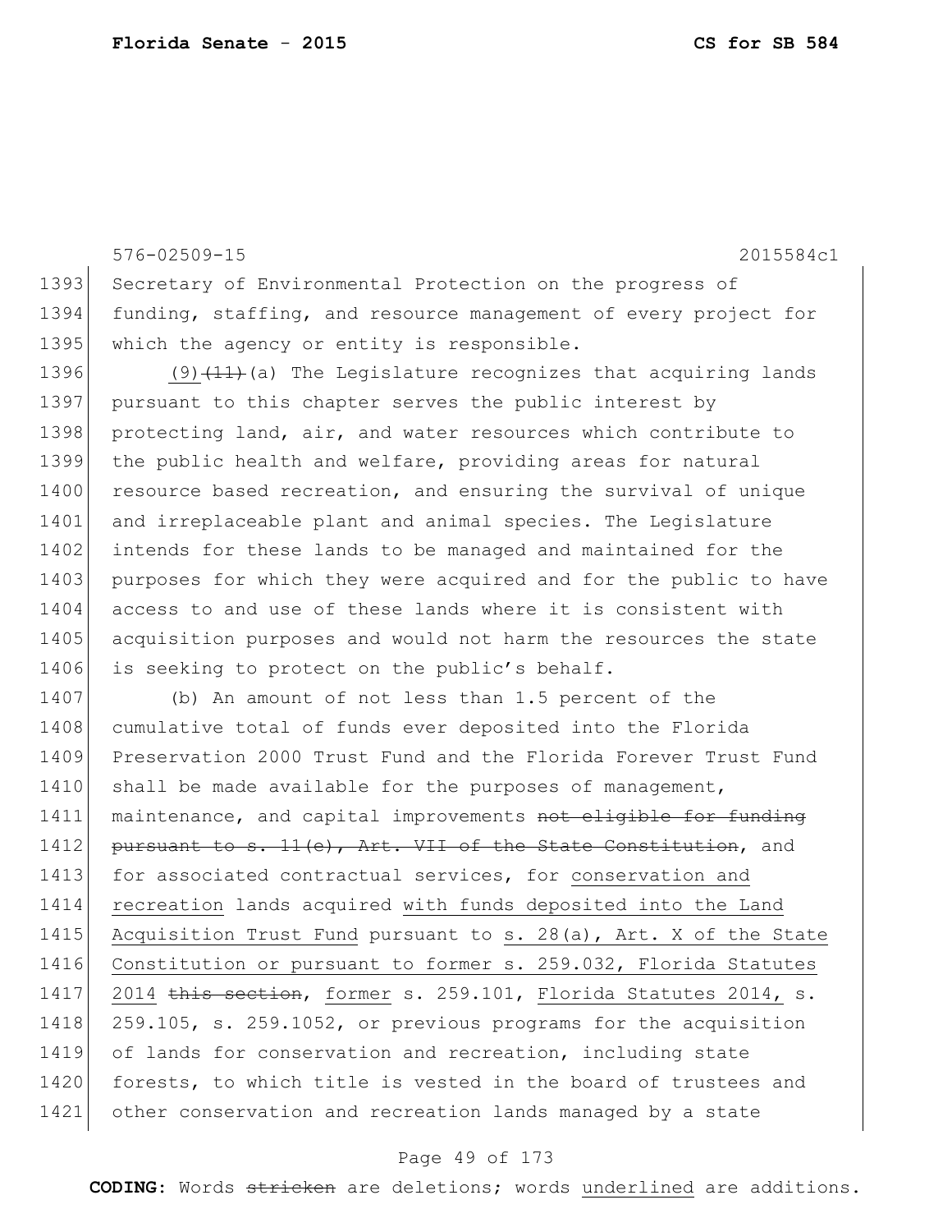576-02509-15 2015584c1

1393 Secretary of Environmental Protection on the progress of
1394 funding, staffing, and resource management of every project for
1395 which the agency or entity is responsible.

1396 <u>(9)</u>~~(11)~~(a) The Legislature recognizes that acquiring lands
1397 pursuant to this chapter serves the public interest by
1398 protecting land, air, and water resources which contribute to
1399 the public health and welfare, providing areas for natural
1400 resource based recreation, and ensuring the survival of unique
1401 and irreplaceable plant and animal species. The Legislature
1402 intends for these lands to be managed and maintained for the
1403 purposes for which they were acquired and for the public to have
1404 access to and use of these lands where it is consistent with
1405 acquisition purposes and would not harm the resources the state
1406 is seeking to protect on the public's behalf.

1407 (b) An amount of not less than 1.5 percent of the
1408 cumulative total of funds ever deposited into the Florida
1409 Preservation 2000 Trust Fund and the Florida Forever Trust Fund
1410 shall be made available for the purposes of management,
1411 maintenance, and capital improvements ~~not eligible for funding~~
1412 ~~pursuant to s. 11(e), Art. VII of the State Constitution~~, and
1413 for associated contractual services, for <u>conservation and</u>
1414 <u>recreation</u> lands acquired <u>with funds deposited into the Land</u>
1415 <u>Acquisition Trust Fund</u> pursuant to <u>s. 28(a), Art. X of the State</u>
1416 <u>Constitution or pursuant to former s. 259.032, Florida Statutes</u>
1417 <u>2014</u> ~~this section~~, <u>former</u> s. 259.101, <u>Florida Statutes 2014,</u> s.
1418 259.105, s. 259.1052, or previous programs for the acquisition
1419 of lands for conservation and recreation, including state
1420 forests, to which title is vested in the board of trustees and
1421 other conservation and recreation lands managed by a state

**CODING:** Words ~~stricken~~ are deletions; words <u>underlined</u> are additions.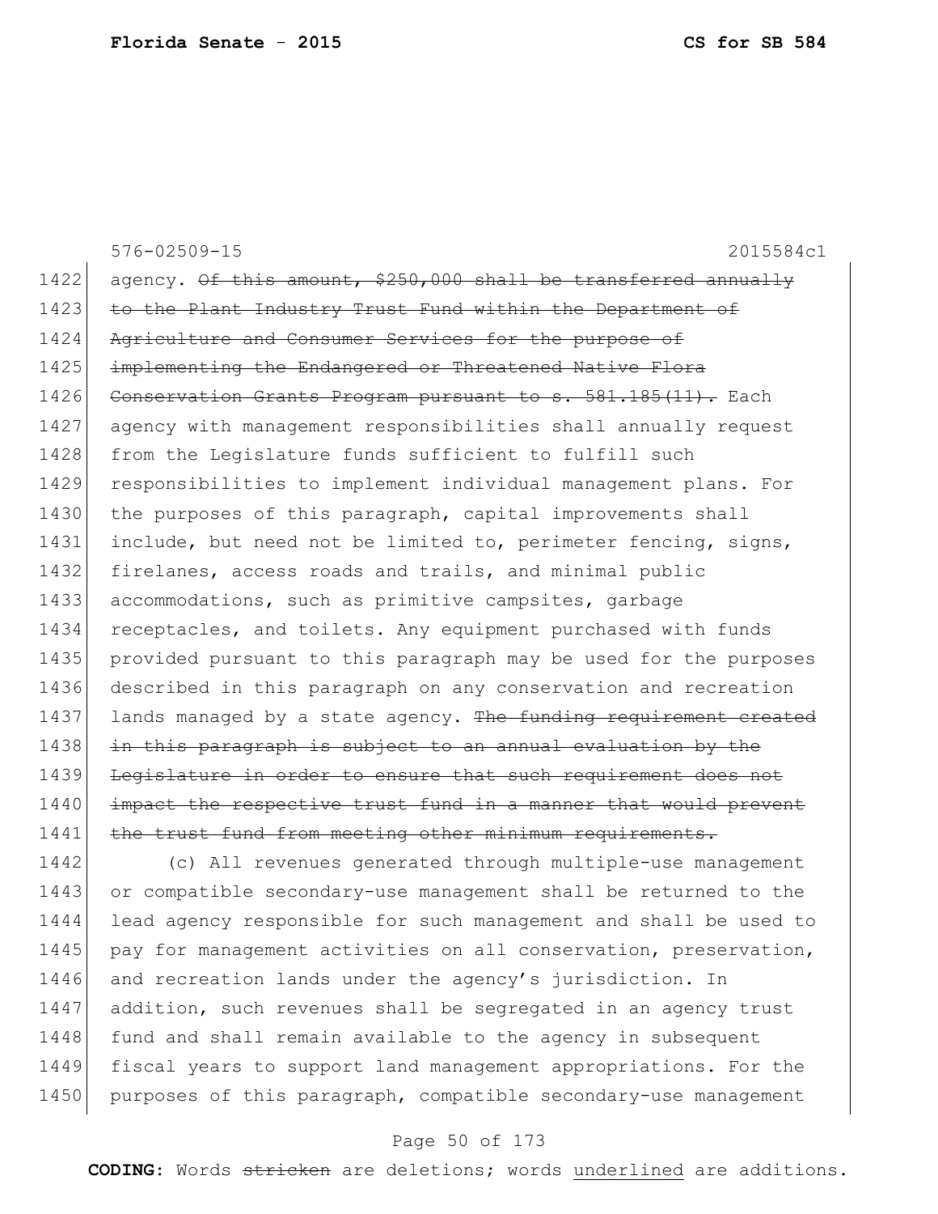576-02509-15 2015584c1

1422 agency. ~~Of this amount, $250,000 shall be transferred annually~~
1423 ~~to the Plant Industry Trust Fund within the Department of~~
1424 ~~Agriculture and Consumer Services for the purpose of~~
1425 ~~implementing the Endangered or Threatened Native Flora~~
1426 ~~Conservation Grants Program pursuant to s. 581.185(11).~~ Each
1427 agency with management responsibilities shall annually request
1428 from the Legislature funds sufficient to fulfill such
1429 responsibilities to implement individual management plans. For
1430 the purposes of this paragraph, capital improvements shall
1431 include, but need not be limited to, perimeter fencing, signs,
1432 firelanes, access roads and trails, and minimal public
1433 accommodations, such as primitive campsites, garbage
1434 receptacles, and toilets. Any equipment purchased with funds
1435 provided pursuant to this paragraph may be used for the purposes
1436 described in this paragraph on any conservation and recreation
1437 lands managed by a state agency. ~~The funding requirement created~~
1438 ~~in this paragraph is subject to an annual evaluation by the~~
1439 ~~Legislature in order to ensure that such requirement does not~~
1440 ~~impact the respective trust fund in a manner that would prevent~~
1441 ~~the trust fund from meeting other minimum requirements.~~
1442 (c) All revenues generated through multiple-use management
1443 or compatible secondary-use management shall be returned to the
1444 lead agency responsible for such management and shall be used to
1445 pay for management activities on all conservation, preservation,
1446 and recreation lands under the agency's jurisdiction. In
1447 addition, such revenues shall be segregated in an agency trust
1448 fund and shall remain available to the agency in subsequent
1449 fiscal years to support land management appropriations. For the
1450 purposes of this paragraph, compatible secondary-use management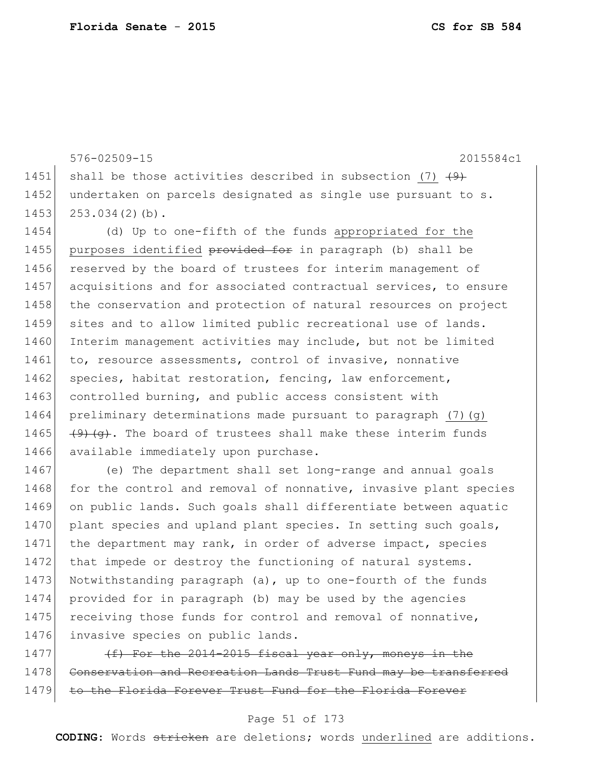576-02509-15 2015584c1

1451 shall be those activities described in subsection <u>(7)</u> ~~(9)~~
1452 undertaken on parcels designated as single use pursuant to s.
1453 253.034(2)(b).

1454 (d) Up to one-fifth of the funds <u>appropriated for the</u>
1455 <u>purposes identified</u> ~~provided for~~ in paragraph (b) shall be
1456 reserved by the board of trustees for interim management of
1457 acquisitions and for associated contractual services, to ensure
1458 the conservation and protection of natural resources on project
1459 sites and to allow limited public recreational use of lands.
1460 Interim management activities may include, but not be limited
1461 to, resource assessments, control of invasive, nonnative
1462 species, habitat restoration, fencing, law enforcement,
1463 controlled burning, and public access consistent with
1464 preliminary determinations made pursuant to paragraph <u>(7)(g)</u>
1465 ~~(9)(g)~~. The board of trustees shall make these interim funds
1466 available immediately upon purchase.

1467 (e) The department shall set long-range and annual goals
1468 for the control and removal of nonnative, invasive plant species
1469 on public lands. Such goals shall differentiate between aquatic
1470 plant species and upland plant species. In setting such goals,
1471 the department may rank, in order of adverse impact, species
1472 that impede or destroy the functioning of natural systems.
1473 Notwithstanding paragraph (a), up to one-fourth of the funds
1474 provided for in paragraph (b) may be used by the agencies
1475 receiving those funds for control and removal of nonnative,
1476 invasive species on public lands.

1477 ~~(f) For the 2014-2015 fiscal year only, moneys in the~~
1478 ~~Conservation and Recreation Lands Trust Fund may be transferred~~
1479 ~~to the Florida Forever Trust Fund for the Florida Forever~~

**CODING:** Words ~~stricken~~ are deletions; words <u>underlined</u> are additions.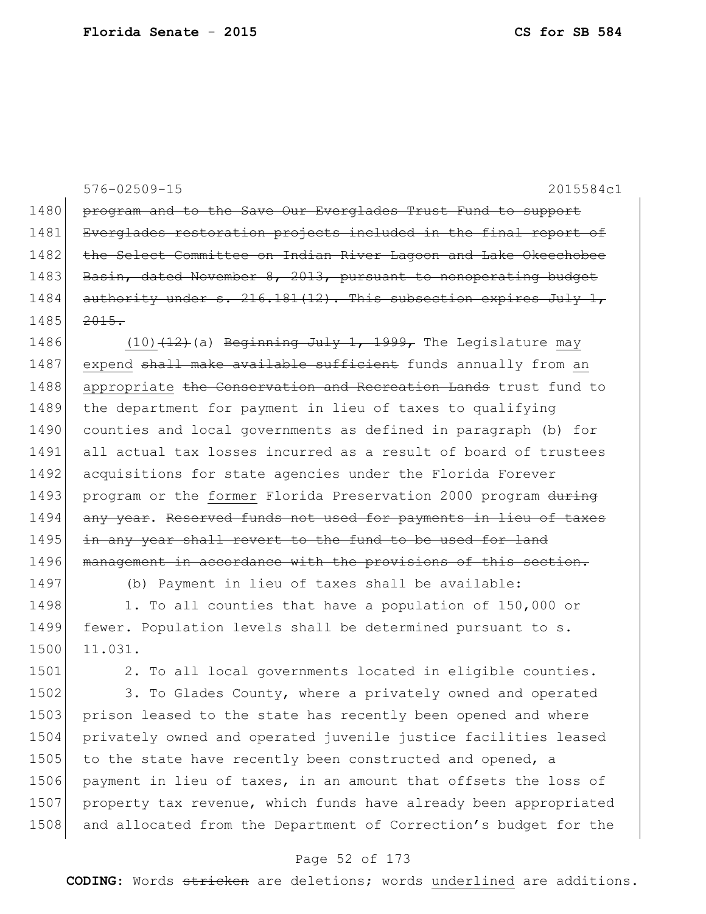576-02509-15 2015584c1

1480 ~~program and to the Save Our Everglades Trust Fund to support~~
1481 ~~Everglades restoration projects included in the final report of~~
1482 ~~the Select Committee on Indian River Lagoon and Lake Okeechobee~~
1483 ~~Basin, dated November 8, 2013, pursuant to nonoperating budget~~
1484 ~~authority under s. 216.181(12). This subsection expires July 1,~~
1485 ~~2015.~~

1486 (10)~~(12)~~(a) ~~Beginning July 1, 1999,~~ The Legislature <u>may</u>
1487 <u>expend</u> ~~shall make available sufficient~~ funds annually from <u>an</u>
1488 <u>appropriate</u> ~~the Conservation and Recreation Lands~~ trust fund to
1489 the department for payment in lieu of taxes to qualifying
1490 counties and local governments as defined in paragraph (b) for
1491 all actual tax losses incurred as a result of board of trustees
1492 acquisitions for state agencies under the Florida Forever
1493 program or the <u>former</u> Florida Preservation 2000 program ~~during~~
1494 ~~any year~~. ~~Reserved funds not used for payments in lieu of taxes~~
1495 ~~in any year shall revert to the fund to be used for land~~
1496 ~~management in accordance with the provisions of this section.~~

1497 (b) Payment in lieu of taxes shall be available:

1498 1. To all counties that have a population of 150,000 or
1499 fewer. Population levels shall be determined pursuant to s.
1500 11.031.

1501 2. To all local governments located in eligible counties.

1502 3. To Glades County, where a privately owned and operated
1503 prison leased to the state has recently been opened and where
1504 privately owned and operated juvenile justice facilities leased
1505 to the state have recently been constructed and opened, a
1506 payment in lieu of taxes, in an amount that offsets the loss of
1507 property tax revenue, which funds have already been appropriated
1508 and allocated from the Department of Correction's budget for the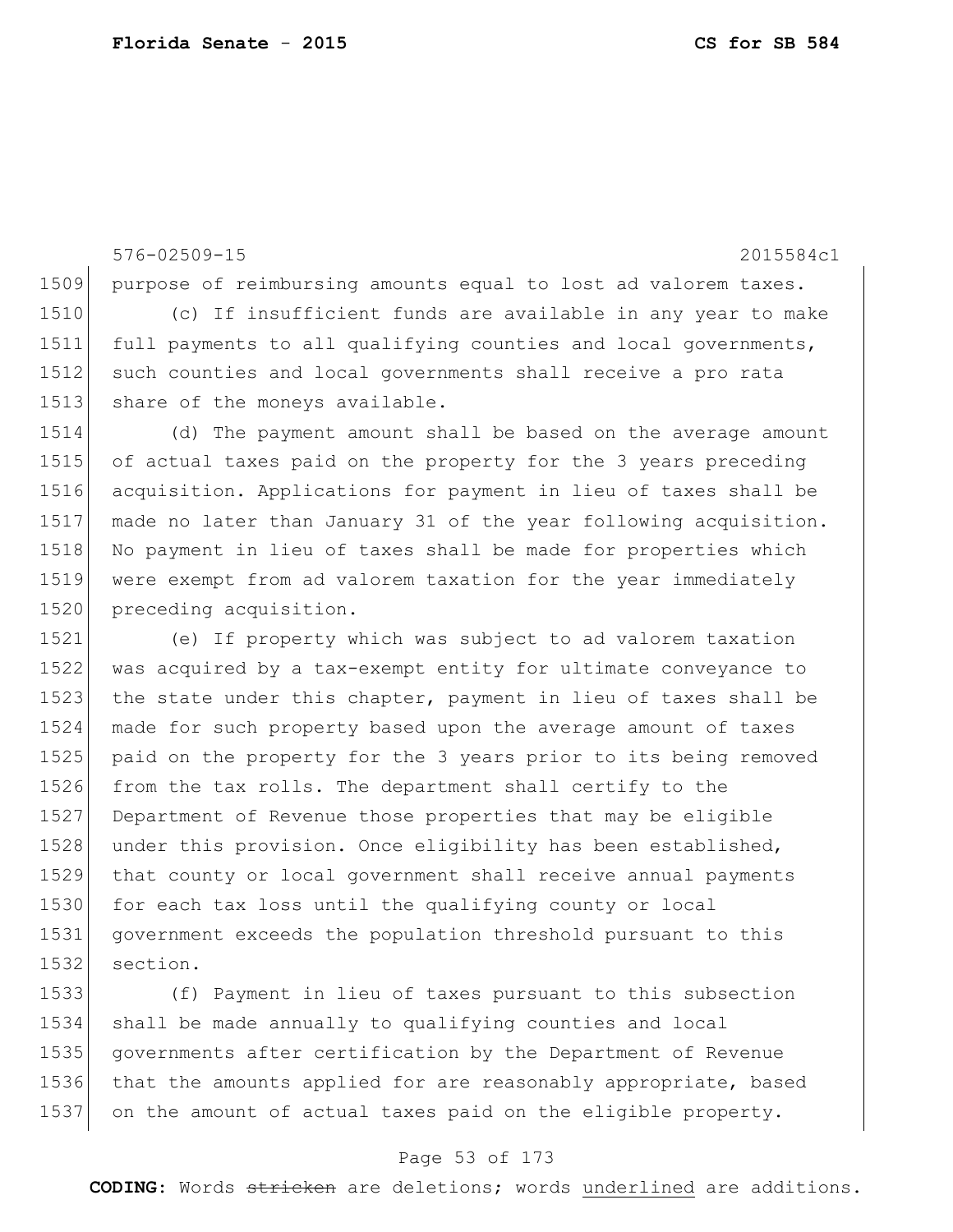purpose of reimbursing amounts equal to lost ad valorem taxes.

(c) If insufficient funds are available in any year to make full payments to all qualifying counties and local governments, such counties and local governments shall receive a pro rata share of the moneys available.

(d) The payment amount shall be based on the average amount of actual taxes paid on the property for the 3 years preceding acquisition. Applications for payment in lieu of taxes shall be made no later than January 31 of the year following acquisition. No payment in lieu of taxes shall be made for properties which were exempt from ad valorem taxation for the year immediately preceding acquisition.

(e) If property which was subject to ad valorem taxation was acquired by a tax-exempt entity for ultimate conveyance to the state under this chapter, payment in lieu of taxes shall be made for such property based upon the average amount of taxes paid on the property for the 3 years prior to its being removed from the tax rolls. The department shall certify to the Department of Revenue those properties that may be eligible under this provision. Once eligibility has been established, that county or local government shall receive annual payments for each tax loss until the qualifying county or local government exceeds the population threshold pursuant to this section.

(f) Payment in lieu of taxes pursuant to this subsection shall be made annually to qualifying counties and local governments after certification by the Department of Revenue that the amounts applied for are reasonably appropriate, based on the amount of actual taxes paid on the eligible property.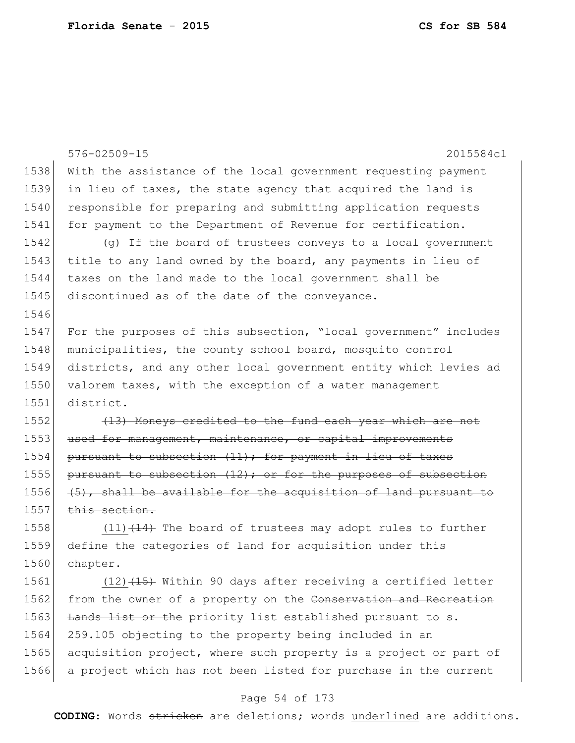With the assistance of the local government requesting payment in lieu of taxes, the state agency that acquired the land is responsible for preparing and submitting application requests for payment to the Department of Revenue for certification.

(g) If the board of trustees conveys to a local government title to any land owned by the board, any payments in lieu of taxes on the land made to the local government shall be discontinued as of the date of the conveyance.

For the purposes of this subsection, "local government" includes municipalities, the county school board, mosquito control districts, and any other local government entity which levies ad valorem taxes, with the exception of a water management district.

~~(13) Moneys credited to the fund each year which are not used for management, maintenance, or capital improvements pursuant to subsection (11); for payment in lieu of taxes pursuant to subsection (12); or for the purposes of subsection (5), shall be available for the acquisition of land pursuant to this section.~~

(11)~~(14)~~ The board of trustees may adopt rules to further define the categories of land for acquisition under this chapter.

(12)~~(15)~~ Within 90 days after receiving a certified letter from the owner of a property on the ~~Conservation and Recreation Lands list or the~~ priority list established pursuant to s. 259.105 objecting to the property being included in an acquisition project, where such property is a project or part of a project which has not been listed for purchase in the current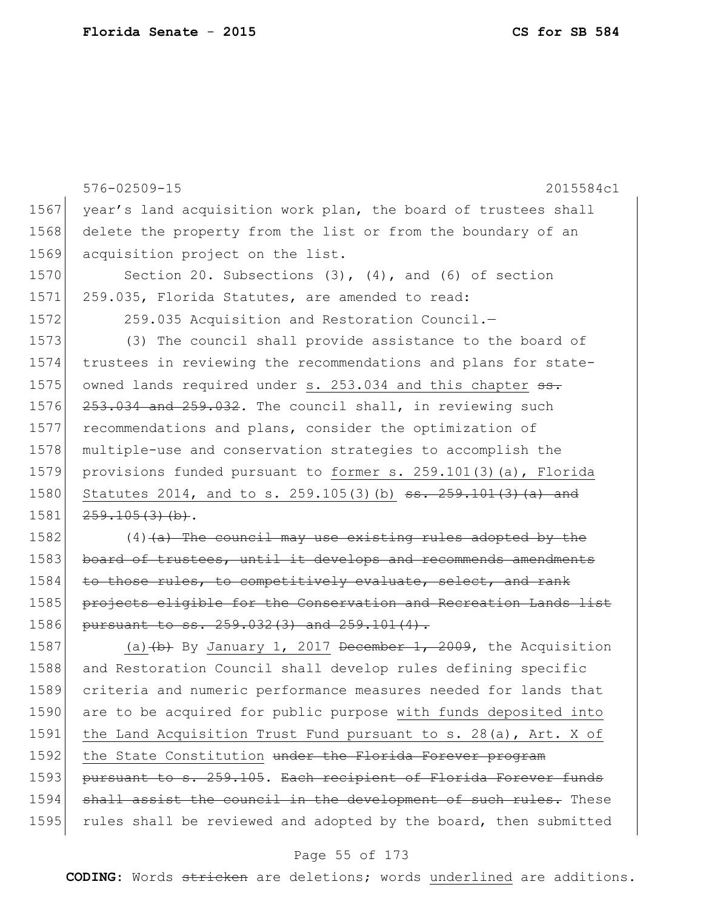576-02509-15 2015584c1

1567 year's land acquisition work plan, the board of trustees shall
1568 delete the property from the list or from the boundary of an
1569 acquisition project on the list.

1570 Section 20. Subsections (3), (4), and (6) of section
1571 259.035, Florida Statutes, are amended to read:

1572 259.035 Acquisition and Restoration Council.—

1573 (3) The council shall provide assistance to the board of
1574 trustees in reviewing the recommendations and plans for state-
1575 owned lands required under <u>s. 253.034 and this chapter</u> ~~ss.~~
1576 ~~253.034 and 259.032~~. The council shall, in reviewing such
1577 recommendations and plans, consider the optimization of
1578 multiple-use and conservation strategies to accomplish the
1579 provisions funded pursuant to <u>former s. 259.101(3)(a), Florida</u>
1580 <u>Statutes 2014, and to s. 259.105(3)(b)</u> ~~ss. 259.101(3)(a) and~~
1581 ~~259.105(3)(b)~~.

1582 (4)~~(a) The council may use existing rules adopted by the~~
1583 ~~board of trustees, until it develops and recommends amendments~~
1584 ~~to those rules, to competitively evaluate, select, and rank~~
1585 ~~projects eligible for the Conservation and Recreation Lands list~~
1586 ~~pursuant to ss. 259.032(3) and 259.101(4).~~

1587 <u>(a)</u>~~(b)~~ By <u>January 1, 2017</u> ~~December 1, 2009~~, the Acquisition
1588 and Restoration Council shall develop rules defining specific
1589 criteria and numeric performance measures needed for lands that
1590 are to be acquired for public purpose <u>with funds deposited into</u>
1591 <u>the Land Acquisition Trust Fund pursuant to s. 28(a), Art. X of</u>
1592 <u>the State Constitution</u> ~~under the Florida Forever program~~
1593 ~~pursuant to s. 259.105~~. ~~Each recipient of Florida Forever funds~~
1594 ~~shall assist the council in the development of such rules.~~ These
1595 rules shall be reviewed and adopted by the board, then submitted

**CODING:** Words ~~stricken~~ are deletions; words <u>underlined</u> are additions.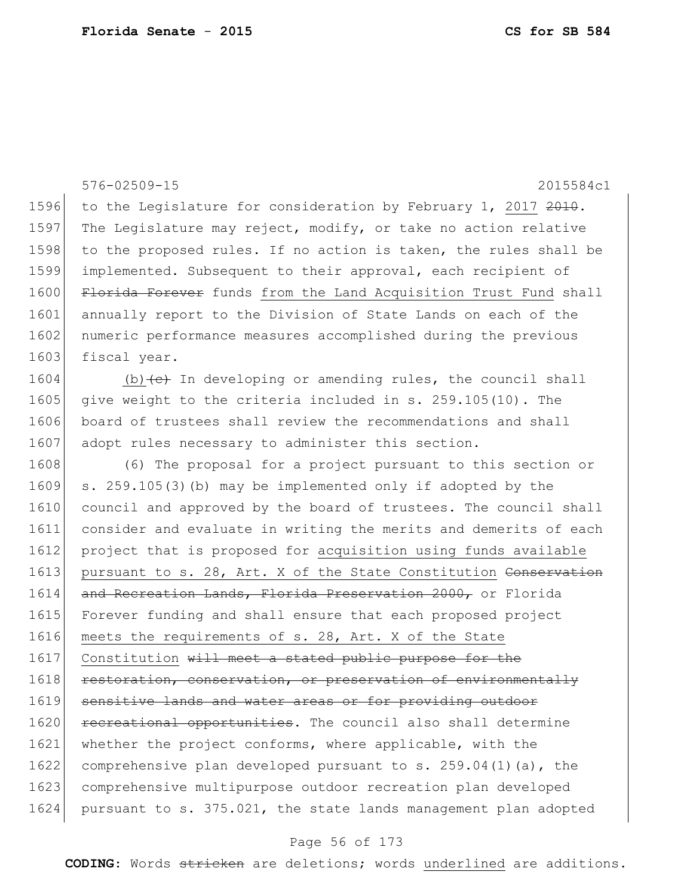576-02509-15 2015584c1

1596 to the Legislature for consideration by February 1, <u>2017</u> ~~2010~~.
1597 The Legislature may reject, modify, or take no action relative
1598 to the proposed rules. If no action is taken, the rules shall be
1599 implemented. Subsequent to their approval, each recipient of
1600 ~~Florida Forever~~ funds <u>from the Land Acquisition Trust Fund</u> shall
1601 annually report to the Division of State Lands on each of the
1602 numeric performance measures accomplished during the previous
1603 fiscal year.

1604 <u>(b)</u>~~(c)~~ In developing or amending rules, the council shall
1605 give weight to the criteria included in s. 259.105(10). The
1606 board of trustees shall review the recommendations and shall
1607 adopt rules necessary to administer this section.

1608 (6) The proposal for a project pursuant to this section or
1609 s. 259.105(3)(b) may be implemented only if adopted by the
1610 council and approved by the board of trustees. The council shall
1611 consider and evaluate in writing the merits and demerits of each
1612 project that is proposed for <u>acquisition using funds available</u>
1613 <u>pursuant to s. 28, Art. X of the State Constitution</u> ~~Conservation~~
1614 ~~and Recreation Lands, Florida Preservation 2000,~~ or Florida
1615 Forever funding and shall ensure that each proposed project
1616 <u>meets the requirements of s. 28, Art. X of the State</u>
1617 <u>Constitution</u> ~~will meet a stated public purpose for the~~
1618 ~~restoration, conservation, or preservation of environmentally~~
1619 ~~sensitive lands and water areas or for providing outdoor~~
1620 ~~recreational opportunities~~. The council also shall determine
1621 whether the project conforms, where applicable, with the
1622 comprehensive plan developed pursuant to s. 259.04(1)(a), the
1623 comprehensive multipurpose outdoor recreation plan developed
1624 pursuant to s. 375.021, the state lands management plan adopted

**CODING:** Words ~~stricken~~ are deletions; words <u>underlined</u> are additions.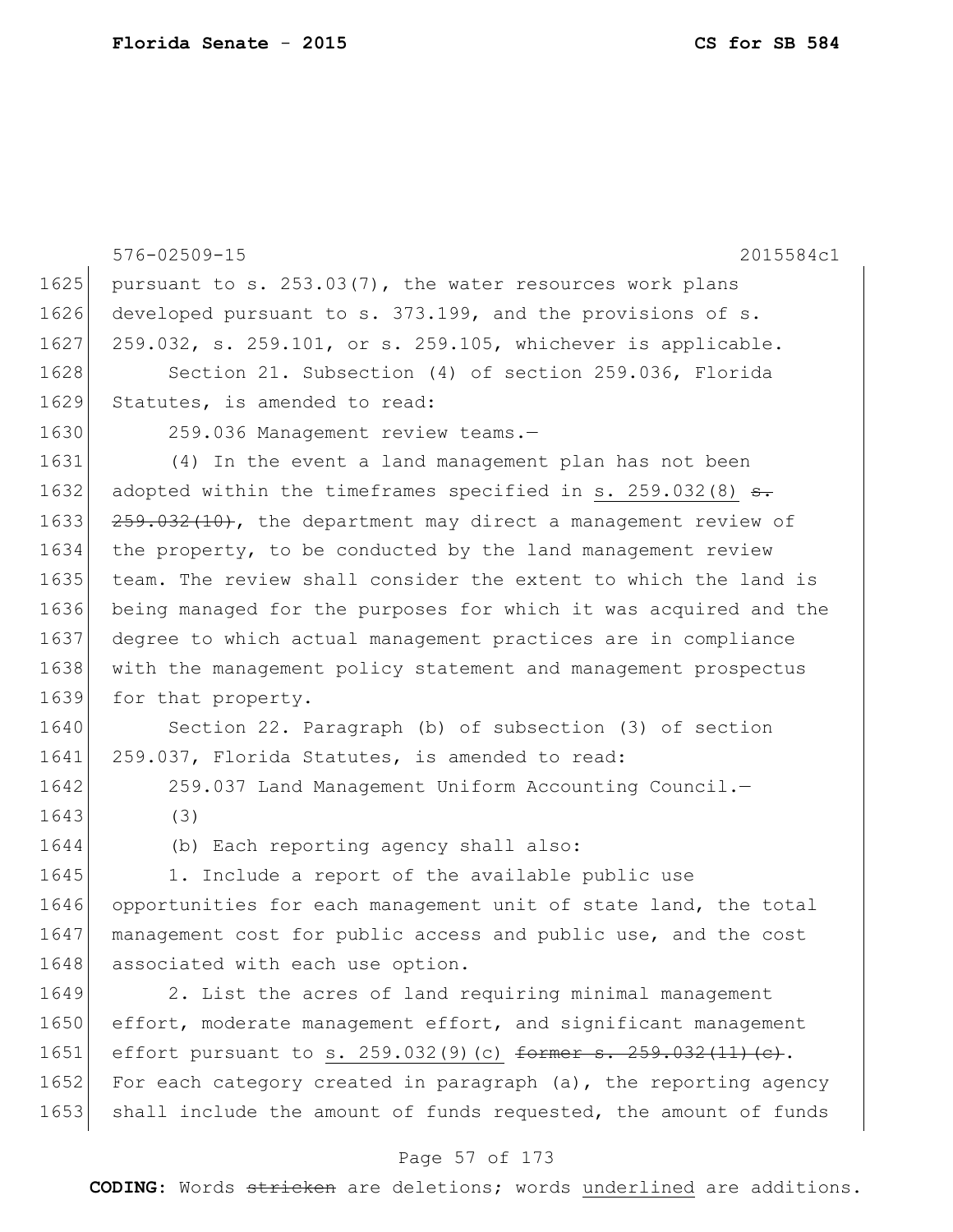pursuant to s. 253.03(7), the water resources work plans developed pursuant to s. 373.199, and the provisions of s. 259.032, s. 259.101, or s. 259.105, whichever is applicable.

Section 21. Subsection (4) of section 259.036, Florida Statutes, is amended to read:

259.036 Management review teams.—

(4) In the event a land management plan has not been adopted within the timeframes specified in <u>s. 259.032(8)</u> ~~s. 259.032(10)~~, the department may direct a management review of the property, to be conducted by the land management review team. The review shall consider the extent to which the land is being managed for the purposes for which it was acquired and the degree to which actual management practices are in compliance with the management policy statement and management prospectus for that property.

Section 22. Paragraph (b) of subsection (3) of section 259.037, Florida Statutes, is amended to read:

259.037 Land Management Uniform Accounting Council.—

(3)

(b) Each reporting agency shall also:

1. Include a report of the available public use opportunities for each management unit of state land, the total management cost for public access and public use, and the cost associated with each use option.

2. List the acres of land requiring minimal management effort, moderate management effort, and significant management effort pursuant to <u>s. 259.032(9)(c)</u> ~~former s. 259.032(11)(c)~~. For each category created in paragraph (a), the reporting agency shall include the amount of funds requested, the amount of funds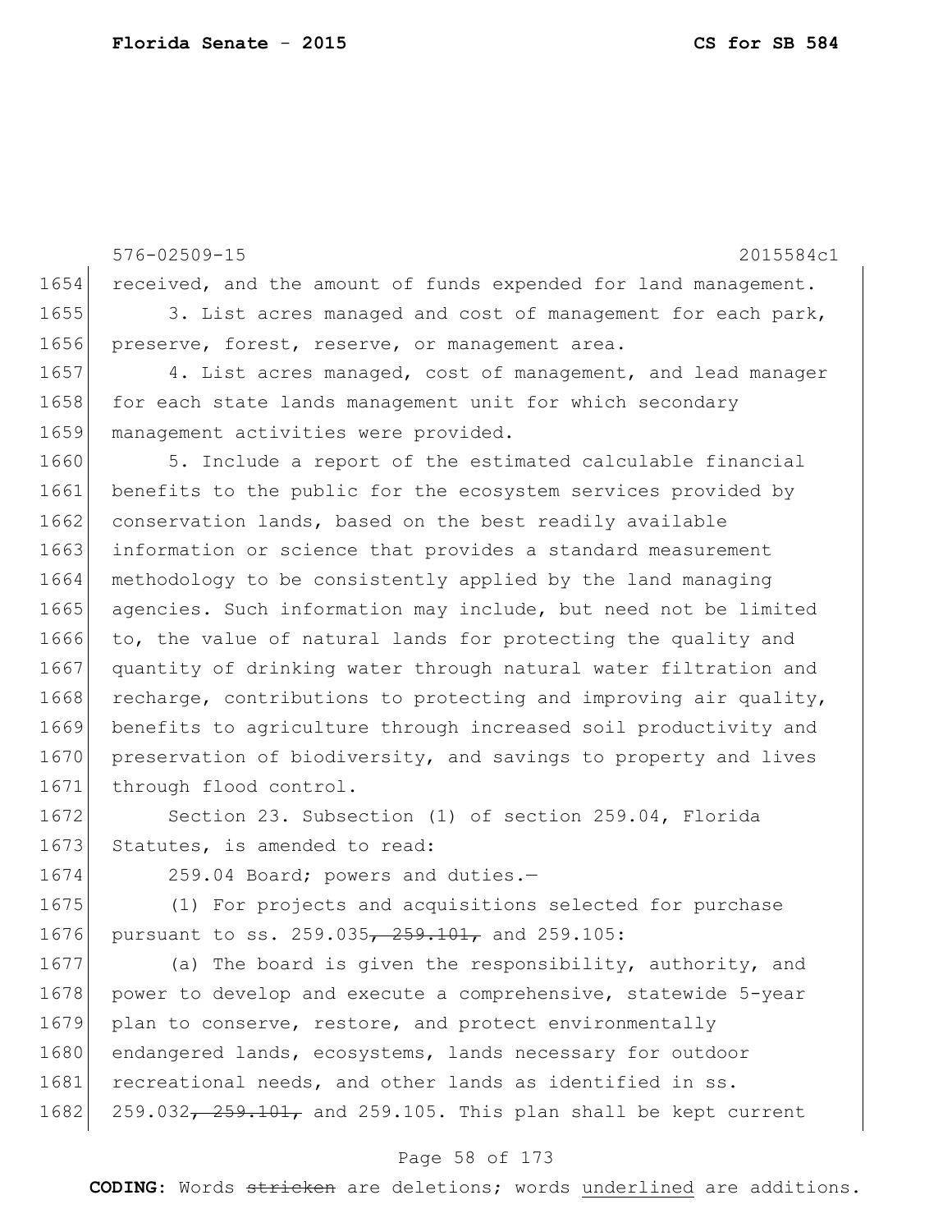576-02509-15 2015584c1

1654 received, and the amount of funds expended for land management.

1655 3. List acres managed and cost of management for each park,
1656 preserve, forest, reserve, or management area.

1657 4. List acres managed, cost of management, and lead manager
1658 for each state lands management unit for which secondary
1659 management activities were provided.

1660 5. Include a report of the estimated calculable financial
1661 benefits to the public for the ecosystem services provided by
1662 conservation lands, based on the best readily available
1663 information or science that provides a standard measurement
1664 methodology to be consistently applied by the land managing
1665 agencies. Such information may include, but need not be limited
1666 to, the value of natural lands for protecting the quality and
1667 quantity of drinking water through natural water filtration and
1668 recharge, contributions to protecting and improving air quality,
1669 benefits to agriculture through increased soil productivity and
1670 preservation of biodiversity, and savings to property and lives
1671 through flood control.

1672 Section 23. Subsection (1) of section 259.04, Florida
1673 Statutes, is amended to read:

1674 259.04 Board; powers and duties.—

1675 (1) For projects and acquisitions selected for purchase
1676 pursuant to ss. 259.035~~, 259.101,~~ and 259.105:

1677 (a) The board is given the responsibility, authority, and
1678 power to develop and execute a comprehensive, statewide 5-year
1679 plan to conserve, restore, and protect environmentally
1680 endangered lands, ecosystems, lands necessary for outdoor
1681 recreational needs, and other lands as identified in ss.
1682 259.032~~, 259.101,~~ and 259.105. This plan shall be kept current

**CODING:** Words ~~stricken~~ are deletions; words <u>underlined</u> are additions.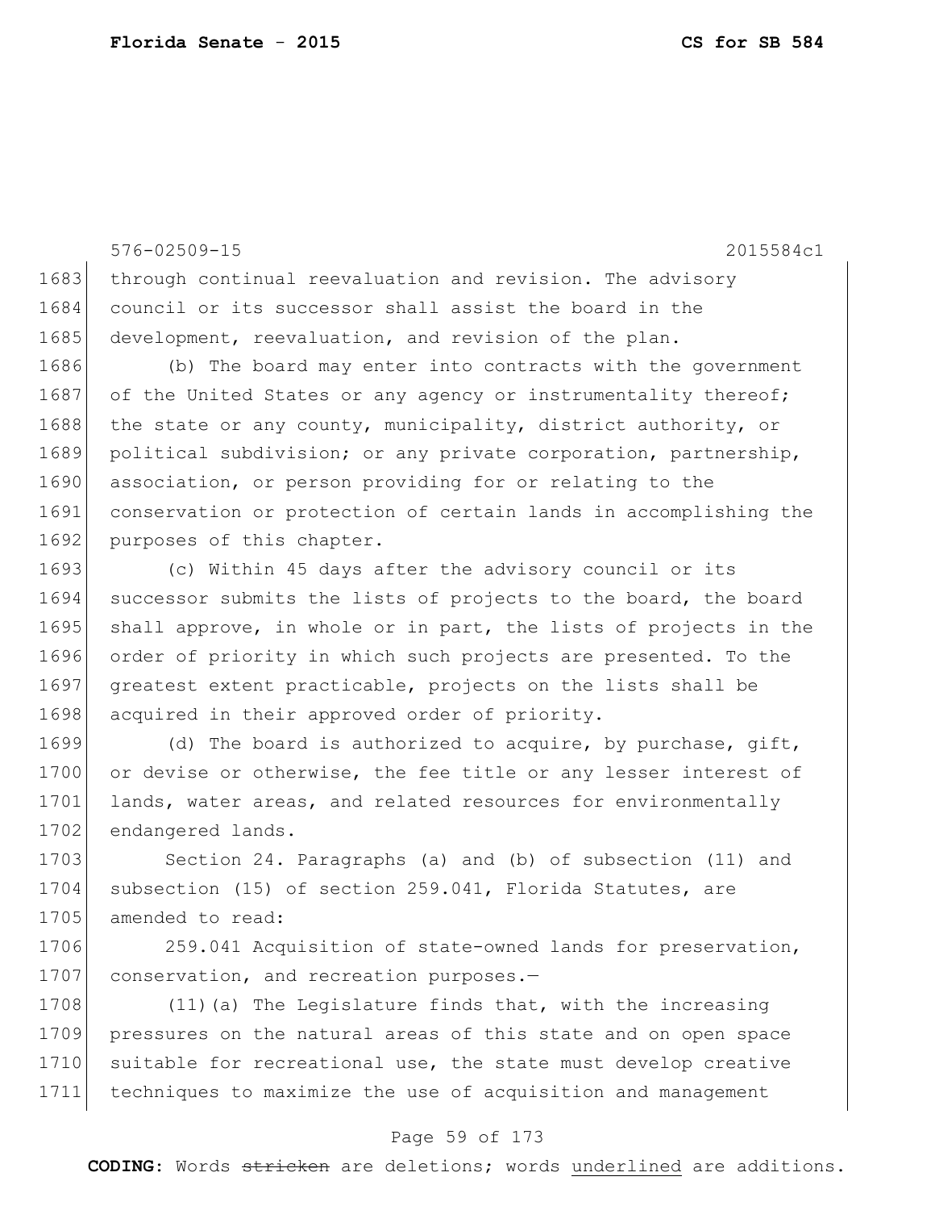576-02509-15 2015584c1

1683 through continual reevaluation and revision. The advisory
1684 council or its successor shall assist the board in the
1685 development, reevaluation, and revision of the plan.

1686 (b) The board may enter into contracts with the government
1687 of the United States or any agency or instrumentality thereof;
1688 the state or any county, municipality, district authority, or
1689 political subdivision; or any private corporation, partnership,
1690 association, or person providing for or relating to the
1691 conservation or protection of certain lands in accomplishing the
1692 purposes of this chapter.

1693 (c) Within 45 days after the advisory council or its
1694 successor submits the lists of projects to the board, the board
1695 shall approve, in whole or in part, the lists of projects in the
1696 order of priority in which such projects are presented. To the
1697 greatest extent practicable, projects on the lists shall be
1698 acquired in their approved order of priority.

1699 (d) The board is authorized to acquire, by purchase, gift,
1700 or devise or otherwise, the fee title or any lesser interest of
1701 lands, water areas, and related resources for environmentally
1702 endangered lands.

1703 Section 24. Paragraphs (a) and (b) of subsection (11) and
1704 subsection (15) of section 259.041, Florida Statutes, are
1705 amended to read:

1706 259.041 Acquisition of state-owned lands for preservation,
1707 conservation, and recreation purposes.—

1708 (11)(a) The Legislature finds that, with the increasing
1709 pressures on the natural areas of this state and on open space
1710 suitable for recreational use, the state must develop creative
1711 techniques to maximize the use of acquisition and management

**CODING:** Words ~~stricken~~ are deletions; words underlined are additions.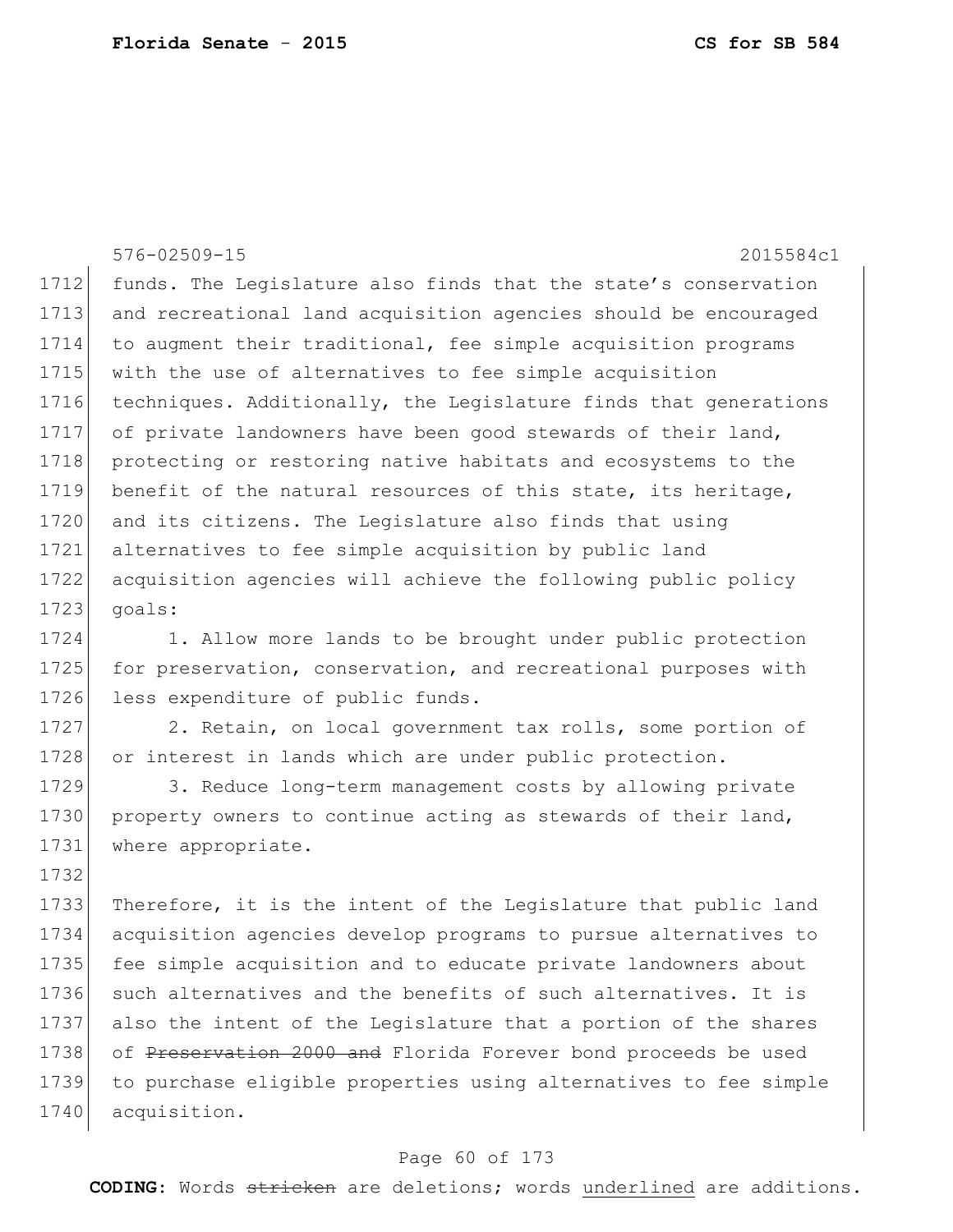funds. The Legislature also finds that the state's conservation and recreational land acquisition agencies should be encouraged to augment their traditional, fee simple acquisition programs with the use of alternatives to fee simple acquisition techniques. Additionally, the Legislature finds that generations of private landowners have been good stewards of their land, protecting or restoring native habitats and ecosystems to the benefit of the natural resources of this state, its heritage, and its citizens. The Legislature also finds that using alternatives to fee simple acquisition by public land acquisition agencies will achieve the following public policy goals:

1. Allow more lands to be brought under public protection for preservation, conservation, and recreational purposes with less expenditure of public funds.

2. Retain, on local government tax rolls, some portion of or interest in lands which are under public protection.

3. Reduce long-term management costs by allowing private property owners to continue acting as stewards of their land, where appropriate.

Therefore, it is the intent of the Legislature that public land acquisition agencies develop programs to pursue alternatives to fee simple acquisition and to educate private landowners about such alternatives and the benefits of such alternatives. It is also the intent of the Legislature that a portion of the shares of ~~Preservation 2000 and~~ Florida Forever bond proceeds be used to purchase eligible properties using alternatives to fee simple acquisition.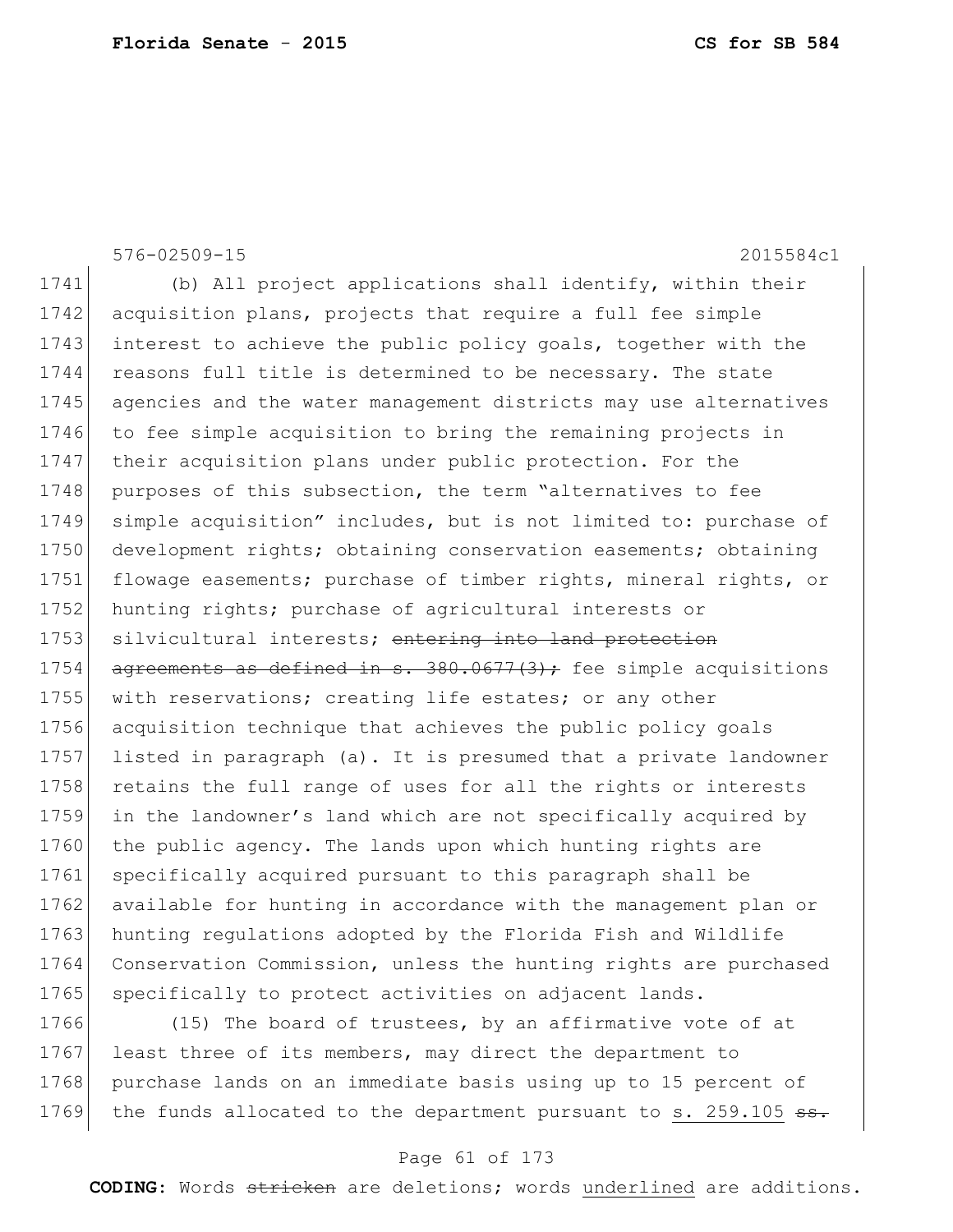576-02509-15 2015584c1

1741 (b) All project applications shall identify, within their
1742 acquisition plans, projects that require a full fee simple
1743 interest to achieve the public policy goals, together with the
1744 reasons full title is determined to be necessary. The state
1745 agencies and the water management districts may use alternatives
1746 to fee simple acquisition to bring the remaining projects in
1747 their acquisition plans under public protection. For the
1748 purposes of this subsection, the term "alternatives to fee
1749 simple acquisition" includes, but is not limited to: purchase of
1750 development rights; obtaining conservation easements; obtaining
1751 flowage easements; purchase of timber rights, mineral rights, or
1752 hunting rights; purchase of agricultural interests or
1753 silvicultural interests; ~~entering into land protection~~
1754 ~~agreements as defined in s. 380.0677(3);~~ fee simple acquisitions
1755 with reservations; creating life estates; or any other
1756 acquisition technique that achieves the public policy goals
1757 listed in paragraph (a). It is presumed that a private landowner
1758 retains the full range of uses for all the rights or interests
1759 in the landowner's land which are not specifically acquired by
1760 the public agency. The lands upon which hunting rights are
1761 specifically acquired pursuant to this paragraph shall be
1762 available for hunting in accordance with the management plan or
1763 hunting regulations adopted by the Florida Fish and Wildlife
1764 Conservation Commission, unless the hunting rights are purchased
1765 specifically to protect activities on adjacent lands.

1766 (15) The board of trustees, by an affirmative vote of at
1767 least three of its members, may direct the department to
1768 purchase lands on an immediate basis using up to 15 percent of
1769 the funds allocated to the department pursuant to <u>s. 259.105</u> ~~ss.~~

**CODING:** Words ~~stricken~~ are deletions; words <u>underlined</u> are additions.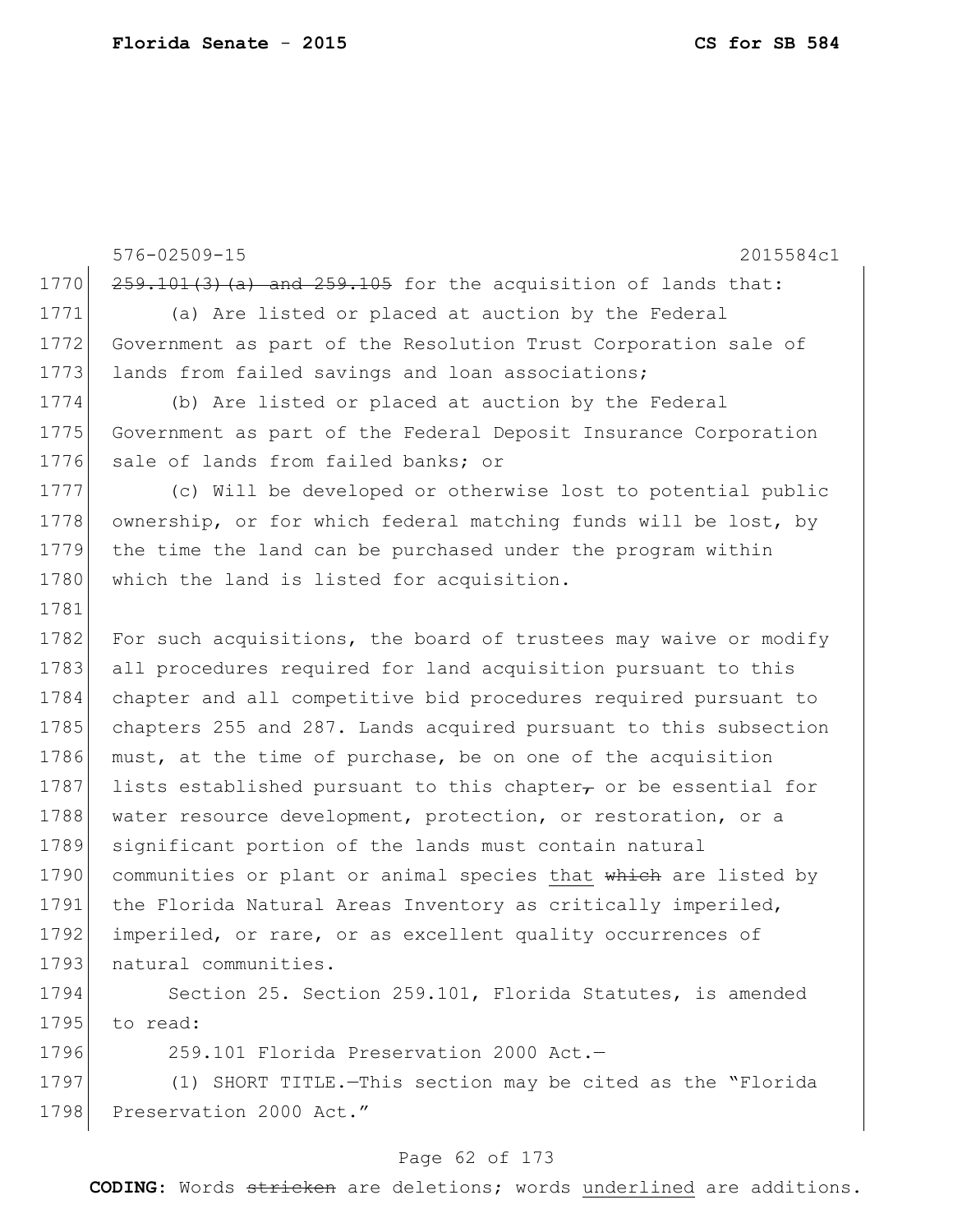~~259.101(3)(a) and 259.105~~ for the acquisition of lands that:

(a) Are listed or placed at auction by the Federal Government as part of the Resolution Trust Corporation sale of lands from failed savings and loan associations;

(b) Are listed or placed at auction by the Federal Government as part of the Federal Deposit Insurance Corporation sale of lands from failed banks; or

(c) Will be developed or otherwise lost to potential public ownership, or for which federal matching funds will be lost, by the time the land can be purchased under the program within which the land is listed for acquisition.

For such acquisitions, the board of trustees may waive or modify all procedures required for land acquisition pursuant to this chapter and all competitive bid procedures required pursuant to chapters 255 and 287. Lands acquired pursuant to this subsection must, at the time of purchase, be on one of the acquisition lists established pursuant to this chapter~~,~~ or be essential for water resource development, protection, or restoration, or a significant portion of the lands must contain natural communities or plant or animal species <u>that</u> ~~which~~ are listed by the Florida Natural Areas Inventory as critically imperiled, imperiled, or rare, or as excellent quality occurrences of natural communities.

Section 25. Section 259.101, Florida Statutes, is amended to read:

259.101 Florida Preservation 2000 Act.—

(1) SHORT TITLE.—This section may be cited as the "Florida Preservation 2000 Act."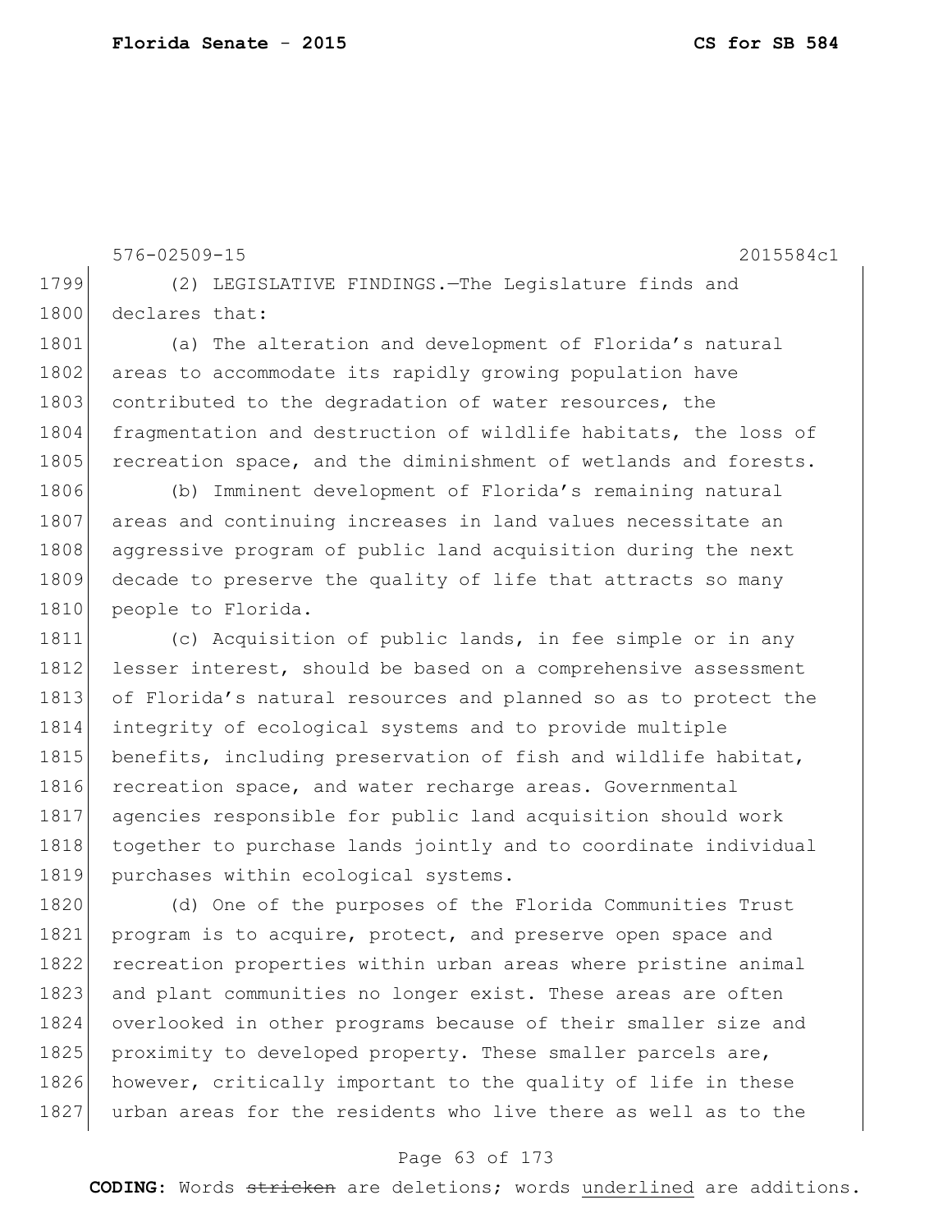(2) LEGISLATIVE FINDINGS.—The Legislature finds and declares that:

(a) The alteration and development of Florida's natural areas to accommodate its rapidly growing population have contributed to the degradation of water resources, the fragmentation and destruction of wildlife habitats, the loss of recreation space, and the diminishment of wetlands and forests.

(b) Imminent development of Florida's remaining natural areas and continuing increases in land values necessitate an aggressive program of public land acquisition during the next decade to preserve the quality of life that attracts so many people to Florida.

(c) Acquisition of public lands, in fee simple or in any lesser interest, should be based on a comprehensive assessment of Florida's natural resources and planned so as to protect the integrity of ecological systems and to provide multiple benefits, including preservation of fish and wildlife habitat, recreation space, and water recharge areas. Governmental agencies responsible for public land acquisition should work together to purchase lands jointly and to coordinate individual purchases within ecological systems.

(d) One of the purposes of the Florida Communities Trust program is to acquire, protect, and preserve open space and recreation properties within urban areas where pristine animal and plant communities no longer exist. These areas are often overlooked in other programs because of their smaller size and proximity to developed property. These smaller parcels are, however, critically important to the quality of life in these urban areas for the residents who live there as well as to the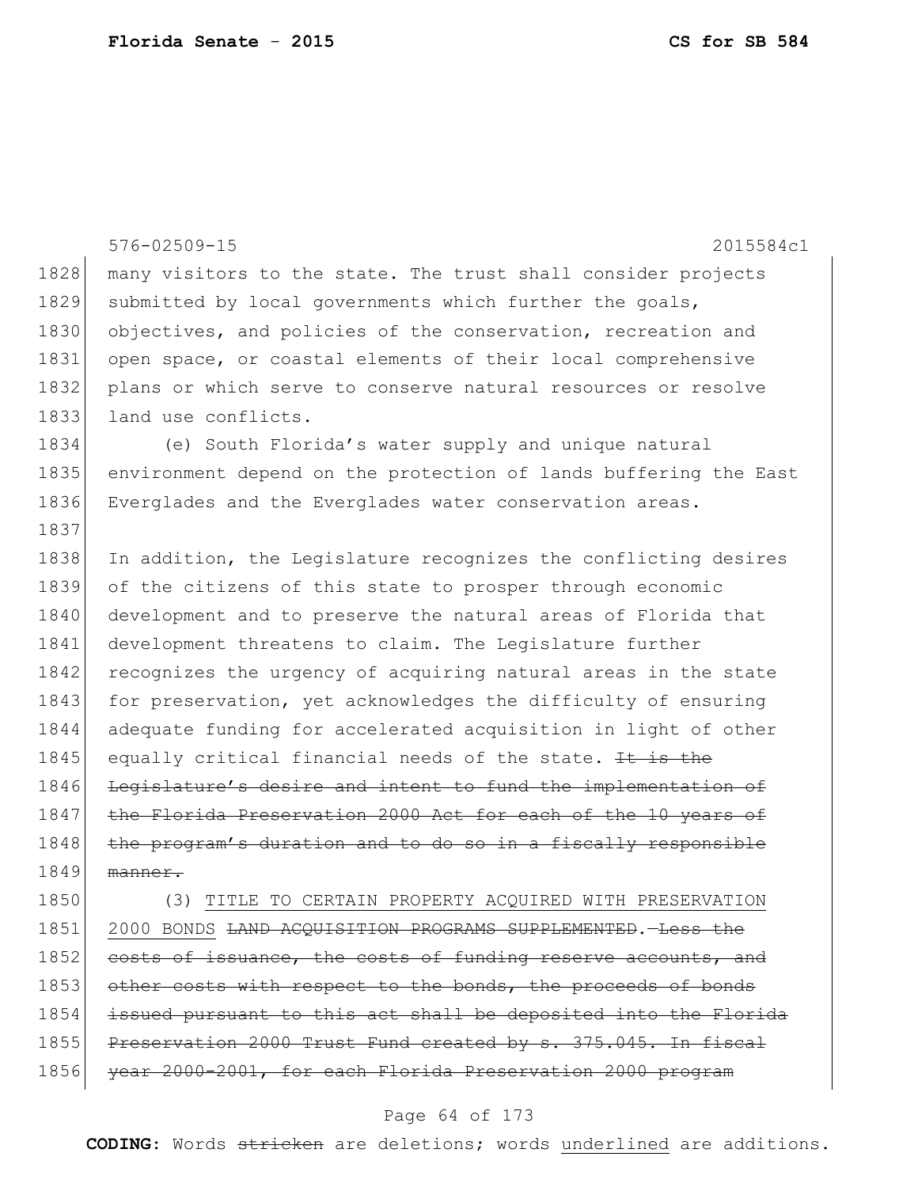many visitors to the state. The trust shall consider projects submitted by local governments which further the goals, objectives, and policies of the conservation, recreation and open space, or coastal elements of their local comprehensive plans or which serve to conserve natural resources or resolve land use conflicts.

(e) South Florida's water supply and unique natural environment depend on the protection of lands buffering the East Everglades and the Everglades water conservation areas.

In addition, the Legislature recognizes the conflicting desires of the citizens of this state to prosper through economic development and to preserve the natural areas of Florida that development threatens to claim. The Legislature further recognizes the urgency of acquiring natural areas in the state for preservation, yet acknowledges the difficulty of ensuring adequate funding for accelerated acquisition in light of other equally critical financial needs of the state. ~~It is the Legislature's desire and intent to fund the implementation of the Florida Preservation 2000 Act for each of the 10 years of the program's duration and to do so in a fiscally responsible manner.~~

(3) <u>TITLE TO CERTAIN PROPERTY ACQUIRED WITH PRESERVATION 2000 BONDS</u> ~~LAND ACQUISITION PROGRAMS SUPPLEMENTED~~.—~~Less the costs of issuance, the costs of funding reserve accounts, and other costs with respect to the bonds, the proceeds of bonds issued pursuant to this act shall be deposited into the Florida Preservation 2000 Trust Fund created by s. 375.045. In fiscal year 2000-2001, for each Florida Preservation 2000 program~~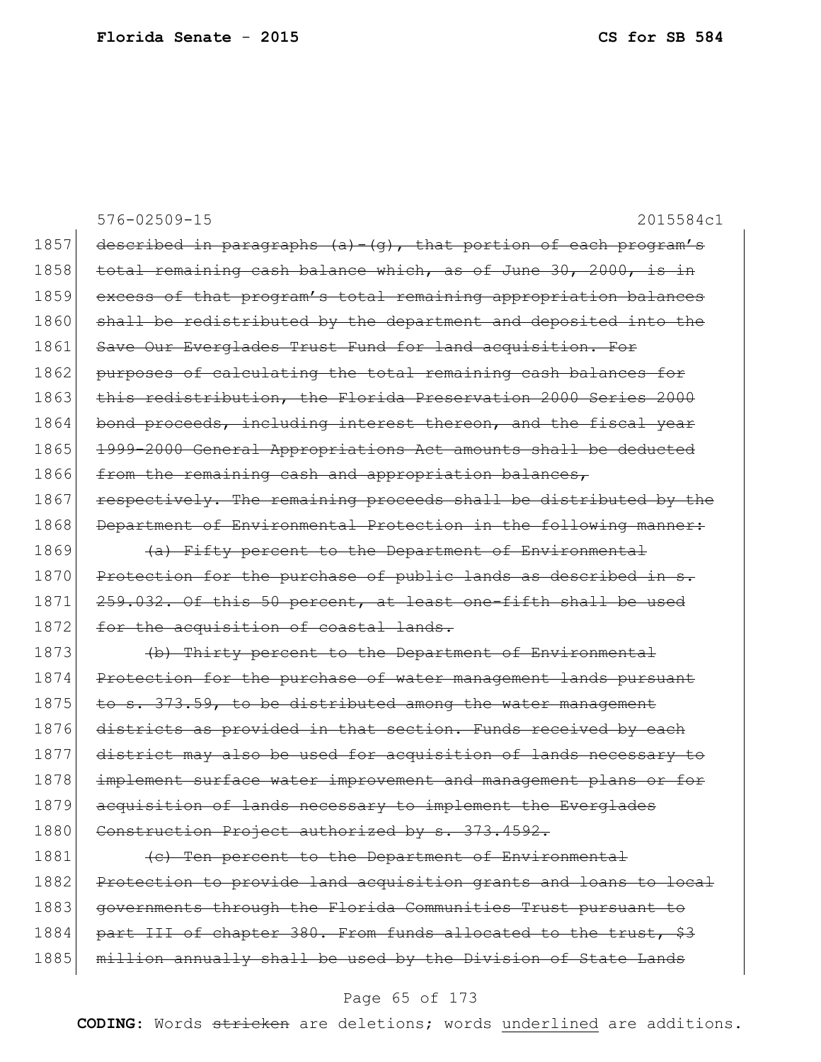576-02509-15 2015584c1

1857 ~~described in paragraphs (a)-(g), that portion of each program's~~
1858 ~~total remaining cash balance which, as of June 30, 2000, is in~~
1859 ~~excess of that program's total remaining appropriation balances~~
1860 ~~shall be redistributed by the department and deposited into the~~
1861 ~~Save Our Everglades Trust Fund for land acquisition. For~~
1862 ~~purposes of calculating the total remaining cash balances for~~
1863 ~~this redistribution, the Florida Preservation 2000 Series 2000~~
1864 ~~bond proceeds, including interest thereon, and the fiscal year~~
1865 ~~1999-2000 General Appropriations Act amounts shall be deducted~~
1866 ~~from the remaining cash and appropriation balances,~~
1867 ~~respectively. The remaining proceeds shall be distributed by the~~
1868 ~~Department of Environmental Protection in the following manner:~~
1869 ~~(a) Fifty percent to the Department of Environmental~~
1870 ~~Protection for the purchase of public lands as described in s.~~
1871 ~~259.032. Of this 50 percent, at least one-fifth shall be used~~
1872 ~~for the acquisition of coastal lands.~~
1873 ~~(b) Thirty percent to the Department of Environmental~~
1874 ~~Protection for the purchase of water management lands pursuant~~
1875 ~~to s. 373.59, to be distributed among the water management~~
1876 ~~districts as provided in that section. Funds received by each~~
1877 ~~district may also be used for acquisition of lands necessary to~~
1878 ~~implement surface water improvement and management plans or for~~
1879 ~~acquisition of lands necessary to implement the Everglades~~
1880 ~~Construction Project authorized by s. 373.4592.~~
1881 ~~(c) Ten percent to the Department of Environmental~~
1882 ~~Protection to provide land acquisition grants and loans to local~~
1883 ~~governments through the Florida Communities Trust pursuant to~~
1884 ~~part III of chapter 380. From funds allocated to the trust, $3~~
1885 ~~million annually shall be used by the Division of State Lands~~

**CODING:** Words ~~stricken~~ are deletions; words <u>underlined</u> are additions.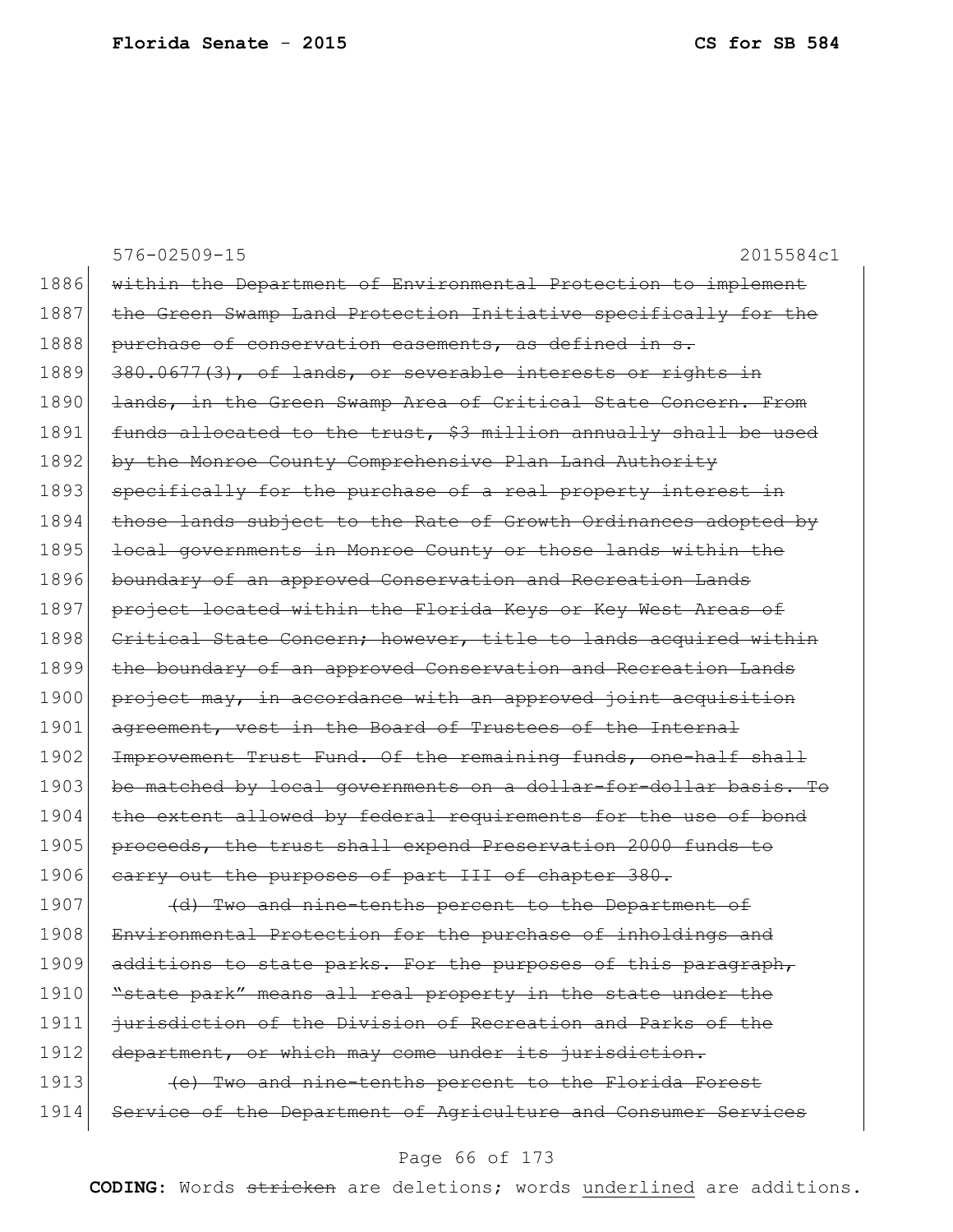576-02509-15 2015584c1

1886 ~~within the Department of Environmental Protection to implement~~
1887 ~~the Green Swamp Land Protection Initiative specifically for the~~
1888 ~~purchase of conservation easements, as defined in s.~~
1889 ~~380.0677(3), of lands, or severable interests or rights in~~
1890 ~~lands, in the Green Swamp Area of Critical State Concern. From~~
1891 ~~funds allocated to the trust, $3 million annually shall be used~~
1892 ~~by the Monroe County Comprehensive Plan Land Authority~~
1893 ~~specifically for the purchase of a real property interest in~~
1894 ~~those lands subject to the Rate of Growth Ordinances adopted by~~
1895 ~~local governments in Monroe County or those lands within the~~
1896 ~~boundary of an approved Conservation and Recreation Lands~~
1897 ~~project located within the Florida Keys or Key West Areas of~~
1898 ~~Critical State Concern; however, title to lands acquired within~~
1899 ~~the boundary of an approved Conservation and Recreation Lands~~
1900 ~~project may, in accordance with an approved joint acquisition~~
1901 ~~agreement, vest in the Board of Trustees of the Internal~~
1902 ~~Improvement Trust Fund. Of the remaining funds, one-half shall~~
1903 ~~be matched by local governments on a dollar-for-dollar basis. To~~
1904 ~~the extent allowed by federal requirements for the use of bond~~
1905 ~~proceeds, the trust shall expend Preservation 2000 funds to~~
1906 ~~carry out the purposes of part III of chapter 380.~~

1907 ~~(d) Two and nine-tenths percent to the Department of~~
1908 ~~Environmental Protection for the purchase of inholdings and~~
1909 ~~additions to state parks. For the purposes of this paragraph,~~
1910 ~~"state park" means all real property in the state under the~~
1911 ~~jurisdiction of the Division of Recreation and Parks of the~~
1912 ~~department, or which may come under its jurisdiction.~~

1913 ~~(e) Two and nine-tenths percent to the Florida Forest~~
1914 ~~Service of the Department of Agriculture and Consumer Services~~

**CODING:** Words ~~stricken~~ are deletions; words <u>underlined</u> are additions.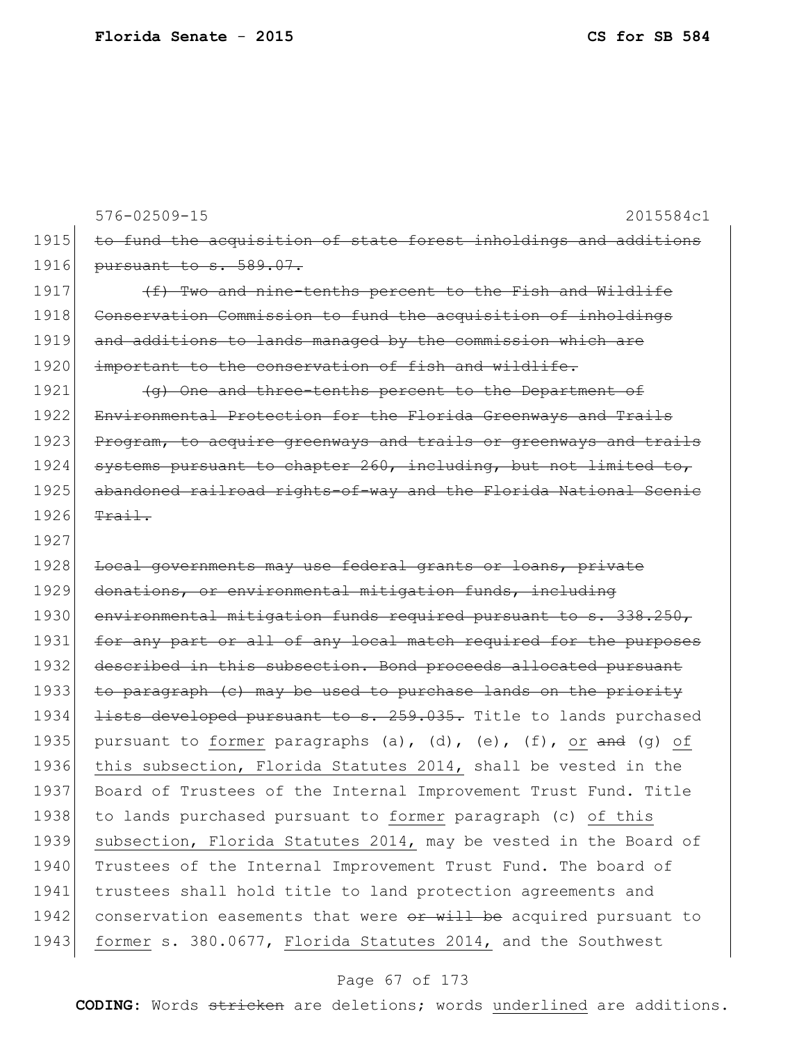1915 ~~to fund the acquisition of state forest inholdings and additions~~
1916 ~~pursuant to s. 589.07.~~

1917 ~~(f) Two and nine-tenths percent to the Fish and Wildlife~~
1918 ~~Conservation Commission to fund the acquisition of inholdings~~
1919 ~~and additions to lands managed by the commission which are~~
1920 ~~important to the conservation of fish and wildlife.~~

1921 ~~(g) One and three-tenths percent to the Department of~~
1922 ~~Environmental Protection for the Florida Greenways and Trails~~
1923 ~~Program, to acquire greenways and trails or greenways and trails~~
1924 ~~systems pursuant to chapter 260, including, but not limited to,~~
1925 ~~abandoned railroad rights-of-way and the Florida National Scenic~~
1926 ~~Trail.~~

1927

1928 ~~Local governments may use federal grants or loans, private~~
1929 ~~donations, or environmental mitigation funds, including~~
1930 ~~environmental mitigation funds required pursuant to s. 338.250,~~
1931 ~~for any part or all of any local match required for the purposes~~
1932 ~~described in this subsection. Bond proceeds allocated pursuant~~
1933 ~~to paragraph (c) may be used to purchase lands on the priority~~
1934 ~~lists developed pursuant to s. 259.035.~~ Title to lands purchased
1935 pursuant to <u>former</u> paragraphs (a), (d), (e), (f), <u>or</u> ~~and~~ (g) <u>of</u>
1936 <u>this subsection, Florida Statutes 2014,</u> shall be vested in the
1937 Board of Trustees of the Internal Improvement Trust Fund. Title
1938 to lands purchased pursuant to <u>former</u> paragraph (c) <u>of this</u>
1939 <u>subsection, Florida Statutes 2014,</u> may be vested in the Board of
1940 Trustees of the Internal Improvement Trust Fund. The board of
1941 trustees shall hold title to land protection agreements and
1942 conservation easements that were ~~or will be~~ acquired pursuant to
1943 <u>former</u> s. 380.0677, <u>Florida Statutes 2014,</u> and the Southwest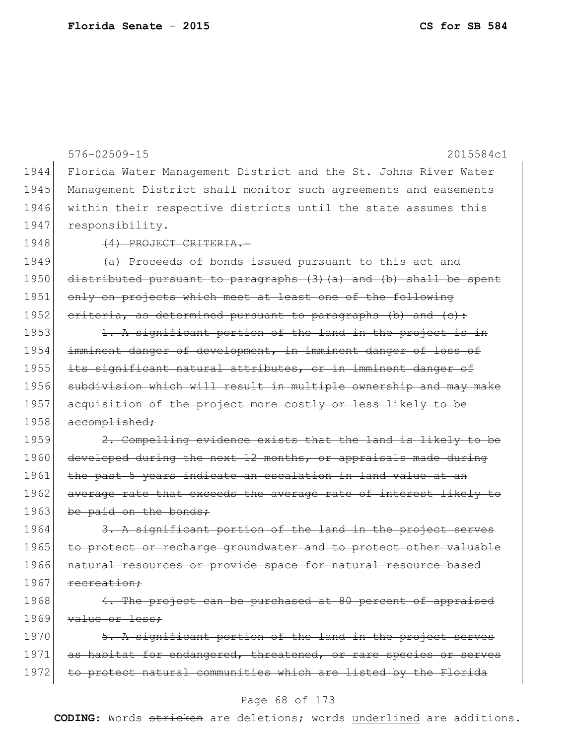Florida Water Management District and the St. Johns River Water Management District shall monitor such agreements and easements within their respective districts until the state assumes this responsibility.

~~(4) PROJECT CRITERIA.—~~

~~(a) Proceeds of bonds issued pursuant to this act and distributed pursuant to paragraphs (3)(a) and (b) shall be spent only on projects which meet at least one of the following criteria, as determined pursuant to paragraphs (b) and (c):~~

~~1. A significant portion of the land in the project is in imminent danger of development, in imminent danger of loss of its significant natural attributes, or in imminent danger of subdivision which will result in multiple ownership and may make acquisition of the project more costly or less likely to be accomplished;~~

~~2. Compelling evidence exists that the land is likely to be developed during the next 12 months, or appraisals made during the past 5 years indicate an escalation in land value at an average rate that exceeds the average rate of interest likely to be paid on the bonds;~~

~~3. A significant portion of the land in the project serves to protect or recharge groundwater and to protect other valuable natural resources or provide space for natural resource based recreation;~~

~~4. The project can be purchased at 80 percent of appraised value or less;~~

~~5. A significant portion of the land in the project serves as habitat for endangered, threatened, or rare species or serves to protect natural communities which are listed by the Florida~~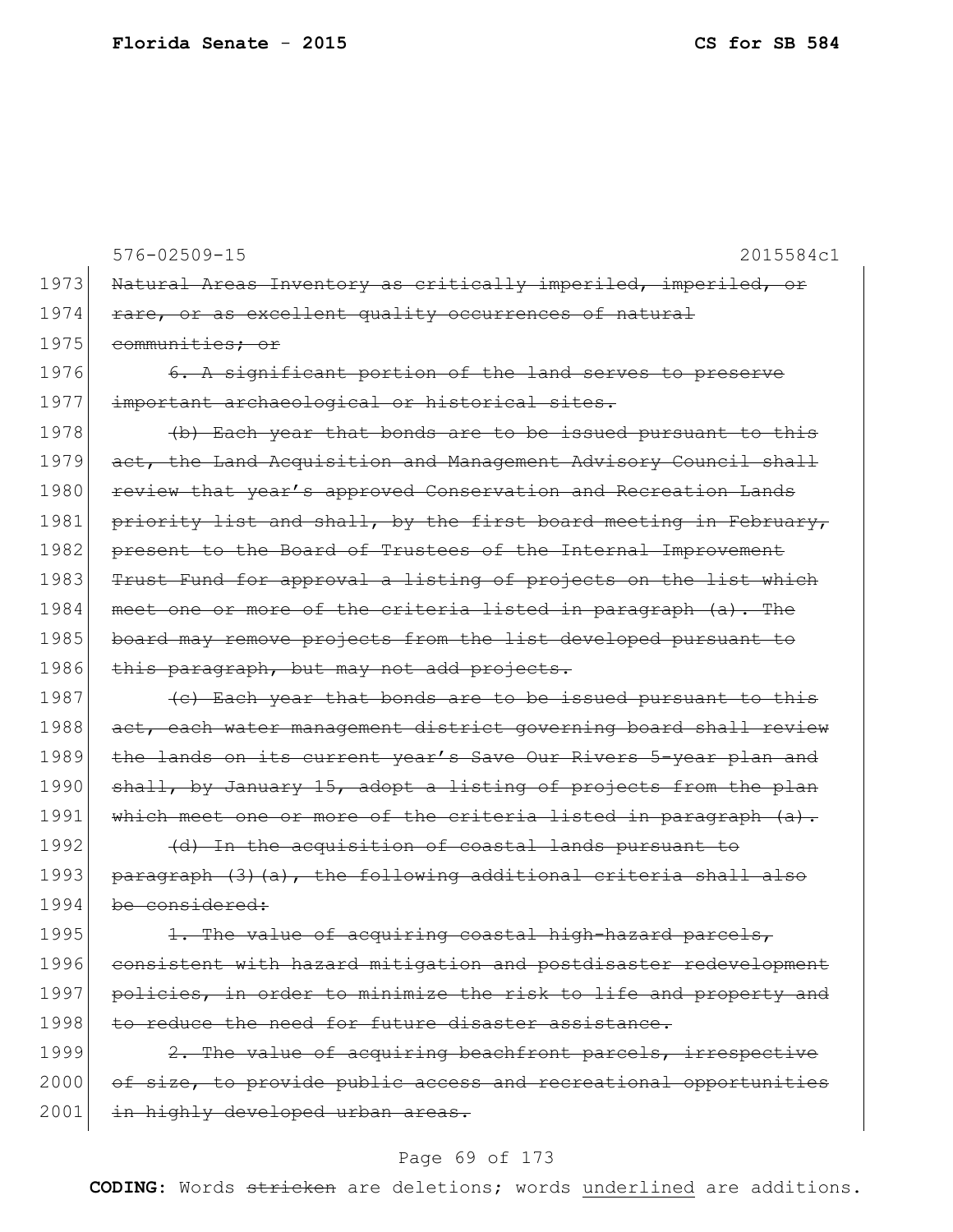576-02509-15 2015584c1

1973 ~~Natural Areas Inventory as critically imperiled, imperiled, or~~
1974 ~~rare, or as excellent quality occurrences of natural~~
1975 ~~communities; or~~

1976 ~~6. A significant portion of the land serves to preserve~~
1977 ~~important archaeological or historical sites.~~

1978 ~~(b) Each year that bonds are to be issued pursuant to this~~
1979 ~~act, the Land Acquisition and Management Advisory Council shall~~
1980 ~~review that year's approved Conservation and Recreation Lands~~
1981 ~~priority list and shall, by the first board meeting in February,~~
1982 ~~present to the Board of Trustees of the Internal Improvement~~
1983 ~~Trust Fund for approval a listing of projects on the list which~~
1984 ~~meet one or more of the criteria listed in paragraph (a). The~~
1985 ~~board may remove projects from the list developed pursuant to~~
1986 ~~this paragraph, but may not add projects.~~

1987 ~~(c) Each year that bonds are to be issued pursuant to this~~
1988 ~~act, each water management district governing board shall review~~
1989 ~~the lands on its current year's Save Our Rivers 5-year plan and~~
1990 ~~shall, by January 15, adopt a listing of projects from the plan~~
1991 ~~which meet one or more of the criteria listed in paragraph (a).~~

1992 ~~(d) In the acquisition of coastal lands pursuant to~~
1993 ~~paragraph (3)(a), the following additional criteria shall also~~
1994 ~~be considered:~~

1995 ~~1. The value of acquiring coastal high-hazard parcels,~~
1996 ~~consistent with hazard mitigation and postdisaster redevelopment~~
1997 ~~policies, in order to minimize the risk to life and property and~~
1998 ~~to reduce the need for future disaster assistance.~~

1999 ~~2. The value of acquiring beachfront parcels, irrespective~~
2000 ~~of size, to provide public access and recreational opportunities~~
2001 ~~in highly developed urban areas.~~

**CODING:** Words ~~stricken~~ are deletions; words underlined are additions.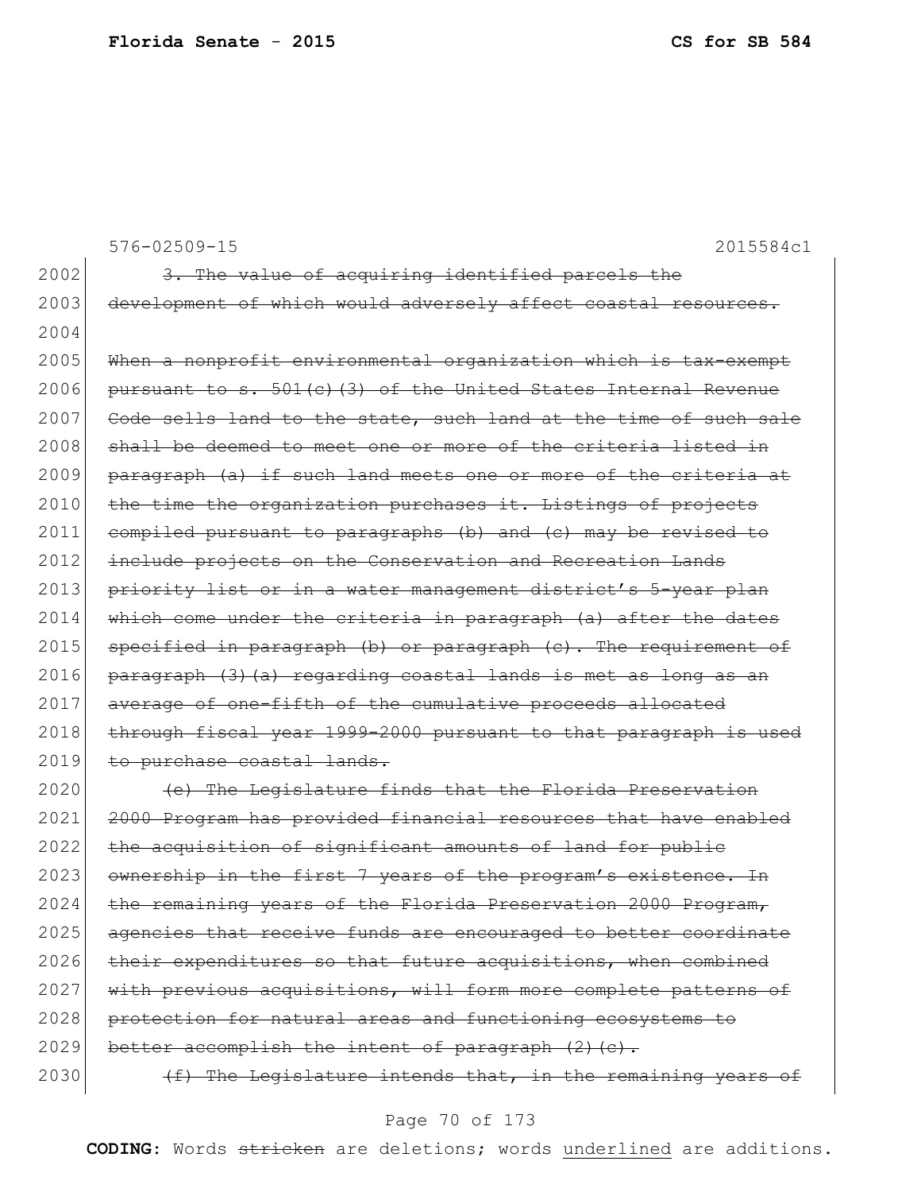576-02509-15 2015584c1

2002 ~~3. The value of acquiring identified parcels the~~
2003 ~~development of which would adversely affect coastal resources.~~
2004
2005 ~~When a nonprofit environmental organization which is tax-exempt~~
2006 ~~pursuant to s. 501(c)(3) of the United States Internal Revenue~~
2007 ~~Code sells land to the state, such land at the time of such sale~~
2008 ~~shall be deemed to meet one or more of the criteria listed in~~
2009 ~~paragraph (a) if such land meets one or more of the criteria at~~
2010 ~~the time the organization purchases it. Listings of projects~~
2011 ~~compiled pursuant to paragraphs (b) and (c) may be revised to~~
2012 ~~include projects on the Conservation and Recreation Lands~~
2013 ~~priority list or in a water management district's 5-year plan~~
2014 ~~which come under the criteria in paragraph (a) after the dates~~
2015 ~~specified in paragraph (b) or paragraph (c). The requirement of~~
2016 ~~paragraph (3)(a) regarding coastal lands is met as long as an~~
2017 ~~average of one-fifth of the cumulative proceeds allocated~~
2018 ~~through fiscal year 1999-2000 pursuant to that paragraph is used~~
2019 ~~to purchase coastal lands.~~
2020 ~~(e) The Legislature finds that the Florida Preservation~~
2021 ~~2000 Program has provided financial resources that have enabled~~
2022 ~~the acquisition of significant amounts of land for public~~
2023 ~~ownership in the first 7 years of the program's existence. In~~
2024 ~~the remaining years of the Florida Preservation 2000 Program,~~
2025 ~~agencies that receive funds are encouraged to better coordinate~~
2026 ~~their expenditures so that future acquisitions, when combined~~
2027 ~~with previous acquisitions, will form more complete patterns of~~
2028 ~~protection for natural areas and functioning ecosystems to~~
2029 ~~better accomplish the intent of paragraph (2)(c).~~
2030 ~~(f) The Legislature intends that, in the remaining years of~~

**CODING:** Words ~~stricken~~ are deletions; words underlined are additions.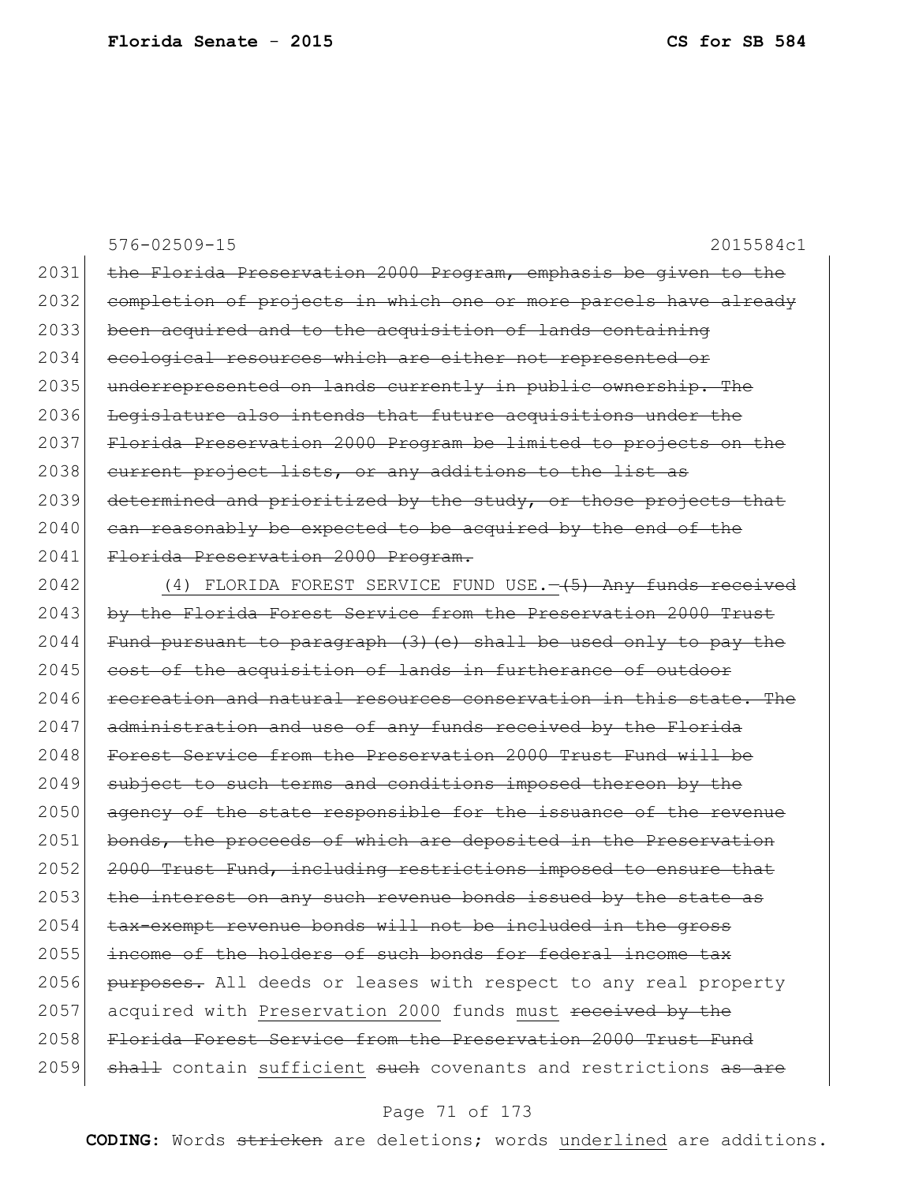576-02509-15 2015584c1

2031 ~~the Florida Preservation 2000 Program, emphasis be given to the~~
2032 ~~completion of projects in which one or more parcels have already~~
2033 ~~been acquired and to the acquisition of lands containing~~
2034 ~~ecological resources which are either not represented or~~
2035 ~~underrepresented on lands currently in public ownership. The~~
2036 ~~Legislature also intends that future acquisitions under the~~
2037 ~~Florida Preservation 2000 Program be limited to projects on the~~
2038 ~~current project lists, or any additions to the list as~~
2039 ~~determined and prioritized by the study, or those projects that~~
2040 ~~can reasonably be expected to be acquired by the end of the~~
2041 ~~Florida Preservation 2000 Program.~~

2042 (4) FLORIDA FOREST SERVICE FUND USE.—~~(5) Any funds received~~
2043 ~~by the Florida Forest Service from the Preservation 2000 Trust~~
2044 ~~Fund pursuant to paragraph (3)(e) shall be used only to pay the~~
2045 ~~cost of the acquisition of lands in furtherance of outdoor~~
2046 ~~recreation and natural resources conservation in this state. The~~
2047 ~~administration and use of any funds received by the Florida~~
2048 ~~Forest Service from the Preservation 2000 Trust Fund will be~~
2049 ~~subject to such terms and conditions imposed thereon by the~~
2050 ~~agency of the state responsible for the issuance of the revenue~~
2051 ~~bonds, the proceeds of which are deposited in the Preservation~~
2052 ~~2000 Trust Fund, including restrictions imposed to ensure that~~
2053 ~~the interest on any such revenue bonds issued by the state as~~
2054 ~~tax-exempt revenue bonds will not be included in the gross~~
2055 ~~income of the holders of such bonds for federal income tax~~
2056 ~~purposes.~~ All deeds or leases with respect to any real property
2057 acquired with <u>Preservation 2000</u> funds <u>must</u> ~~received by the~~
2058 ~~Florida Forest Service from the Preservation 2000 Trust Fund~~
2059 ~~shall~~ contain <u>sufficient</u> ~~such~~ covenants and restrictions ~~as are~~

**CODING:** Words ~~stricken~~ are deletions; words <u>underlined</u> are additions.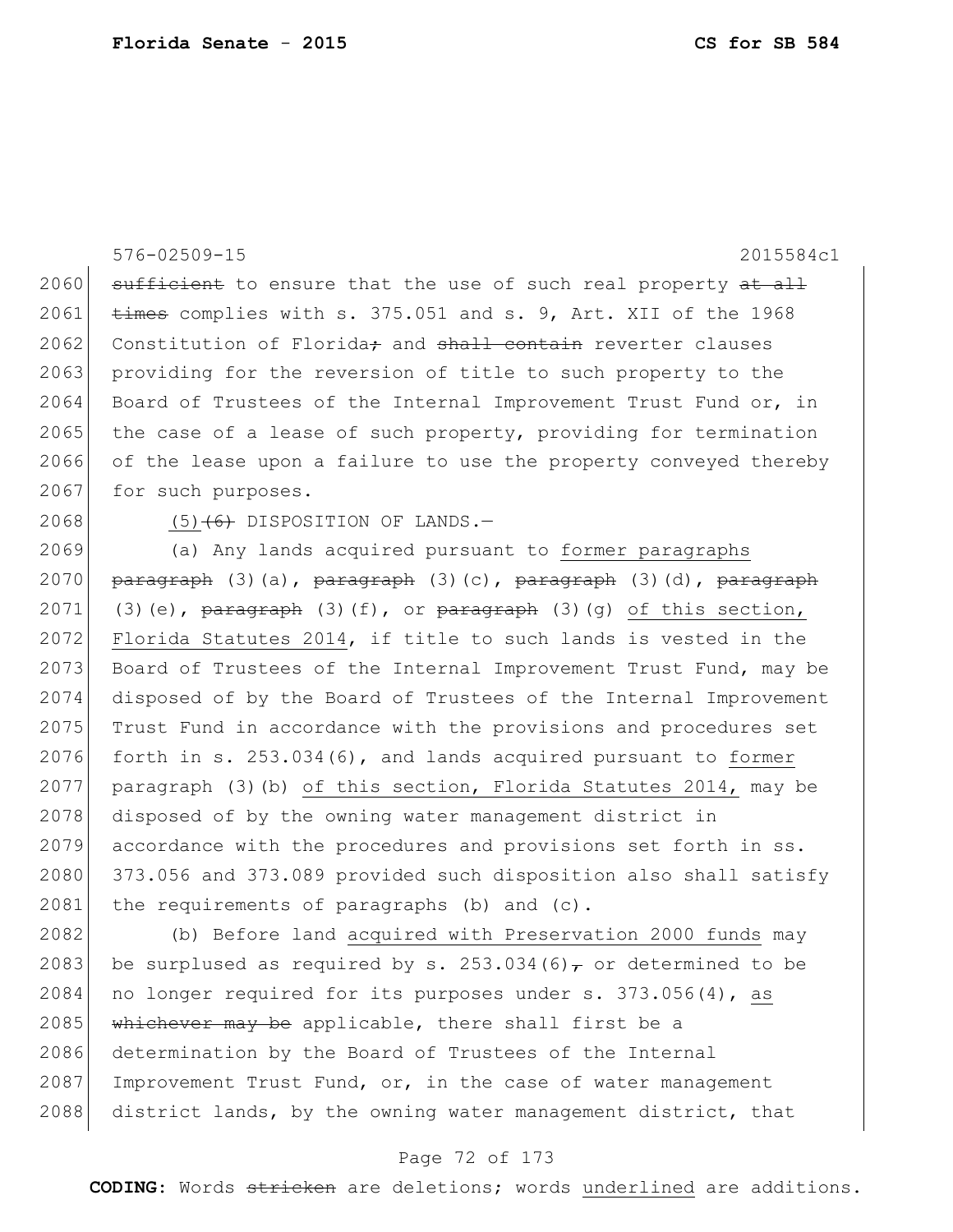576-02509-15 2015584c1

2060 ~~sufficient~~ to ensure that the use of such real property ~~at all~~
2061 ~~times~~ complies with s. 375.051 and s. 9, Art. XII of the 1968
2062 Constitution of Florida~~;~~ and ~~shall contain~~ reverter clauses
2063 providing for the reversion of title to such property to the
2064 Board of Trustees of the Internal Improvement Trust Fund or, in
2065 the case of a lease of such property, providing for termination
2066 of the lease upon a failure to use the property conveyed thereby
2067 for such purposes.

2068 <u>(5)</u>~~(6)~~ DISPOSITION OF LANDS.—

2069 (a) Any lands acquired pursuant to <u>former paragraphs</u>
2070 ~~paragraph~~ (3)(a), ~~paragraph~~ (3)(c), ~~paragraph~~ (3)(d), ~~paragraph~~
2071 (3)(e), ~~paragraph~~ (3)(f), or ~~paragraph~~ (3)(g) <u>of this section,</u>
2072 <u>Florida Statutes 2014</u>, if title to such lands is vested in the
2073 Board of Trustees of the Internal Improvement Trust Fund, may be
2074 disposed of by the Board of Trustees of the Internal Improvement
2075 Trust Fund in accordance with the provisions and procedures set
2076 forth in s. 253.034(6), and lands acquired pursuant to <u>former</u>
2077 paragraph (3)(b) <u>of this section, Florida Statutes 2014,</u> may be
2078 disposed of by the owning water management district in
2079 accordance with the procedures and provisions set forth in ss.
2080 373.056 and 373.089 provided such disposition also shall satisfy
2081 the requirements of paragraphs (b) and (c).

2082 (b) Before land <u>acquired with Preservation 2000 funds</u> may
2083 be surplused as required by s. 253.034(6)~~,~~ or determined to be
2084 no longer required for its purposes under s. 373.056(4), <u>as</u>
2085 ~~whichever may be~~ applicable, there shall first be a
2086 determination by the Board of Trustees of the Internal
2087 Improvement Trust Fund, or, in the case of water management
2088 district lands, by the owning water management district, that

**CODING:** Words ~~stricken~~ are deletions; words <u>underlined</u> are additions.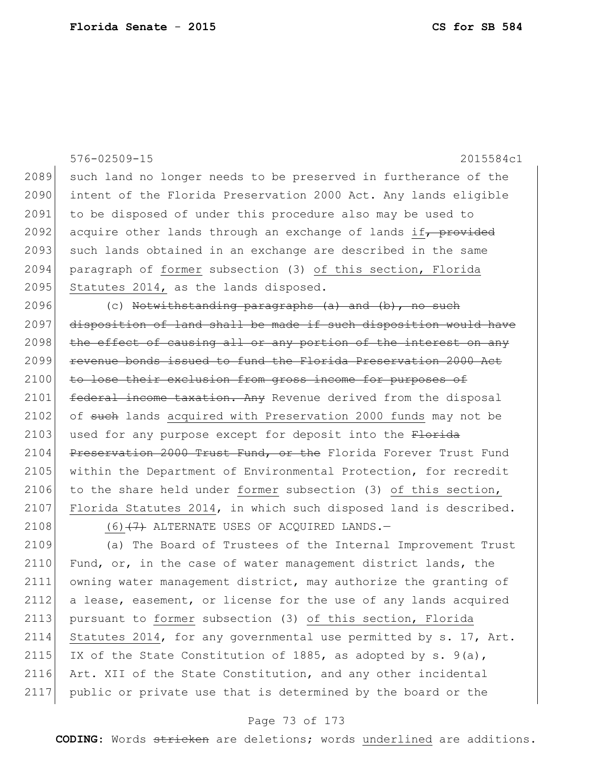576-02509-15 2015584c1

2089 such land no longer needs to be preserved in furtherance of the
2090 intent of the Florida Preservation 2000 Act. Any lands eligible
2091 to be disposed of under this procedure also may be used to
2092 acquire other lands through an exchange of lands <u>if</u>~~, provided~~
2093 such lands obtained in an exchange are described in the same
2094 paragraph of <u>former</u> subsection (3) <u>of this section, Florida</u>
2095 <u>Statutes 2014,</u> as the lands disposed.

2096 (c) ~~Notwithstanding paragraphs (a) and (b), no such~~
2097 ~~disposition of land shall be made if such disposition would have~~
2098 ~~the effect of causing all or any portion of the interest on any~~
2099 ~~revenue bonds issued to fund the Florida Preservation 2000 Act~~
2100 ~~to lose their exclusion from gross income for purposes of~~
2101 ~~federal income taxation. Any~~ Revenue derived from the disposal
2102 of ~~such~~ lands <u>acquired with Preservation 2000 funds</u> may not be
2103 used for any purpose except for deposit into the ~~Florida~~
2104 ~~Preservation 2000 Trust Fund, or the~~ Florida Forever Trust Fund
2105 within the Department of Environmental Protection, for recredit
2106 to the share held under <u>former</u> subsection (3) <u>of this section,</u>
2107 <u>Florida Statutes 2014</u>, in which such disposed land is described.

2108 <u>(6)</u>~~(7)~~ ALTERNATE USES OF ACQUIRED LANDS.—

2109 (a) The Board of Trustees of the Internal Improvement Trust
2110 Fund, or, in the case of water management district lands, the
2111 owning water management district, may authorize the granting of
2112 a lease, easement, or license for the use of any lands acquired
2113 pursuant to <u>former</u> subsection (3) <u>of this section, Florida</u>
2114 <u>Statutes 2014</u>, for any governmental use permitted by s. 17, Art.
2115 IX of the State Constitution of 1885, as adopted by s. 9(a),
2116 Art. XII of the State Constitution, and any other incidental
2117 public or private use that is determined by the board or the

**CODING:** Words ~~stricken~~ are deletions; words <u>underlined</u> are additions.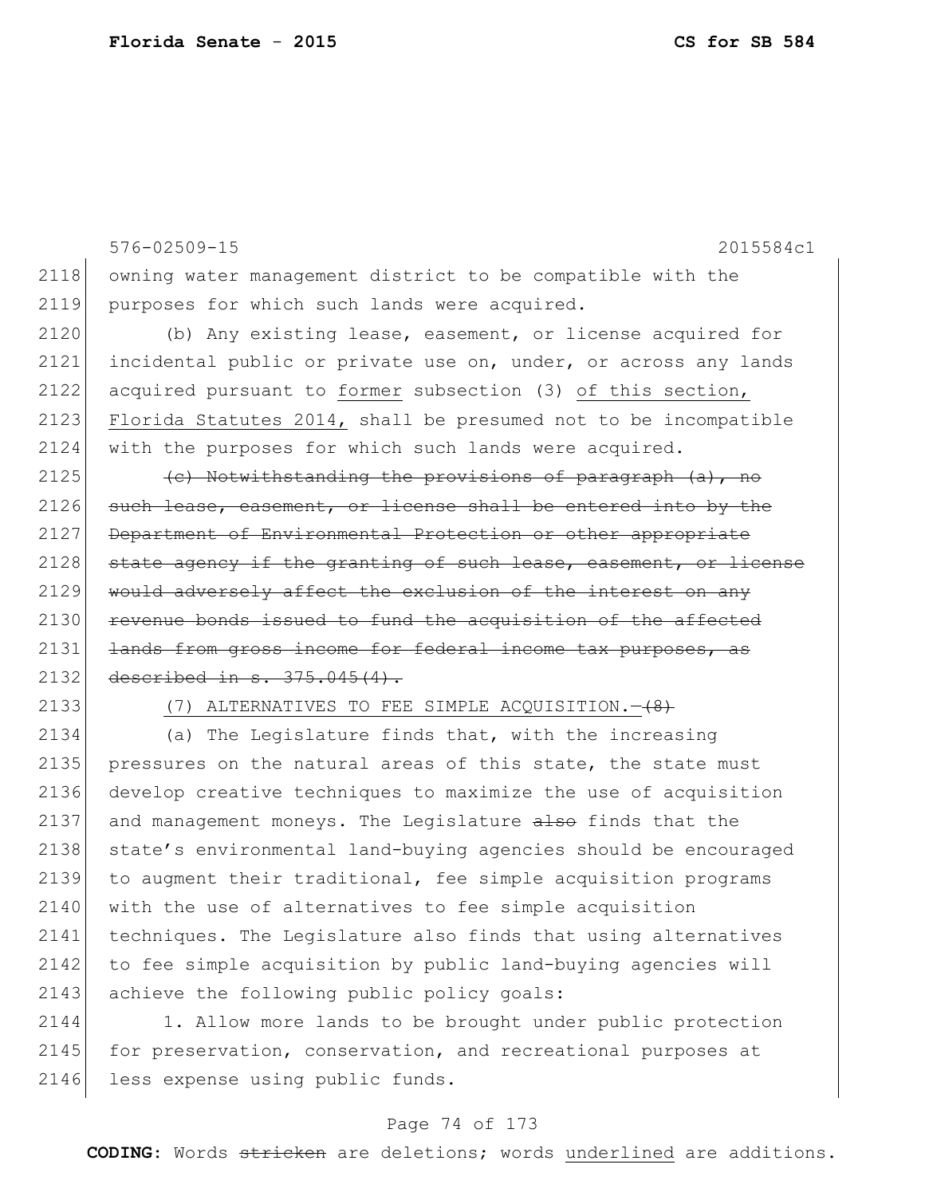owning water management district to be compatible with the purposes for which such lands were acquired.

(b) Any existing lease, easement, or license acquired for incidental public or private use on, under, or across any lands acquired pursuant to former subsection (3) of this section, Florida Statutes 2014, shall be presumed not to be incompatible with the purposes for which such lands were acquired.

~~(c) Notwithstanding the provisions of paragraph (a), no such lease, easement, or license shall be entered into by the Department of Environmental Protection or other appropriate state agency if the granting of such lease, easement, or license would adversely affect the exclusion of the interest on any revenue bonds issued to fund the acquisition of the affected lands from gross income for federal income tax purposes, as described in s. 375.045(4).~~

(7) ALTERNATIVES TO FEE SIMPLE ACQUISITION.—~~(8)~~

(a) The Legislature finds that, with the increasing pressures on the natural areas of this state, the state must develop creative techniques to maximize the use of acquisition and management moneys. The Legislature ~~also~~ finds that the state's environmental land-buying agencies should be encouraged to augment their traditional, fee simple acquisition programs with the use of alternatives to fee simple acquisition techniques. The Legislature also finds that using alternatives to fee simple acquisition by public land-buying agencies will achieve the following public policy goals:

1. Allow more lands to be brought under public protection for preservation, conservation, and recreational purposes at less expense using public funds.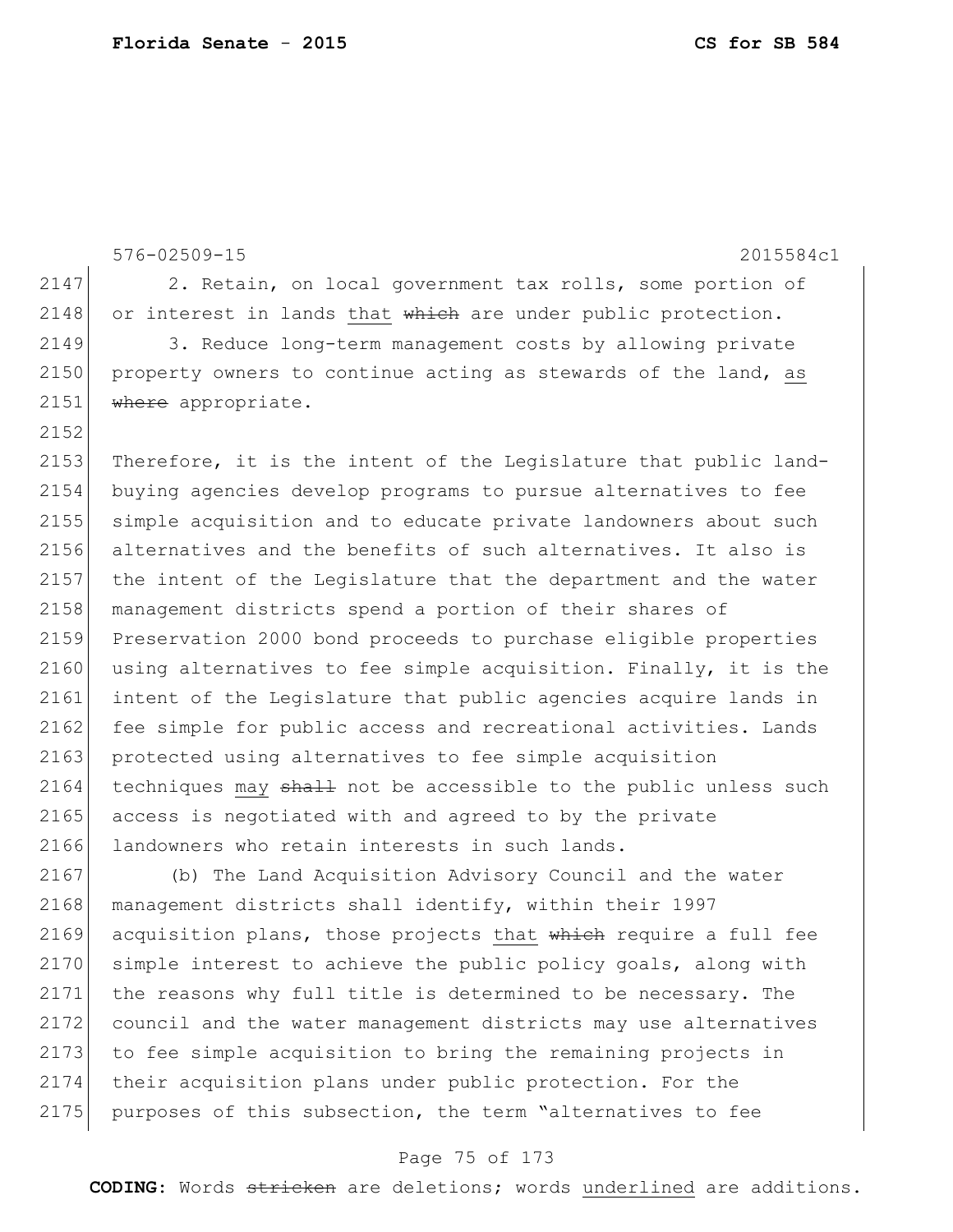2. Retain, on local government tax rolls, some portion of or interest in lands <u>that</u> ~~which~~ are under public protection.

3. Reduce long-term management costs by allowing private property owners to continue acting as stewards of the land, <u>as</u> ~~where~~ appropriate.

Therefore, it is the intent of the Legislature that public land-buying agencies develop programs to pursue alternatives to fee simple acquisition and to educate private landowners about such alternatives and the benefits of such alternatives. It also is the intent of the Legislature that the department and the water management districts spend a portion of their shares of Preservation 2000 bond proceeds to purchase eligible properties using alternatives to fee simple acquisition. Finally, it is the intent of the Legislature that public agencies acquire lands in fee simple for public access and recreational activities. Lands protected using alternatives to fee simple acquisition techniques <u>may</u> ~~shall~~ not be accessible to the public unless such access is negotiated with and agreed to by the private landowners who retain interests in such lands.

(b) The Land Acquisition Advisory Council and the water management districts shall identify, within their 1997 acquisition plans, those projects <u>that</u> ~~which~~ require a full fee simple interest to achieve the public policy goals, along with the reasons why full title is determined to be necessary. The council and the water management districts may use alternatives to fee simple acquisition to bring the remaining projects in their acquisition plans under public protection. For the purposes of this subsection, the term "alternatives to fee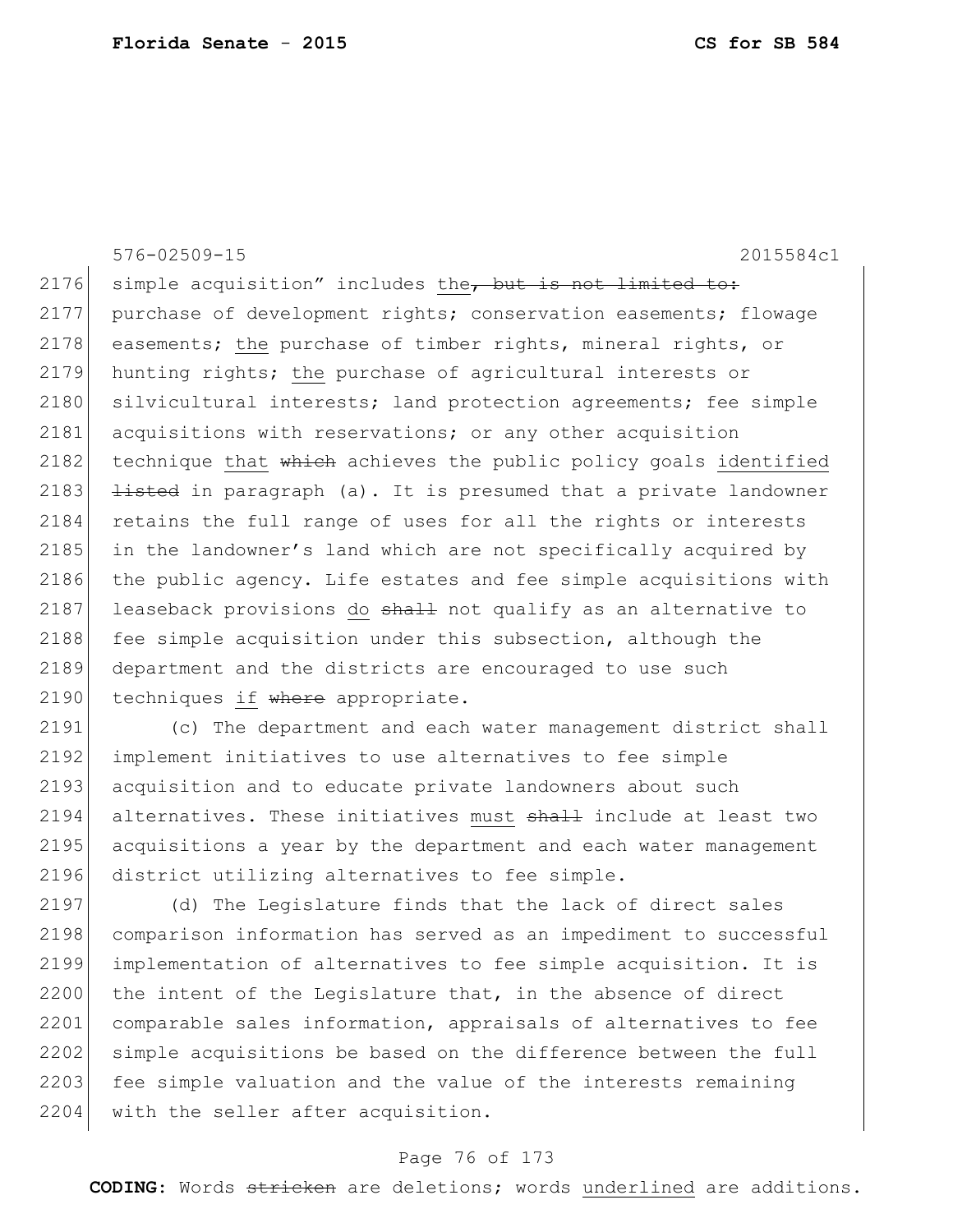576-02509-15 2015584c1

2176 simple acquisition” includes <u>the</u>~~, but is not limited to:~~
2177 purchase of development rights; conservation easements; flowage
2178 easements; <u>the</u> purchase of timber rights, mineral rights, or
2179 hunting rights; <u>the</u> purchase of agricultural interests or
2180 silvicultural interests; land protection agreements; fee simple
2181 acquisitions with reservations; or any other acquisition
2182 technique <u>that</u> ~~which~~ achieves the public policy goals <u>identified</u>
2183 ~~listed~~ in paragraph (a). It is presumed that a private landowner
2184 retains the full range of uses for all the rights or interests
2185 in the landowner’s land which are not specifically acquired by
2186 the public agency. Life estates and fee simple acquisitions with
2187 leaseback provisions <u>do</u> ~~shall~~ not qualify as an alternative to
2188 fee simple acquisition under this subsection, although the
2189 department and the districts are encouraged to use such
2190 techniques <u>if</u> ~~where~~ appropriate.

2191 (c) The department and each water management district shall
2192 implement initiatives to use alternatives to fee simple
2193 acquisition and to educate private landowners about such
2194 alternatives. These initiatives <u>must</u> ~~shall~~ include at least two
2195 acquisitions a year by the department and each water management
2196 district utilizing alternatives to fee simple.

2197 (d) The Legislature finds that the lack of direct sales
2198 comparison information has served as an impediment to successful
2199 implementation of alternatives to fee simple acquisition. It is
2200 the intent of the Legislature that, in the absence of direct
2201 comparable sales information, appraisals of alternatives to fee
2202 simple acquisitions be based on the difference between the full
2203 fee simple valuation and the value of the interests remaining
2204 with the seller after acquisition.

**CODING:** Words ~~stricken~~ are deletions; words <u>underlined</u> are additions.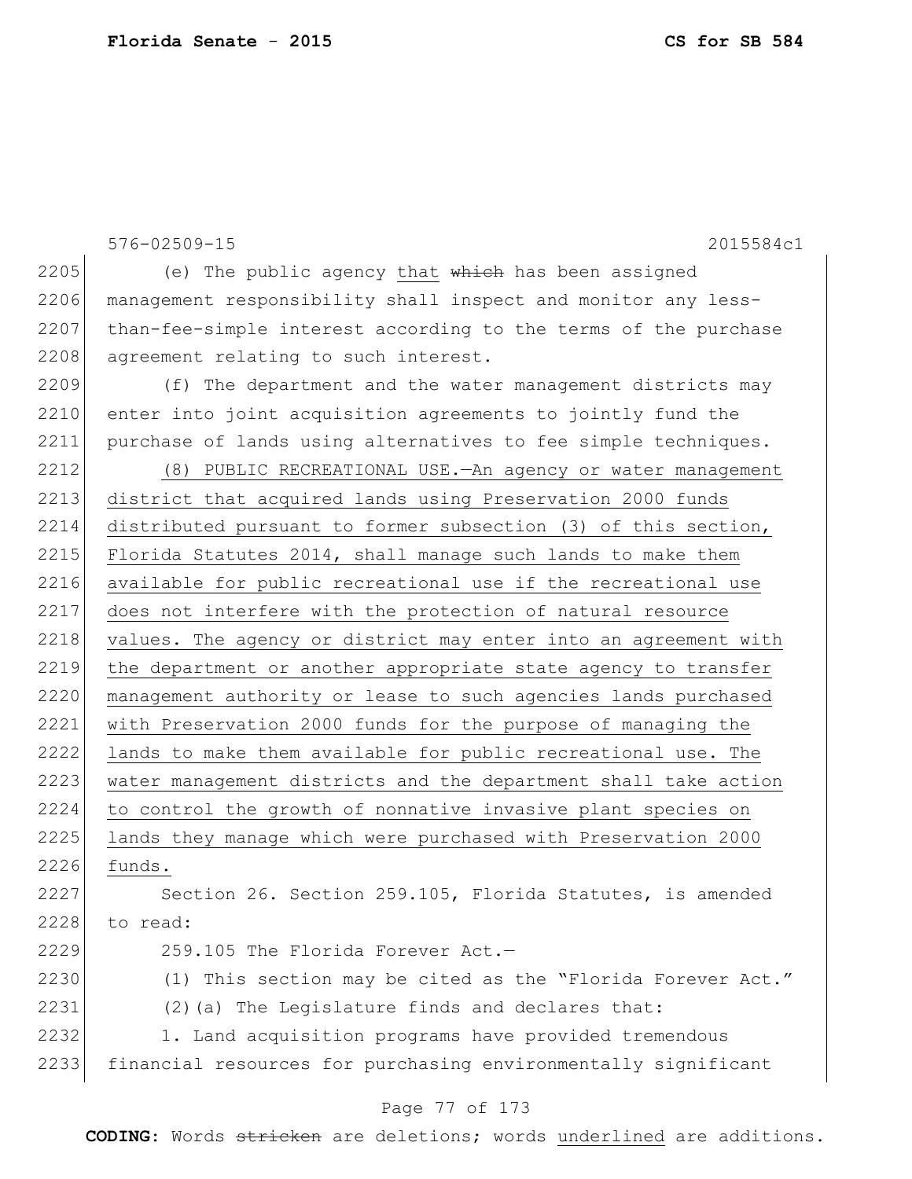576-02509-15 2015584c1

(e) The public agency that ~~which~~ has been assigned management responsibility shall inspect and monitor any less-than-fee-simple interest according to the terms of the purchase agreement relating to such interest.

(f) The department and the water management districts may enter into joint acquisition agreements to jointly fund the purchase of lands using alternatives to fee simple techniques.

<u>(8) PUBLIC RECREATIONAL USE.—An agency or water management district that acquired lands using Preservation 2000 funds distributed pursuant to former subsection (3) of this section, Florida Statutes 2014, shall manage such lands to make them available for public recreational use if the recreational use does not interfere with the protection of natural resource values. The agency or district may enter into an agreement with the department or another appropriate state agency to transfer management authority or lease to such agencies lands purchased with Preservation 2000 funds for the purpose of managing the lands to make them available for public recreational use. The water management districts and the department shall take action to control the growth of nonnative invasive plant species on lands they manage which were purchased with Preservation 2000 funds.</u>

Section 26. Section 259.105, Florida Statutes, is amended to read:

259.105 The Florida Forever Act.—

(1) This section may be cited as the "Florida Forever Act."

(2)(a) The Legislature finds and declares that:

1. Land acquisition programs have provided tremendous financial resources for purchasing environmentally significant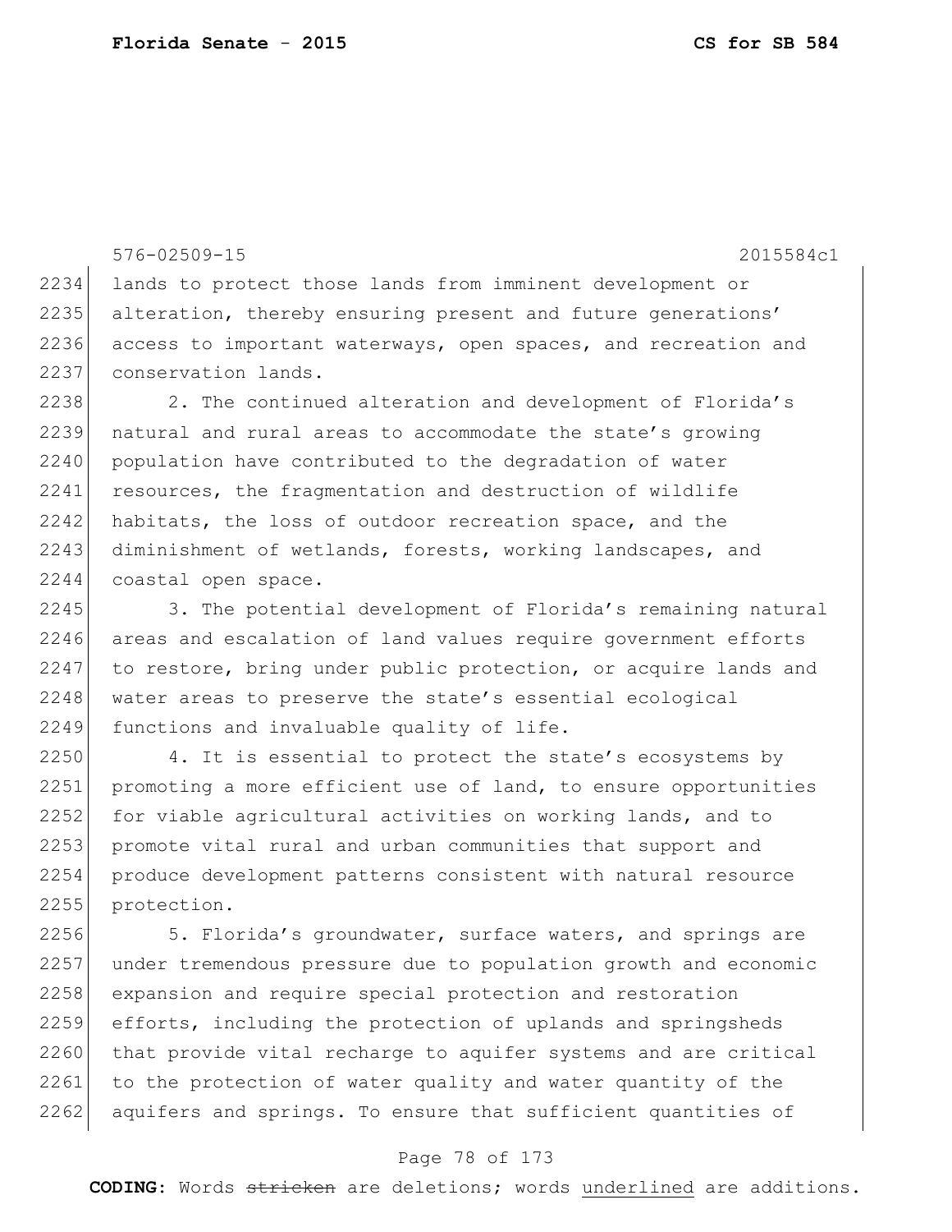lands to protect those lands from imminent development or alteration, thereby ensuring present and future generations' access to important waterways, open spaces, and recreation and conservation lands.

2. The continued alteration and development of Florida's natural and rural areas to accommodate the state's growing population have contributed to the degradation of water resources, the fragmentation and destruction of wildlife habitats, the loss of outdoor recreation space, and the diminishment of wetlands, forests, working landscapes, and coastal open space.

3. The potential development of Florida's remaining natural areas and escalation of land values require government efforts to restore, bring under public protection, or acquire lands and water areas to preserve the state's essential ecological functions and invaluable quality of life.

4. It is essential to protect the state's ecosystems by promoting a more efficient use of land, to ensure opportunities for viable agricultural activities on working lands, and to promote vital rural and urban communities that support and produce development patterns consistent with natural resource protection.

5. Florida's groundwater, surface waters, and springs are under tremendous pressure due to population growth and economic expansion and require special protection and restoration efforts, including the protection of uplands and springsheds that provide vital recharge to aquifer systems and are critical to the protection of water quality and water quantity of the aquifers and springs. To ensure that sufficient quantities of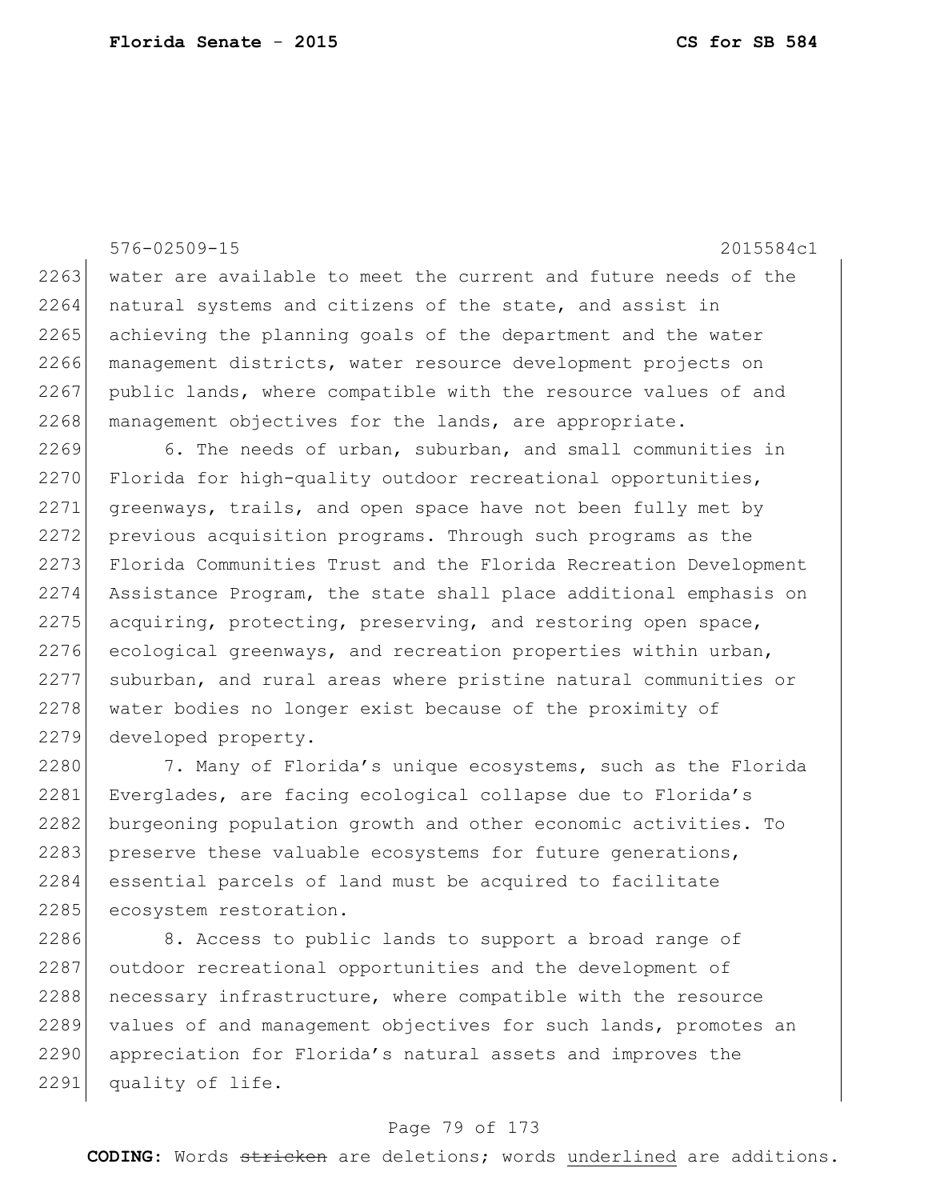water are available to meet the current and future needs of the natural systems and citizens of the state, and assist in achieving the planning goals of the department and the water management districts, water resource development projects on public lands, where compatible with the resource values of and management objectives for the lands, are appropriate.

6. The needs of urban, suburban, and small communities in Florida for high-quality outdoor recreational opportunities, greenways, trails, and open space have not been fully met by previous acquisition programs. Through such programs as the Florida Communities Trust and the Florida Recreation Development Assistance Program, the state shall place additional emphasis on acquiring, protecting, preserving, and restoring open space, ecological greenways, and recreation properties within urban, suburban, and rural areas where pristine natural communities or water bodies no longer exist because of the proximity of developed property.

7. Many of Florida's unique ecosystems, such as the Florida Everglades, are facing ecological collapse due to Florida's burgeoning population growth and other economic activities. To preserve these valuable ecosystems for future generations, essential parcels of land must be acquired to facilitate ecosystem restoration.

8. Access to public lands to support a broad range of outdoor recreational opportunities and the development of necessary infrastructure, where compatible with the resource values of and management objectives for such lands, promotes an appreciation for Florida's natural assets and improves the quality of life.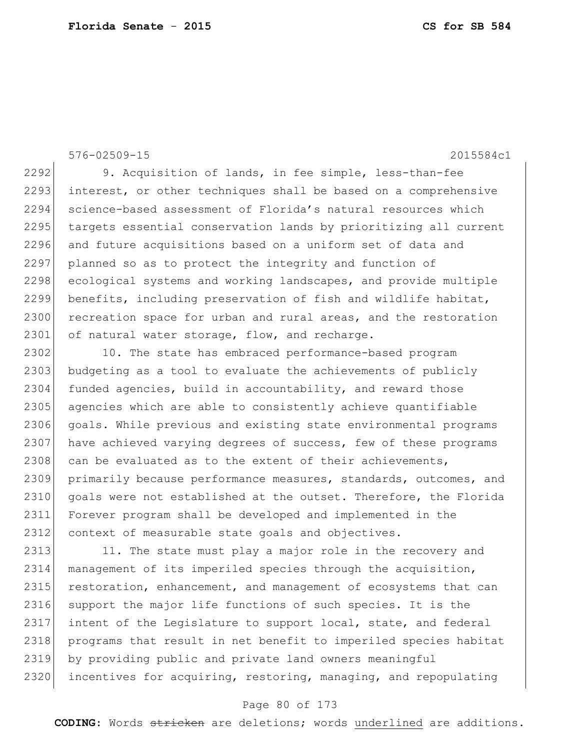9. Acquisition of lands, in fee simple, less-than-fee interest, or other techniques shall be based on a comprehensive science-based assessment of Florida's natural resources which targets essential conservation lands by prioritizing all current and future acquisitions based on a uniform set of data and planned so as to protect the integrity and function of ecological systems and working landscapes, and provide multiple benefits, including preservation of fish and wildlife habitat, recreation space for urban and rural areas, and the restoration of natural water storage, flow, and recharge.

10. The state has embraced performance-based program budgeting as a tool to evaluate the achievements of publicly funded agencies, build in accountability, and reward those agencies which are able to consistently achieve quantifiable goals. While previous and existing state environmental programs have achieved varying degrees of success, few of these programs can be evaluated as to the extent of their achievements, primarily because performance measures, standards, outcomes, and goals were not established at the outset. Therefore, the Florida Forever program shall be developed and implemented in the context of measurable state goals and objectives.

11. The state must play a major role in the recovery and management of its imperiled species through the acquisition, restoration, enhancement, and management of ecosystems that can support the major life functions of such species. It is the intent of the Legislature to support local, state, and federal programs that result in net benefit to imperiled species habitat by providing public and private land owners meaningful incentives for acquiring, restoring, managing, and repopulating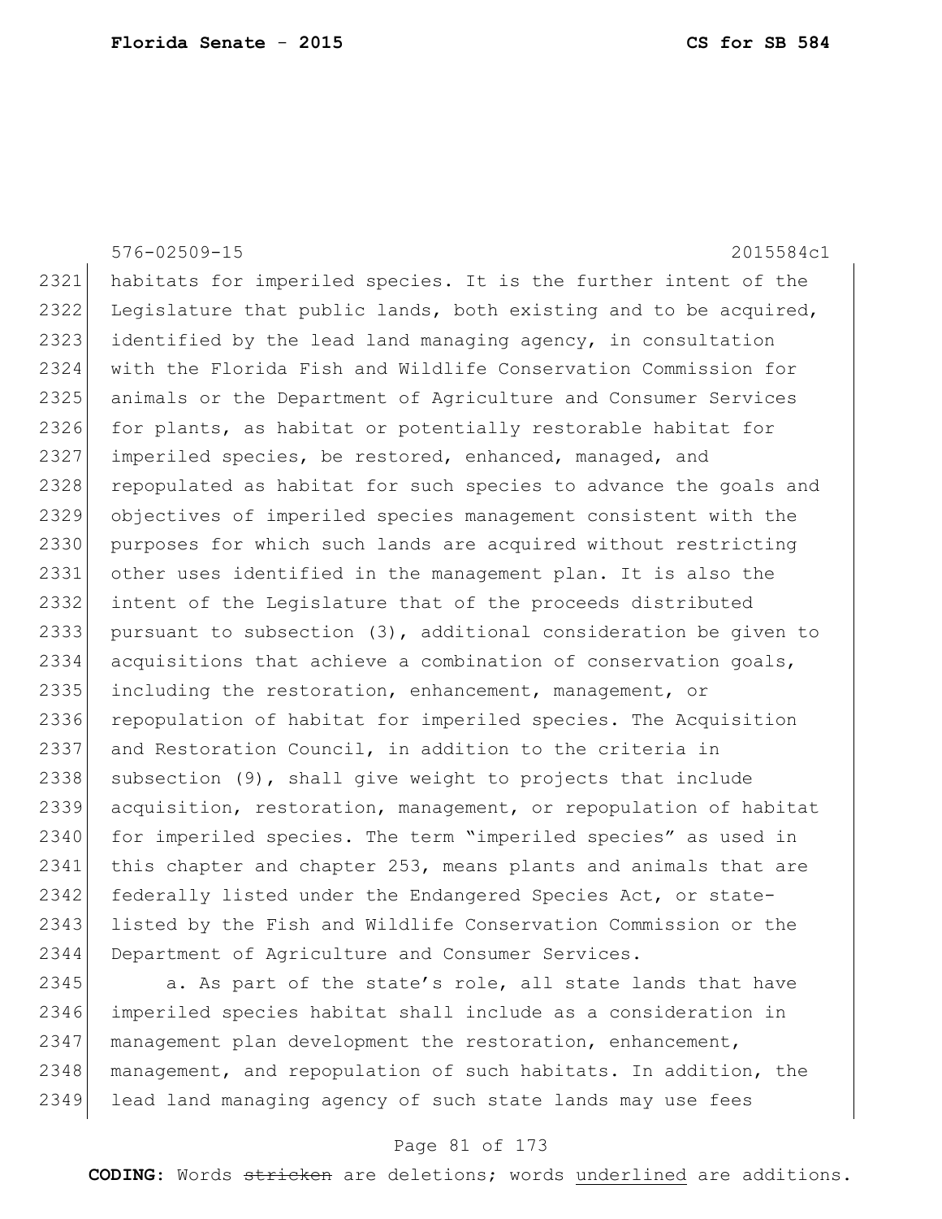habitats for imperiled species. It is the further intent of the Legislature that public lands, both existing and to be acquired, identified by the lead land managing agency, in consultation with the Florida Fish and Wildlife Conservation Commission for animals or the Department of Agriculture and Consumer Services for plants, as habitat or potentially restorable habitat for imperiled species, be restored, enhanced, managed, and repopulated as habitat for such species to advance the goals and objectives of imperiled species management consistent with the purposes for which such lands are acquired without restricting other uses identified in the management plan. It is also the intent of the Legislature that of the proceeds distributed pursuant to subsection (3), additional consideration be given to acquisitions that achieve a combination of conservation goals, including the restoration, enhancement, management, or repopulation of habitat for imperiled species. The Acquisition and Restoration Council, in addition to the criteria in subsection (9), shall give weight to projects that include acquisition, restoration, management, or repopulation of habitat for imperiled species. The term "imperiled species" as used in this chapter and chapter 253, means plants and animals that are federally listed under the Endangered Species Act, or state-listed by the Fish and Wildlife Conservation Commission or the Department of Agriculture and Consumer Services.

a. As part of the state's role, all state lands that have imperiled species habitat shall include as a consideration in management plan development the restoration, enhancement, management, and repopulation of such habitats. In addition, the lead land managing agency of such state lands may use fees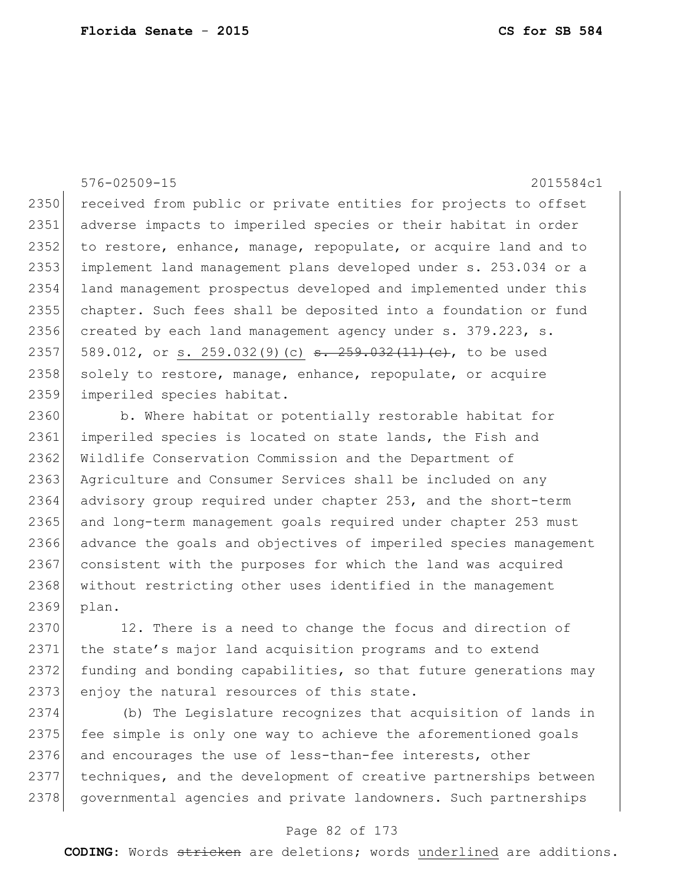received from public or private entities for projects to offset adverse impacts to imperiled species or their habitat in order to restore, enhance, manage, repopulate, or acquire land and to implement land management plans developed under s. 253.034 or a land management prospectus developed and implemented under this chapter. Such fees shall be deposited into a foundation or fund created by each land management agency under s. 379.223, s. 589.012, or <u>s. 259.032(9)(c)</u> ~~s. 259.032(11)(c)~~, to be used solely to restore, manage, enhance, repopulate, or acquire imperiled species habitat.

b. Where habitat or potentially restorable habitat for imperiled species is located on state lands, the Fish and Wildlife Conservation Commission and the Department of Agriculture and Consumer Services shall be included on any advisory group required under chapter 253, and the short-term and long-term management goals required under chapter 253 must advance the goals and objectives of imperiled species management consistent with the purposes for which the land was acquired without restricting other uses identified in the management plan.

12. There is a need to change the focus and direction of the state's major land acquisition programs and to extend funding and bonding capabilities, so that future generations may enjoy the natural resources of this state.

(b) The Legislature recognizes that acquisition of lands in fee simple is only one way to achieve the aforementioned goals and encourages the use of less-than-fee interests, other techniques, and the development of creative partnerships between governmental agencies and private landowners. Such partnerships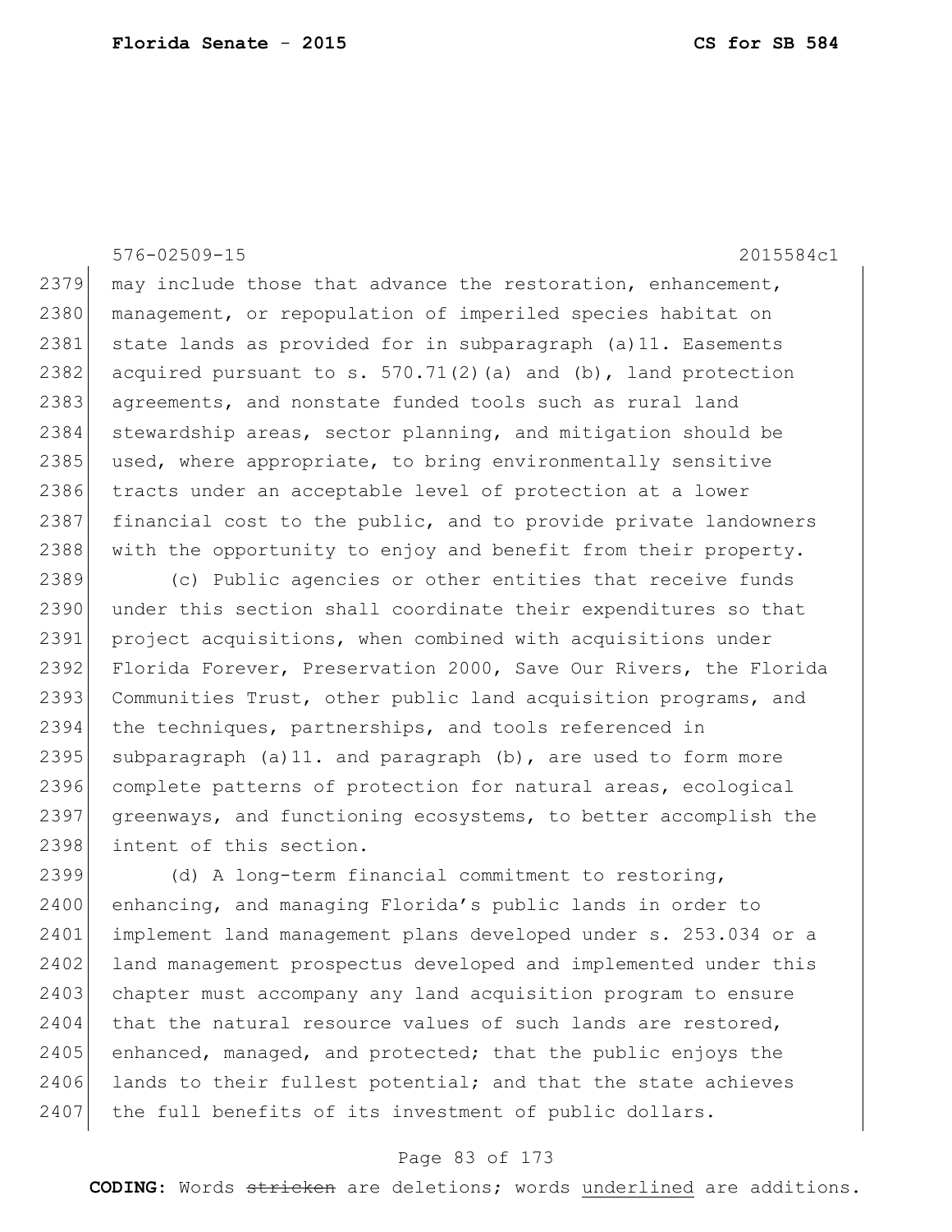may include those that advance the restoration, enhancement, management, or repopulation of imperiled species habitat on state lands as provided for in subparagraph (a)11. Easements acquired pursuant to s. 570.71(2)(a) and (b), land protection agreements, and nonstate funded tools such as rural land stewardship areas, sector planning, and mitigation should be used, where appropriate, to bring environmentally sensitive tracts under an acceptable level of protection at a lower financial cost to the public, and to provide private landowners with the opportunity to enjoy and benefit from their property.

(c) Public agencies or other entities that receive funds under this section shall coordinate their expenditures so that project acquisitions, when combined with acquisitions under Florida Forever, Preservation 2000, Save Our Rivers, the Florida Communities Trust, other public land acquisition programs, and the techniques, partnerships, and tools referenced in subparagraph (a)11. and paragraph (b), are used to form more complete patterns of protection for natural areas, ecological greenways, and functioning ecosystems, to better accomplish the intent of this section.

(d) A long-term financial commitment to restoring, enhancing, and managing Florida's public lands in order to implement land management plans developed under s. 253.034 or a land management prospectus developed and implemented under this chapter must accompany any land acquisition program to ensure that the natural resource values of such lands are restored, enhanced, managed, and protected; that the public enjoys the lands to their fullest potential; and that the state achieves the full benefits of its investment of public dollars.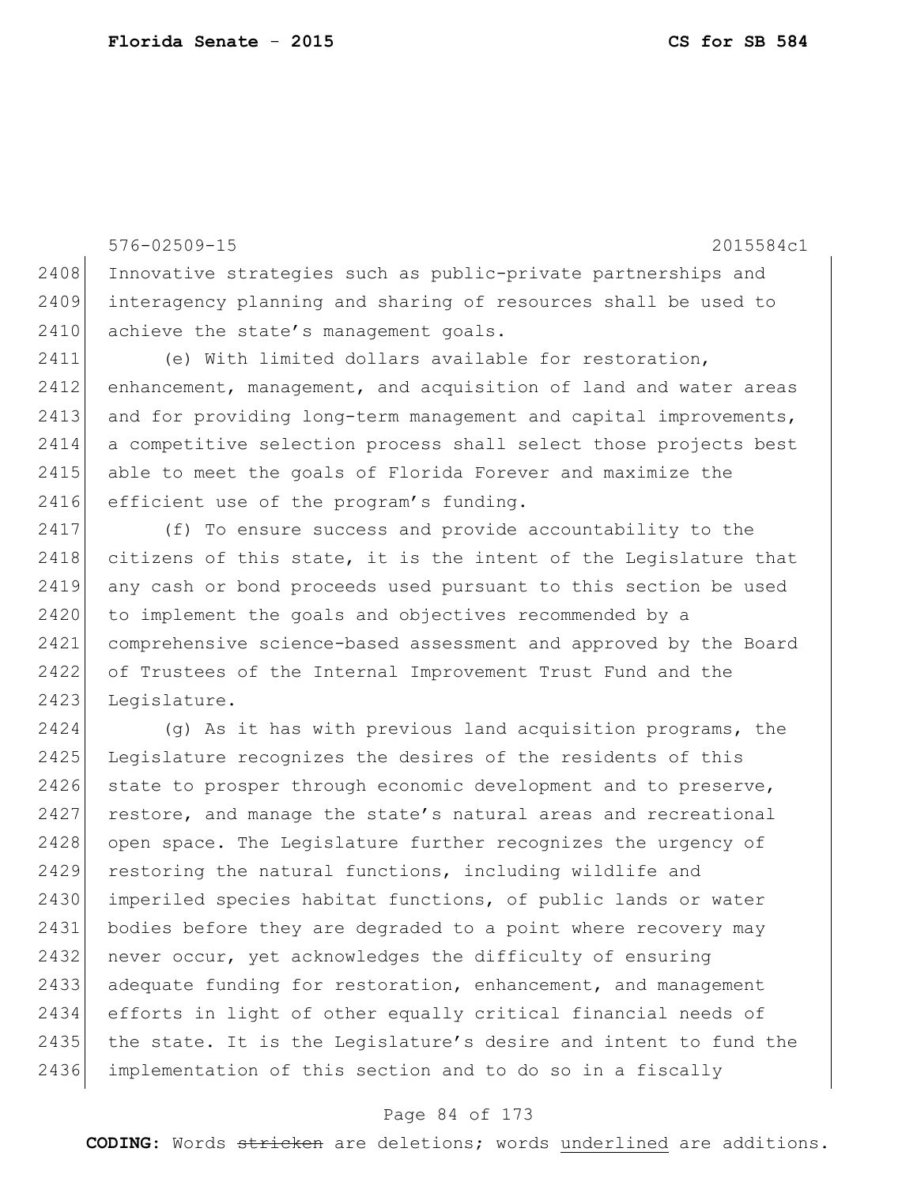Innovative strategies such as public-private partnerships and interagency planning and sharing of resources shall be used to achieve the state's management goals.

(e) With limited dollars available for restoration, enhancement, management, and acquisition of land and water areas and for providing long-term management and capital improvements, a competitive selection process shall select those projects best able to meet the goals of Florida Forever and maximize the efficient use of the program's funding.

(f) To ensure success and provide accountability to the citizens of this state, it is the intent of the Legislature that any cash or bond proceeds used pursuant to this section be used to implement the goals and objectives recommended by a comprehensive science-based assessment and approved by the Board of Trustees of the Internal Improvement Trust Fund and the Legislature.

(g) As it has with previous land acquisition programs, the Legislature recognizes the desires of the residents of this state to prosper through economic development and to preserve, restore, and manage the state's natural areas and recreational open space. The Legislature further recognizes the urgency of restoring the natural functions, including wildlife and imperiled species habitat functions, of public lands or water bodies before they are degraded to a point where recovery may never occur, yet acknowledges the difficulty of ensuring adequate funding for restoration, enhancement, and management efforts in light of other equally critical financial needs of the state. It is the Legislature's desire and intent to fund the implementation of this section and to do so in a fiscally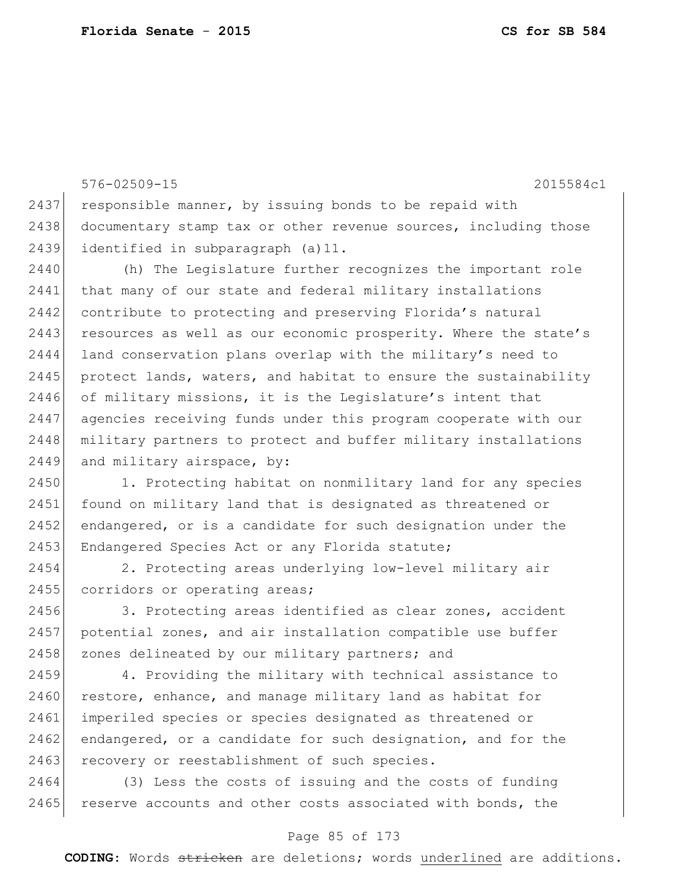responsible manner, by issuing bonds to be repaid with documentary stamp tax or other revenue sources, including those identified in subparagraph (a)11.

(h) The Legislature further recognizes the important role that many of our state and federal military installations contribute to protecting and preserving Florida's natural resources as well as our economic prosperity. Where the state's land conservation plans overlap with the military's need to protect lands, waters, and habitat to ensure the sustainability of military missions, it is the Legislature's intent that agencies receiving funds under this program cooperate with our military partners to protect and buffer military installations and military airspace, by:

1. Protecting habitat on nonmilitary land for any species found on military land that is designated as threatened or endangered, or is a candidate for such designation under the Endangered Species Act or any Florida statute;

2. Protecting areas underlying low-level military air corridors or operating areas;

3. Protecting areas identified as clear zones, accident potential zones, and air installation compatible use buffer zones delineated by our military partners; and

4. Providing the military with technical assistance to restore, enhance, and manage military land as habitat for imperiled species or species designated as threatened or endangered, or a candidate for such designation, and for the recovery or reestablishment of such species.

(3) Less the costs of issuing and the costs of funding reserve accounts and other costs associated with bonds, the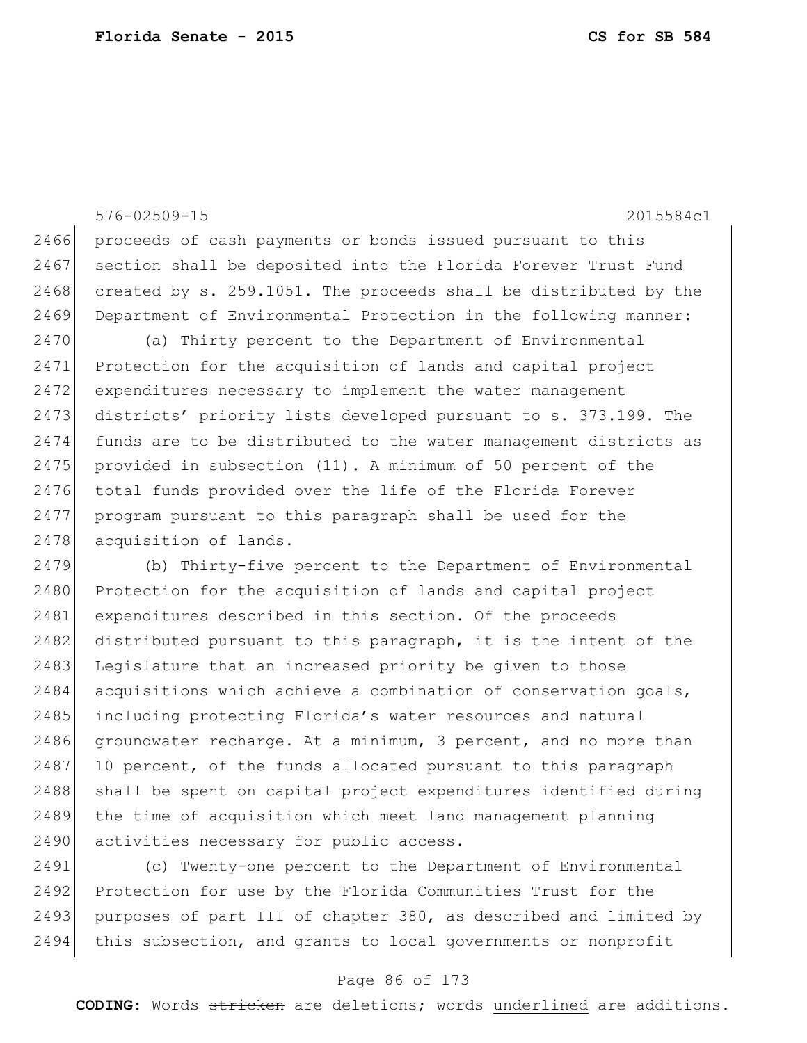576-02509-15 2015584c1

proceeds of cash payments or bonds issued pursuant to this section shall be deposited into the Florida Forever Trust Fund created by s. 259.1051. The proceeds shall be distributed by the Department of Environmental Protection in the following manner:

(a) Thirty percent to the Department of Environmental Protection for the acquisition of lands and capital project expenditures necessary to implement the water management districts' priority lists developed pursuant to s. 373.199. The funds are to be distributed to the water management districts as provided in subsection (11). A minimum of 50 percent of the total funds provided over the life of the Florida Forever program pursuant to this paragraph shall be used for the acquisition of lands.

(b) Thirty-five percent to the Department of Environmental Protection for the acquisition of lands and capital project expenditures described in this section. Of the proceeds distributed pursuant to this paragraph, it is the intent of the Legislature that an increased priority be given to those acquisitions which achieve a combination of conservation goals, including protecting Florida's water resources and natural groundwater recharge. At a minimum, 3 percent, and no more than 10 percent, of the funds allocated pursuant to this paragraph shall be spent on capital project expenditures identified during the time of acquisition which meet land management planning activities necessary for public access.

(c) Twenty-one percent to the Department of Environmental Protection for use by the Florida Communities Trust for the purposes of part III of chapter 380, as described and limited by this subsection, and grants to local governments or nonprofit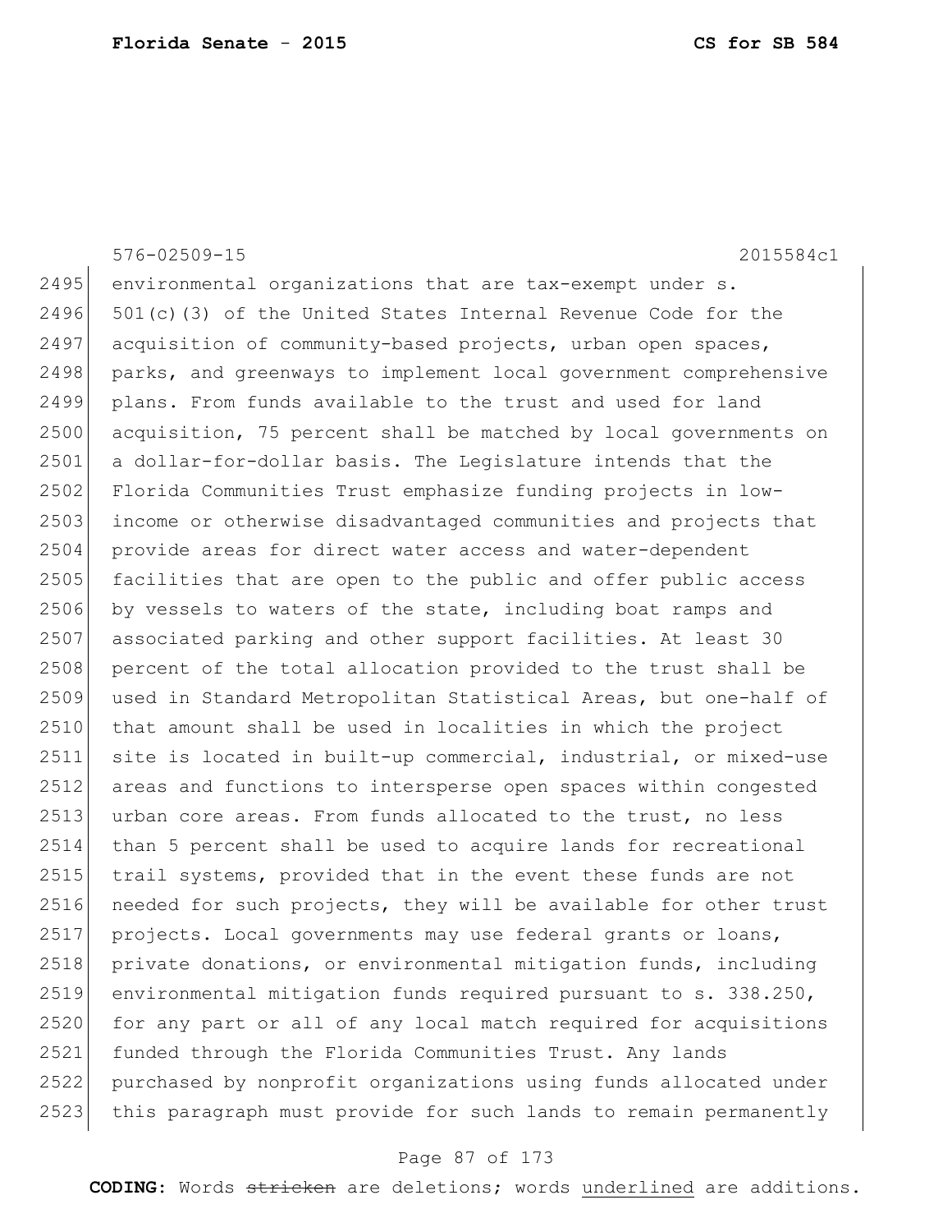environmental organizations that are tax-exempt under s. 501(c)(3) of the United States Internal Revenue Code for the acquisition of community-based projects, urban open spaces, parks, and greenways to implement local government comprehensive plans. From funds available to the trust and used for land acquisition, 75 percent shall be matched by local governments on a dollar-for-dollar basis. The Legislature intends that the Florida Communities Trust emphasize funding projects in low-income or otherwise disadvantaged communities and projects that provide areas for direct water access and water-dependent facilities that are open to the public and offer public access by vessels to waters of the state, including boat ramps and associated parking and other support facilities. At least 30 percent of the total allocation provided to the trust shall be used in Standard Metropolitan Statistical Areas, but one-half of that amount shall be used in localities in which the project site is located in built-up commercial, industrial, or mixed-use areas and functions to intersperse open spaces within congested urban core areas. From funds allocated to the trust, no less than 5 percent shall be used to acquire lands for recreational trail systems, provided that in the event these funds are not needed for such projects, they will be available for other trust projects. Local governments may use federal grants or loans, private donations, or environmental mitigation funds, including environmental mitigation funds required pursuant to s. 338.250, for any part or all of any local match required for acquisitions funded through the Florida Communities Trust. Any lands purchased by nonprofit organizations using funds allocated under this paragraph must provide for such lands to remain permanently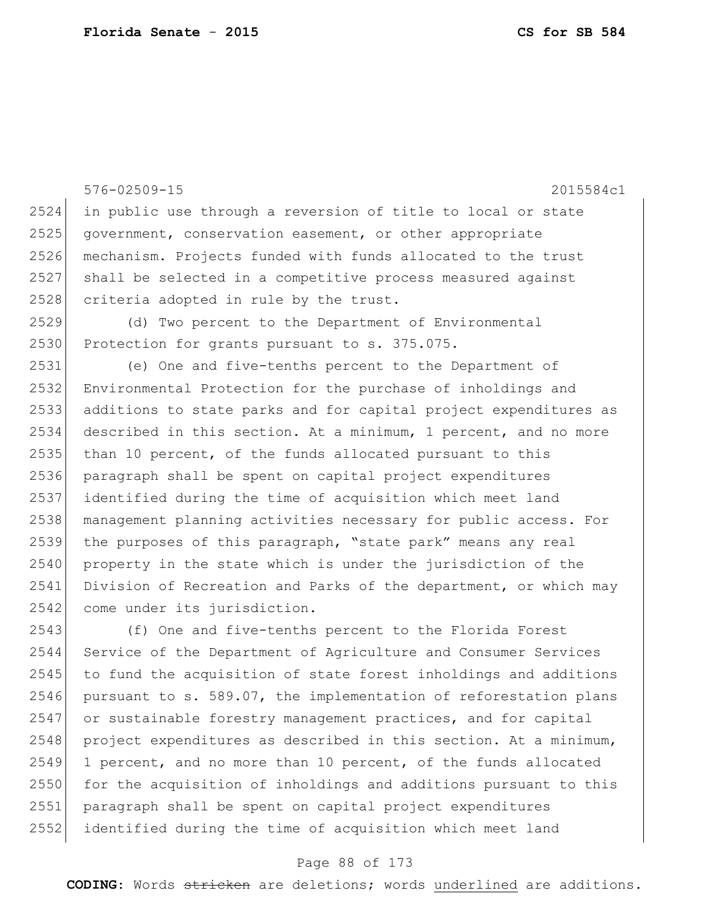in public use through a reversion of title to local or state government, conservation easement, or other appropriate mechanism. Projects funded with funds allocated to the trust shall be selected in a competitive process measured against criteria adopted in rule by the trust.

(d) Two percent to the Department of Environmental Protection for grants pursuant to s. 375.075.

(e) One and five-tenths percent to the Department of Environmental Protection for the purchase of inholdings and additions to state parks and for capital project expenditures as described in this section. At a minimum, 1 percent, and no more than 10 percent, of the funds allocated pursuant to this paragraph shall be spent on capital project expenditures identified during the time of acquisition which meet land management planning activities necessary for public access. For the purposes of this paragraph, "state park" means any real property in the state which is under the jurisdiction of the Division of Recreation and Parks of the department, or which may come under its jurisdiction.

(f) One and five-tenths percent to the Florida Forest Service of the Department of Agriculture and Consumer Services to fund the acquisition of state forest inholdings and additions pursuant to s. 589.07, the implementation of reforestation plans or sustainable forestry management practices, and for capital project expenditures as described in this section. At a minimum, 1 percent, and no more than 10 percent, of the funds allocated for the acquisition of inholdings and additions pursuant to this paragraph shall be spent on capital project expenditures identified during the time of acquisition which meet land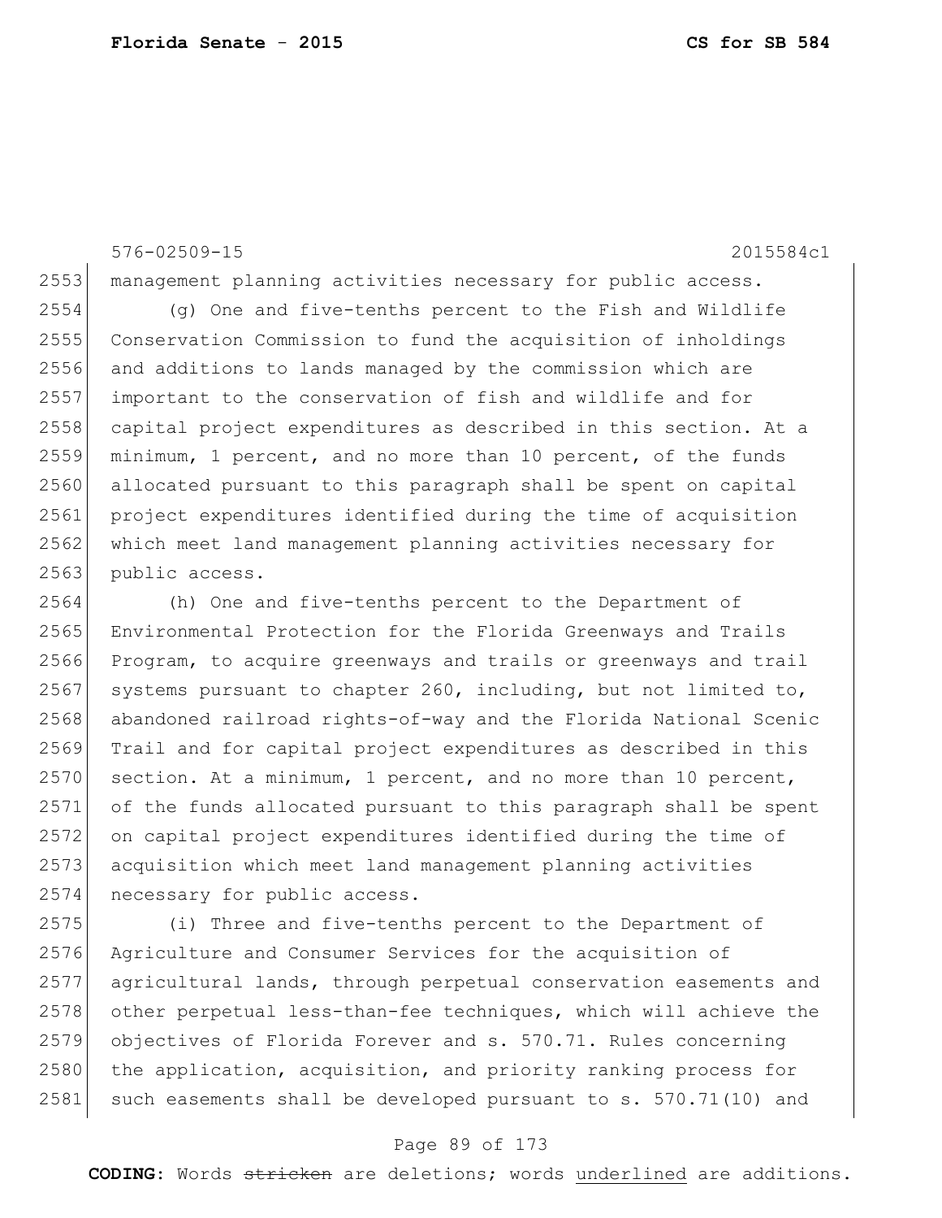management planning activities necessary for public access.

(g) One and five-tenths percent to the Fish and Wildlife Conservation Commission to fund the acquisition of inholdings and additions to lands managed by the commission which are important to the conservation of fish and wildlife and for capital project expenditures as described in this section. At a minimum, 1 percent, and no more than 10 percent, of the funds allocated pursuant to this paragraph shall be spent on capital project expenditures identified during the time of acquisition which meet land management planning activities necessary for public access.

(h) One and five-tenths percent to the Department of Environmental Protection for the Florida Greenways and Trails Program, to acquire greenways and trails or greenways and trail systems pursuant to chapter 260, including, but not limited to, abandoned railroad rights-of-way and the Florida National Scenic Trail and for capital project expenditures as described in this section. At a minimum, 1 percent, and no more than 10 percent, of the funds allocated pursuant to this paragraph shall be spent on capital project expenditures identified during the time of acquisition which meet land management planning activities necessary for public access.

(i) Three and five-tenths percent to the Department of Agriculture and Consumer Services for the acquisition of agricultural lands, through perpetual conservation easements and other perpetual less-than-fee techniques, which will achieve the objectives of Florida Forever and s. 570.71. Rules concerning the application, acquisition, and priority ranking process for such easements shall be developed pursuant to s. 570.71(10) and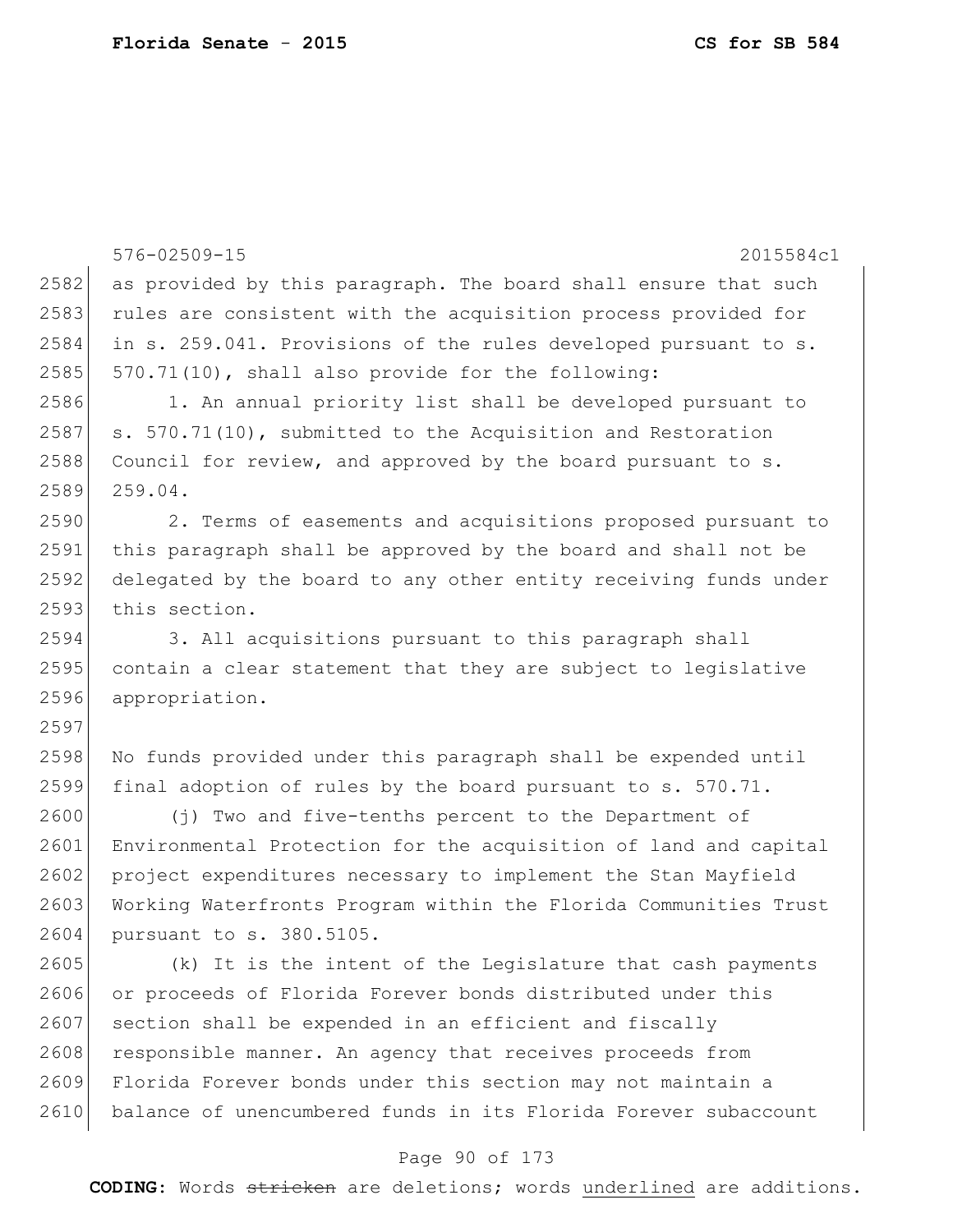as provided by this paragraph. The board shall ensure that such rules are consistent with the acquisition process provided for in s. 259.041. Provisions of the rules developed pursuant to s. 570.71(10), shall also provide for the following:

1. An annual priority list shall be developed pursuant to s. 570.71(10), submitted to the Acquisition and Restoration Council for review, and approved by the board pursuant to s. 259.04.

2. Terms of easements and acquisitions proposed pursuant to this paragraph shall be approved by the board and shall not be delegated by the board to any other entity receiving funds under this section.

3. All acquisitions pursuant to this paragraph shall contain a clear statement that they are subject to legislative appropriation.

No funds provided under this paragraph shall be expended until final adoption of rules by the board pursuant to s. 570.71.

(j) Two and five-tenths percent to the Department of Environmental Protection for the acquisition of land and capital project expenditures necessary to implement the Stan Mayfield Working Waterfronts Program within the Florida Communities Trust pursuant to s. 380.5105.

(k) It is the intent of the Legislature that cash payments or proceeds of Florida Forever bonds distributed under this section shall be expended in an efficient and fiscally responsible manner. An agency that receives proceeds from Florida Forever bonds under this section may not maintain a balance of unencumbered funds in its Florida Forever subaccount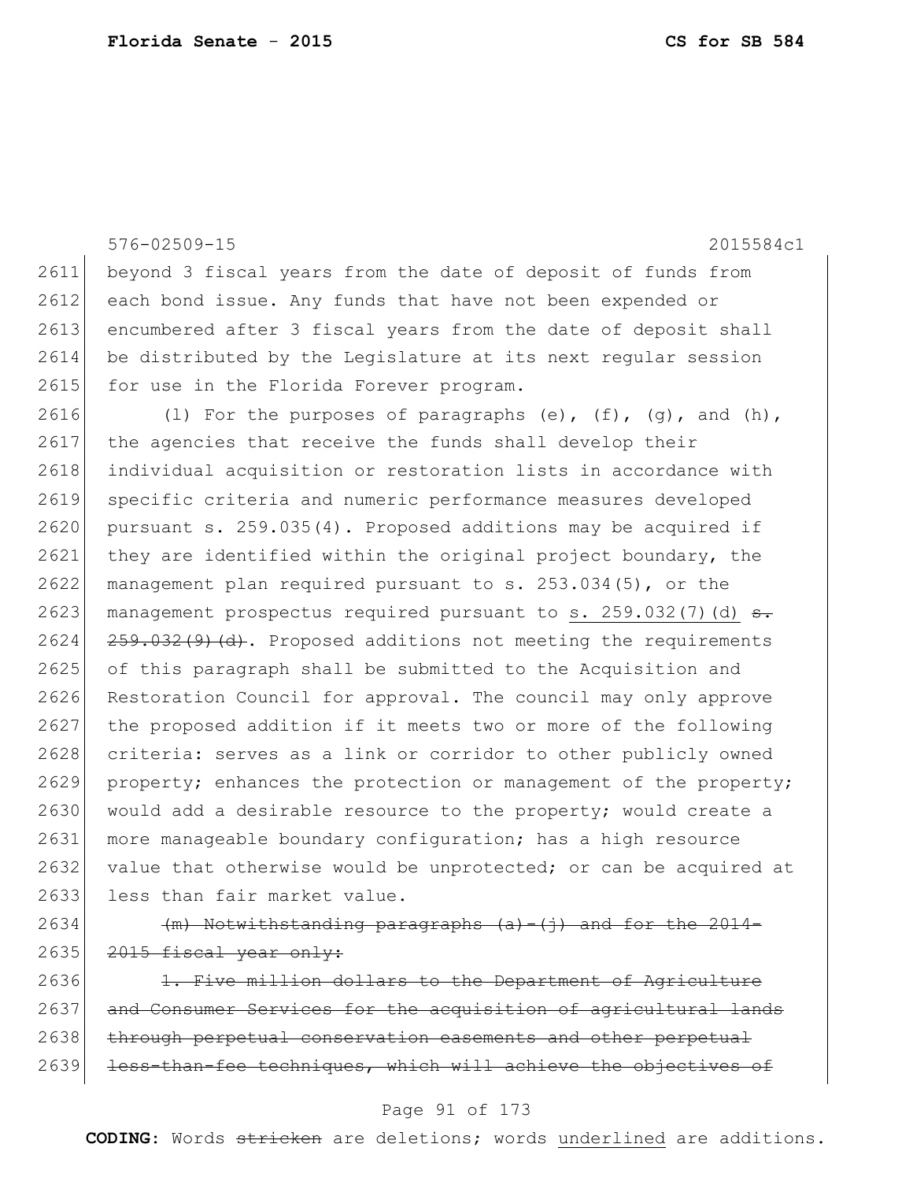576-02509-15 2015584c1

2611 beyond 3 fiscal years from the date of deposit of funds from
2612 each bond issue. Any funds that have not been expended or
2613 encumbered after 3 fiscal years from the date of deposit shall
2614 be distributed by the Legislature at its next regular session
2615 for use in the Florida Forever program.

2616 (l) For the purposes of paragraphs (e), (f), (g), and (h),
2617 the agencies that receive the funds shall develop their
2618 individual acquisition or restoration lists in accordance with
2619 specific criteria and numeric performance measures developed
2620 pursuant s. 259.035(4). Proposed additions may be acquired if
2621 they are identified within the original project boundary, the
2622 management plan required pursuant to s. 253.034(5), or the
2623 management prospectus required pursuant to <u>s. 259.032(7)(d)</u> ~~s.~~
2624 ~~259.032(9)(d)~~. Proposed additions not meeting the requirements
2625 of this paragraph shall be submitted to the Acquisition and
2626 Restoration Council for approval. The council may only approve
2627 the proposed addition if it meets two or more of the following
2628 criteria: serves as a link or corridor to other publicly owned
2629 property; enhances the protection or management of the property;
2630 would add a desirable resource to the property; would create a
2631 more manageable boundary configuration; has a high resource
2632 value that otherwise would be unprotected; or can be acquired at
2633 less than fair market value.

2634 ~~(m) Notwithstanding paragraphs (a)-(j) and for the 2014-~~
2635 ~~2015 fiscal year only:~~

2636 ~~1. Five million dollars to the Department of Agriculture~~
2637 ~~and Consumer Services for the acquisition of agricultural lands~~
2638 ~~through perpetual conservation easements and other perpetual~~
2639 ~~less-than-fee techniques, which will achieve the objectives of~~

**CODING:** Words ~~stricken~~ are deletions; words <u>underlined</u> are additions.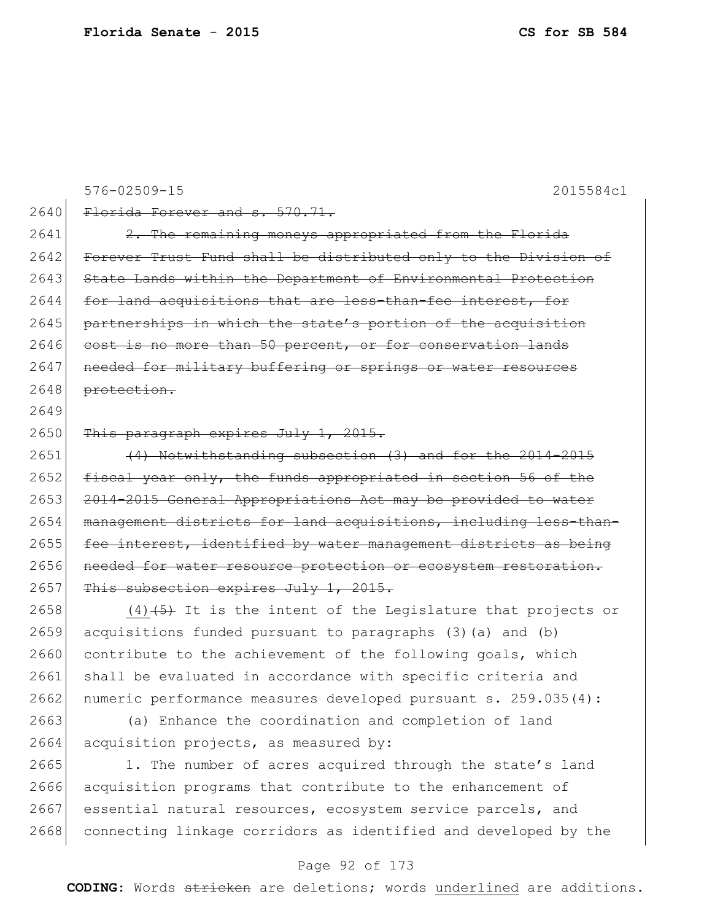576-02509-15 2015584c1

2640 ~~Florida Forever and s. 570.71.~~

2641 ~~2. The remaining moneys appropriated from the Florida~~
2642 ~~Forever Trust Fund shall be distributed only to the Division of~~
2643 ~~State Lands within the Department of Environmental Protection~~
2644 ~~for land acquisitions that are less-than-fee interest, for~~
2645 ~~partnerships in which the state's portion of the acquisition~~
2646 ~~cost is no more than 50 percent, or for conservation lands~~
2647 ~~needed for military buffering or springs or water resources~~
2648 ~~protection.~~

2649

2650 ~~This paragraph expires July 1, 2015.~~

2651 ~~(4) Notwithstanding subsection (3) and for the 2014-2015~~
2652 ~~fiscal year only, the funds appropriated in section 56 of the~~
2653 ~~2014-2015 General Appropriations Act may be provided to water~~
2654 ~~management districts for land acquisitions, including less-than-~~
2655 ~~fee interest, identified by water management districts as being~~
2656 ~~needed for water resource protection or ecosystem restoration.~~
2657 ~~This subsection expires July 1, 2015.~~

2658 <u>(4)</u>~~(5)~~ It is the intent of the Legislature that projects or
2659 acquisitions funded pursuant to paragraphs (3)(a) and (b)
2660 contribute to the achievement of the following goals, which
2661 shall be evaluated in accordance with specific criteria and
2662 numeric performance measures developed pursuant s. 259.035(4):

2663 (a) Enhance the coordination and completion of land
2664 acquisition projects, as measured by:

2665 1. The number of acres acquired through the state's land
2666 acquisition programs that contribute to the enhancement of
2667 essential natural resources, ecosystem service parcels, and
2668 connecting linkage corridors as identified and developed by the

**CODING:** Words ~~stricken~~ are deletions; words <u>underlined</u> are additions.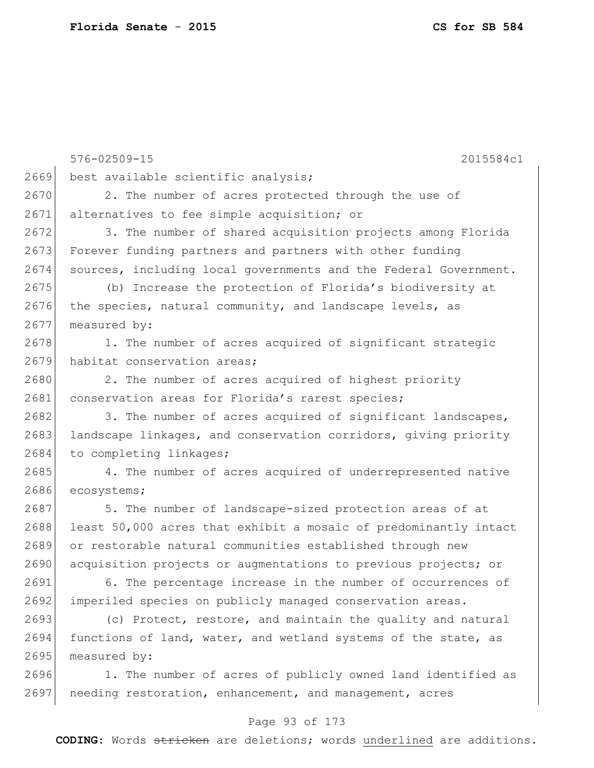best available scientific analysis;

2. The number of acres protected through the use of alternatives to fee simple acquisition; or

3. The number of shared acquisition projects among Florida Forever funding partners and partners with other funding sources, including local governments and the Federal Government.

(b) Increase the protection of Florida's biodiversity at the species, natural community, and landscape levels, as measured by:

1. The number of acres acquired of significant strategic habitat conservation areas;

2. The number of acres acquired of highest priority conservation areas for Florida's rarest species;

3. The number of acres acquired of significant landscapes, landscape linkages, and conservation corridors, giving priority to completing linkages;

4. The number of acres acquired of underrepresented native ecosystems;

5. The number of landscape-sized protection areas of at least 50,000 acres that exhibit a mosaic of predominantly intact or restorable natural communities established through new acquisition projects or augmentations to previous projects; or

6. The percentage increase in the number of occurrences of imperiled species on publicly managed conservation areas.

(c) Protect, restore, and maintain the quality and natural functions of land, water, and wetland systems of the state, as measured by:

1. The number of acres of publicly owned land identified as needing restoration, enhancement, and management, acres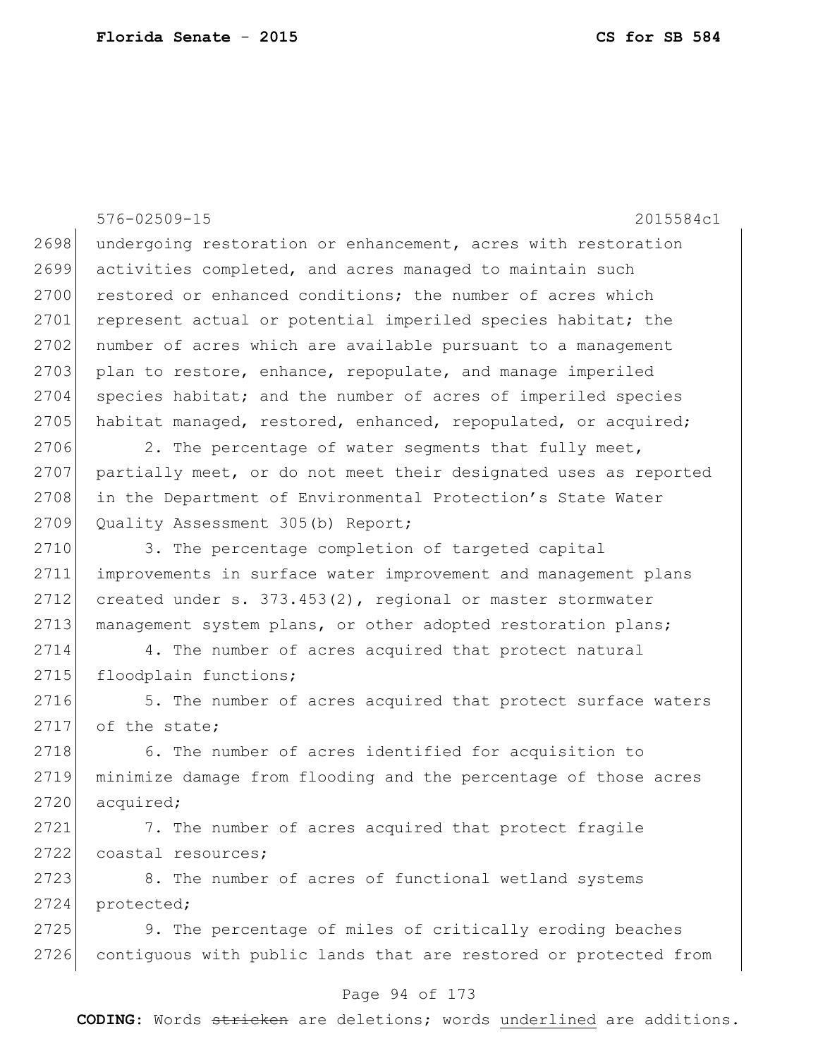576-02509-15 2015584c1

undergoing restoration or enhancement, acres with restoration activities completed, and acres managed to maintain such restored or enhanced conditions; the number of acres which represent actual or potential imperiled species habitat; the number of acres which are available pursuant to a management plan to restore, enhance, repopulate, and manage imperiled species habitat; and the number of acres of imperiled species habitat managed, restored, enhanced, repopulated, or acquired;

2. The percentage of water segments that fully meet, partially meet, or do not meet their designated uses as reported in the Department of Environmental Protection's State Water Quality Assessment 305(b) Report;

3. The percentage completion of targeted capital improvements in surface water improvement and management plans created under s. 373.453(2), regional or master stormwater management system plans, or other adopted restoration plans;

4. The number of acres acquired that protect natural floodplain functions;

5. The number of acres acquired that protect surface waters of the state;

6. The number of acres identified for acquisition to minimize damage from flooding and the percentage of those acres acquired;

7. The number of acres acquired that protect fragile coastal resources;

8. The number of acres of functional wetland systems protected;

9. The percentage of miles of critically eroding beaches contiguous with public lands that are restored or protected from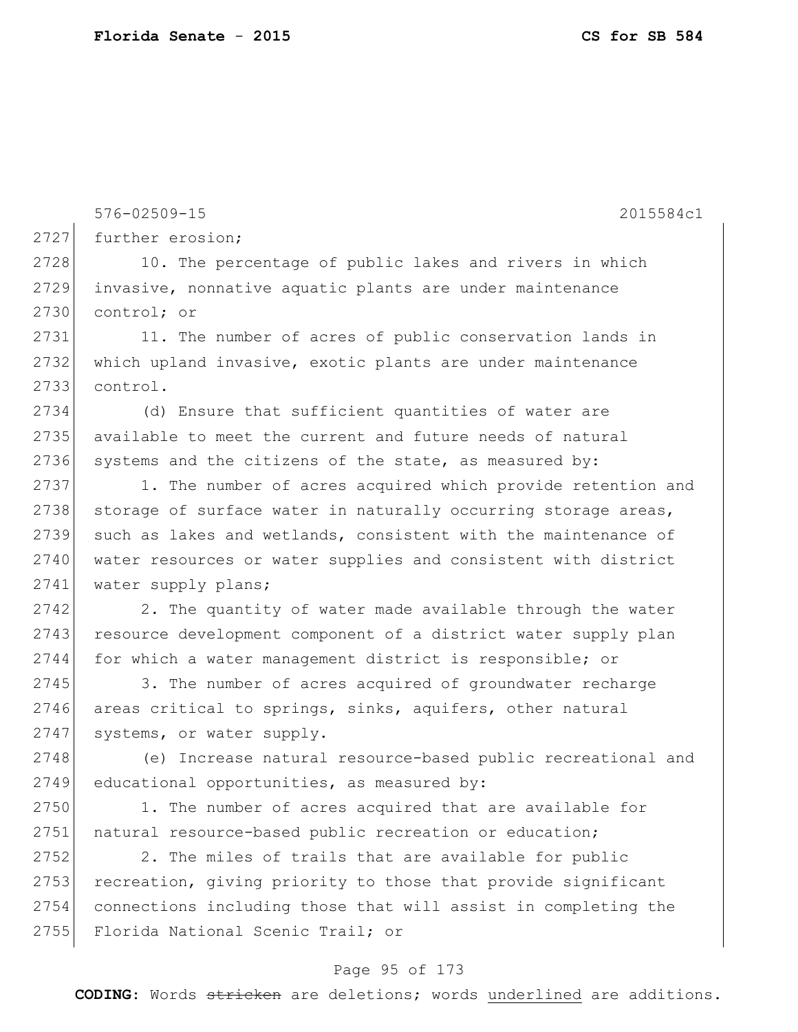further erosion;

10. The percentage of public lakes and rivers in which invasive, nonnative aquatic plants are under maintenance control; or

11. The number of acres of public conservation lands in which upland invasive, exotic plants are under maintenance control.

(d) Ensure that sufficient quantities of water are available to meet the current and future needs of natural systems and the citizens of the state, as measured by:

1. The number of acres acquired which provide retention and storage of surface water in naturally occurring storage areas, such as lakes and wetlands, consistent with the maintenance of water resources or water supplies and consistent with district water supply plans;

2. The quantity of water made available through the water resource development component of a district water supply plan for which a water management district is responsible; or

3. The number of acres acquired of groundwater recharge areas critical to springs, sinks, aquifers, other natural systems, or water supply.

(e) Increase natural resource-based public recreational and educational opportunities, as measured by:

1. The number of acres acquired that are available for natural resource-based public recreation or education;

2. The miles of trails that are available for public recreation, giving priority to those that provide significant connections including those that will assist in completing the Florida National Scenic Trail; or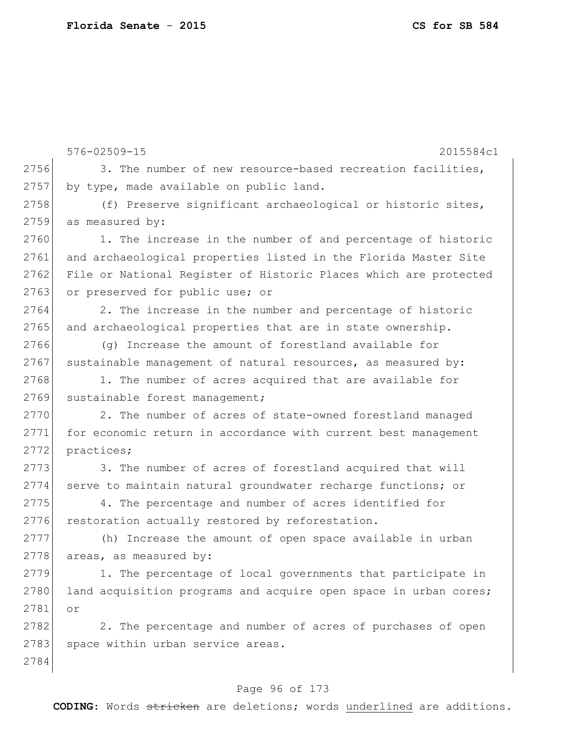3. The number of new resource-based recreation facilities, by type, made available on public land.

(f) Preserve significant archaeological or historic sites, as measured by:

1. The increase in the number of and percentage of historic and archaeological properties listed in the Florida Master Site File or National Register of Historic Places which are protected or preserved for public use; or

2. The increase in the number and percentage of historic and archaeological properties that are in state ownership.

(g) Increase the amount of forestland available for sustainable management of natural resources, as measured by:

1. The number of acres acquired that are available for sustainable forest management;

2. The number of acres of state-owned forestland managed for economic return in accordance with current best management practices;

3. The number of acres of forestland acquired that will serve to maintain natural groundwater recharge functions; or

4. The percentage and number of acres identified for restoration actually restored by reforestation.

(h) Increase the amount of open space available in urban areas, as measured by:

1. The percentage of local governments that participate in land acquisition programs and acquire open space in urban cores; or

2. The percentage and number of acres of purchases of open space within urban service areas.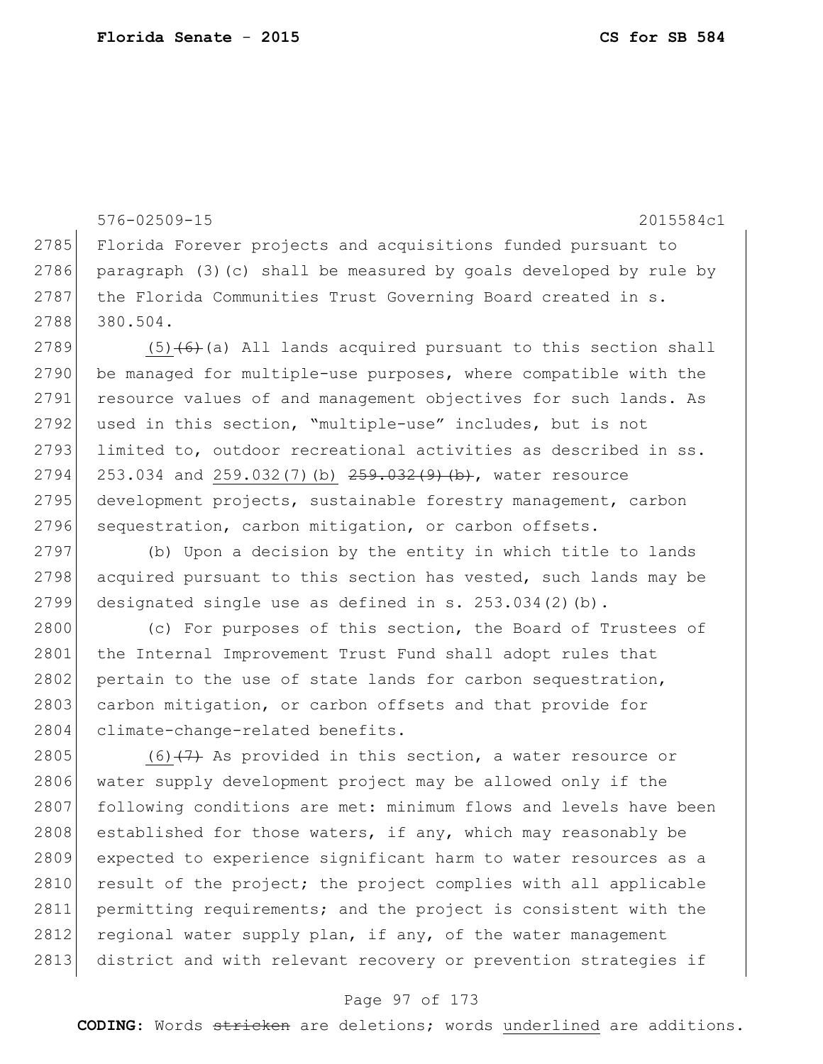576-02509-15 2015584c1

2785 Florida Forever projects and acquisitions funded pursuant to
2786 paragraph (3)(c) shall be measured by goals developed by rule by
2787 the Florida Communities Trust Governing Board created in s.
2788 380.504.

2789 (5) ~~(6)~~(a) All lands acquired pursuant to this section shall
2790 be managed for multiple-use purposes, where compatible with the
2791 resource values of and management objectives for such lands. As
2792 used in this section, "multiple-use" includes, but is not
2793 limited to, outdoor recreational activities as described in ss.
2794 253.034 and 259.032(7)(b) ~~259.032(9)(b)~~, water resource
2795 development projects, sustainable forestry management, carbon
2796 sequestration, carbon mitigation, or carbon offsets.

2797 (b) Upon a decision by the entity in which title to lands
2798 acquired pursuant to this section has vested, such lands may be
2799 designated single use as defined in s. 253.034(2)(b).

2800 (c) For purposes of this section, the Board of Trustees of
2801 the Internal Improvement Trust Fund shall adopt rules that
2802 pertain to the use of state lands for carbon sequestration,
2803 carbon mitigation, or carbon offsets and that provide for
2804 climate-change-related benefits.

2805 (6) ~~(7)~~ As provided in this section, a water resource or
2806 water supply development project may be allowed only if the
2807 following conditions are met: minimum flows and levels have been
2808 established for those waters, if any, which may reasonably be
2809 expected to experience significant harm to water resources as a
2810 result of the project; the project complies with all applicable
2811 permitting requirements; and the project is consistent with the
2812 regional water supply plan, if any, of the water management
2813 district and with relevant recovery or prevention strategies if

**CODING:** Words ~~stricken~~ are deletions; words underlined are additions.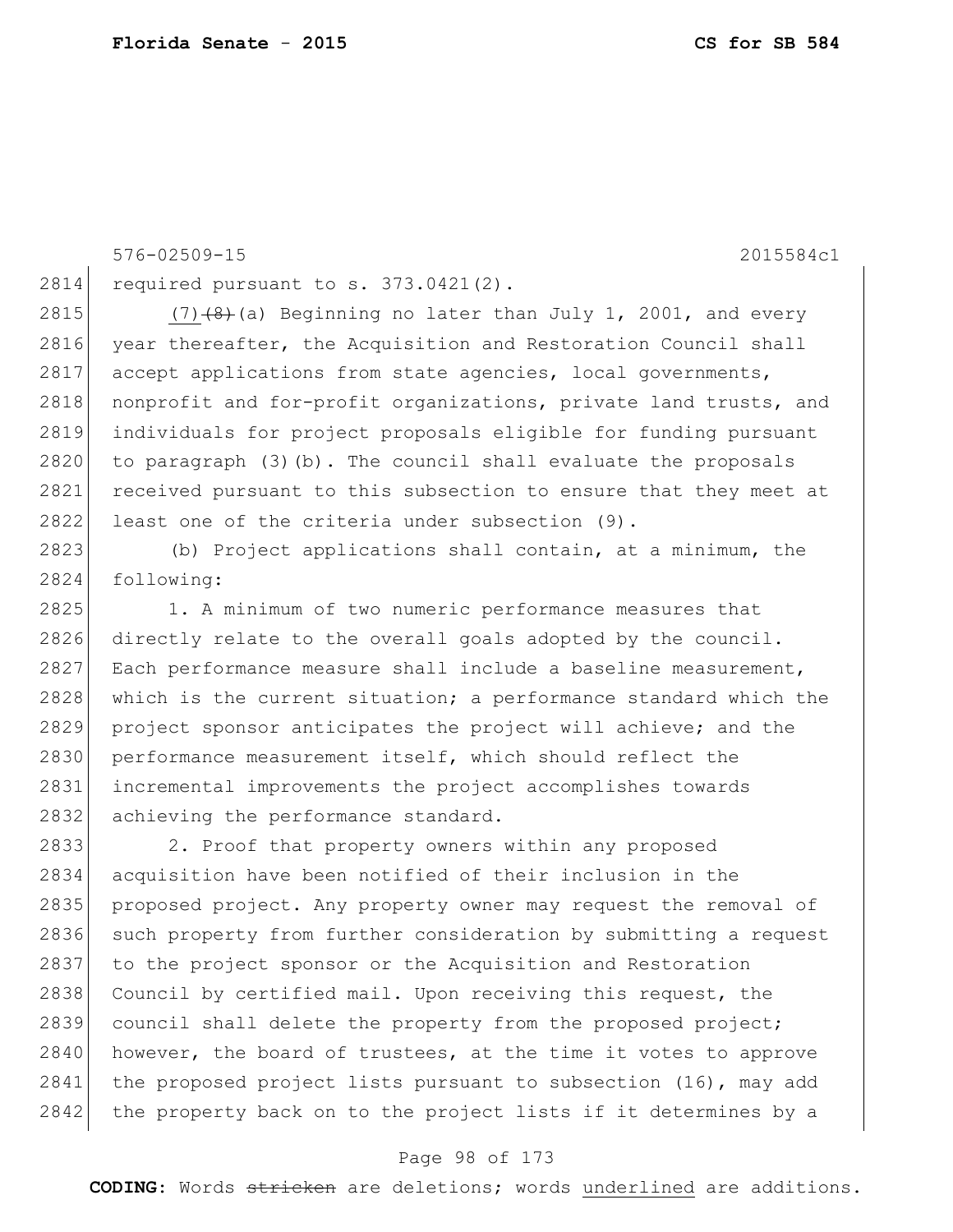required pursuant to s. 373.0421(2).

(7) ~~(8)~~(a) Beginning no later than July 1, 2001, and every year thereafter, the Acquisition and Restoration Council shall accept applications from state agencies, local governments, nonprofit and for-profit organizations, private land trusts, and individuals for project proposals eligible for funding pursuant to paragraph (3)(b). The council shall evaluate the proposals received pursuant to this subsection to ensure that they meet at least one of the criteria under subsection (9).

(b) Project applications shall contain, at a minimum, the following:

1. A minimum of two numeric performance measures that directly relate to the overall goals adopted by the council. Each performance measure shall include a baseline measurement, which is the current situation; a performance standard which the project sponsor anticipates the project will achieve; and the performance measurement itself, which should reflect the incremental improvements the project accomplishes towards achieving the performance standard.

2. Proof that property owners within any proposed acquisition have been notified of their inclusion in the proposed project. Any property owner may request the removal of such property from further consideration by submitting a request to the project sponsor or the Acquisition and Restoration Council by certified mail. Upon receiving this request, the council shall delete the property from the proposed project; however, the board of trustees, at the time it votes to approve the proposed project lists pursuant to subsection (16), may add the property back on to the project lists if it determines by a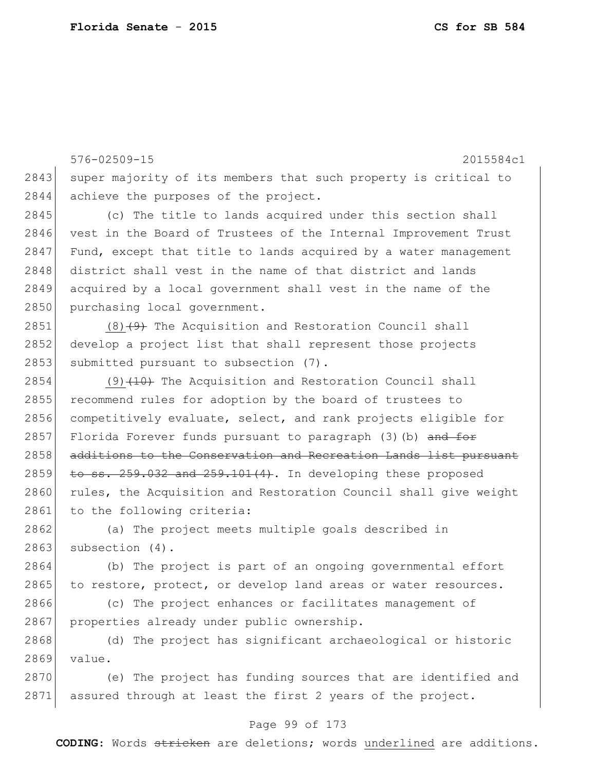super majority of its members that such property is critical to achieve the purposes of the project.

(c) The title to lands acquired under this section shall vest in the Board of Trustees of the Internal Improvement Trust Fund, except that title to lands acquired by a water management district shall vest in the name of that district and lands acquired by a local government shall vest in the name of the purchasing local government.

(8)~~(9)~~ The Acquisition and Restoration Council shall develop a project list that shall represent those projects submitted pursuant to subsection (7).

(9)~~(10)~~ The Acquisition and Restoration Council shall recommend rules for adoption by the board of trustees to competitively evaluate, select, and rank projects eligible for Florida Forever funds pursuant to paragraph (3)(b) ~~and for additions to the Conservation and Recreation Lands list pursuant to ss. 259.032 and 259.101(4)~~. In developing these proposed rules, the Acquisition and Restoration Council shall give weight to the following criteria:

(a) The project meets multiple goals described in subsection (4).

(b) The project is part of an ongoing governmental effort to restore, protect, or develop land areas or water resources.

(c) The project enhances or facilitates management of properties already under public ownership.

(d) The project has significant archaeological or historic value.

(e) The project has funding sources that are identified and assured through at least the first 2 years of the project.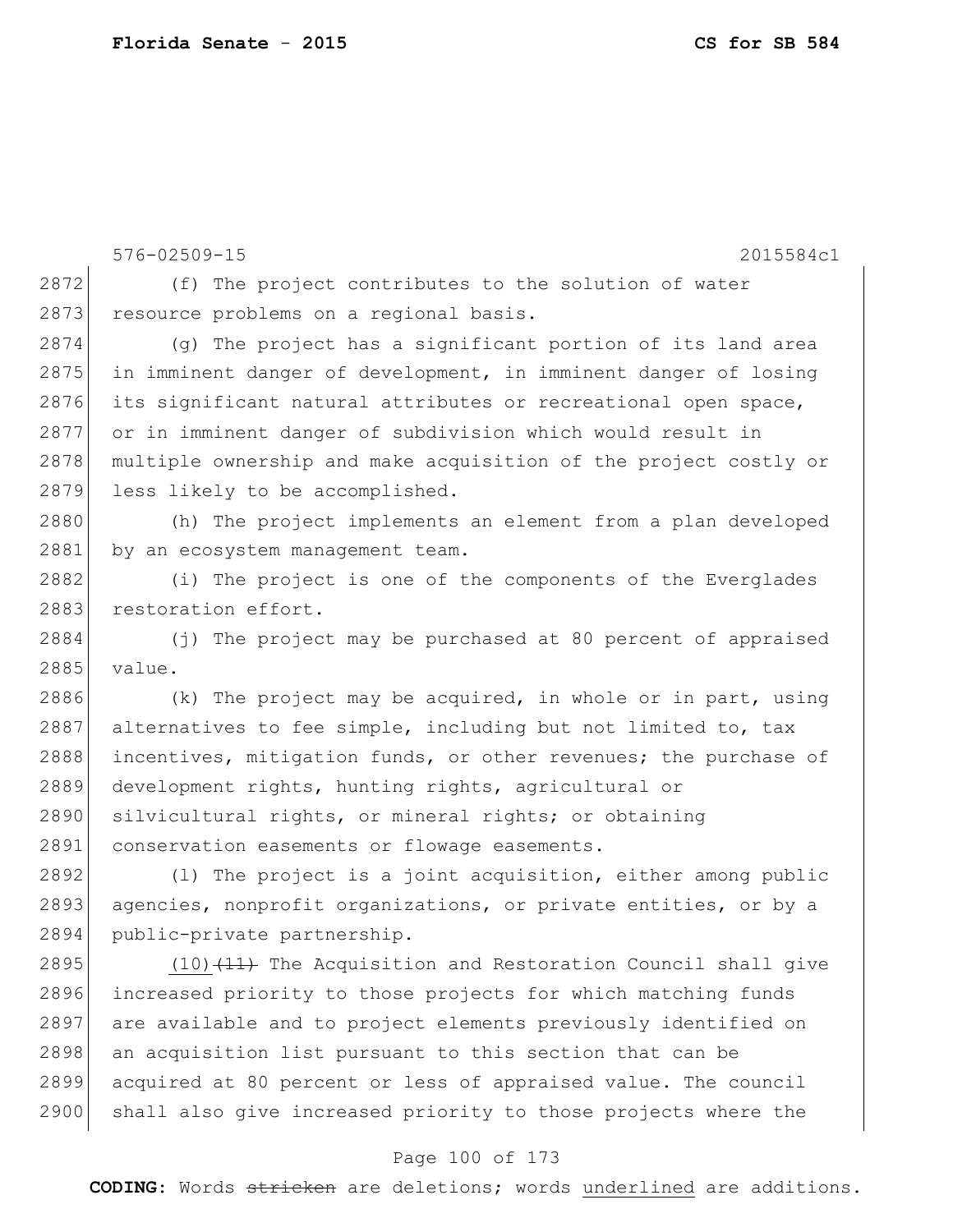(f) The project contributes to the solution of water resource problems on a regional basis.

(g) The project has a significant portion of its land area in imminent danger of development, in imminent danger of losing its significant natural attributes or recreational open space, or in imminent danger of subdivision which would result in multiple ownership and make acquisition of the project costly or less likely to be accomplished.

(h) The project implements an element from a plan developed by an ecosystem management team.

(i) The project is one of the components of the Everglades restoration effort.

(j) The project may be purchased at 80 percent of appraised value.

(k) The project may be acquired, in whole or in part, using alternatives to fee simple, including but not limited to, tax incentives, mitigation funds, or other revenues; the purchase of development rights, hunting rights, agricultural or silvicultural rights, or mineral rights; or obtaining conservation easements or flowage easements.

(l) The project is a joint acquisition, either among public agencies, nonprofit organizations, or private entities, or by a public-private partnership.

<u>(10)</u>~~(11)~~ The Acquisition and Restoration Council shall give increased priority to those projects for which matching funds are available and to project elements previously identified on an acquisition list pursuant to this section that can be acquired at 80 percent or less of appraised value. The council shall also give increased priority to those projects where the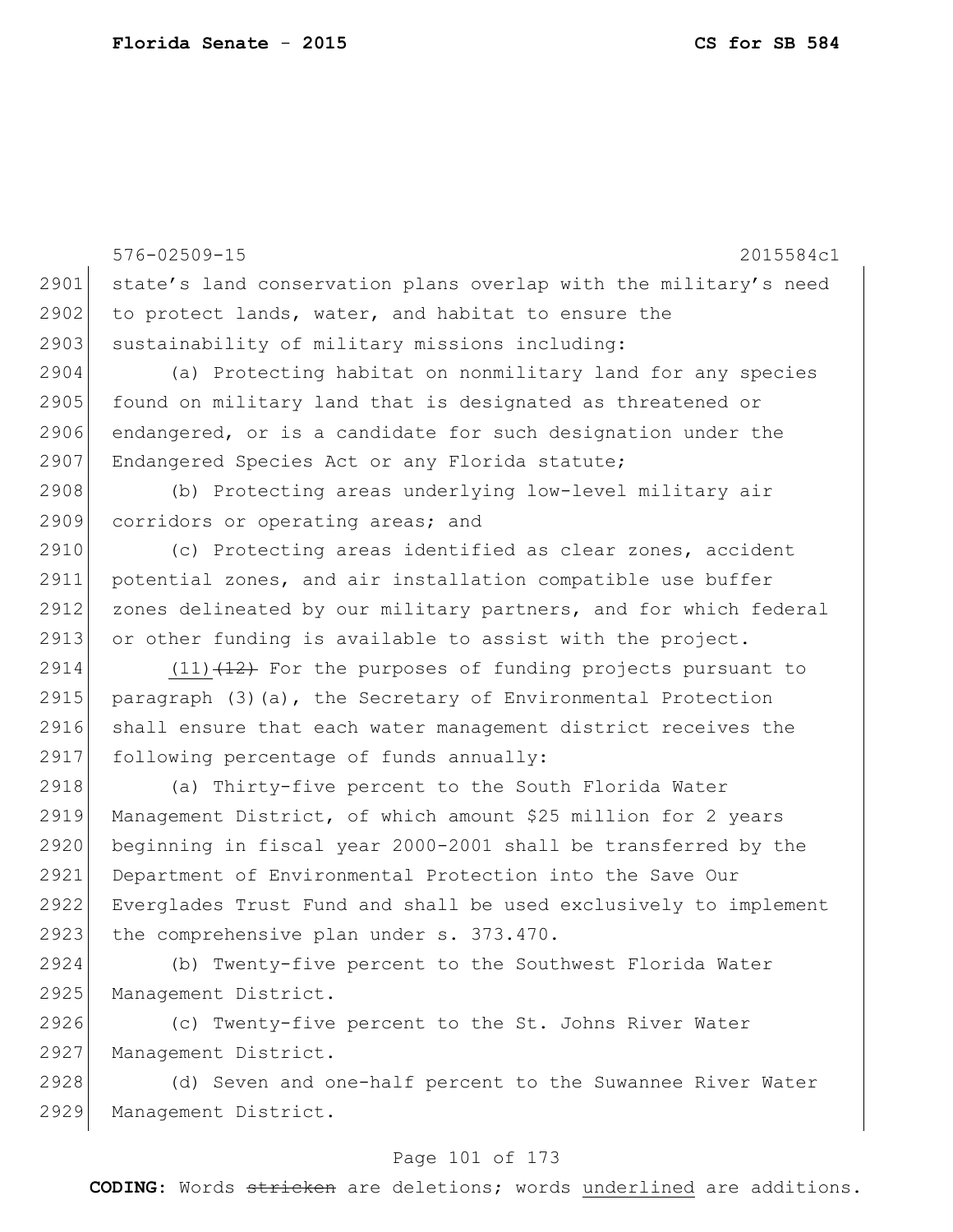state's land conservation plans overlap with the military's need to protect lands, water, and habitat to ensure the sustainability of military missions including:

(a) Protecting habitat on nonmilitary land for any species found on military land that is designated as threatened or endangered, or is a candidate for such designation under the Endangered Species Act or any Florida statute;

(b) Protecting areas underlying low-level military air corridors or operating areas; and

(c) Protecting areas identified as clear zones, accident potential zones, and air installation compatible use buffer zones delineated by our military partners, and for which federal or other funding is available to assist with the project.

<u>(11)</u> ~~(12)~~ For the purposes of funding projects pursuant to paragraph (3)(a), the Secretary of Environmental Protection shall ensure that each water management district receives the following percentage of funds annually:

(a) Thirty-five percent to the South Florida Water Management District, of which amount $25 million for 2 years beginning in fiscal year 2000-2001 shall be transferred by the Department of Environmental Protection into the Save Our Everglades Trust Fund and shall be used exclusively to implement the comprehensive plan under s. 373.470.

(b) Twenty-five percent to the Southwest Florida Water Management District.

(c) Twenty-five percent to the St. Johns River Water Management District.

(d) Seven and one-half percent to the Suwannee River Water Management District.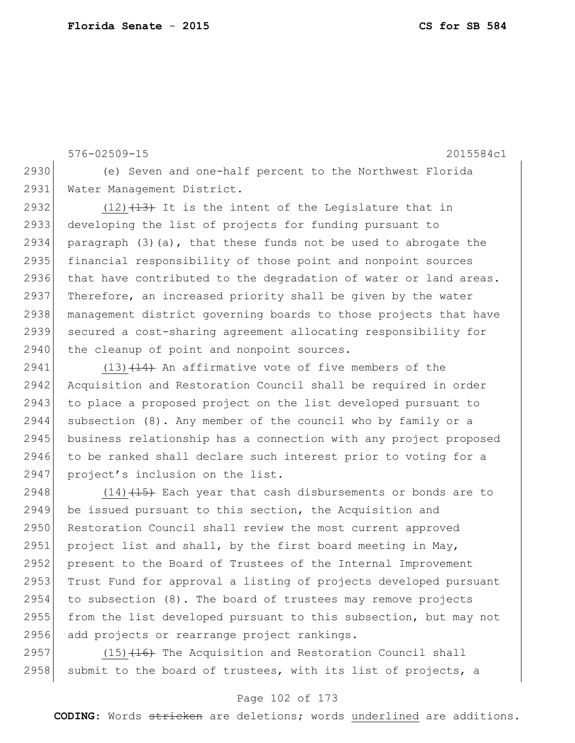576-02509-15 2015584c1

2930 (e) Seven and one-half percent to the Northwest Florida
2931 Water Management District.

2932 <u>(12)</u> ~~(13)~~ It is the intent of the Legislature that in
2933 developing the list of projects for funding pursuant to
2934 paragraph (3)(a), that these funds not be used to abrogate the
2935 financial responsibility of those point and nonpoint sources
2936 that have contributed to the degradation of water or land areas.
2937 Therefore, an increased priority shall be given by the water
2938 management district governing boards to those projects that have
2939 secured a cost-sharing agreement allocating responsibility for
2940 the cleanup of point and nonpoint sources.

2941 <u>(13)</u> ~~(14)~~ An affirmative vote of five members of the
2942 Acquisition and Restoration Council shall be required in order
2943 to place a proposed project on the list developed pursuant to
2944 subsection (8). Any member of the council who by family or a
2945 business relationship has a connection with any project proposed
2946 to be ranked shall declare such interest prior to voting for a
2947 project's inclusion on the list.

2948 <u>(14)</u> ~~(15)~~ Each year that cash disbursements or bonds are to
2949 be issued pursuant to this section, the Acquisition and
2950 Restoration Council shall review the most current approved
2951 project list and shall, by the first board meeting in May,
2952 present to the Board of Trustees of the Internal Improvement
2953 Trust Fund for approval a listing of projects developed pursuant
2954 to subsection (8). The board of trustees may remove projects
2955 from the list developed pursuant to this subsection, but may not
2956 add projects or rearrange project rankings.

2957 <u>(15)</u> ~~(16)~~ The Acquisition and Restoration Council shall
2958 submit to the board of trustees, with its list of projects, a

**CODING:** Words ~~stricken~~ are deletions; words <u>underlined</u> are additions.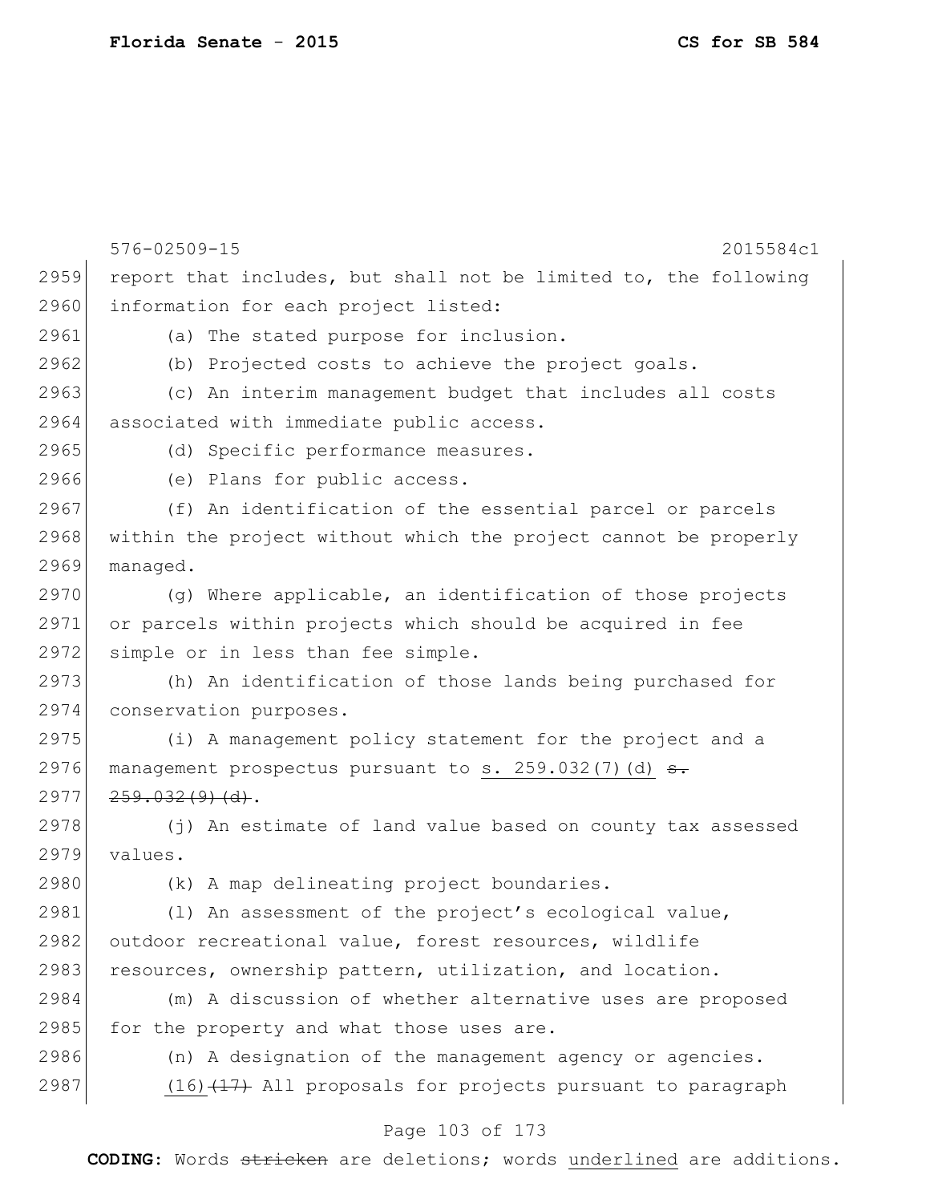report that includes, but shall not be limited to, the following information for each project listed:

(a) The stated purpose for inclusion.

(b) Projected costs to achieve the project goals.

(c) An interim management budget that includes all costs associated with immediate public access.

(d) Specific performance measures.

(e) Plans for public access.

(f) An identification of the essential parcel or parcels within the project without which the project cannot be properly managed.

(g) Where applicable, an identification of those projects or parcels within projects which should be acquired in fee simple or in less than fee simple.

(h) An identification of those lands being purchased for conservation purposes.

(i) A management policy statement for the project and a management prospectus pursuant to <u>s. 259.032(7)(d)</u> ~~s. 259.032(9)(d)~~.

(j) An estimate of land value based on county tax assessed values.

(k) A map delineating project boundaries.

(l) An assessment of the project's ecological value, outdoor recreational value, forest resources, wildlife resources, ownership pattern, utilization, and location.

(m) A discussion of whether alternative uses are proposed for the property and what those uses are.

(n) A designation of the management agency or agencies.

<u>(16)</u>~~(17)~~ All proposals for projects pursuant to paragraph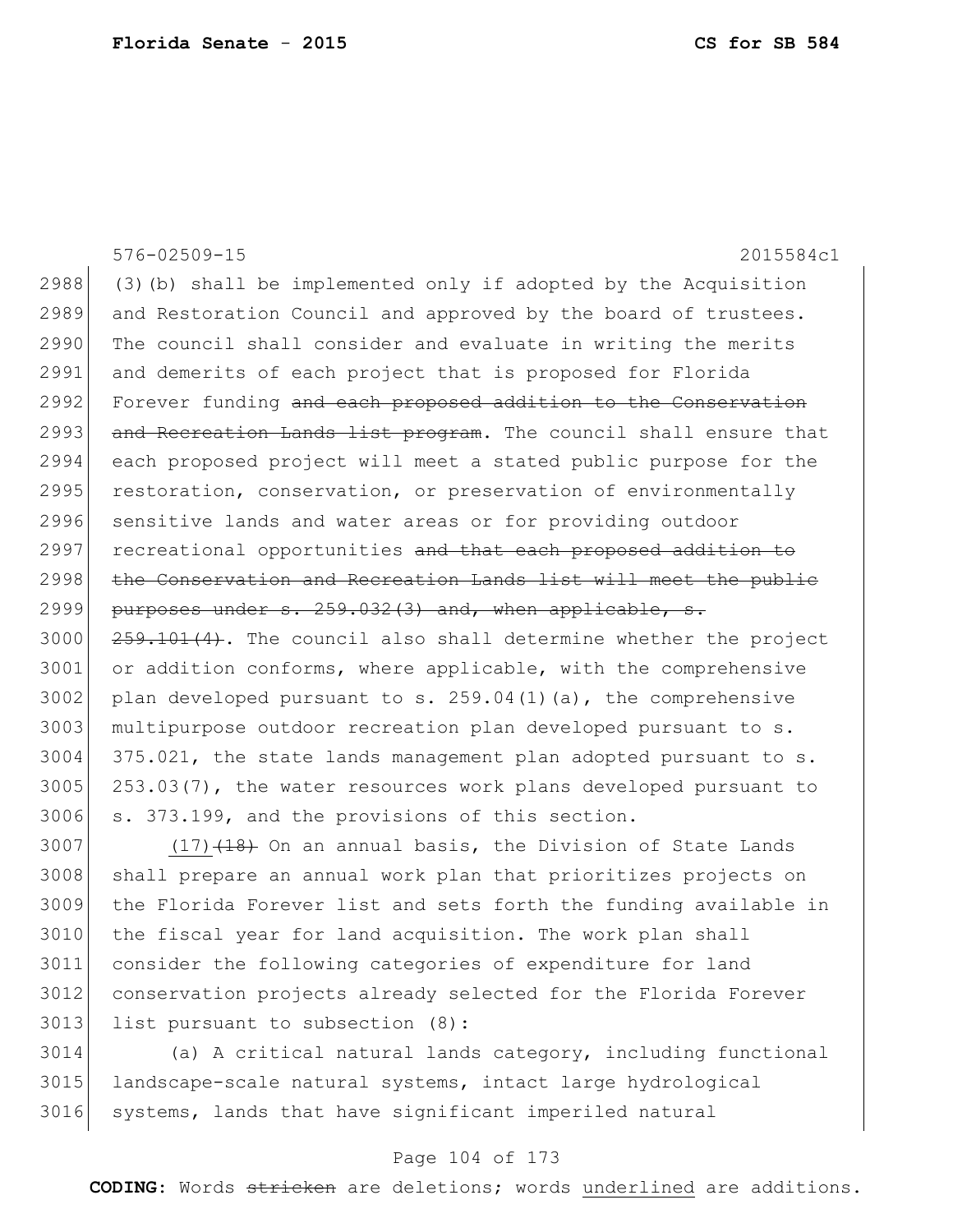576-02509-15 2015584c1

2988 (3)(b) shall be implemented only if adopted by the Acquisition
2989 and Restoration Council and approved by the board of trustees.
2990 The council shall consider and evaluate in writing the merits
2991 and demerits of each project that is proposed for Florida
2992 Forever funding ~~and each proposed addition to the Conservation~~
2993 ~~and Recreation Lands list program~~. The council shall ensure that
2994 each proposed project will meet a stated public purpose for the
2995 restoration, conservation, or preservation of environmentally
2996 sensitive lands and water areas or for providing outdoor
2997 recreational opportunities ~~and that each proposed addition to~~
2998 ~~the Conservation and Recreation Lands list will meet the public~~
2999 ~~purposes under s. 259.032(3) and, when applicable, s.~~
3000 ~~259.101(4)~~. The council also shall determine whether the project
3001 or addition conforms, where applicable, with the comprehensive
3002 plan developed pursuant to s. 259.04(1)(a), the comprehensive
3003 multipurpose outdoor recreation plan developed pursuant to s.
3004 375.021, the state lands management plan adopted pursuant to s.
3005 253.03(7), the water resources work plans developed pursuant to
3006 s. 373.199, and the provisions of this section.

3007 <u>(17)</u>~~(18)~~ On an annual basis, the Division of State Lands
3008 shall prepare an annual work plan that prioritizes projects on
3009 the Florida Forever list and sets forth the funding available in
3010 the fiscal year for land acquisition. The work plan shall
3011 consider the following categories of expenditure for land
3012 conservation projects already selected for the Florida Forever
3013 list pursuant to subsection (8):

3014 (a) A critical natural lands category, including functional
3015 landscape-scale natural systems, intact large hydrological
3016 systems, lands that have significant imperiled natural

**CODING:** Words ~~stricken~~ are deletions; words <u>underlined</u> are additions.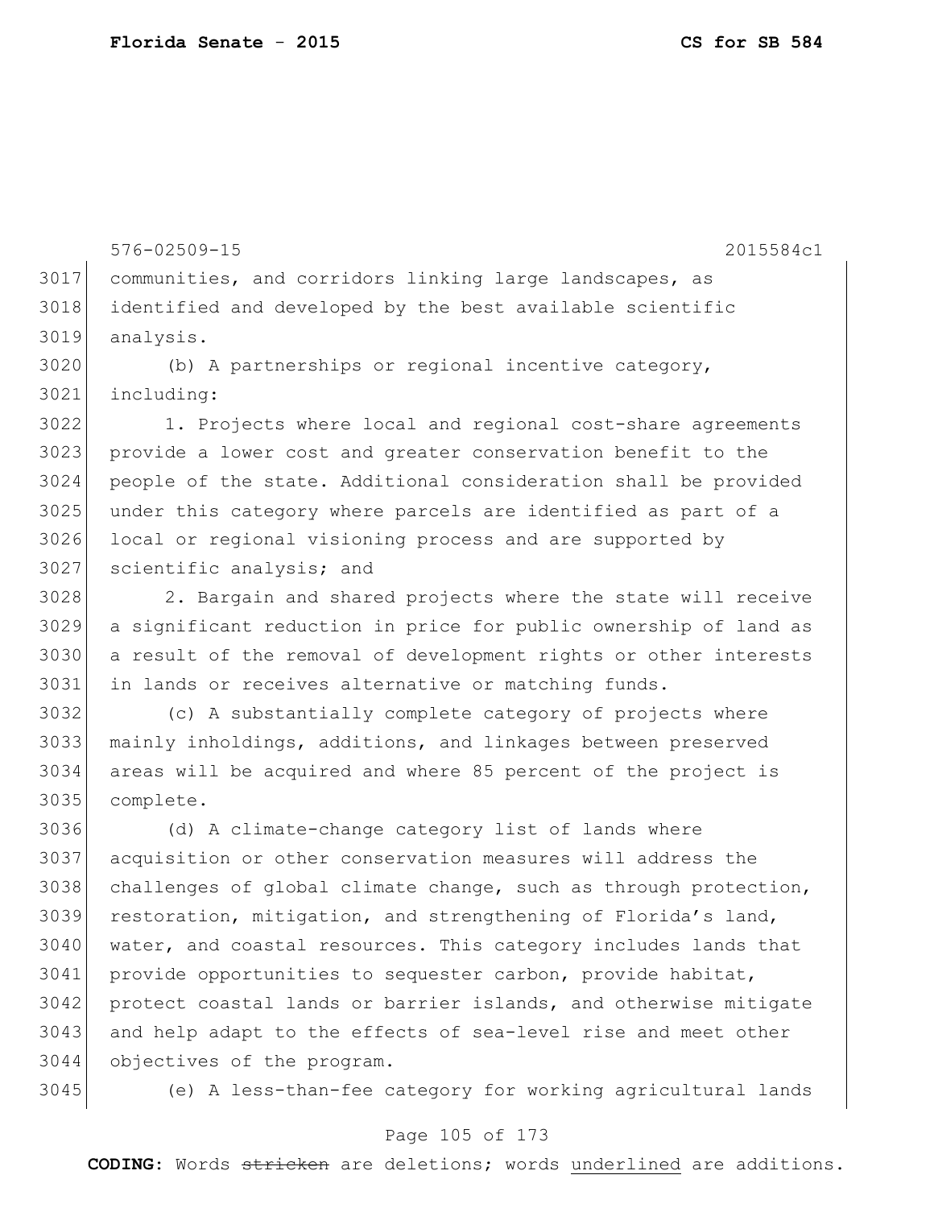communities, and corridors linking large landscapes, as identified and developed by the best available scientific analysis.

(b) A partnerships or regional incentive category, including:

1. Projects where local and regional cost-share agreements provide a lower cost and greater conservation benefit to the people of the state. Additional consideration shall be provided under this category where parcels are identified as part of a local or regional visioning process and are supported by scientific analysis; and

2. Bargain and shared projects where the state will receive a significant reduction in price for public ownership of land as a result of the removal of development rights or other interests in lands or receives alternative or matching funds.

(c) A substantially complete category of projects where mainly inholdings, additions, and linkages between preserved areas will be acquired and where 85 percent of the project is complete.

(d) A climate-change category list of lands where acquisition or other conservation measures will address the challenges of global climate change, such as through protection, restoration, mitigation, and strengthening of Florida's land, water, and coastal resources. This category includes lands that provide opportunities to sequester carbon, provide habitat, protect coastal lands or barrier islands, and otherwise mitigate and help adapt to the effects of sea-level rise and meet other objectives of the program.

(e) A less-than-fee category for working agricultural lands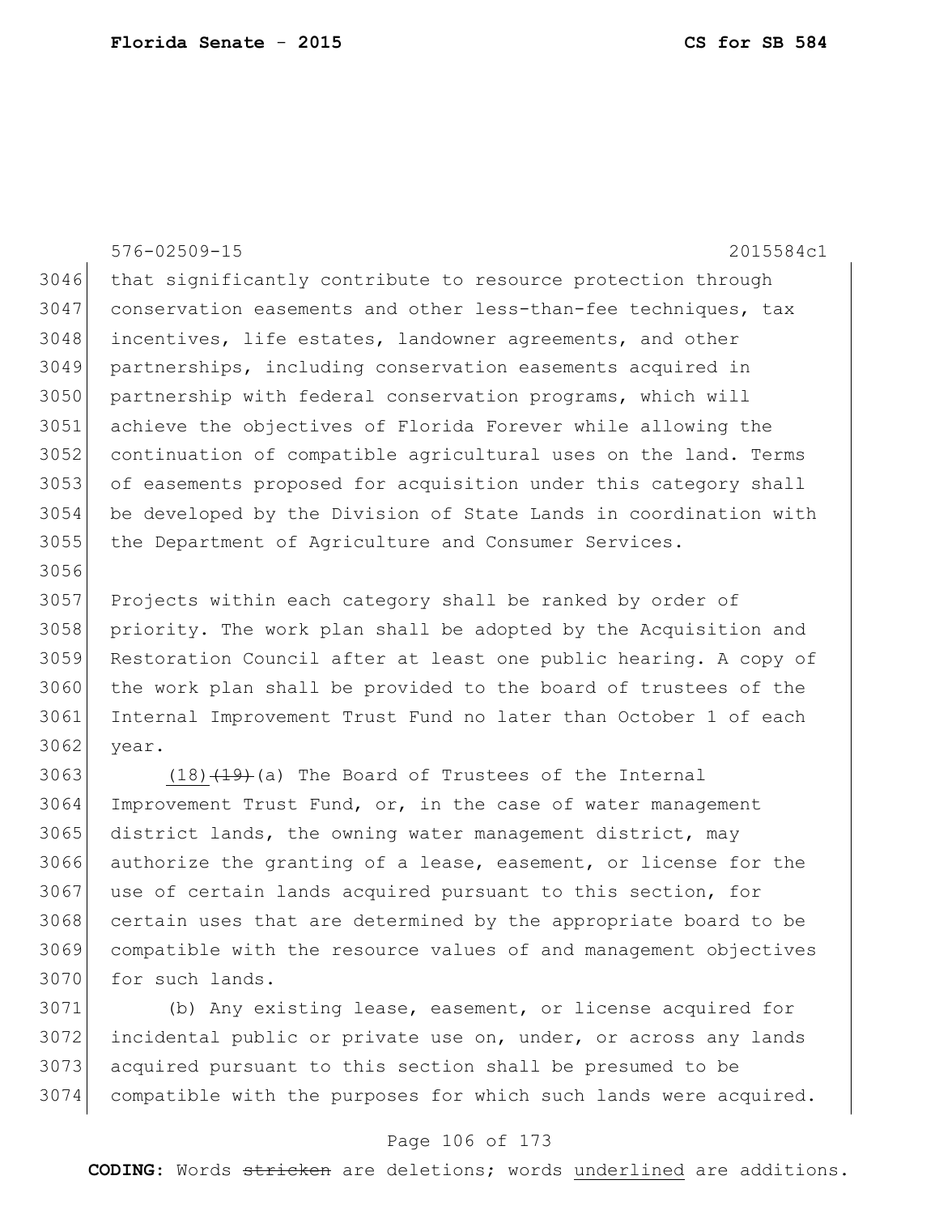576-02509-15 2015584c1

that significantly contribute to resource protection through conservation easements and other less-than-fee techniques, tax incentives, life estates, landowner agreements, and other partnerships, including conservation easements acquired in partnership with federal conservation programs, which will achieve the objectives of Florida Forever while allowing the continuation of compatible agricultural uses on the land. Terms of easements proposed for acquisition under this category shall be developed by the Division of State Lands in coordination with the Department of Agriculture and Consumer Services.

Projects within each category shall be ranked by order of priority. The work plan shall be adopted by the Acquisition and Restoration Council after at least one public hearing. A copy of the work plan shall be provided to the board of trustees of the Internal Improvement Trust Fund no later than October 1 of each year.

<u>(18)</u>~~(19)~~(a) The Board of Trustees of the Internal Improvement Trust Fund, or, in the case of water management district lands, the owning water management district, may authorize the granting of a lease, easement, or license for the use of certain lands acquired pursuant to this section, for certain uses that are determined by the appropriate board to be compatible with the resource values of and management objectives for such lands.

(b) Any existing lease, easement, or license acquired for incidental public or private use on, under, or across any lands acquired pursuant to this section shall be presumed to be compatible with the purposes for which such lands were acquired.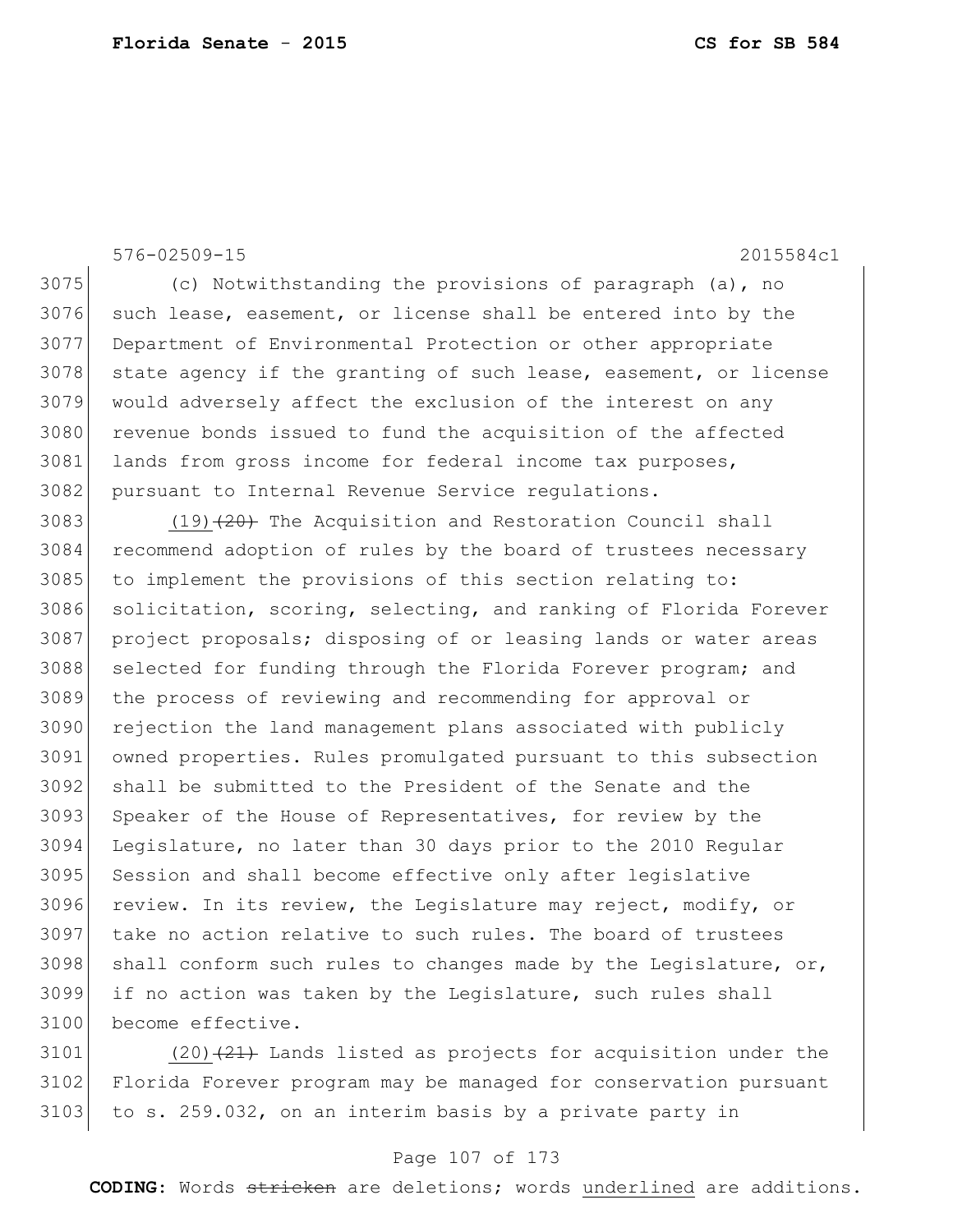576-02509-15 2015584c1

3075 (c) Notwithstanding the provisions of paragraph (a), no
3076 such lease, easement, or license shall be entered into by the
3077 Department of Environmental Protection or other appropriate
3078 state agency if the granting of such lease, easement, or license
3079 would adversely affect the exclusion of the interest on any
3080 revenue bonds issued to fund the acquisition of the affected
3081 lands from gross income for federal income tax purposes,
3082 pursuant to Internal Revenue Service regulations.

3083 <u>(19)</u>~~(20)~~ The Acquisition and Restoration Council shall
3084 recommend adoption of rules by the board of trustees necessary
3085 to implement the provisions of this section relating to:
3086 solicitation, scoring, selecting, and ranking of Florida Forever
3087 project proposals; disposing of or leasing lands or water areas
3088 selected for funding through the Florida Forever program; and
3089 the process of reviewing and recommending for approval or
3090 rejection the land management plans associated with publicly
3091 owned properties. Rules promulgated pursuant to this subsection
3092 shall be submitted to the President of the Senate and the
3093 Speaker of the House of Representatives, for review by the
3094 Legislature, no later than 30 days prior to the 2010 Regular
3095 Session and shall become effective only after legislative
3096 review. In its review, the Legislature may reject, modify, or
3097 take no action relative to such rules. The board of trustees
3098 shall conform such rules to changes made by the Legislature, or,
3099 if no action was taken by the Legislature, such rules shall
3100 become effective.

3101 <u>(20)</u>~~(21)~~ Lands listed as projects for acquisition under the
3102 Florida Forever program may be managed for conservation pursuant
3103 to s. 259.032, on an interim basis by a private party in

**CODING:** Words ~~stricken~~ are deletions; words <u>underlined</u> are additions.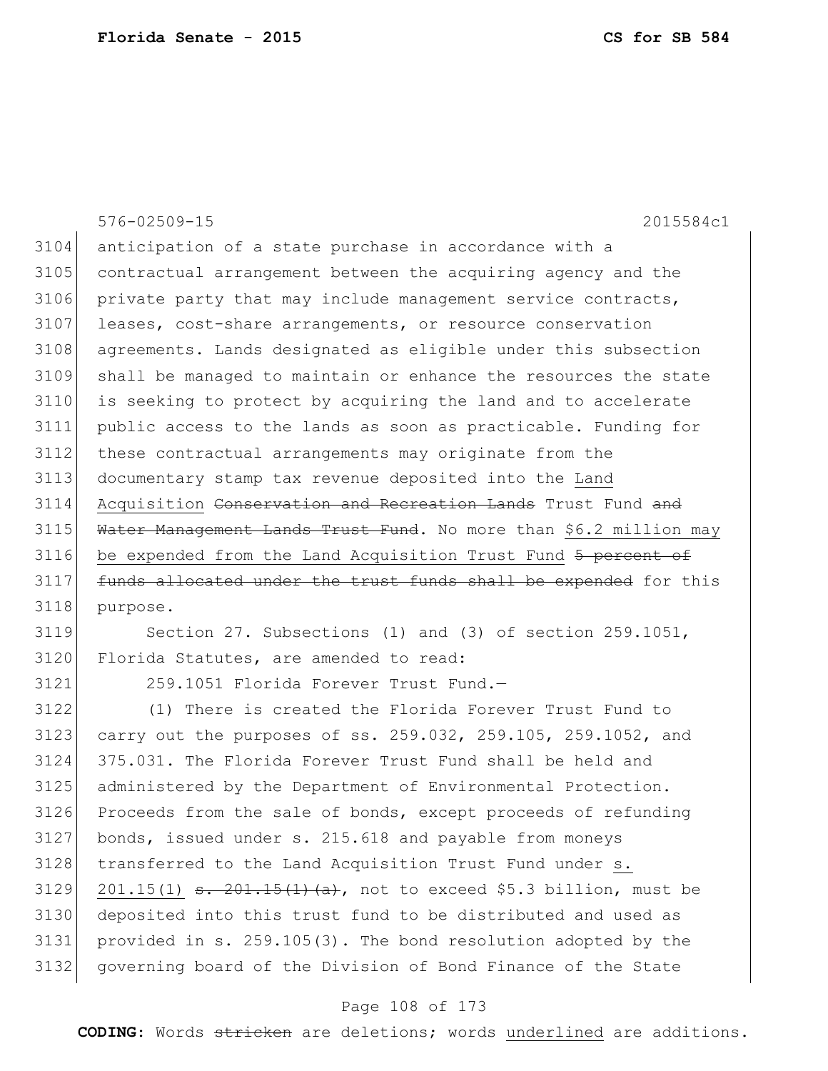anticipation of a state purchase in accordance with a contractual arrangement between the acquiring agency and the private party that may include management service contracts, leases, cost-share arrangements, or resource conservation agreements. Lands designated as eligible under this subsection shall be managed to maintain or enhance the resources the state is seeking to protect by acquiring the land and to accelerate public access to the lands as soon as practicable. Funding for these contractual arrangements may originate from the documentary stamp tax revenue deposited into the <u>Land Acquisition</u> ~~Conservation and Recreation Lands~~ Trust Fund ~~and Water Management Lands Trust Fund~~. No more than <u>$6.2 million may be expended from the Land Acquisition Trust Fund</u> ~~5 percent of funds allocated under the trust funds shall be expended~~ for this purpose.

Section 27. Subsections (1) and (3) of section 259.1051, Florida Statutes, are amended to read:

259.1051 Florida Forever Trust Fund.—

(1) There is created the Florida Forever Trust Fund to carry out the purposes of ss. 259.032, 259.105, 259.1052, and 375.031. The Florida Forever Trust Fund shall be held and administered by the Department of Environmental Protection. Proceeds from the sale of bonds, except proceeds of refunding bonds, issued under s. 215.618 and payable from moneys transferred to the Land Acquisition Trust Fund under <u>s. 201.15(1)</u> ~~s. 201.15(1)(a)~~, not to exceed $5.3 billion, must be deposited into this trust fund to be distributed and used as provided in s. 259.105(3). The bond resolution adopted by the governing board of the Division of Bond Finance of the State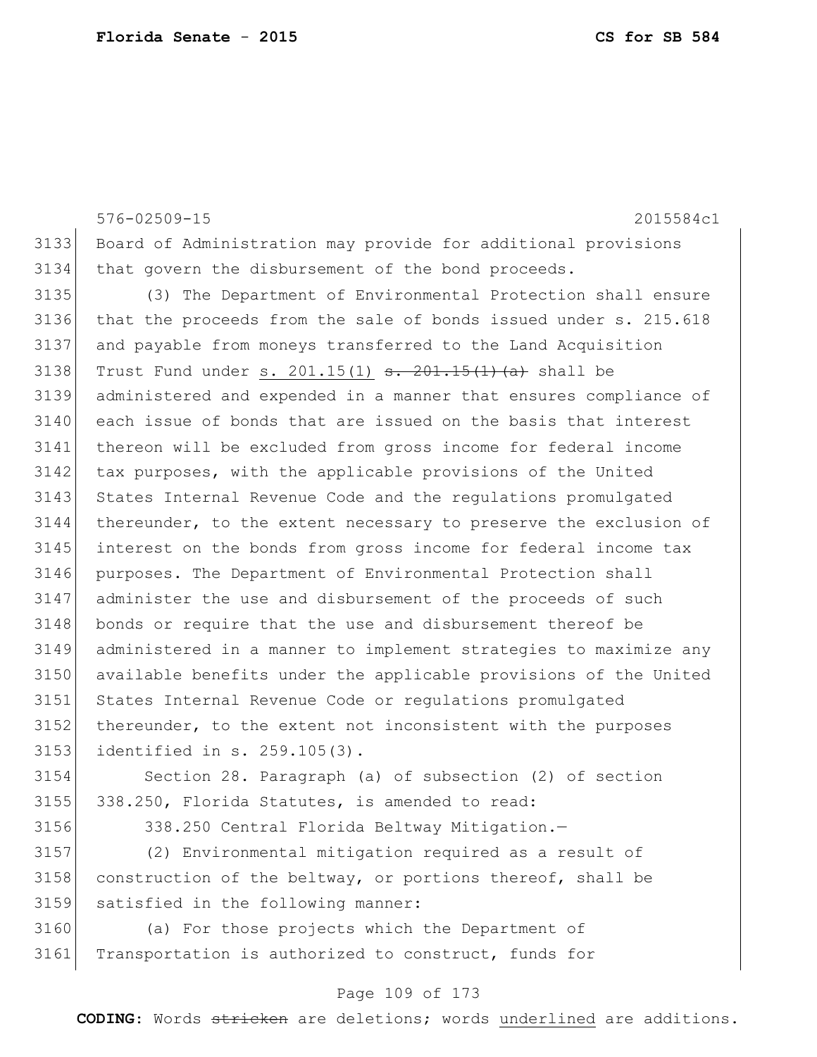Board of Administration may provide for additional provisions that govern the disbursement of the bond proceeds.

(3) The Department of Environmental Protection shall ensure that the proceeds from the sale of bonds issued under s. 215.618 and payable from moneys transferred to the Land Acquisition Trust Fund under <u>s. 201.15(1)</u> ~~s. 201.15(1)(a)~~ shall be administered and expended in a manner that ensures compliance of each issue of bonds that are issued on the basis that interest thereon will be excluded from gross income for federal income tax purposes, with the applicable provisions of the United States Internal Revenue Code and the regulations promulgated thereunder, to the extent necessary to preserve the exclusion of interest on the bonds from gross income for federal income tax purposes. The Department of Environmental Protection shall administer the use and disbursement of the proceeds of such bonds or require that the use and disbursement thereof be administered in a manner to implement strategies to maximize any available benefits under the applicable provisions of the United States Internal Revenue Code or regulations promulgated thereunder, to the extent not inconsistent with the purposes identified in s. 259.105(3).

Section 28. Paragraph (a) of subsection (2) of section 338.250, Florida Statutes, is amended to read:

338.250 Central Florida Beltway Mitigation.—

(2) Environmental mitigation required as a result of construction of the beltway, or portions thereof, shall be satisfied in the following manner:

(a) For those projects which the Department of Transportation is authorized to construct, funds for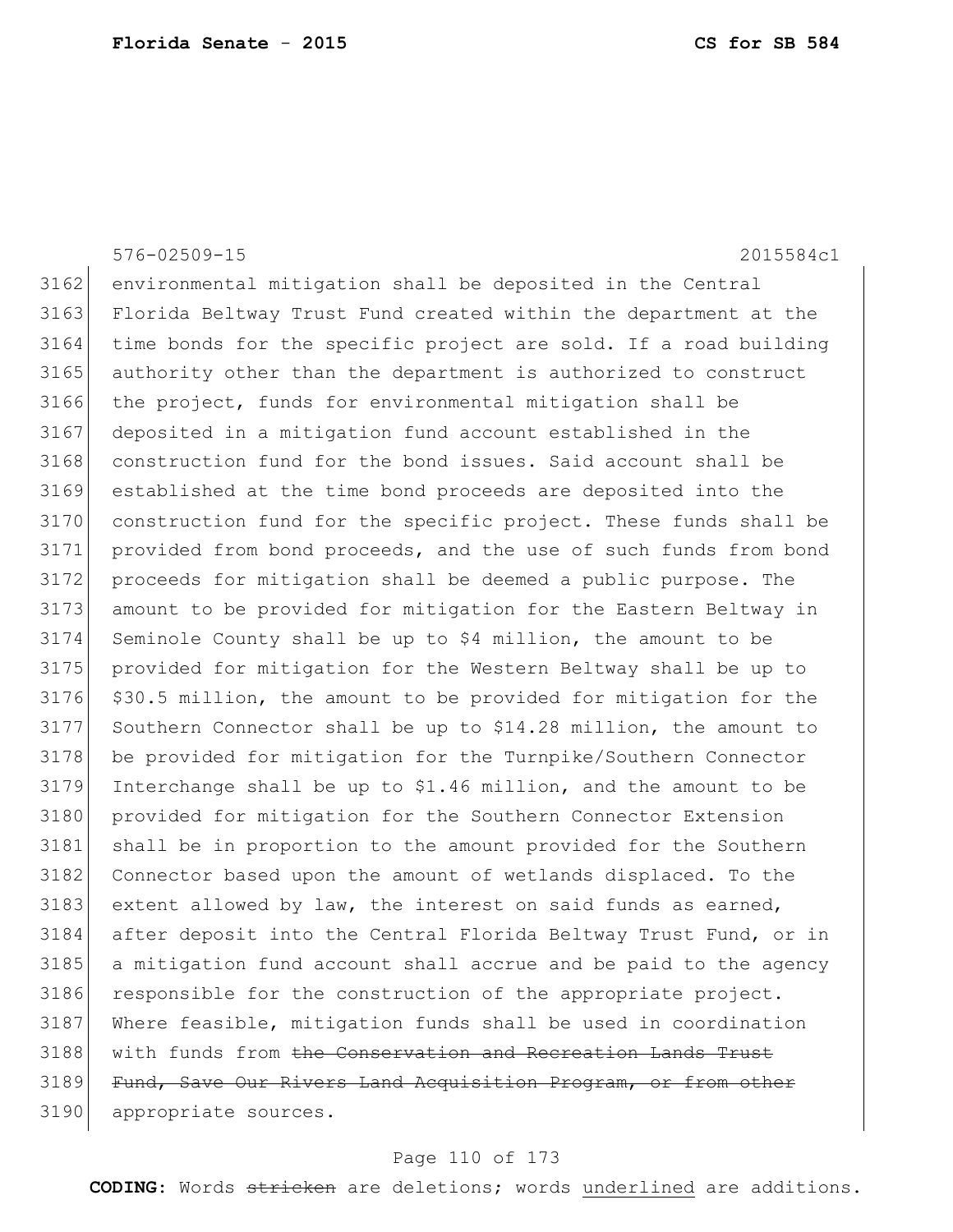576-02509-15 2015584c1

environmental mitigation shall be deposited in the Central Florida Beltway Trust Fund created within the department at the time bonds for the specific project are sold. If a road building authority other than the department is authorized to construct the project, funds for environmental mitigation shall be deposited in a mitigation fund account established in the construction fund for the bond issues. Said account shall be established at the time bond proceeds are deposited into the construction fund for the specific project. These funds shall be provided from bond proceeds, and the use of such funds from bond proceeds for mitigation shall be deemed a public purpose. The amount to be provided for mitigation for the Eastern Beltway in Seminole County shall be up to $4 million, the amount to be provided for mitigation for the Western Beltway shall be up to $30.5 million, the amount to be provided for mitigation for the Southern Connector shall be up to $14.28 million, the amount to be provided for mitigation for the Turnpike/Southern Connector Interchange shall be up to $1.46 million, and the amount to be provided for mitigation for the Southern Connector Extension shall be in proportion to the amount provided for the Southern Connector based upon the amount of wetlands displaced. To the extent allowed by law, the interest on said funds as earned, after deposit into the Central Florida Beltway Trust Fund, or in a mitigation fund account shall accrue and be paid to the agency responsible for the construction of the appropriate project. Where feasible, mitigation funds shall be used in coordination with funds from ~~the Conservation and Recreation Lands Trust Fund, Save Our Rivers Land Acquisition Program, or from other~~ appropriate sources.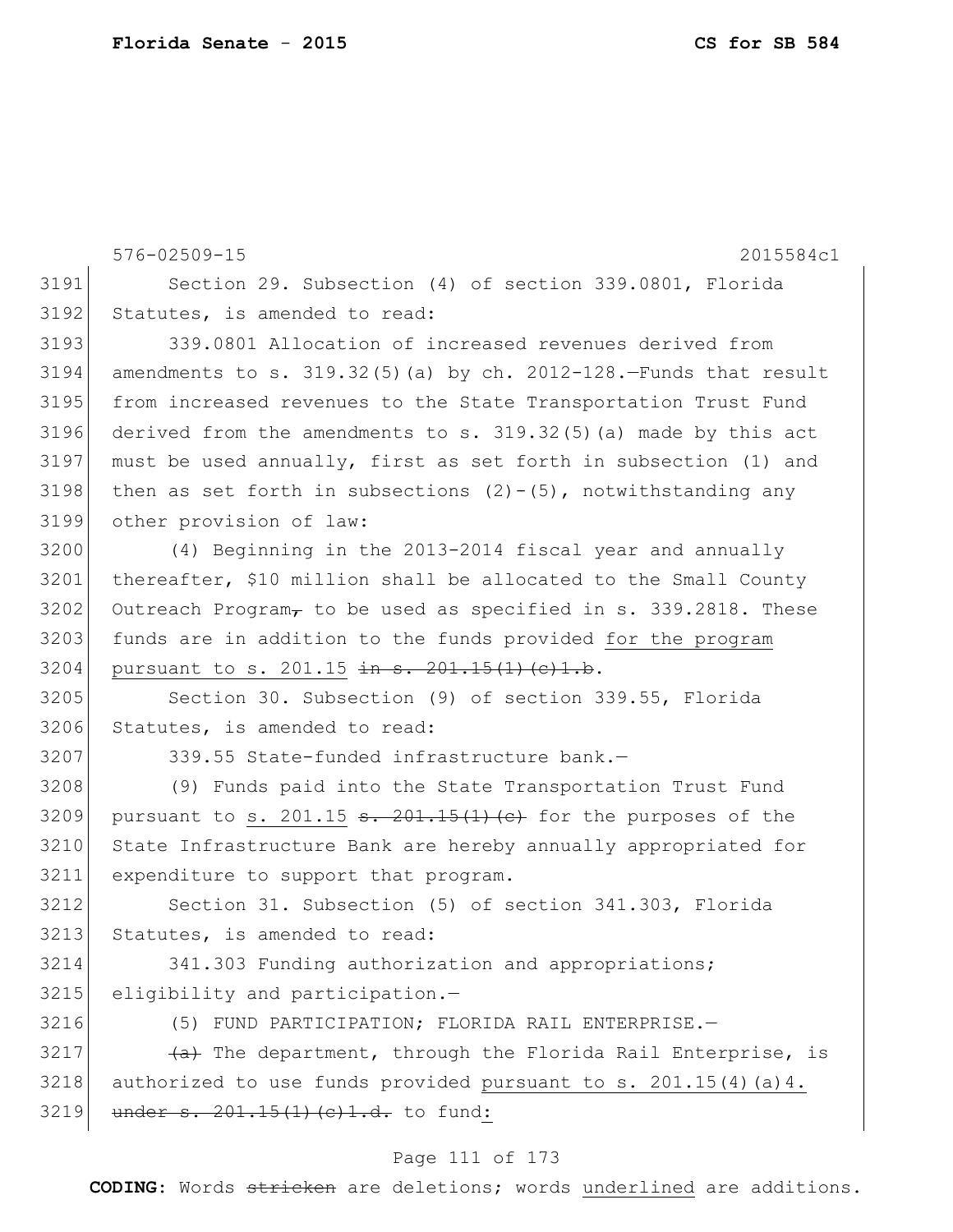576-02509-15 2015584c1

3191 Section 29. Subsection (4) of section 339.0801, Florida
3192 Statutes, is amended to read:

3193 339.0801 Allocation of increased revenues derived from
3194 amendments to s. 319.32(5)(a) by ch. 2012-128.—Funds that result
3195 from increased revenues to the State Transportation Trust Fund
3196 derived from the amendments to s. 319.32(5)(a) made by this act
3197 must be used annually, first as set forth in subsection (1) and
3198 then as set forth in subsections (2)-(5), notwithstanding any
3199 other provision of law:

3200 (4) Beginning in the 2013-2014 fiscal year and annually
3201 thereafter, $10 million shall be allocated to the Small County
3202 Outreach Program~~,~~ to be used as specified in s. 339.2818. These
3203 funds are in addition to the funds provided <u>for the program</u>
3204 <u>pursuant to s. 201.15</u> ~~in s. 201.15(1)(c)1.b~~.

3205 Section 30. Subsection (9) of section 339.55, Florida
3206 Statutes, is amended to read:

3207 339.55 State-funded infrastructure bank.—

3208 (9) Funds paid into the State Transportation Trust Fund
3209 pursuant to <u>s. 201.15</u> ~~s. 201.15(1)(c)~~ for the purposes of the
3210 State Infrastructure Bank are hereby annually appropriated for
3211 expenditure to support that program.

3212 Section 31. Subsection (5) of section 341.303, Florida
3213 Statutes, is amended to read:

3214 341.303 Funding authorization and appropriations;
3215 eligibility and participation.—

3216 (5) FUND PARTICIPATION; FLORIDA RAIL ENTERPRISE.—

3217 ~~(a)~~ The department, through the Florida Rail Enterprise, is
3218 authorized to use funds provided <u>pursuant to s. 201.15(4)(a)4.</u>
3219 ~~under s. 201.15(1)(c)1.d.~~ to fund<u>:</u>

**CODING:** Words ~~stricken~~ are deletions; words <u>underlined</u> are additions.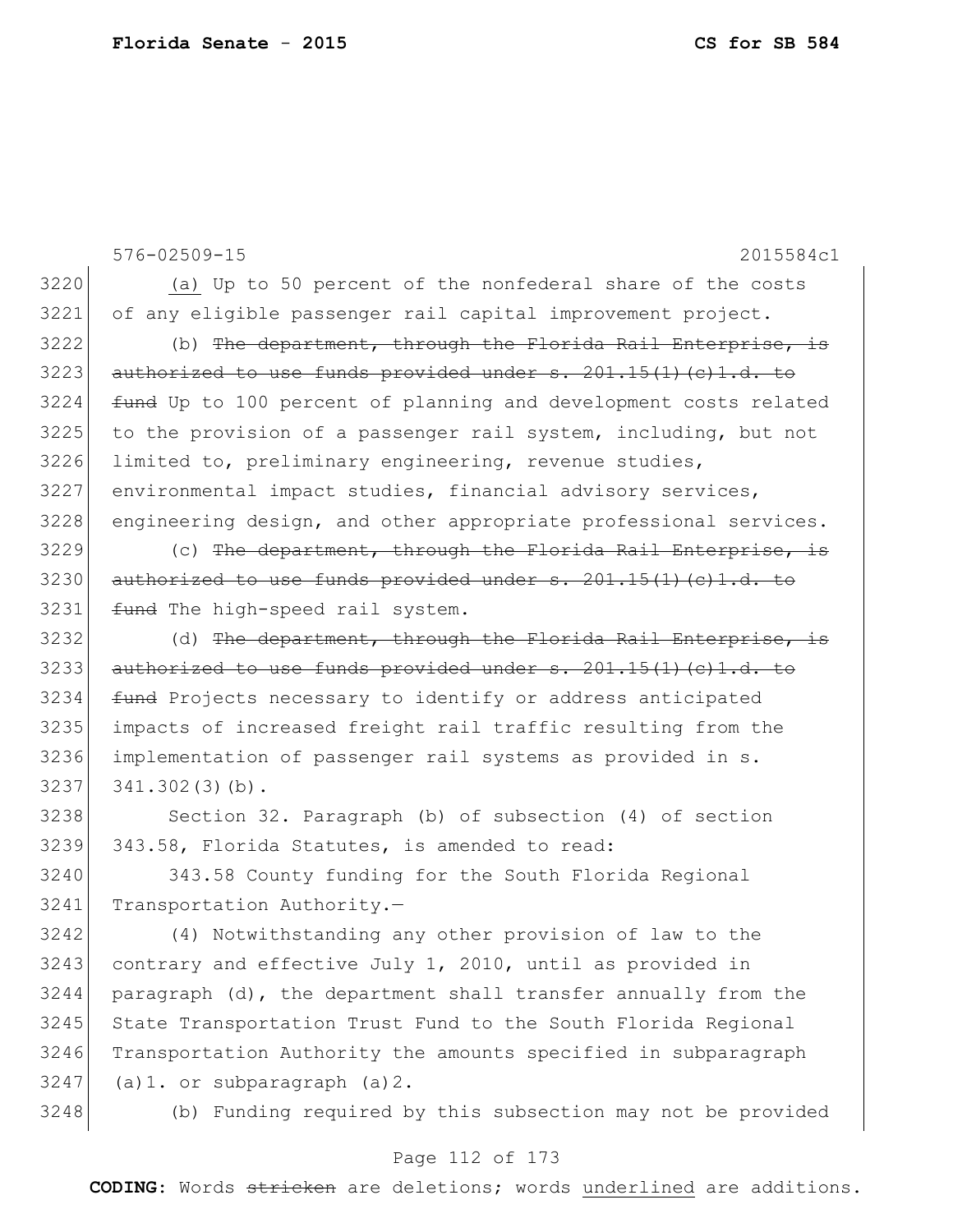576-02509-15 2015584c1

(a) Up to 50 percent of the nonfederal share of the costs of any eligible passenger rail capital improvement project.

(b) ~~The department, through the Florida Rail Enterprise, is authorized to use funds provided under s. 201.15(1)(c)1.d. to fund~~ Up to 100 percent of planning and development costs related to the provision of a passenger rail system, including, but not limited to, preliminary engineering, revenue studies, environmental impact studies, financial advisory services, engineering design, and other appropriate professional services.

(c) ~~The department, through the Florida Rail Enterprise, is authorized to use funds provided under s. 201.15(1)(c)1.d. to fund~~ The high-speed rail system.

(d) ~~The department, through the Florida Rail Enterprise, is authorized to use funds provided under s. 201.15(1)(c)1.d. to fund~~ Projects necessary to identify or address anticipated impacts of increased freight rail traffic resulting from the implementation of passenger rail systems as provided in s. 341.302(3)(b).

Section 32. Paragraph (b) of subsection (4) of section 343.58, Florida Statutes, is amended to read:

343.58 County funding for the South Florida Regional Transportation Authority.—

(4) Notwithstanding any other provision of law to the contrary and effective July 1, 2010, until as provided in paragraph (d), the department shall transfer annually from the State Transportation Trust Fund to the South Florida Regional Transportation Authority the amounts specified in subparagraph (a)1. or subparagraph (a)2.

(b) Funding required by this subsection may not be provided

**CODING:** Words ~~stricken~~ are deletions; words <u>underlined</u> are additions.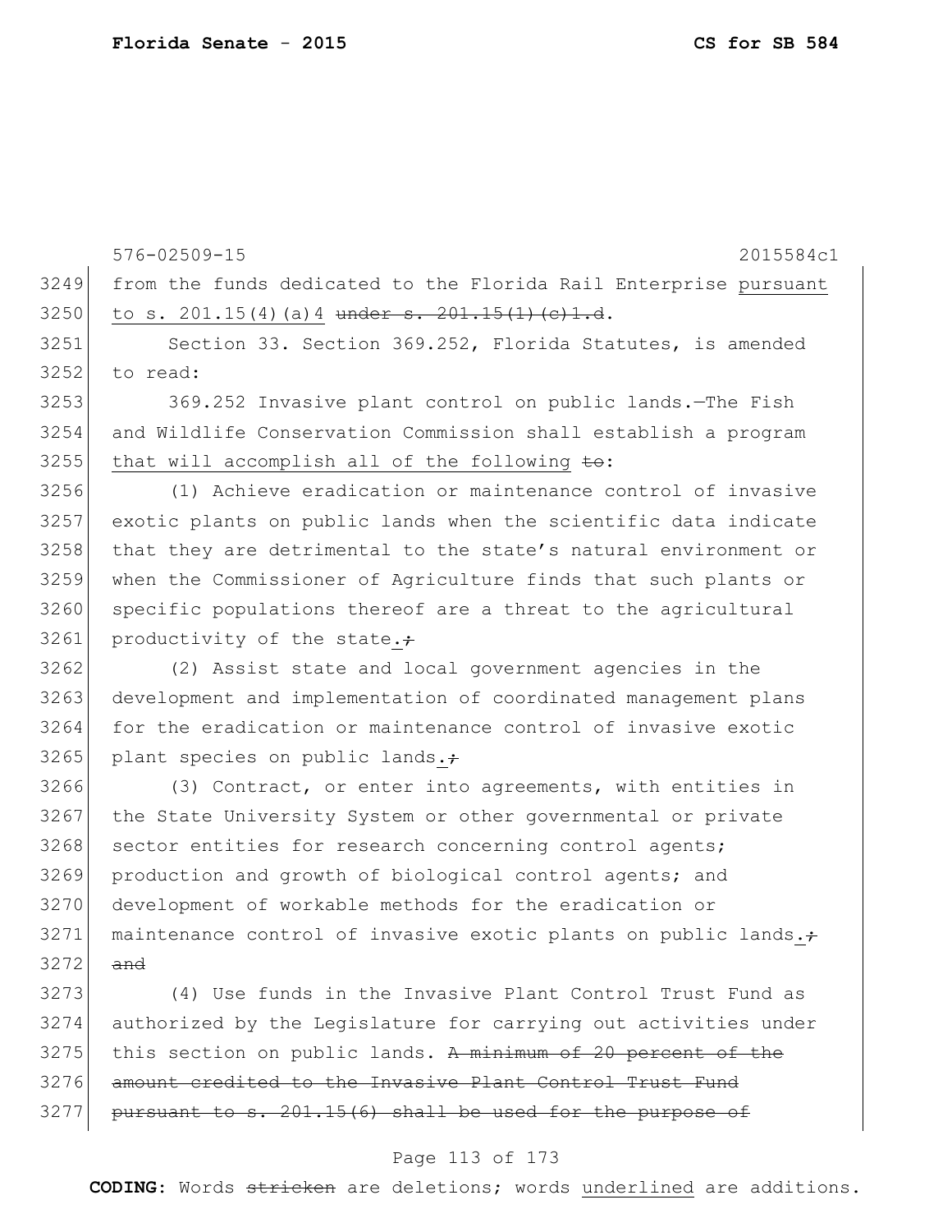576-02509-15 2015584c1

3249 from the funds dedicated to the Florida Rail Enterprise <u>pursuant</u>
3250 <u>to s. 201.15(4)(a)4</u> ~~under s. 201.15(1)(c)1.d~~.

3251 Section 33. Section 369.252, Florida Statutes, is amended
3252 to read:

3253 369.252 Invasive plant control on public lands.—The Fish
3254 and Wildlife Conservation Commission shall establish a program
3255 <u>that will accomplish all of the following</u> ~~to~~:

3256 (1) Achieve eradication or maintenance control of invasive
3257 exotic plants on public lands when the scientific data indicate
3258 that they are detrimental to the state's natural environment or
3259 when the Commissioner of Agriculture finds that such plants or
3260 specific populations thereof are a threat to the agricultural
3261 productivity of the state<u>.</u>~~;~~

3262 (2) Assist state and local government agencies in the
3263 development and implementation of coordinated management plans
3264 for the eradication or maintenance control of invasive exotic
3265 plant species on public lands<u>.</u>~~;~~

3266 (3) Contract, or enter into agreements, with entities in
3267 the State University System or other governmental or private
3268 sector entities for research concerning control agents;
3269 production and growth of biological control agents; and
3270 development of workable methods for the eradication or
3271 maintenance control of invasive exotic plants on public lands<u>.</u>~~;~~
3272 ~~and~~

3273 (4) Use funds in the Invasive Plant Control Trust Fund as
3274 authorized by the Legislature for carrying out activities under
3275 this section on public lands. ~~A minimum of 20 percent of the~~
3276 ~~amount credited to the Invasive Plant Control Trust Fund~~
3277 ~~pursuant to s. 201.15(6) shall be used for the purpose of~~

**CODING:** Words ~~stricken~~ are deletions; words <u>underlined</u> are additions.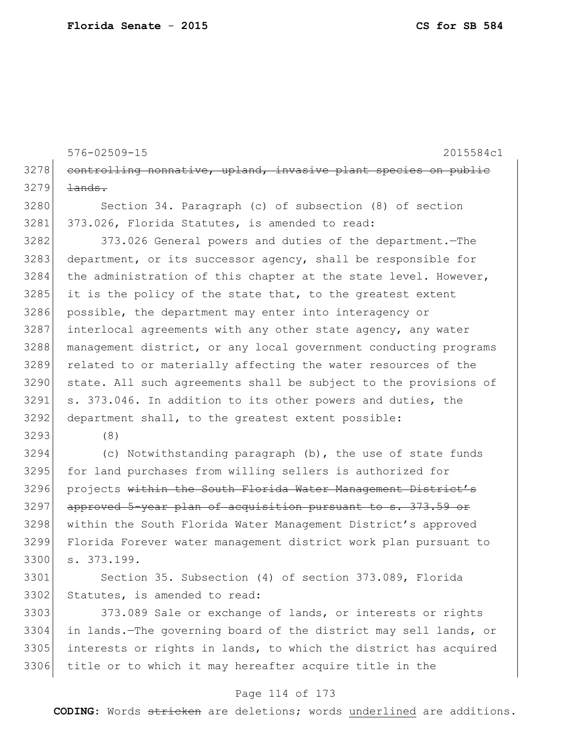~~controlling nonnative, upland, invasive plant species on public lands.~~

Section 34. Paragraph (c) of subsection (8) of section 373.026, Florida Statutes, is amended to read:

373.026 General powers and duties of the department.—The department, or its successor agency, shall be responsible for the administration of this chapter at the state level. However, it is the policy of the state that, to the greatest extent possible, the department may enter into interagency or interlocal agreements with any other state agency, any water management district, or any local government conducting programs related to or materially affecting the water resources of the state. All such agreements shall be subject to the provisions of s. 373.046. In addition to its other powers and duties, the department shall, to the greatest extent possible:

(8)

(c) Notwithstanding paragraph (b), the use of state funds for land purchases from willing sellers is authorized for projects ~~within the South Florida Water Management District's approved 5-year plan of acquisition pursuant to s. 373.59 or~~ within the South Florida Water Management District's approved Florida Forever water management district work plan pursuant to s. 373.199.

Section 35. Subsection (4) of section 373.089, Florida Statutes, is amended to read:

373.089 Sale or exchange of lands, or interests or rights in lands.—The governing board of the district may sell lands, or interests or rights in lands, to which the district has acquired title or to which it may hereafter acquire title in the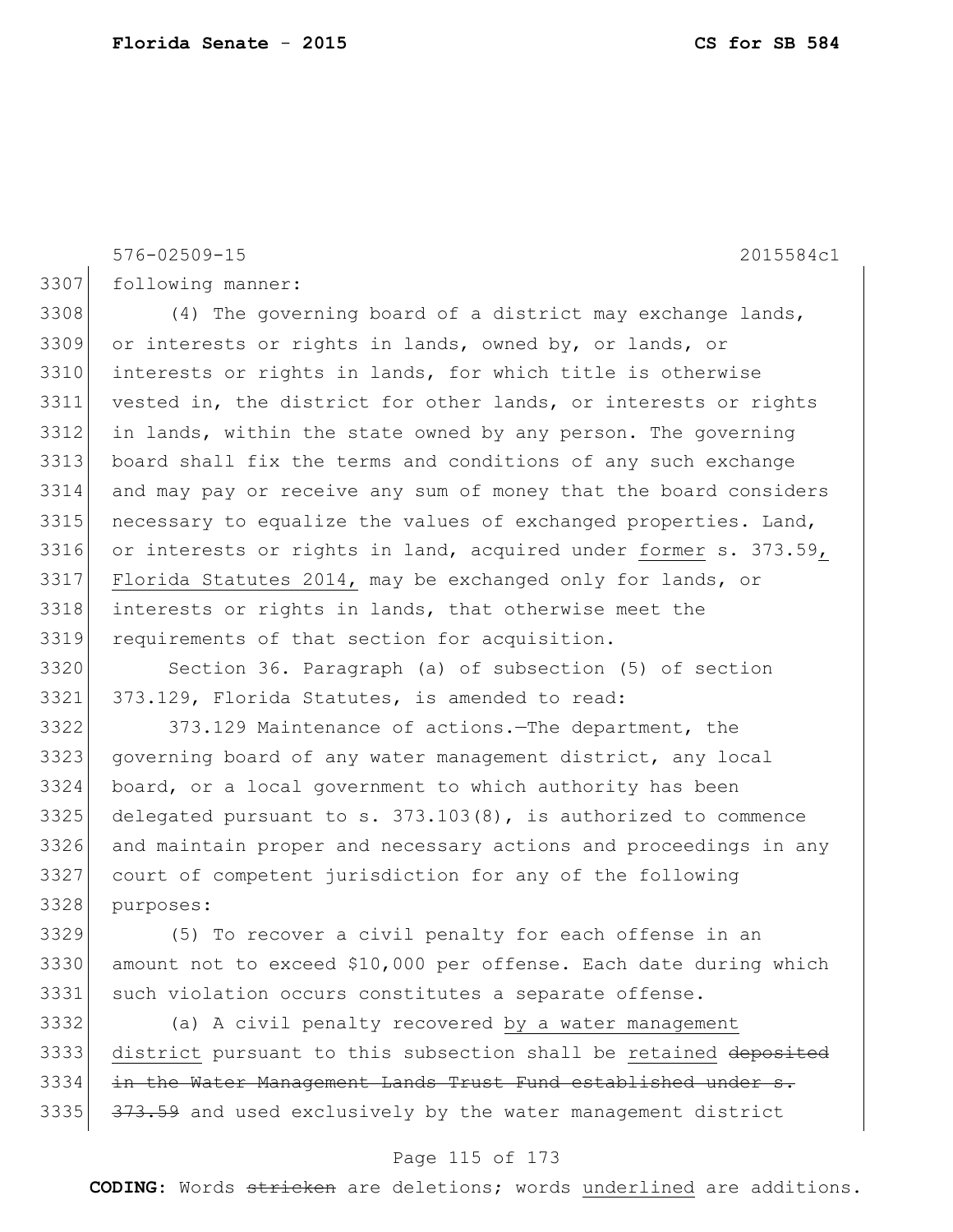576-02509-15 2015584c1

following manner:

(4) The governing board of a district may exchange lands, or interests or rights in lands, owned by, or lands, or interests or rights in lands, for which title is otherwise vested in, the district for other lands, or interests or rights in lands, within the state owned by any person. The governing board shall fix the terms and conditions of any such exchange and may pay or receive any sum of money that the board considers necessary to equalize the values of exchanged properties. Land, or interests or rights in land, acquired under <u>former</u> s. 373.59<u>, Florida Statutes 2014,</u> may be exchanged only for lands, or interests or rights in lands, that otherwise meet the requirements of that section for acquisition.

Section 36. Paragraph (a) of subsection (5) of section 373.129, Florida Statutes, is amended to read:

373.129 Maintenance of actions.—The department, the governing board of any water management district, any local board, or a local government to which authority has been delegated pursuant to s. 373.103(8), is authorized to commence and maintain proper and necessary actions and proceedings in any court of competent jurisdiction for any of the following purposes:

(5) To recover a civil penalty for each offense in an amount not to exceed $10,000 per offense. Each date during which such violation occurs constitutes a separate offense.

(a) A civil penalty recovered <u>by a water management district</u> pursuant to this subsection shall be <u>retained</u> ~~deposited in the Water Management Lands Trust Fund established under s. 373.59~~ and used exclusively by the water management district

CODING: Words ~~stricken~~ are deletions; words <u>underlined</u> are additions.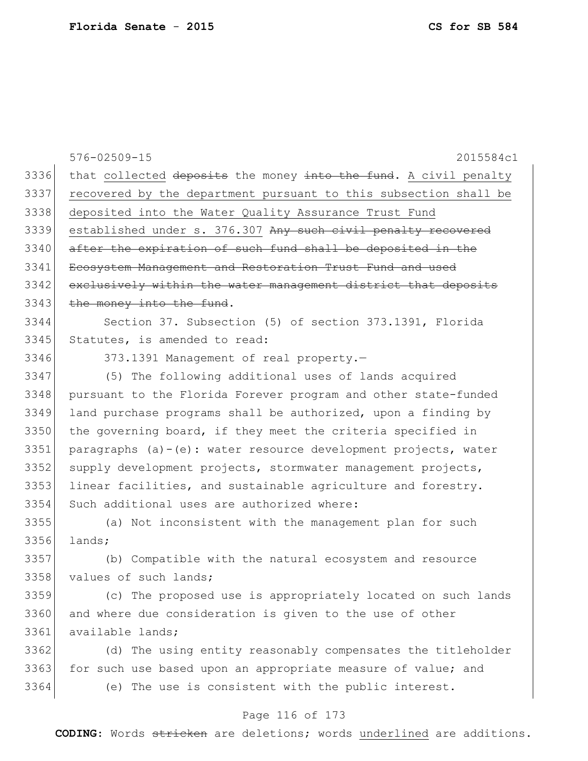576-02509-15 2015584c1

3336 that <u>collected</u> ~~deposits~~ the money ~~into the fund~~. <u>A civil penalty</u>
3337 <u>recovered by the department pursuant to this subsection shall be</u>
3338 <u>deposited into the Water Quality Assurance Trust Fund</u>
3339 <u>established under s. 376.307</u> ~~Any such civil penalty recovered~~
3340 ~~after the expiration of such fund shall be deposited in the~~
3341 ~~Ecosystem Management and Restoration Trust Fund and used~~
3342 ~~exclusively within the water management district that deposits~~
3343 ~~the money into the fund~~.

3344 Section 37. Subsection (5) of section 373.1391, Florida
3345 Statutes, is amended to read:

3346 373.1391 Management of real property.—

3347 (5) The following additional uses of lands acquired
3348 pursuant to the Florida Forever program and other state-funded
3349 land purchase programs shall be authorized, upon a finding by
3350 the governing board, if they meet the criteria specified in
3351 paragraphs (a)-(e): water resource development projects, water
3352 supply development projects, stormwater management projects,
3353 linear facilities, and sustainable agriculture and forestry.
3354 Such additional uses are authorized where:

3355 (a) Not inconsistent with the management plan for such
3356 lands;

3357 (b) Compatible with the natural ecosystem and resource
3358 values of such lands;

3359 (c) The proposed use is appropriately located on such lands
3360 and where due consideration is given to the use of other
3361 available lands;

3362 (d) The using entity reasonably compensates the titleholder
3363 for such use based upon an appropriate measure of value; and

3364 (e) The use is consistent with the public interest.

**CODING:** Words ~~stricken~~ are deletions; words <u>underlined</u> are additions.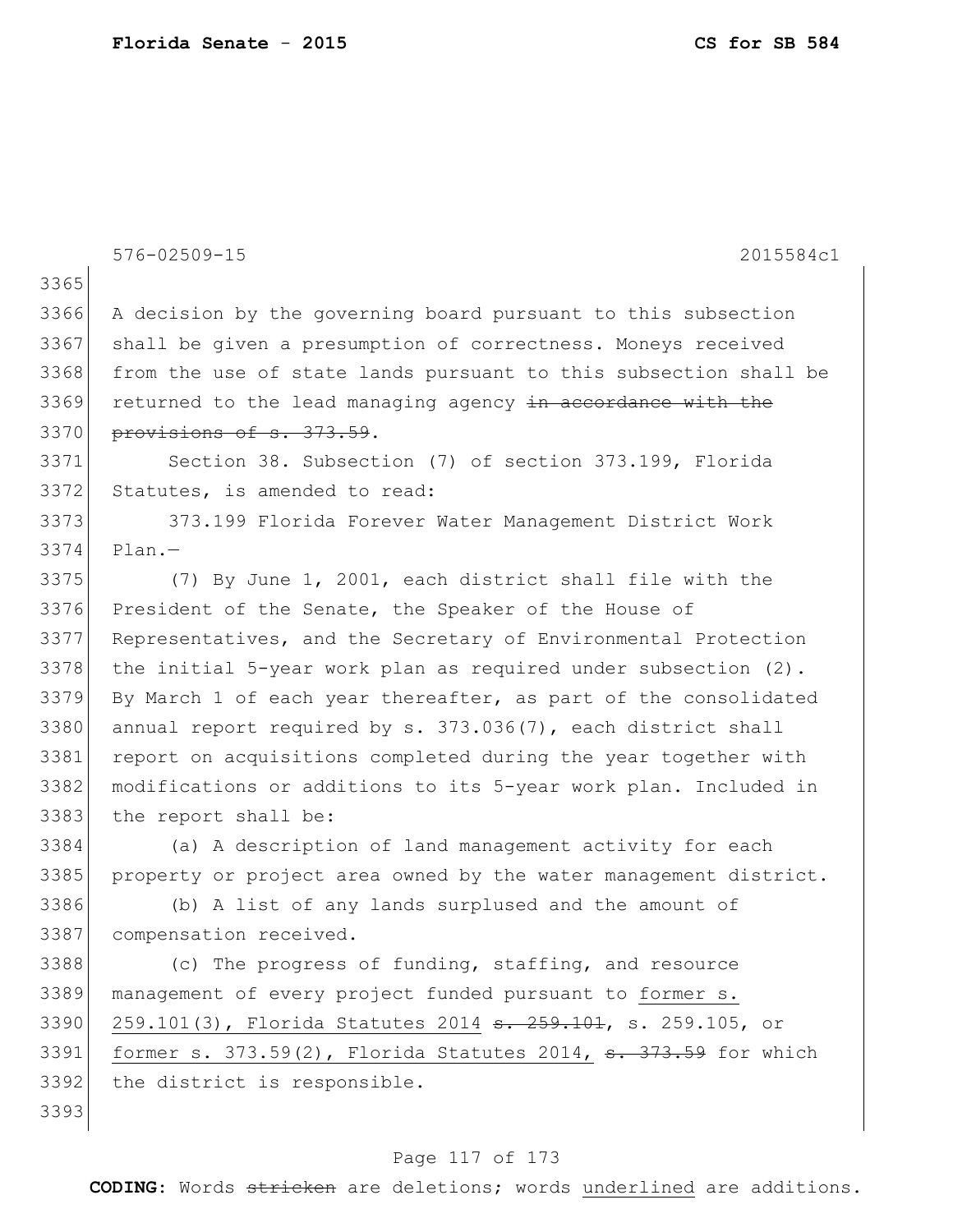A decision by the governing board pursuant to this subsection shall be given a presumption of correctness. Moneys received from the use of state lands pursuant to this subsection shall be returned to the lead managing agency ~~in accordance with the provisions of s. 373.59~~.

Section 38. Subsection (7) of section 373.199, Florida Statutes, is amended to read:

373.199 Florida Forever Water Management District Work Plan.—

(7) By June 1, 2001, each district shall file with the President of the Senate, the Speaker of the House of Representatives, and the Secretary of Environmental Protection the initial 5-year work plan as required under subsection (2). By March 1 of each year thereafter, as part of the consolidated annual report required by s. 373.036(7), each district shall report on acquisitions completed during the year together with modifications or additions to its 5-year work plan. Included in the report shall be:

(a) A description of land management activity for each property or project area owned by the water management district.

(b) A list of any lands surplused and the amount of compensation received.

(c) The progress of funding, staffing, and resource management of every project funded pursuant to <u>former s. 259.101(3), Florida Statutes 2014</u> ~~s. 259.101~~, s. 259.105, or <u>former s. 373.59(2), Florida Statutes 2014,</u> ~~s. 373.59~~ for which the district is responsible.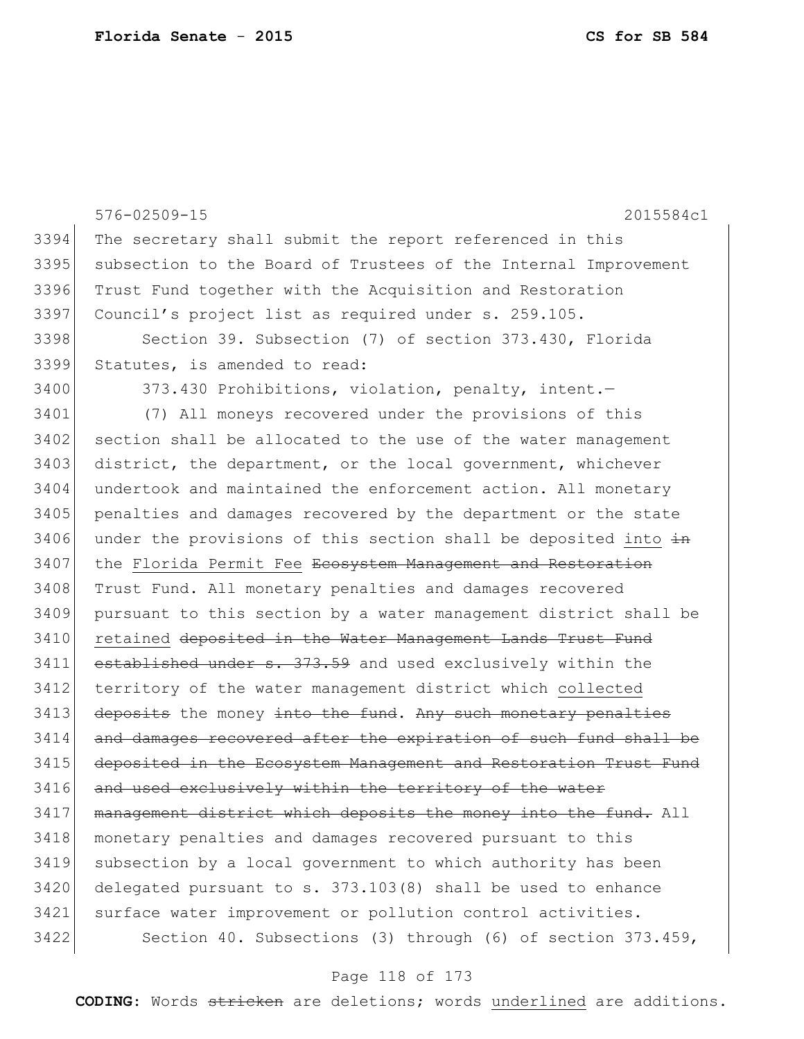The secretary shall submit the report referenced in this subsection to the Board of Trustees of the Internal Improvement Trust Fund together with the Acquisition and Restoration Council's project list as required under s. 259.105.

Section 39. Subsection (7) of section 373.430, Florida Statutes, is amended to read:

373.430 Prohibitions, violation, penalty, intent.—

(7) All moneys recovered under the provisions of this section shall be allocated to the use of the water management district, the department, or the local government, whichever undertook and maintained the enforcement action. All monetary penalties and damages recovered by the department or the state under the provisions of this section shall be deposited <u>into</u> ~~in~~ the <u>Florida Permit Fee</u> ~~Ecosystem Management and Restoration~~ Trust Fund. All monetary penalties and damages recovered pursuant to this section by a water management district shall be <u>retained</u> ~~deposited in the Water Management Lands Trust Fund established under s. 373.59~~ and used exclusively within the territory of the water management district which <u>collected</u> ~~deposits~~ the money ~~into the fund~~. ~~Any such monetary penalties and damages recovered after the expiration of such fund shall be deposited in the Ecosystem Management and Restoration Trust Fund and used exclusively within the territory of the water management district which deposits the money into the fund.~~ All monetary penalties and damages recovered pursuant to this subsection by a local government to which authority has been delegated pursuant to s. 373.103(8) shall be used to enhance surface water improvement or pollution control activities.

Section 40. Subsections (3) through (6) of section 373.459,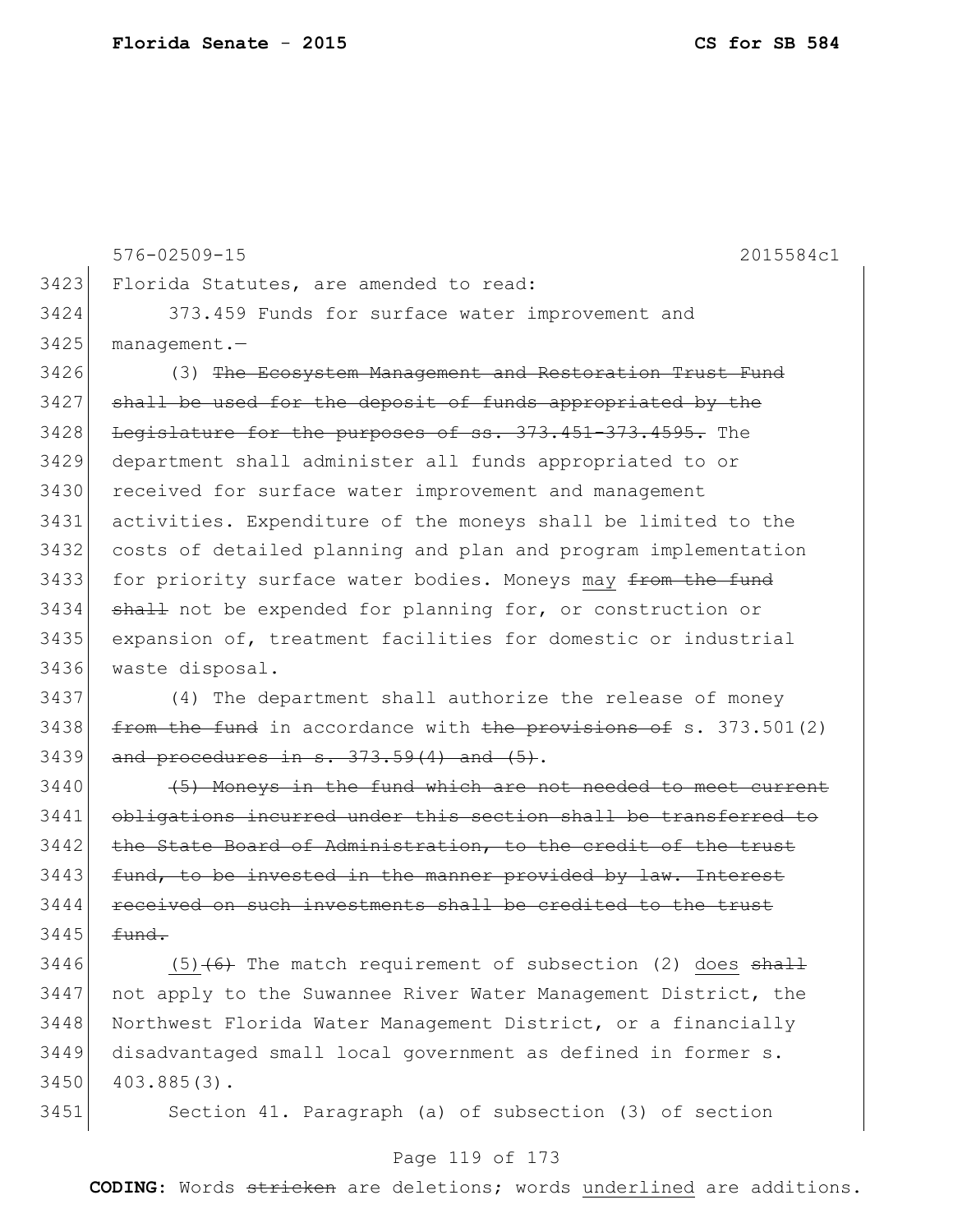Florida Statutes, are amended to read:

373.459 Funds for surface water improvement and management.—

(3) ~~The Ecosystem Management and Restoration Trust Fund shall be used for the deposit of funds appropriated by the Legislature for the purposes of ss. 373.451-373.4595.~~ The department shall administer all funds appropriated to or received for surface water improvement and management activities. Expenditure of the moneys shall be limited to the costs of detailed planning and plan and program implementation for priority surface water bodies. Moneys <u>may</u> ~~from the fund shall~~ not be expended for planning for, or construction or expansion of, treatment facilities for domestic or industrial waste disposal.

(4) The department shall authorize the release of money ~~from the fund~~ in accordance with ~~the provisions of~~ s. 373.501(2) ~~and procedures in s. 373.59(4) and (5)~~.

~~(5) Moneys in the fund which are not needed to meet current obligations incurred under this section shall be transferred to the State Board of Administration, to the credit of the trust fund, to be invested in the manner provided by law. Interest received on such investments shall be credited to the trust fund.~~

<u>(5)</u>~~(6)~~ The match requirement of subsection (2) <u>does</u> ~~shall~~ not apply to the Suwannee River Water Management District, the Northwest Florida Water Management District, or a financially disadvantaged small local government as defined in former s. 403.885(3).

Section 41. Paragraph (a) of subsection (3) of section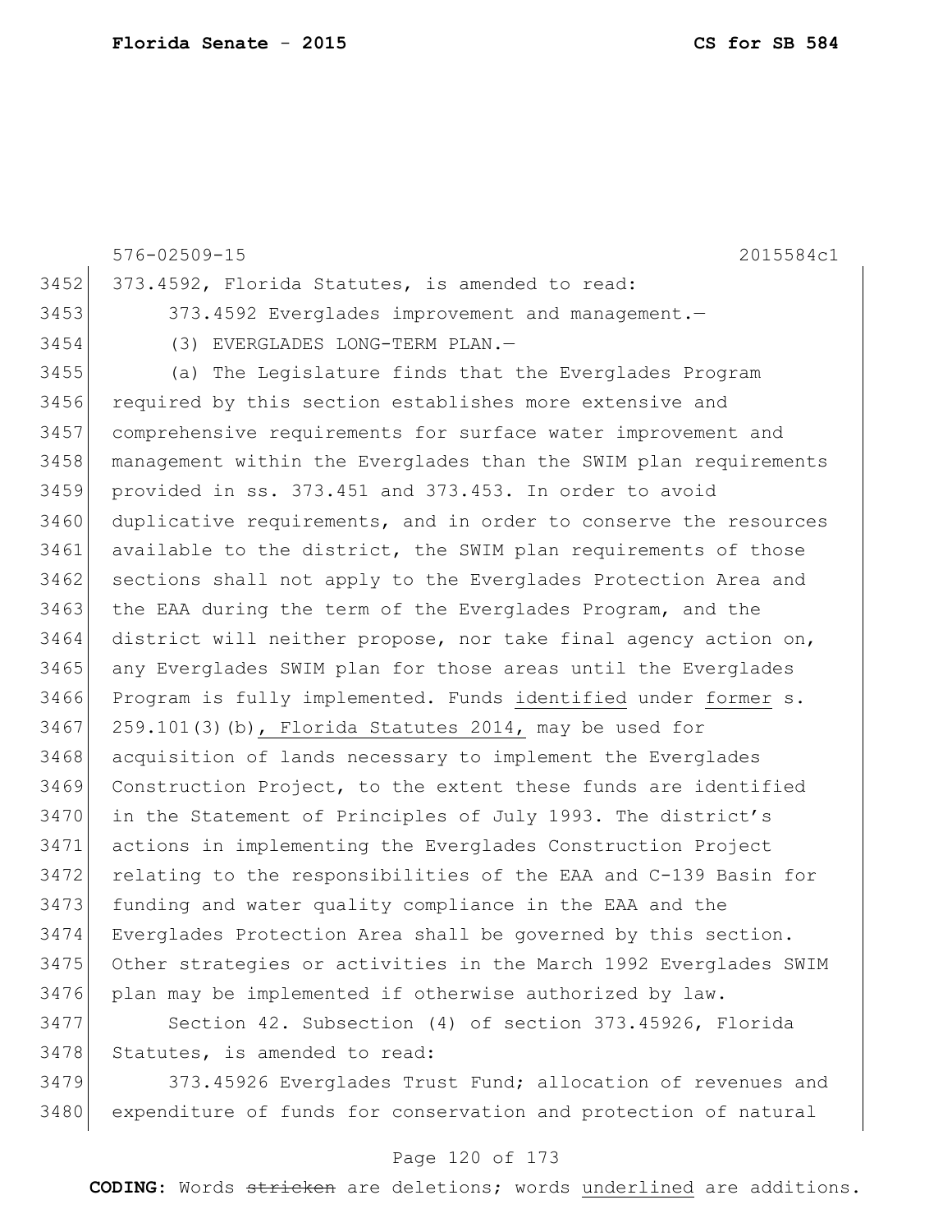373.4592, Florida Statutes, is amended to read:

373.4592 Everglades improvement and management.—

(3) EVERGLADES LONG-TERM PLAN.—

(a) The Legislature finds that the Everglades Program required by this section establishes more extensive and comprehensive requirements for surface water improvement and management within the Everglades than the SWIM plan requirements provided in ss. 373.451 and 373.453. In order to avoid duplicative requirements, and in order to conserve the resources available to the district, the SWIM plan requirements of those sections shall not apply to the Everglades Protection Area and the EAA during the term of the Everglades Program, and the district will neither propose, nor take final agency action on, any Everglades SWIM plan for those areas until the Everglades Program is fully implemented. Funds <u>identified</u> under <u>former</u> s. 259.101(3)(b)<u>, Florida Statutes 2014,</u> may be used for acquisition of lands necessary to implement the Everglades Construction Project, to the extent these funds are identified in the Statement of Principles of July 1993. The district's actions in implementing the Everglades Construction Project relating to the responsibilities of the EAA and C-139 Basin for funding and water quality compliance in the EAA and the Everglades Protection Area shall be governed by this section. Other strategies or activities in the March 1992 Everglades SWIM plan may be implemented if otherwise authorized by law.

Section 42. Subsection (4) of section 373.45926, Florida Statutes, is amended to read:

373.45926 Everglades Trust Fund; allocation of revenues and expenditure of funds for conservation and protection of natural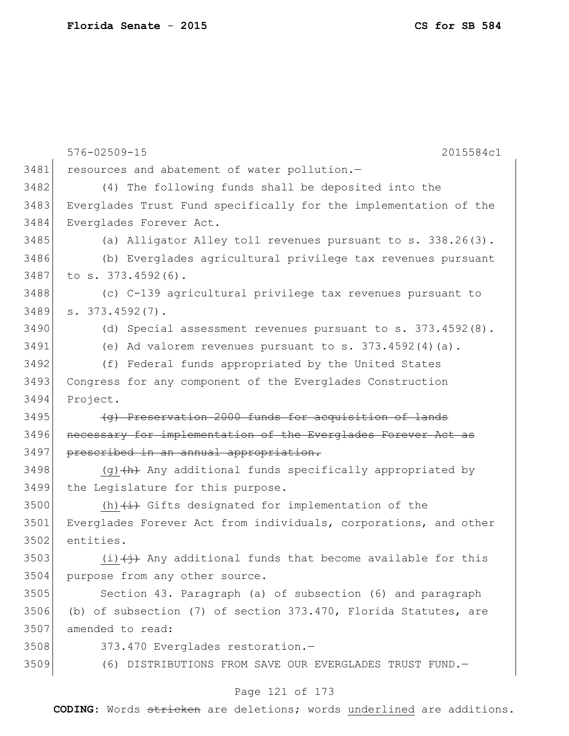resources and abatement of water pollution.—

(4) The following funds shall be deposited into the Everglades Trust Fund specifically for the implementation of the Everglades Forever Act.

(a) Alligator Alley toll revenues pursuant to s. 338.26(3).

(b) Everglades agricultural privilege tax revenues pursuant to s. 373.4592(6).

(c) C-139 agricultural privilege tax revenues pursuant to s. 373.4592(7).

(d) Special assessment revenues pursuant to s. 373.4592(8).

(e) Ad valorem revenues pursuant to s. 373.4592(4)(a).

(f) Federal funds appropriated by the United States Congress for any component of the Everglades Construction Project.

~~(g) Preservation 2000 funds for acquisition of lands necessary for implementation of the Everglades Forever Act as prescribed in an annual appropriation.~~

<u>(g)</u>~~(h)~~ Any additional funds specifically appropriated by the Legislature for this purpose.

<u>(h)</u>~~(i)~~ Gifts designated for implementation of the Everglades Forever Act from individuals, corporations, and other entities.

<u>(i)</u>~~(j)~~ Any additional funds that become available for this purpose from any other source.

Section 43. Paragraph (a) of subsection (6) and paragraph (b) of subsection (7) of section 373.470, Florida Statutes, are amended to read:

373.470 Everglades restoration.—

(6) DISTRIBUTIONS FROM SAVE OUR EVERGLADES TRUST FUND.—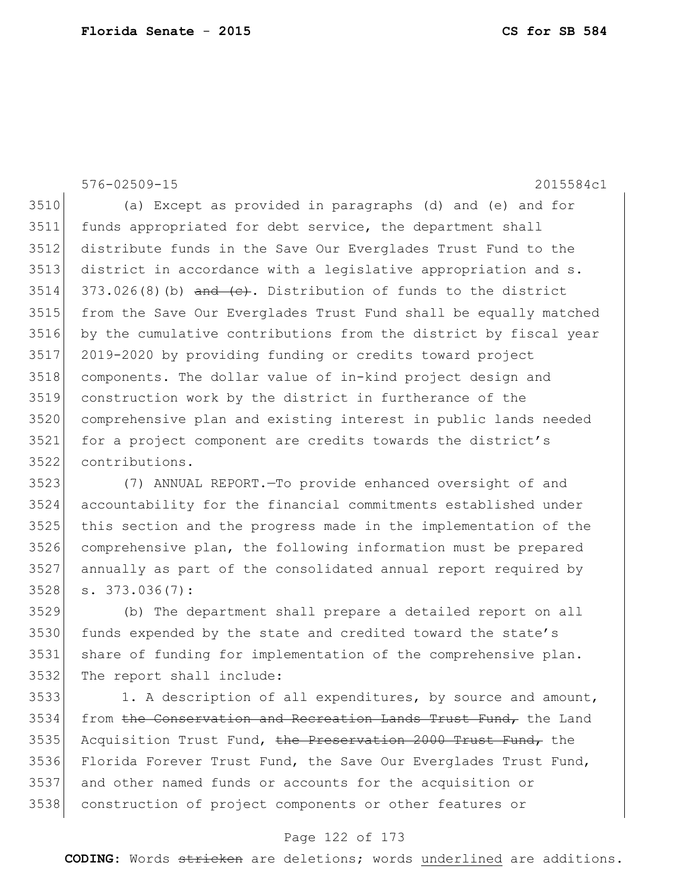576-02509-15 2015584c1

(a) Except as provided in paragraphs (d) and (e) and for funds appropriated for debt service, the department shall distribute funds in the Save Our Everglades Trust Fund to the district in accordance with a legislative appropriation and s. 373.026(8)(b) ~~and (c)~~. Distribution of funds to the district from the Save Our Everglades Trust Fund shall be equally matched by the cumulative contributions from the district by fiscal year 2019-2020 by providing funding or credits toward project components. The dollar value of in-kind project design and construction work by the district in furtherance of the comprehensive plan and existing interest in public lands needed for a project component are credits towards the district's contributions.

(7) ANNUAL REPORT.—To provide enhanced oversight of and accountability for the financial commitments established under this section and the progress made in the implementation of the comprehensive plan, the following information must be prepared annually as part of the consolidated annual report required by s. 373.036(7):

(b) The department shall prepare a detailed report on all funds expended by the state and credited toward the state's share of funding for implementation of the comprehensive plan. The report shall include:

1. A description of all expenditures, by source and amount, from ~~the Conservation and Recreation Lands Trust Fund,~~ the Land Acquisition Trust Fund, ~~the Preservation 2000 Trust Fund,~~ the Florida Forever Trust Fund, the Save Our Everglades Trust Fund, and other named funds or accounts for the acquisition or construction of project components or other features or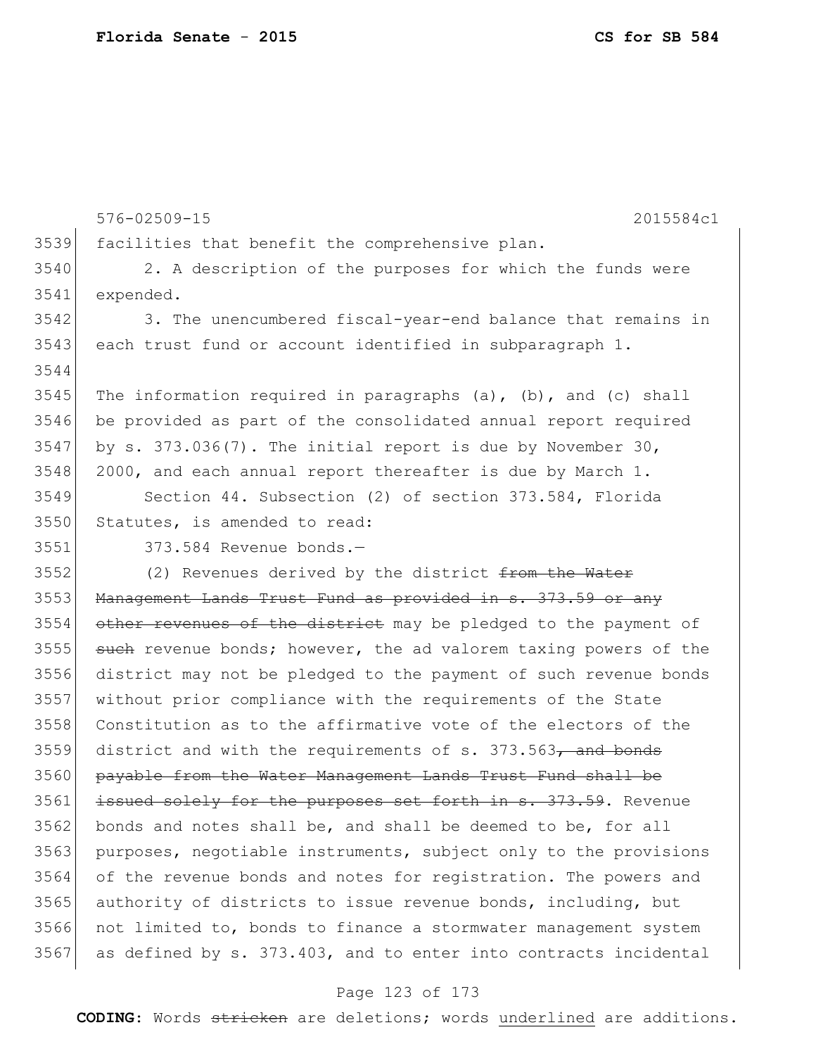576-02509-15 2015584c1

facilities that benefit the comprehensive plan.

2. A description of the purposes for which the funds were expended.

3. The unencumbered fiscal-year-end balance that remains in each trust fund or account identified in subparagraph 1.

The information required in paragraphs (a), (b), and (c) shall be provided as part of the consolidated annual report required by s. 373.036(7). The initial report is due by November 30, 2000, and each annual report thereafter is due by March 1.

Section 44. Subsection (2) of section 373.584, Florida Statutes, is amended to read:

373.584 Revenue bonds.—

(2) Revenues derived by the district ~~from the Water Management Lands Trust Fund as provided in s. 373.59 or any other revenues of the district~~ may be pledged to the payment of ~~such~~ revenue bonds; however, the ad valorem taxing powers of the district may not be pledged to the payment of such revenue bonds without prior compliance with the requirements of the State Constitution as to the affirmative vote of the electors of the district and with the requirements of s. 373.563~~, and bonds payable from the Water Management Lands Trust Fund shall be issued solely for the purposes set forth in s. 373.59~~. Revenue bonds and notes shall be, and shall be deemed to be, for all purposes, negotiable instruments, subject only to the provisions of the revenue bonds and notes for registration. The powers and authority of districts to issue revenue bonds, including, but not limited to, bonds to finance a stormwater management system as defined by s. 373.403, and to enter into contracts incidental

**CODING:** Words ~~stricken~~ are deletions; words underlined are additions.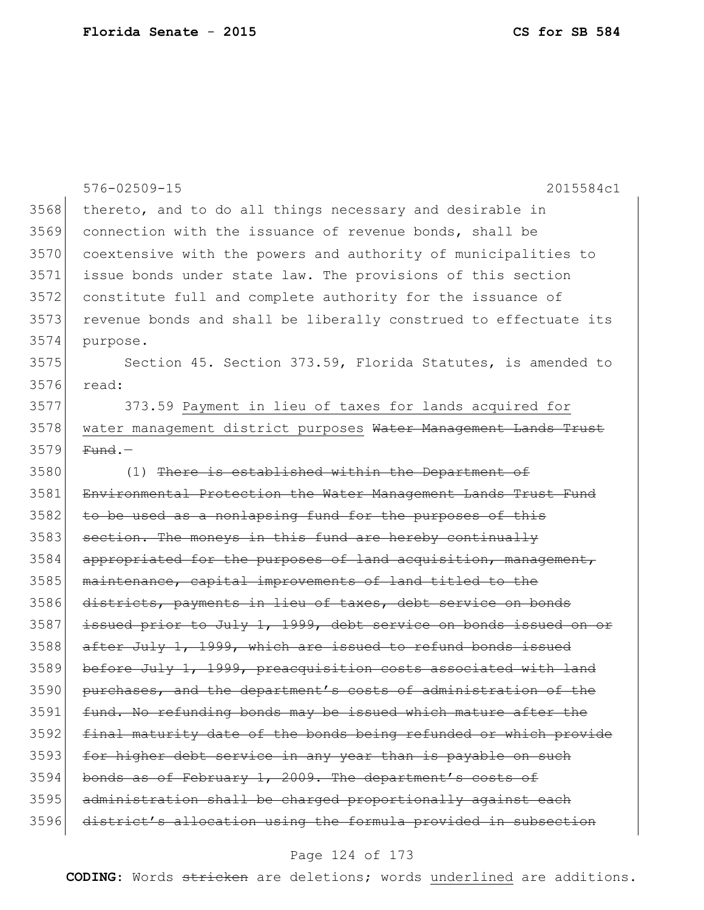thereto, and to do all things necessary and desirable in connection with the issuance of revenue bonds, shall be coextensive with the powers and authority of municipalities to issue bonds under state law. The provisions of this section constitute full and complete authority for the issuance of revenue bonds and shall be liberally construed to effectuate its purpose.

Section 45. Section 373.59, Florida Statutes, is amended to read:

373.59 Payment in lieu of taxes for lands acquired for water management district purposes ~~Water Management Lands Trust Fund~~.—

(1) ~~There is established within the Department of Environmental Protection the Water Management Lands Trust Fund to be used as a nonlapsing fund for the purposes of this section. The moneys in this fund are hereby continually appropriated for the purposes of land acquisition, management, maintenance, capital improvements of land titled to the districts, payments in lieu of taxes, debt service on bonds issued prior to July 1, 1999, debt service on bonds issued on or after July 1, 1999, which are issued to refund bonds issued before July 1, 1999, preacquisition costs associated with land purchases, and the department's costs of administration of the fund. No refunding bonds may be issued which mature after the final maturity date of the bonds being refunded or which provide for higher debt service in any year than is payable on such bonds as of February 1, 2009. The department's costs of administration shall be charged proportionally against each district's allocation using the formula provided in subsection~~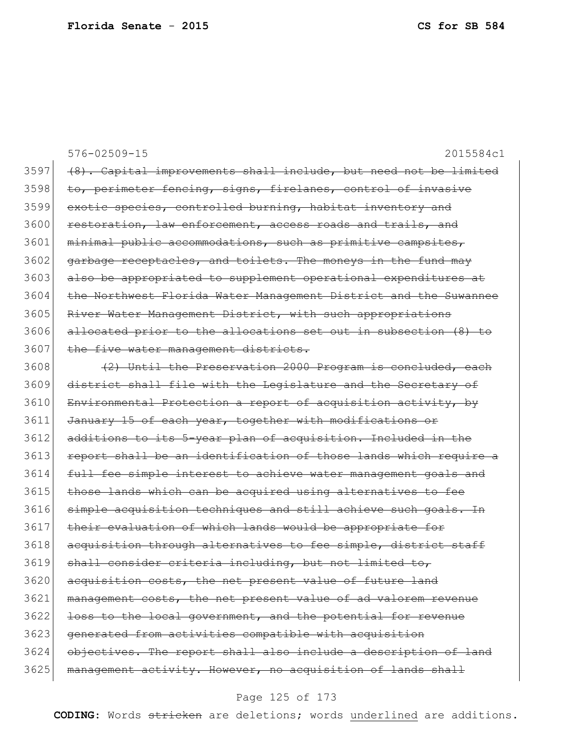576-02509-15 2015584c1

3597 ~~(8). Capital improvements shall include, but need not be limited~~
3598 ~~to, perimeter fencing, signs, firelanes, control of invasive~~
3599 ~~exotic species, controlled burning, habitat inventory and~~
3600 ~~restoration, law enforcement, access roads and trails, and~~
3601 ~~minimal public accommodations, such as primitive campsites,~~
3602 ~~garbage receptacles, and toilets. The moneys in the fund may~~
3603 ~~also be appropriated to supplement operational expenditures at~~
3604 ~~the Northwest Florida Water Management District and the Suwannee~~
3605 ~~River Water Management District, with such appropriations~~
3606 ~~allocated prior to the allocations set out in subsection (8) to~~
3607 ~~the five water management districts.~~
3608 ~~(2) Until the Preservation 2000 Program is concluded, each~~
3609 ~~district shall file with the Legislature and the Secretary of~~
3610 ~~Environmental Protection a report of acquisition activity, by~~
3611 ~~January 15 of each year, together with modifications or~~
3612 ~~additions to its 5-year plan of acquisition. Included in the~~
3613 ~~report shall be an identification of those lands which require a~~
3614 ~~full fee simple interest to achieve water management goals and~~
3615 ~~those lands which can be acquired using alternatives to fee~~
3616 ~~simple acquisition techniques and still achieve such goals. In~~
3617 ~~their evaluation of which lands would be appropriate for~~
3618 ~~acquisition through alternatives to fee simple, district staff~~
3619 ~~shall consider criteria including, but not limited to,~~
3620 ~~acquisition costs, the net present value of future land~~
3621 ~~management costs, the net present value of ad valorem revenue~~
3622 ~~loss to the local government, and the potential for revenue~~
3623 ~~generated from activities compatible with acquisition~~
3624 ~~objectives. The report shall also include a description of land~~
3625 ~~management activity. However, no acquisition of lands shall~~

**CODING:** Words ~~stricken~~ are deletions; words underlined are additions.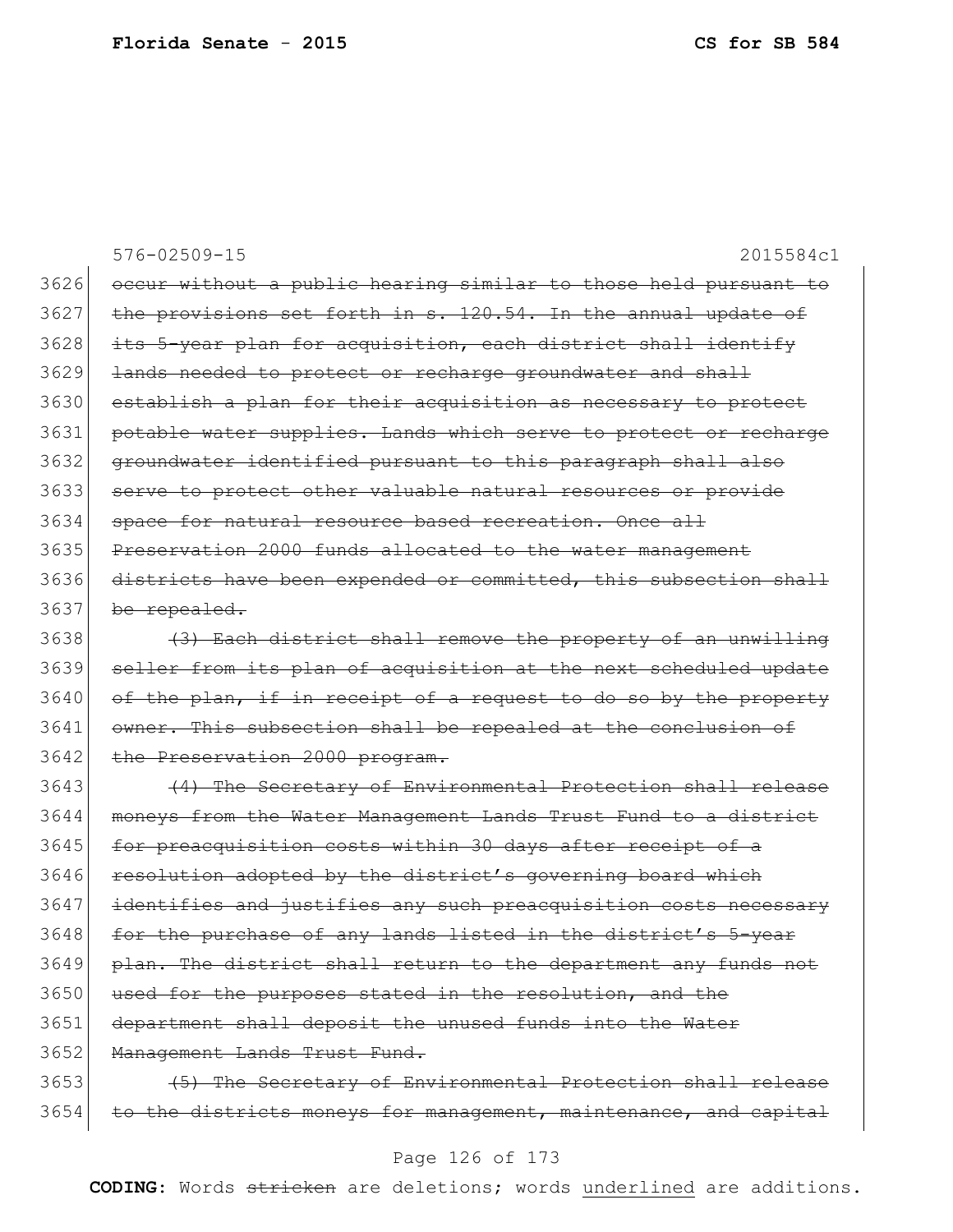576-02509-15 2015584c1

3626 ~~occur without a public hearing similar to those held pursuant to~~
3627 ~~the provisions set forth in s. 120.54. In the annual update of~~
3628 ~~its 5-year plan for acquisition, each district shall identify~~
3629 ~~lands needed to protect or recharge groundwater and shall~~
3630 ~~establish a plan for their acquisition as necessary to protect~~
3631 ~~potable water supplies. Lands which serve to protect or recharge~~
3632 ~~groundwater identified pursuant to this paragraph shall also~~
3633 ~~serve to protect other valuable natural resources or provide~~
3634 ~~space for natural resource based recreation. Once all~~
3635 ~~Preservation 2000 funds allocated to the water management~~
3636 ~~districts have been expended or committed, this subsection shall~~
3637 ~~be repealed.~~

3638 ~~(3) Each district shall remove the property of an unwilling~~
3639 ~~seller from its plan of acquisition at the next scheduled update~~
3640 ~~of the plan, if in receipt of a request to do so by the property~~
3641 ~~owner. This subsection shall be repealed at the conclusion of~~
3642 ~~the Preservation 2000 program.~~

3643 ~~(4) The Secretary of Environmental Protection shall release~~
3644 ~~moneys from the Water Management Lands Trust Fund to a district~~
3645 ~~for preacquisition costs within 30 days after receipt of a~~
3646 ~~resolution adopted by the district's governing board which~~
3647 ~~identifies and justifies any such preacquisition costs necessary~~
3648 ~~for the purchase of any lands listed in the district's 5-year~~
3649 ~~plan. The district shall return to the department any funds not~~
3650 ~~used for the purposes stated in the resolution, and the~~
3651 ~~department shall deposit the unused funds into the Water~~
3652 ~~Management Lands Trust Fund.~~

3653 ~~(5) The Secretary of Environmental Protection shall release~~
3654 ~~to the districts moneys for management, maintenance, and capital~~

**CODING:** Words ~~stricken~~ are deletions; words <u>underlined</u> are additions.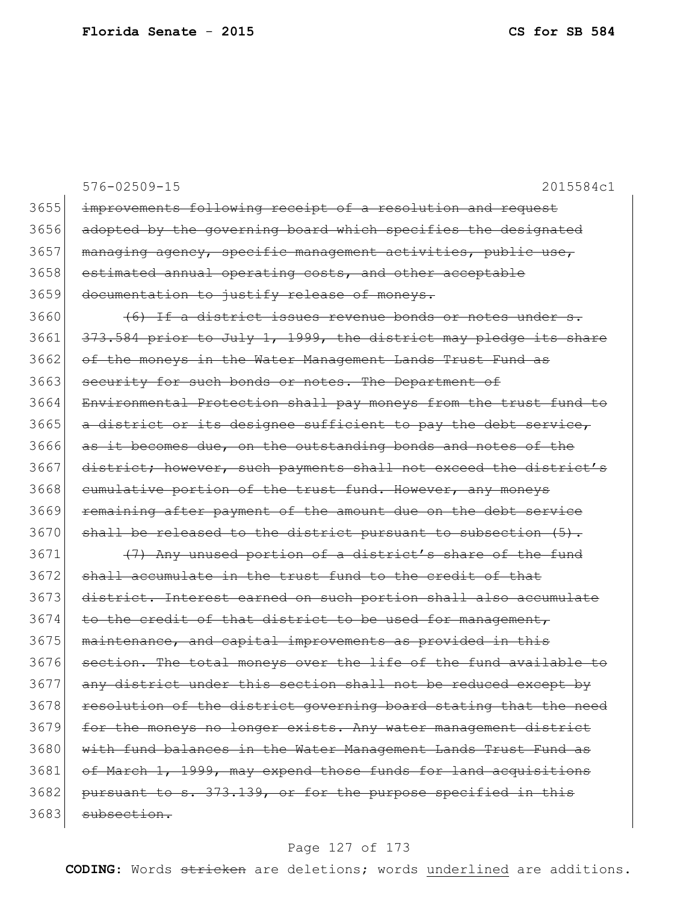576-02509-15 2015584c1

3655 ~~improvements following receipt of a resolution and request~~
3656 ~~adopted by the governing board which specifies the designated~~
3657 ~~managing agency, specific management activities, public use,~~
3658 ~~estimated annual operating costs, and other acceptable~~
3659 ~~documentation to justify release of moneys.~~

3660 ~~(6) If a district issues revenue bonds or notes under s.~~
3661 ~~373.584 prior to July 1, 1999, the district may pledge its share~~
3662 ~~of the moneys in the Water Management Lands Trust Fund as~~
3663 ~~security for such bonds or notes. The Department of~~
3664 ~~Environmental Protection shall pay moneys from the trust fund to~~
3665 ~~a district or its designee sufficient to pay the debt service,~~
3666 ~~as it becomes due, on the outstanding bonds and notes of the~~
3667 ~~district; however, such payments shall not exceed the district's~~
3668 ~~cumulative portion of the trust fund. However, any moneys~~
3669 ~~remaining after payment of the amount due on the debt service~~
3670 ~~shall be released to the district pursuant to subsection (5).~~

3671 ~~(7) Any unused portion of a district's share of the fund~~
3672 ~~shall accumulate in the trust fund to the credit of that~~
3673 ~~district. Interest earned on such portion shall also accumulate~~
3674 ~~to the credit of that district to be used for management,~~
3675 ~~maintenance, and capital improvements as provided in this~~
3676 ~~section. The total moneys over the life of the fund available to~~
3677 ~~any district under this section shall not be reduced except by~~
3678 ~~resolution of the district governing board stating that the need~~
3679 ~~for the moneys no longer exists. Any water management district~~
3680 ~~with fund balances in the Water Management Lands Trust Fund as~~
3681 ~~of March 1, 1999, may expend those funds for land acquisitions~~
3682 ~~pursuant to s. 373.139, or for the purpose specified in this~~
3683 ~~subsection.~~

**CODING:** Words ~~stricken~~ are deletions; words <u>underlined</u> are additions.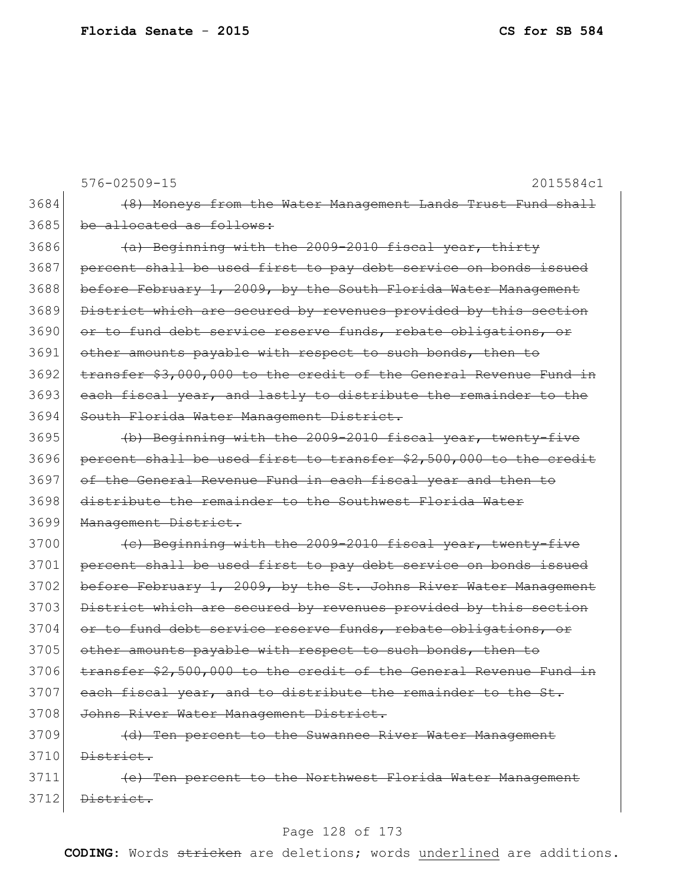576-02509-15 2015584c1

3684 ~~(8) Moneys from the Water Management Lands Trust Fund shall~~
3685 ~~be allocated as follows:~~

3686 ~~(a) Beginning with the 2009-2010 fiscal year, thirty~~
3687 ~~percent shall be used first to pay debt service on bonds issued~~
3688 ~~before February 1, 2009, by the South Florida Water Management~~
3689 ~~District which are secured by revenues provided by this section~~
3690 ~~or to fund debt service reserve funds, rebate obligations, or~~
3691 ~~other amounts payable with respect to such bonds, then to~~
3692 ~~transfer $3,000,000 to the credit of the General Revenue Fund in~~
3693 ~~each fiscal year, and lastly to distribute the remainder to the~~
3694 ~~South Florida Water Management District.~~

3695 ~~(b) Beginning with the 2009-2010 fiscal year, twenty-five~~
3696 ~~percent shall be used first to transfer $2,500,000 to the credit~~
3697 ~~of the General Revenue Fund in each fiscal year and then to~~
3698 ~~distribute the remainder to the Southwest Florida Water~~
3699 ~~Management District.~~

3700 ~~(c) Beginning with the 2009-2010 fiscal year, twenty-five~~
3701 ~~percent shall be used first to pay debt service on bonds issued~~
3702 ~~before February 1, 2009, by the St. Johns River Water Management~~
3703 ~~District which are secured by revenues provided by this section~~
3704 ~~or to fund debt service reserve funds, rebate obligations, or~~
3705 ~~other amounts payable with respect to such bonds, then to~~
3706 ~~transfer $2,500,000 to the credit of the General Revenue Fund in~~
3707 ~~each fiscal year, and to distribute the remainder to the St.~~
3708 ~~Johns River Water Management District.~~

3709 ~~(d) Ten percent to the Suwannee River Water Management~~
3710 ~~District.~~

3711 ~~(e) Ten percent to the Northwest Florida Water Management~~
3712 ~~District.~~

**CODING:** Words ~~stricken~~ are deletions; words underlined are additions.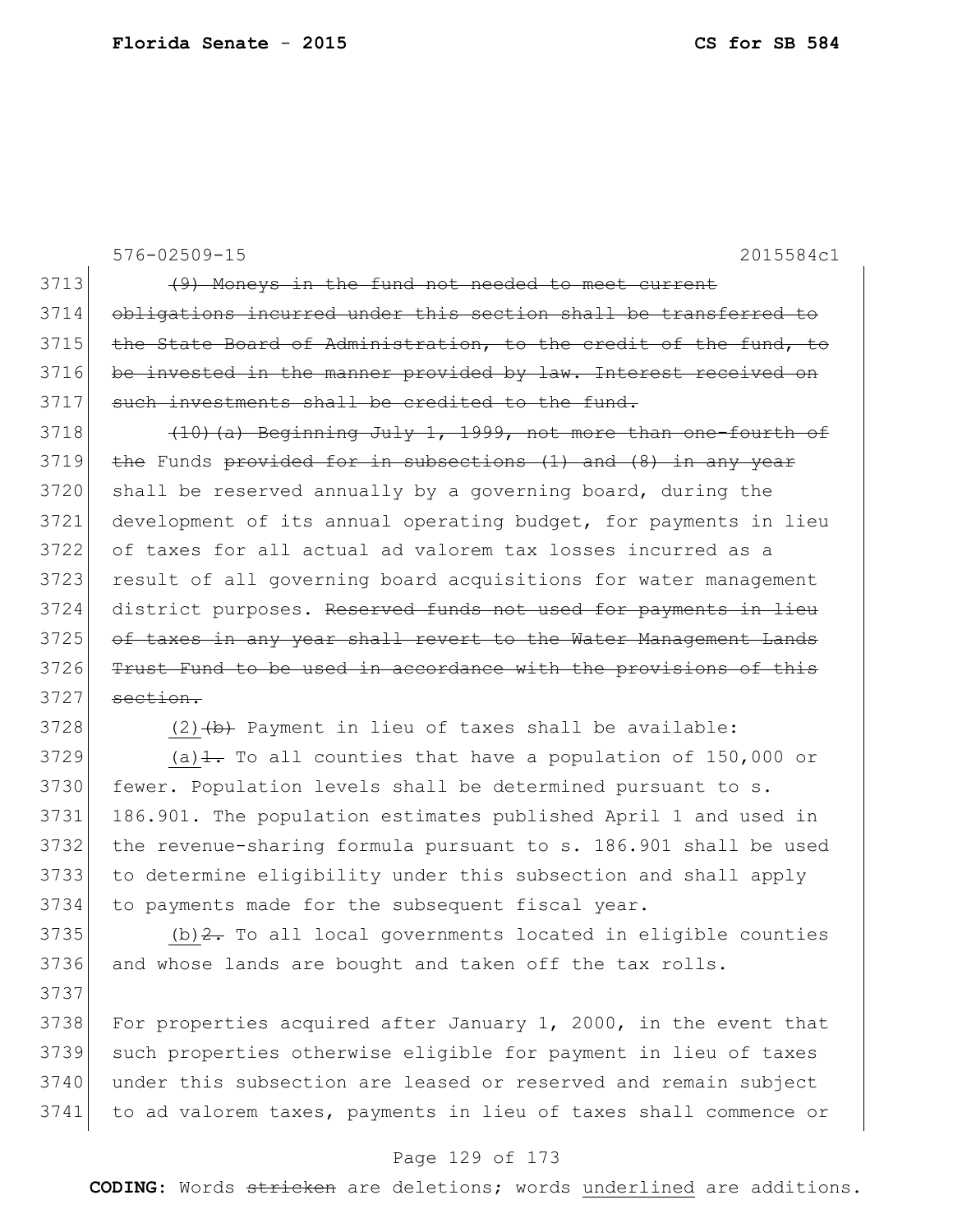576-02509-15 2015584c1

3713 ~~(9) Moneys in the fund not needed to meet current~~
3714 ~~obligations incurred under this section shall be transferred to~~
3715 ~~the State Board of Administration, to the credit of the fund, to~~
3716 ~~be invested in the manner provided by law. Interest received on~~
3717 ~~such investments shall be credited to the fund.~~

3718 ~~(10)(a) Beginning July 1, 1999, not more than one-fourth of~~
3719 ~~the~~ Funds ~~provided for in subsections (1) and (8) in any year~~
3720 shall be reserved annually by a governing board, during the
3721 development of its annual operating budget, for payments in lieu
3722 of taxes for all actual ad valorem tax losses incurred as a
3723 result of all governing board acquisitions for water management
3724 district purposes. ~~Reserved funds not used for payments in lieu~~
3725 ~~of taxes in any year shall revert to the Water Management Lands~~
3726 ~~Trust Fund to be used in accordance with the provisions of this~~
3727 ~~section.~~

3728 <u>(2)</u>~~(b)~~ Payment in lieu of taxes shall be available:

3729 <u>(a)</u>~~1.~~ To all counties that have a population of 150,000 or
3730 fewer. Population levels shall be determined pursuant to s.
3731 186.901. The population estimates published April 1 and used in
3732 the revenue-sharing formula pursuant to s. 186.901 shall be used
3733 to determine eligibility under this subsection and shall apply
3734 to payments made for the subsequent fiscal year.

3735 <u>(b)</u>~~2.~~ To all local governments located in eligible counties
3736 and whose lands are bought and taken off the tax rolls.
3737

3738 For properties acquired after January 1, 2000, in the event that
3739 such properties otherwise eligible for payment in lieu of taxes
3740 under this subsection are leased or reserved and remain subject
3741 to ad valorem taxes, payments in lieu of taxes shall commence or

**CODING:** Words ~~stricken~~ are deletions; words <u>underlined</u> are additions.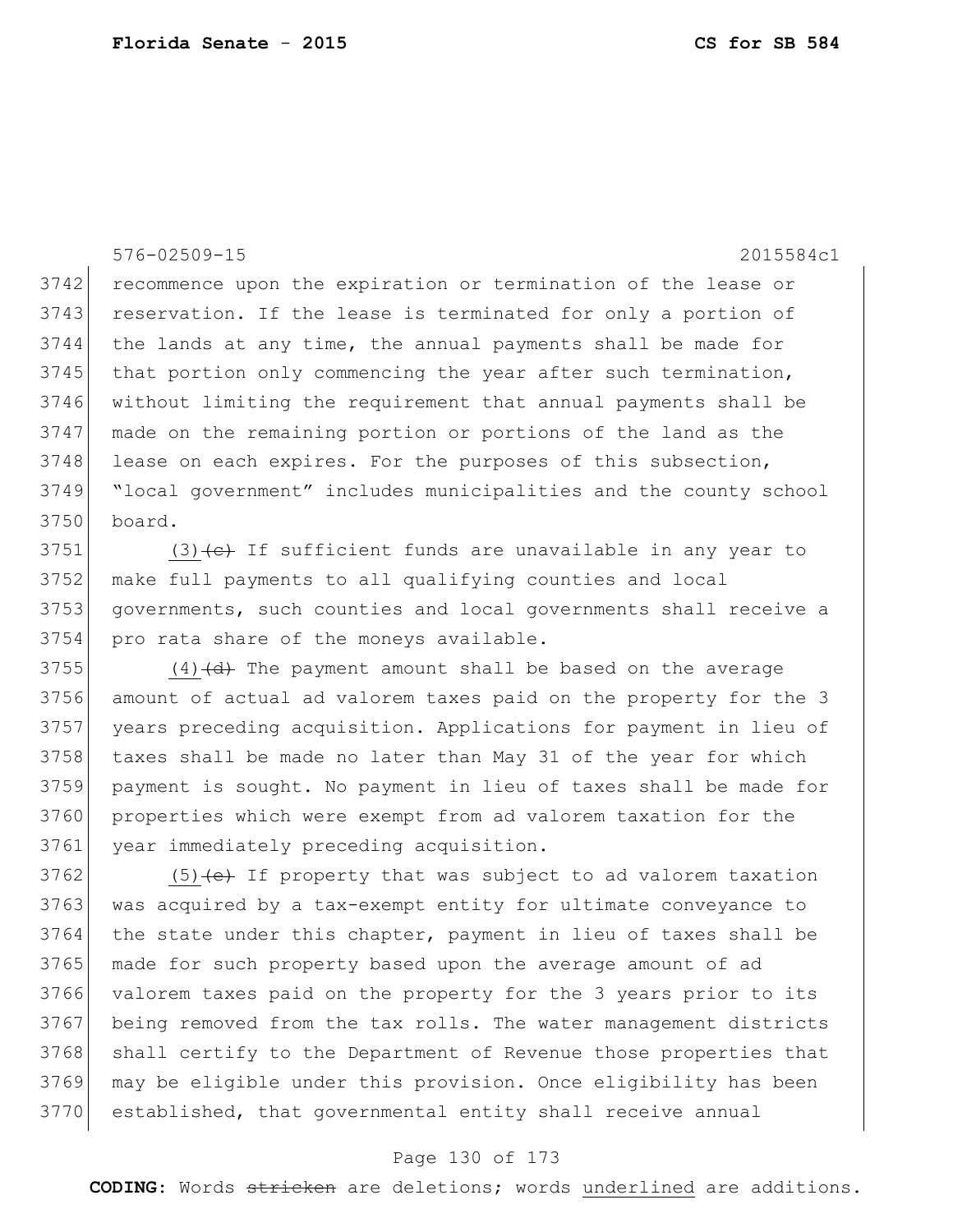recommence upon the expiration or termination of the lease or reservation. If the lease is terminated for only a portion of the lands at any time, the annual payments shall be made for that portion only commencing the year after such termination, without limiting the requirement that annual payments shall be made on the remaining portion or portions of the land as the lease on each expires. For the purposes of this subsection, "local government" includes municipalities and the county school board.

<u>(3)</u>~~(c)~~ If sufficient funds are unavailable in any year to make full payments to all qualifying counties and local governments, such counties and local governments shall receive a pro rata share of the moneys available.

<u>(4)</u>~~(d)~~ The payment amount shall be based on the average amount of actual ad valorem taxes paid on the property for the 3 years preceding acquisition. Applications for payment in lieu of taxes shall be made no later than May 31 of the year for which payment is sought. No payment in lieu of taxes shall be made for properties which were exempt from ad valorem taxation for the year immediately preceding acquisition.

<u>(5)</u>~~(e)~~ If property that was subject to ad valorem taxation was acquired by a tax-exempt entity for ultimate conveyance to the state under this chapter, payment in lieu of taxes shall be made for such property based upon the average amount of ad valorem taxes paid on the property for the 3 years prior to its being removed from the tax rolls. The water management districts shall certify to the Department of Revenue those properties that may be eligible under this provision. Once eligibility has been established, that governmental entity shall receive annual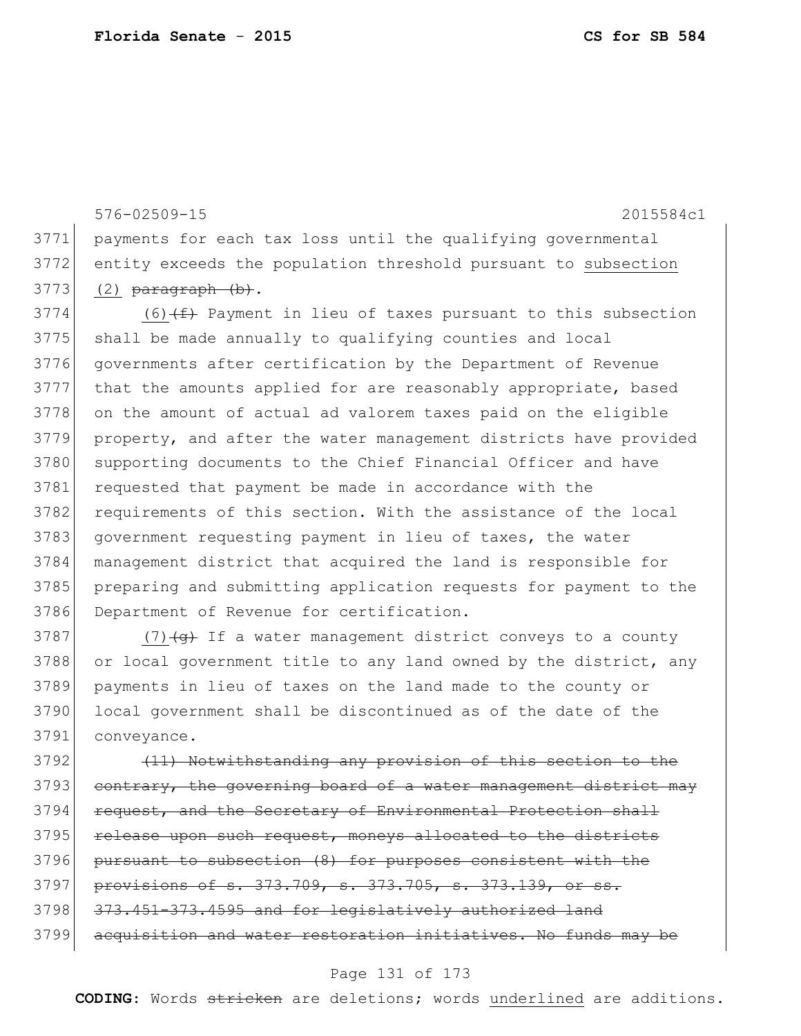576-02509-15 2015584c1

3771 payments for each tax loss until the qualifying governmental
3772 entity exceeds the population threshold pursuant to <u>subsection</u>
3773 <u>(2)</u> ~~paragraph (b)~~.

3774 <u>(6)</u>~~(f)~~ Payment in lieu of taxes pursuant to this subsection
3775 shall be made annually to qualifying counties and local
3776 governments after certification by the Department of Revenue
3777 that the amounts applied for are reasonably appropriate, based
3778 on the amount of actual ad valorem taxes paid on the eligible
3779 property, and after the water management districts have provided
3780 supporting documents to the Chief Financial Officer and have
3781 requested that payment be made in accordance with the
3782 requirements of this section. With the assistance of the local
3783 government requesting payment in lieu of taxes, the water
3784 management district that acquired the land is responsible for
3785 preparing and submitting application requests for payment to the
3786 Department of Revenue for certification.

3787 <u>(7)</u>~~(g)~~ If a water management district conveys to a county
3788 or local government title to any land owned by the district, any
3789 payments in lieu of taxes on the land made to the county or
3790 local government shall be discontinued as of the date of the
3791 conveyance.

3792 ~~(11) Notwithstanding any provision of this section to the~~
3793 ~~contrary, the governing board of a water management district may~~
3794 ~~request, and the Secretary of Environmental Protection shall~~
3795 ~~release upon such request, moneys allocated to the districts~~
3796 ~~pursuant to subsection (8) for purposes consistent with the~~
3797 ~~provisions of s. 373.709, s. 373.705, s. 373.139, or ss.~~
3798 ~~373.451-373.4595 and for legislatively authorized land~~
3799 ~~acquisition and water restoration initiatives. No funds may be~~

**CODING:** Words ~~stricken~~ are deletions; words <u>underlined</u> are additions.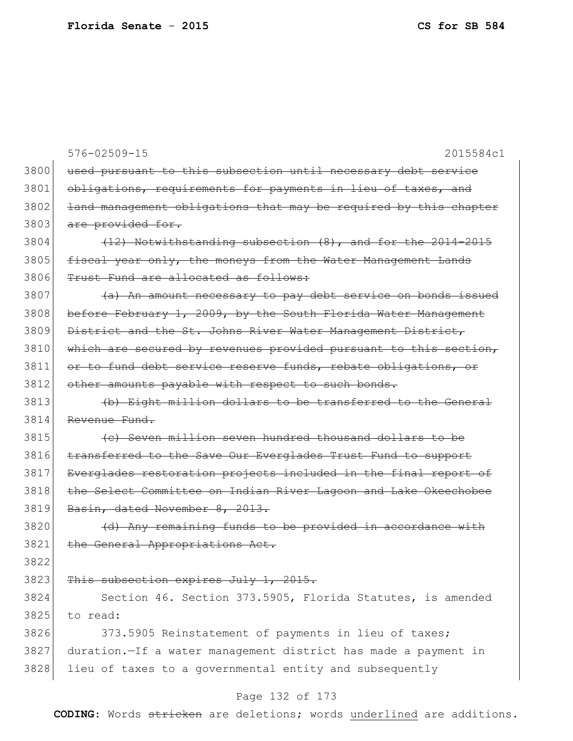576-02509-15 2015584c1

~~used pursuant to this subsection until necessary debt service obligations, requirements for payments in lieu of taxes, and land management obligations that may be required by this chapter are provided for.~~

~~(12) Notwithstanding subsection (8), and for the 2014-2015 fiscal year only, the moneys from the Water Management Lands Trust Fund are allocated as follows:~~

~~(a) An amount necessary to pay debt service on bonds issued before February 1, 2009, by the South Florida Water Management District and the St. Johns River Water Management District, which are secured by revenues provided pursuant to this section, or to fund debt service reserve funds, rebate obligations, or other amounts payable with respect to such bonds.~~

~~(b) Eight million dollars to be transferred to the General Revenue Fund.~~

~~(c) Seven million seven hundred thousand dollars to be transferred to the Save Our Everglades Trust Fund to support Everglades restoration projects included in the final report of the Select Committee on Indian River Lagoon and Lake Okeechobee Basin, dated November 8, 2013.~~

~~(d) Any remaining funds to be provided in accordance with the General Appropriations Act.~~

~~This subsection expires July 1, 2015.~~

Section 46. Section 373.5905, Florida Statutes, is amended to read:

373.5905 Reinstatement of payments in lieu of taxes; duration.—If a water management district has made a payment in lieu of taxes to a governmental entity and subsequently

**CODING:** Words ~~stricken~~ are deletions; words <u>underlined</u> are additions.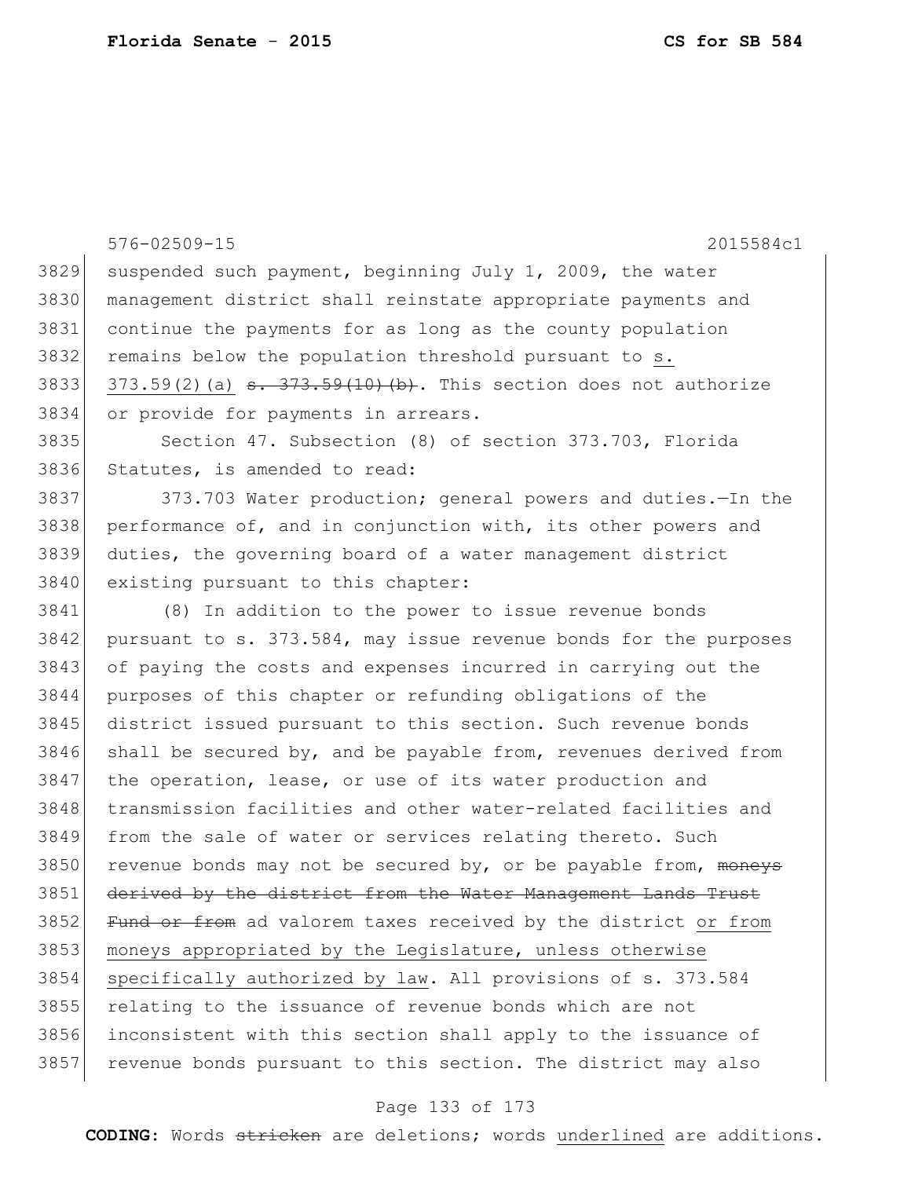suspended such payment, beginning July 1, 2009, the water management district shall reinstate appropriate payments and continue the payments for as long as the county population remains below the population threshold pursuant to <u>s. 373.59(2)(a)</u> ~~s. 373.59(10)(b)~~. This section does not authorize or provide for payments in arrears.

Section 47. Subsection (8) of section 373.703, Florida Statutes, is amended to read:

373.703 Water production; general powers and duties.—In the performance of, and in conjunction with, its other powers and duties, the governing board of a water management district existing pursuant to this chapter:

(8) In addition to the power to issue revenue bonds pursuant to s. 373.584, may issue revenue bonds for the purposes of paying the costs and expenses incurred in carrying out the purposes of this chapter or refunding obligations of the district issued pursuant to this section. Such revenue bonds shall be secured by, and be payable from, revenues derived from the operation, lease, or use of its water production and transmission facilities and other water-related facilities and from the sale of water or services relating thereto. Such revenue bonds may not be secured by, or be payable from, ~~moneys derived by the district from the Water Management Lands Trust Fund or from~~ ad valorem taxes received by the district <u>or from moneys appropriated by the Legislature, unless otherwise specifically authorized by law</u>. All provisions of s. 373.584 relating to the issuance of revenue bonds which are not inconsistent with this section shall apply to the issuance of revenue bonds pursuant to this section. The district may also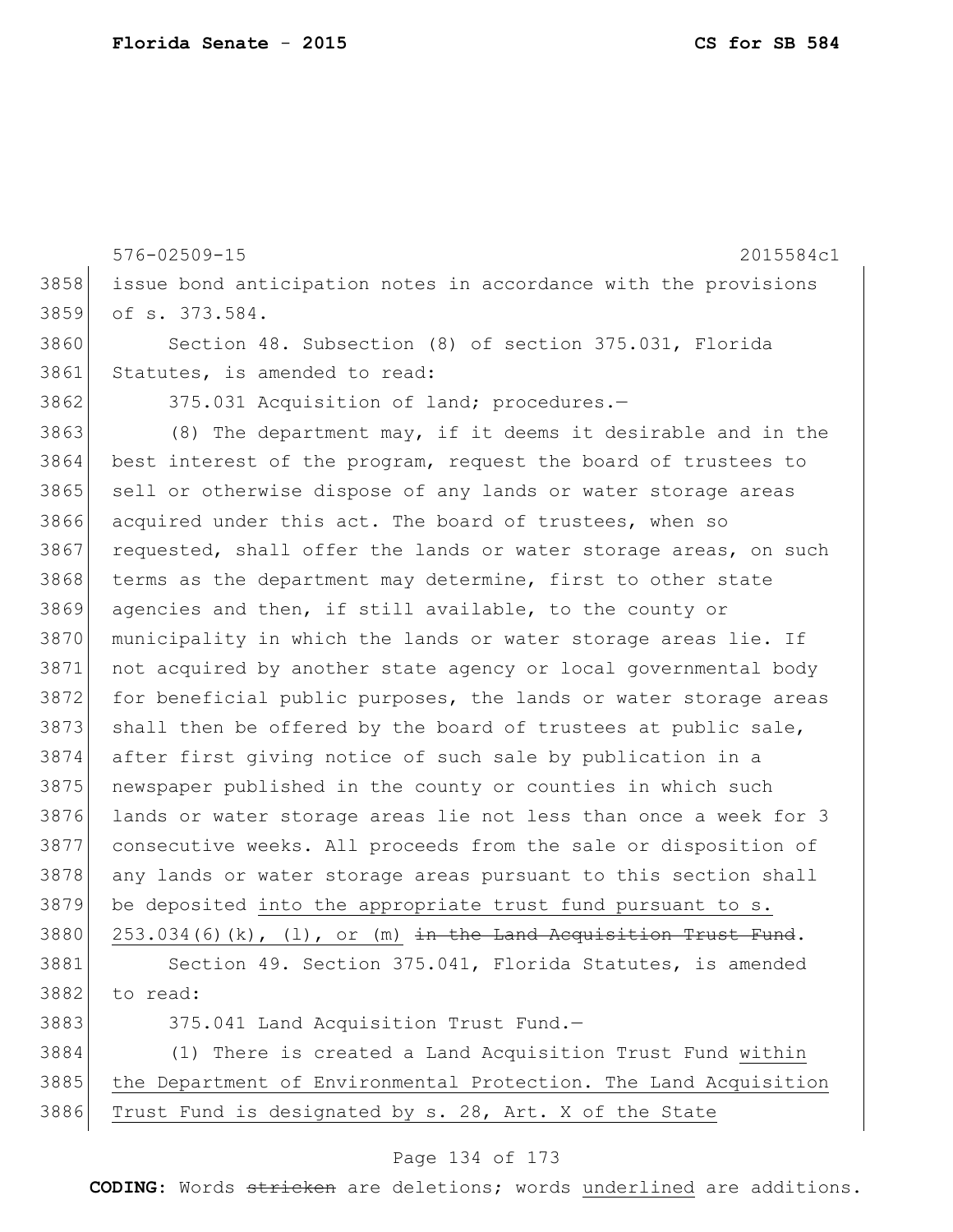576-02509-15 2015584c1

3858 issue bond anticipation notes in accordance with the provisions
3859 of s. 373.584.

3860 Section 48. Subsection (8) of section 375.031, Florida
3861 Statutes, is amended to read:

3862 375.031 Acquisition of land; procedures.—

3863 (8) The department may, if it deems it desirable and in the
3864 best interest of the program, request the board of trustees to
3865 sell or otherwise dispose of any lands or water storage areas
3866 acquired under this act. The board of trustees, when so
3867 requested, shall offer the lands or water storage areas, on such
3868 terms as the department may determine, first to other state
3869 agencies and then, if still available, to the county or
3870 municipality in which the lands or water storage areas lie. If
3871 not acquired by another state agency or local governmental body
3872 for beneficial public purposes, the lands or water storage areas
3873 shall then be offered by the board of trustees at public sale,
3874 after first giving notice of such sale by publication in a
3875 newspaper published in the county or counties in which such
3876 lands or water storage areas lie not less than once a week for 3
3877 consecutive weeks. All proceeds from the sale or disposition of
3878 any lands or water storage areas pursuant to this section shall
3879 be deposited <u>into the appropriate trust fund pursuant to s.</u>
3880 <u>253.034(6)(k), (l), or (m)</u> ~~in the Land Acquisition Trust Fund~~.

3881 Section 49. Section 375.041, Florida Statutes, is amended
3882 to read:

3883 375.041 Land Acquisition Trust Fund.—

3884 (1) There is created a Land Acquisition Trust Fund <u>within</u>
3885 <u>the Department of Environmental Protection. The Land Acquisition</u>
3886 <u>Trust Fund is designated by s. 28, Art. X of the State</u>

**CODING:** Words ~~stricken~~ are deletions; words <u>underlined</u> are additions.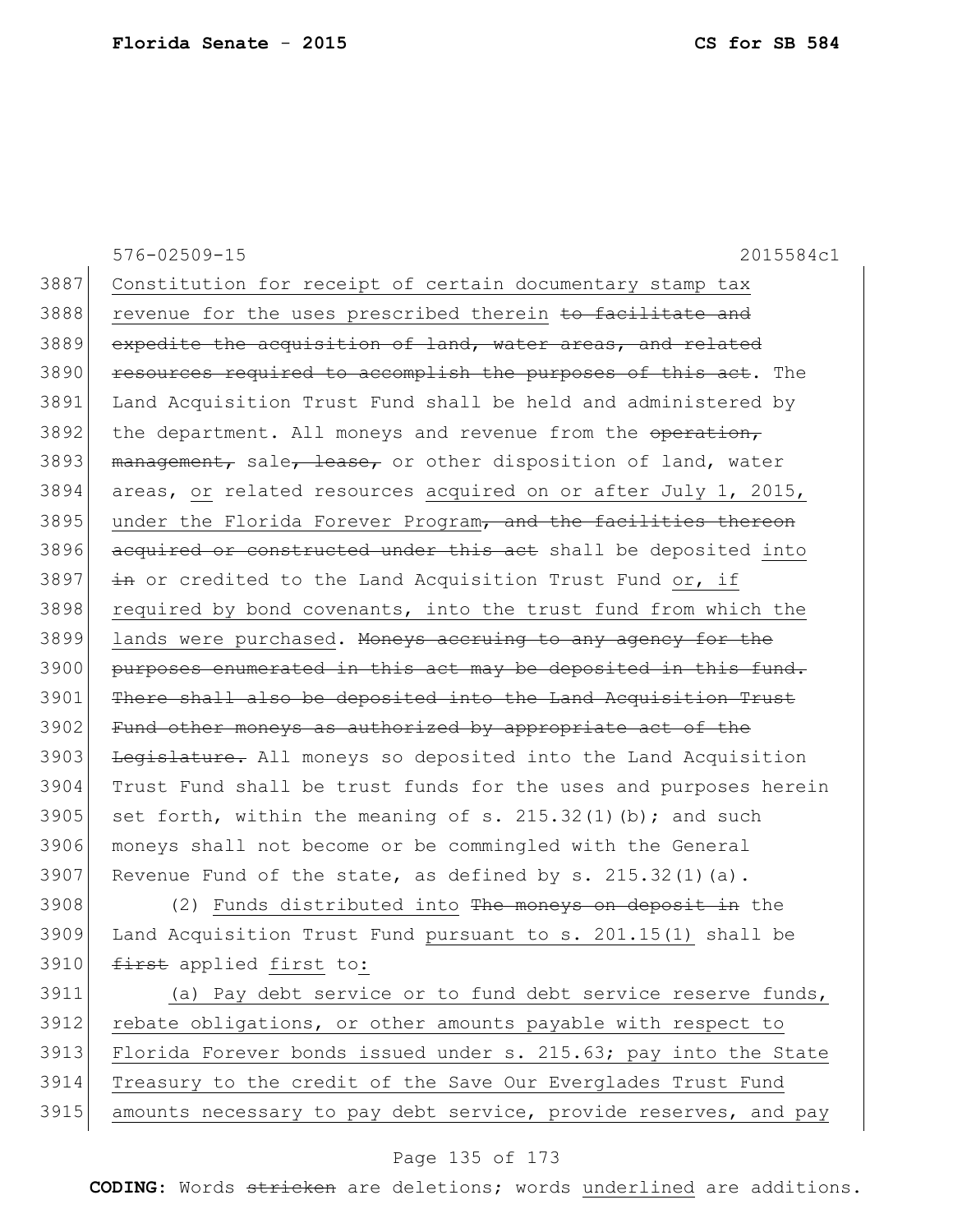Constitution for receipt of certain documentary stamp tax revenue for the uses prescribed therein ~~to facilitate and expedite the acquisition of land, water areas, and related resources required to accomplish the purposes of this act~~. The Land Acquisition Trust Fund shall be held and administered by the department. All moneys and revenue from the ~~operation, management,~~ sale~~, lease,~~ or other disposition of land, water areas, <u>or</u> related resources <u>acquired on or after July 1, 2015, under the Florida Forever Program</u>~~, and the facilities thereon acquired or constructed under this act~~ shall be deposited <u>into</u> ~~in~~ or credited to the Land Acquisition Trust Fund <u>or, if required by bond covenants, into the trust fund from which the lands were purchased</u>. ~~Moneys accruing to any agency for the purposes enumerated in this act may be deposited in this fund. There shall also be deposited into the Land Acquisition Trust Fund other moneys as authorized by appropriate act of the Legislature.~~ All moneys so deposited into the Land Acquisition Trust Fund shall be trust funds for the uses and purposes herein set forth, within the meaning of s. 215.32(1)(b); and such moneys shall not become or be commingled with the General Revenue Fund of the state, as defined by s. 215.32(1)(a).

(2) <u>Funds distributed into</u> ~~The moneys on deposit in~~ the Land Acquisition Trust Fund <u>pursuant to s. 201.15(1)</u> shall be ~~first~~ applied <u>first</u> to<u>:</u>

<u>(a) Pay debt service or to fund debt service reserve funds, rebate obligations, or other amounts payable with respect to Florida Forever bonds issued under s. 215.63; pay into the State Treasury to the credit of the Save Our Everglades Trust Fund amounts necessary to pay debt service, provide reserves, and pay</u>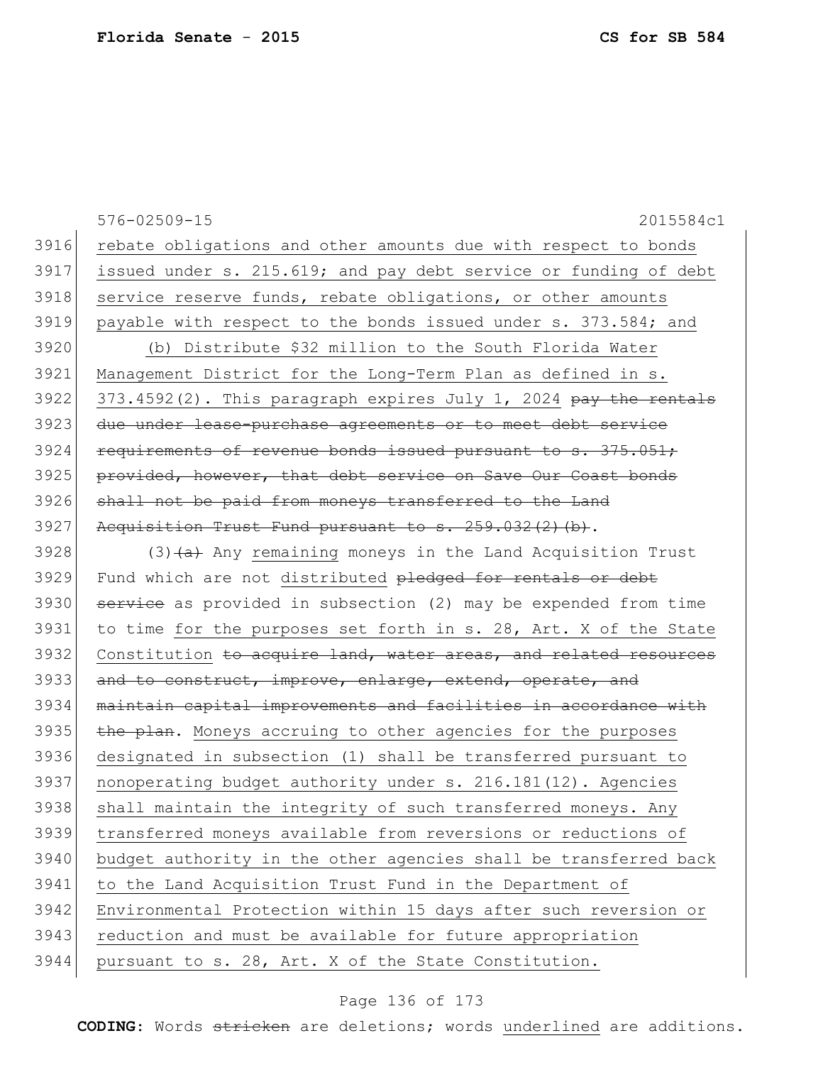576-02509-15 2015584c1

3916 rebate obligations and other amounts due with respect to bonds
3917 issued under s. 215.619; and pay debt service or funding of debt
3918 service reserve funds, rebate obligations, or other amounts
3919 payable with respect to the bonds issued under s. 373.584; and
3920 (b) Distribute $32 million to the South Florida Water
3921 Management District for the Long-Term Plan as defined in s.
3922 373.4592(2). This paragraph expires July 1, 2024 ~~pay the rentals~~
3923 ~~due under lease-purchase agreements or to meet debt service~~
3924 ~~requirements of revenue bonds issued pursuant to s. 375.051;~~
3925 ~~provided, however, that debt service on Save Our Coast bonds~~
3926 ~~shall not be paid from moneys transferred to the Land~~
3927 ~~Acquisition Trust Fund pursuant to s. 259.032(2)(b)~~.
3928 (3)~~(a)~~ Any remaining moneys in the Land Acquisition Trust
3929 Fund which are not distributed ~~pledged for rentals or debt~~
3930 ~~service~~ as provided in subsection (2) may be expended from time
3931 to time for the purposes set forth in s. 28, Art. X of the State
3932 Constitution ~~to acquire land, water areas, and related resources~~
3933 ~~and to construct, improve, enlarge, extend, operate, and~~
3934 ~~maintain capital improvements and facilities in accordance with~~
3935 ~~the plan~~. Moneys accruing to other agencies for the purposes
3936 designated in subsection (1) shall be transferred pursuant to
3937 nonoperating budget authority under s. 216.181(12). Agencies
3938 shall maintain the integrity of such transferred moneys. Any
3939 transferred moneys available from reversions or reductions of
3940 budget authority in the other agencies shall be transferred back
3941 to the Land Acquisition Trust Fund in the Department of
3942 Environmental Protection within 15 days after such reversion or
3943 reduction and must be available for future appropriation
3944 pursuant to s. 28, Art. X of the State Constitution.

**CODING:** Words ~~stricken~~ are deletions; words underlined are additions.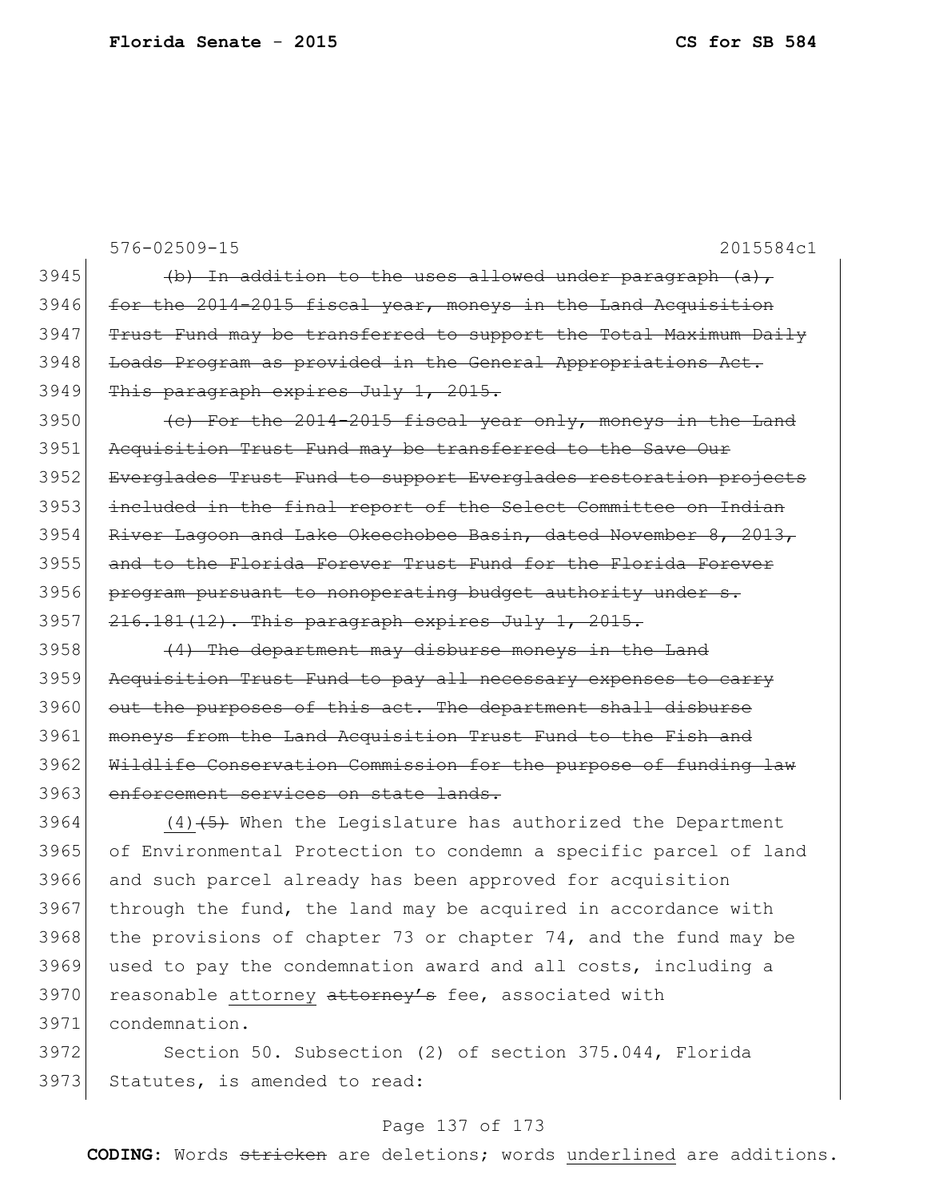576-02509-15 2015584c1

3945 ~~(b) In addition to the uses allowed under paragraph (a),~~
3946 ~~for the 2014-2015 fiscal year, moneys in the Land Acquisition~~
3947 ~~Trust Fund may be transferred to support the Total Maximum Daily~~
3948 ~~Loads Program as provided in the General Appropriations Act.~~
3949 ~~This paragraph expires July 1, 2015.~~

3950 ~~(c) For the 2014-2015 fiscal year only, moneys in the Land~~
3951 ~~Acquisition Trust Fund may be transferred to the Save Our~~
3952 ~~Everglades Trust Fund to support Everglades restoration projects~~
3953 ~~included in the final report of the Select Committee on Indian~~
3954 ~~River Lagoon and Lake Okeechobee Basin, dated November 8, 2013,~~
3955 ~~and to the Florida Forever Trust Fund for the Florida Forever~~
3956 ~~program pursuant to nonoperating budget authority under s.~~
3957 ~~216.181(12). This paragraph expires July 1, 2015.~~

3958 ~~(4) The department may disburse moneys in the Land~~
3959 ~~Acquisition Trust Fund to pay all necessary expenses to carry~~
3960 ~~out the purposes of this act. The department shall disburse~~
3961 ~~moneys from the Land Acquisition Trust Fund to the Fish and~~
3962 ~~Wildlife Conservation Commission for the purpose of funding law~~
3963 ~~enforcement services on state lands.~~

3964 <u>(4)</u>~~(5)~~ When the Legislature has authorized the Department
3965 of Environmental Protection to condemn a specific parcel of land
3966 and such parcel already has been approved for acquisition
3967 through the fund, the land may be acquired in accordance with
3968 the provisions of chapter 73 or chapter 74, and the fund may be
3969 used to pay the condemnation award and all costs, including a
3970 reasonable <u>attorney</u> ~~attorney's~~ fee, associated with
3971 condemnation.

3972 Section 50. Subsection (2) of section 375.044, Florida
3973 Statutes, is amended to read:

**CODING:** Words ~~stricken~~ are deletions; words <u>underlined</u> are additions.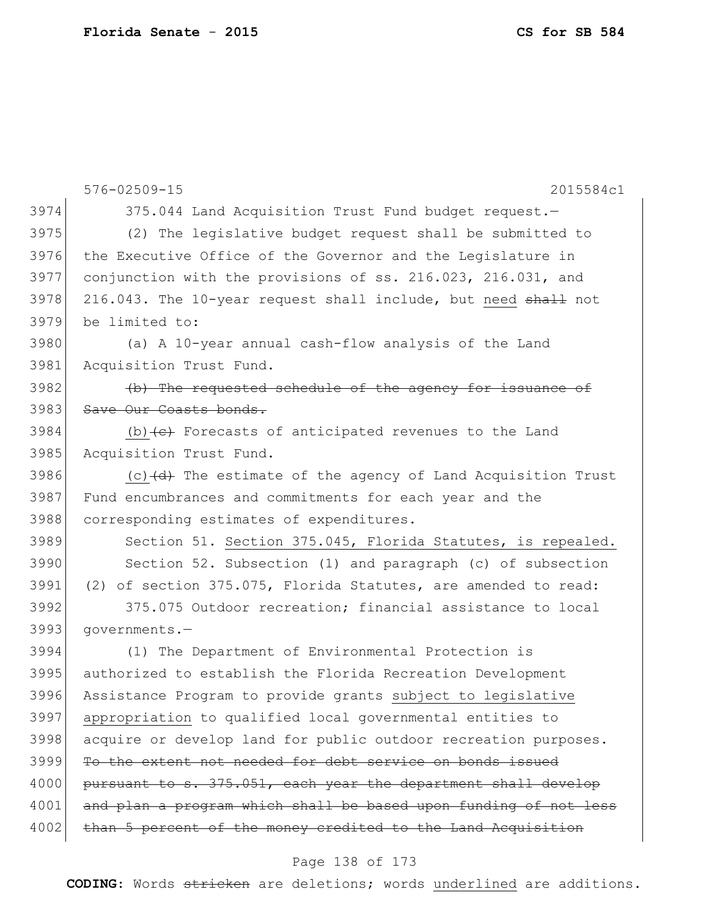576-02509-15 2015584c1

3974 375.044 Land Acquisition Trust Fund budget request.—

3975 (2) The legislative budget request shall be submitted to
3976 the Executive Office of the Governor and the Legislature in
3977 conjunction with the provisions of ss. 216.023, 216.031, and
3978 216.043. The 10-year request shall include, but <u>need</u> ~~shall~~ not
3979 be limited to:

3980 (a) A 10-year annual cash-flow analysis of the Land
3981 Acquisition Trust Fund.

3982 ~~(b) The requested schedule of the agency for issuance of~~
3983 ~~Save Our Coasts bonds.~~

3984 <u>(b)</u>~~(c)~~ Forecasts of anticipated revenues to the Land
3985 Acquisition Trust Fund.

3986 <u>(c)</u>~~(d)~~ The estimate of the agency of Land Acquisition Trust
3987 Fund encumbrances and commitments for each year and the
3988 corresponding estimates of expenditures.

3989 Section 51. <u>Section 375.045, Florida Statutes, is repealed.</u>

3990 Section 52. Subsection (1) and paragraph (c) of subsection
3991 (2) of section 375.075, Florida Statutes, are amended to read:

3992 375.075 Outdoor recreation; financial assistance to local
3993 governments.—

3994 (1) The Department of Environmental Protection is
3995 authorized to establish the Florida Recreation Development
3996 Assistance Program to provide grants <u>subject to legislative</u>
3997 <u>appropriation</u> to qualified local governmental entities to
3998 acquire or develop land for public outdoor recreation purposes.
3999 ~~To the extent not needed for debt service on bonds issued~~
4000 ~~pursuant to s. 375.051, each year the department shall develop~~
4001 ~~and plan a program which shall be based upon funding of not less~~
4002 ~~than 5 percent of the money credited to the Land Acquisition~~

**CODING:** Words ~~stricken~~ are deletions; words <u>underlined</u> are additions.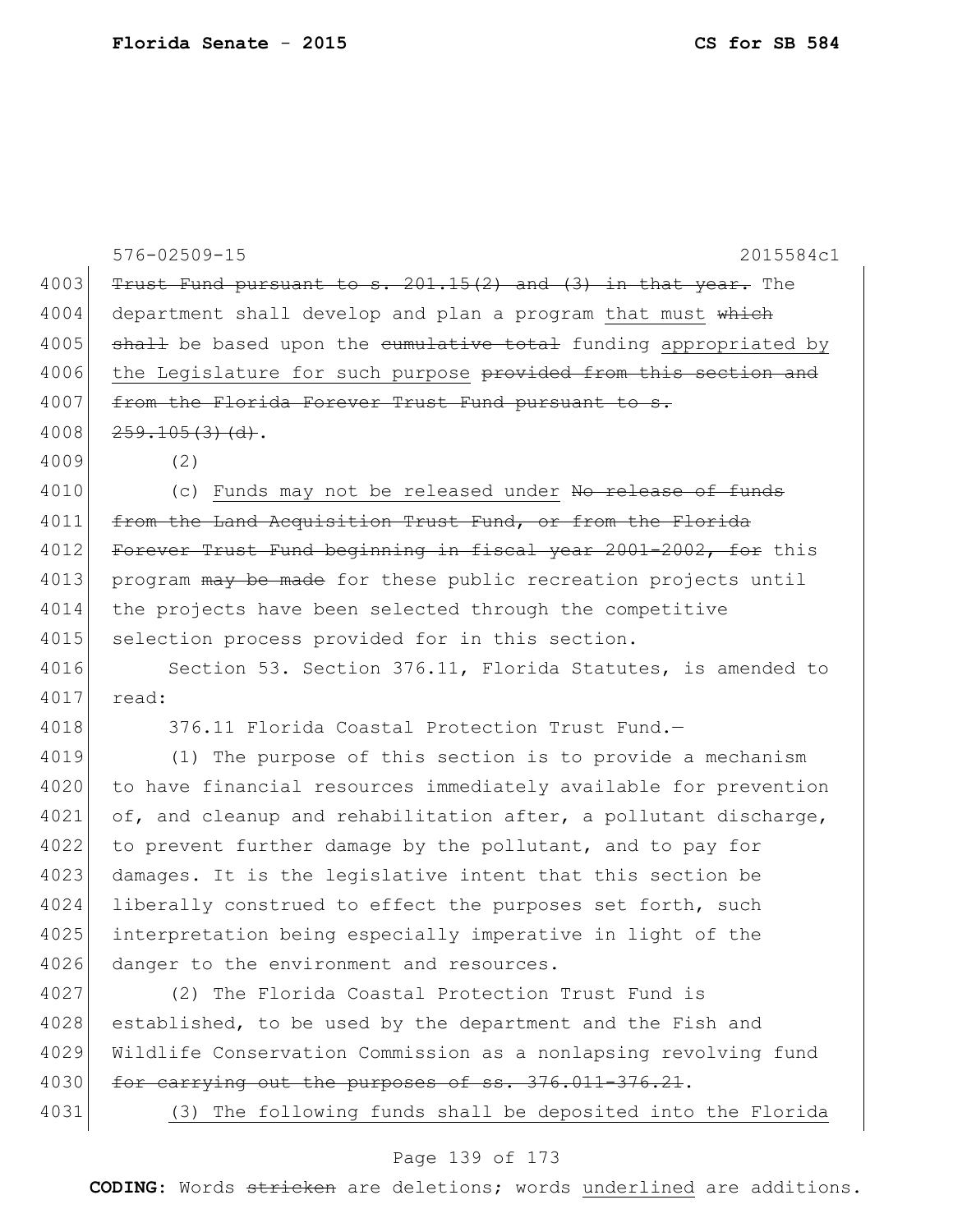~~Trust Fund pursuant to s. 201.15(2) and (3) in that year.~~ The department shall develop and plan a program <u>that must</u> ~~which shall~~ be based upon the ~~cumulative total~~ funding <u>appropriated by the Legislature for such purpose</u> ~~provided from this section and from the Florida Forever Trust Fund pursuant to s. 259.105(3)(d)~~.

(2)

(c) <u>Funds may not be released under</u> ~~No release of funds from the Land Acquisition Trust Fund, or from the Florida Forever Trust Fund beginning in fiscal year 2001-2002, for~~ this program ~~may be made~~ for these public recreation projects until the projects have been selected through the competitive selection process provided for in this section.

Section 53. Section 376.11, Florida Statutes, is amended to read:

376.11 Florida Coastal Protection Trust Fund.—

(1) The purpose of this section is to provide a mechanism to have financial resources immediately available for prevention of, and cleanup and rehabilitation after, a pollutant discharge, to prevent further damage by the pollutant, and to pay for damages. It is the legislative intent that this section be liberally construed to effect the purposes set forth, such interpretation being especially imperative in light of the danger to the environment and resources.

(2) The Florida Coastal Protection Trust Fund is established, to be used by the department and the Fish and Wildlife Conservation Commission as a nonlapsing revolving fund ~~for carrying out the purposes of ss. 376.011-376.21~~.

<u>(3) The following funds shall be deposited into the Florida</u>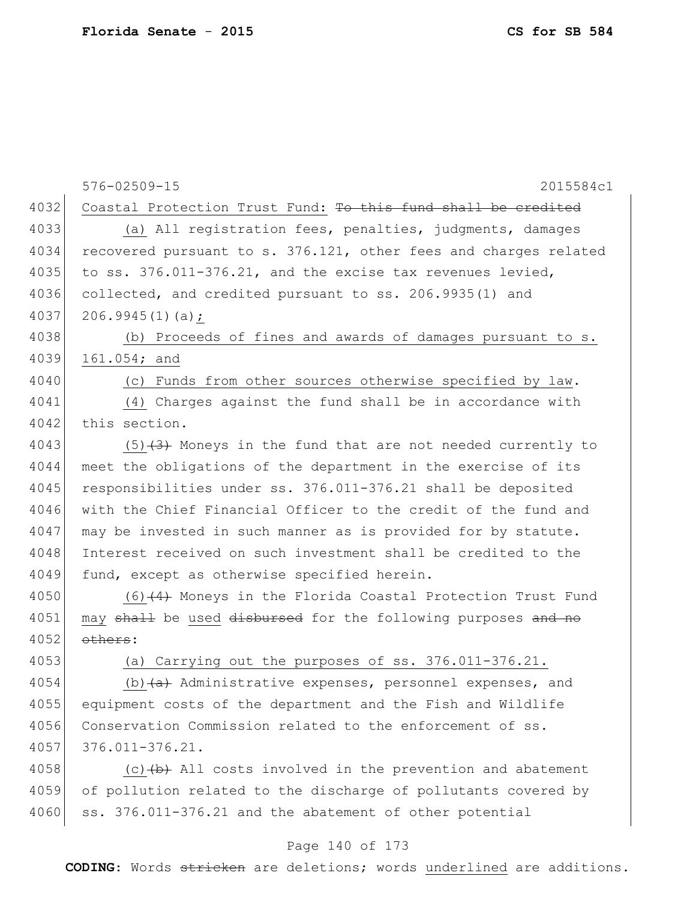Coastal Protection Trust Fund: ~~To this fund shall be credited~~

(a) All registration fees, penalties, judgments, damages recovered pursuant to s. 376.121, other fees and charges related to ss. 376.011-376.21, and the excise tax revenues levied, collected, and credited pursuant to ss. 206.9935(1) and 206.9945(1)(a)<u>;</u>

<u>(b) Proceeds of fines and awards of damages pursuant to s. 161.054; and</u>

<u>(c) Funds from other sources otherwise specified by law</u>.

<u>(4) Charges against the fund shall be in accordance with this section.</u>

<u>(5)</u>~~(3)~~ Moneys in the fund that are not needed currently to meet the obligations of the department in the exercise of its responsibilities under ss. 376.011-376.21 shall be deposited with the Chief Financial Officer to the credit of the fund and may be invested in such manner as is provided for by statute. Interest received on such investment shall be credited to the fund, except as otherwise specified herein.

<u>(6)</u>~~(4)~~ Moneys in the Florida Coastal Protection Trust Fund <u>may</u> ~~shall~~ be <u>used</u> ~~disbursed~~ for the following purposes ~~and no others~~:

<u>(a) Carrying out the purposes of ss. 376.011-376.21.</u>

<u>(b)</u>~~(a)~~ Administrative expenses, personnel expenses, and equipment costs of the department and the Fish and Wildlife Conservation Commission related to the enforcement of ss. 376.011-376.21.

<u>(c)</u>~~(b)~~ All costs involved in the prevention and abatement of pollution related to the discharge of pollutants covered by ss. 376.011-376.21 and the abatement of other potential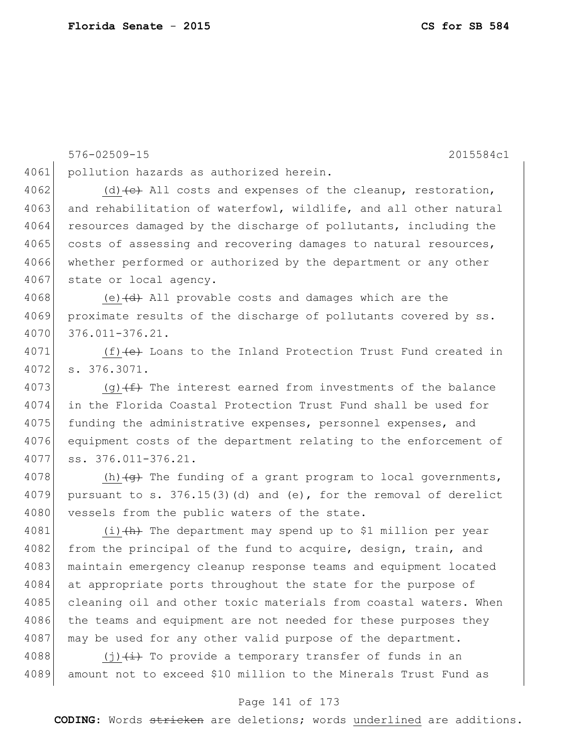pollution hazards as authorized herein.

(d) ~~(c)~~ All costs and expenses of the cleanup, restoration, and rehabilitation of waterfowl, wildlife, and all other natural resources damaged by the discharge of pollutants, including the costs of assessing and recovering damages to natural resources, whether performed or authorized by the department or any other state or local agency.

(e) ~~(d)~~ All provable costs and damages which are the proximate results of the discharge of pollutants covered by ss. 376.011-376.21.

(f) ~~(e)~~ Loans to the Inland Protection Trust Fund created in s. 376.3071.

(g) ~~(f)~~ The interest earned from investments of the balance in the Florida Coastal Protection Trust Fund shall be used for funding the administrative expenses, personnel expenses, and equipment costs of the department relating to the enforcement of ss. 376.011-376.21.

(h) ~~(g)~~ The funding of a grant program to local governments, pursuant to s. 376.15(3)(d) and (e), for the removal of derelict vessels from the public waters of the state.

(i) ~~(h)~~ The department may spend up to $1 million per year from the principal of the fund to acquire, design, train, and maintain emergency cleanup response teams and equipment located at appropriate ports throughout the state for the purpose of cleaning oil and other toxic materials from coastal waters. When the teams and equipment are not needed for these purposes they may be used for any other valid purpose of the department.

(j) ~~(i)~~ To provide a temporary transfer of funds in an amount not to exceed $10 million to the Minerals Trust Fund as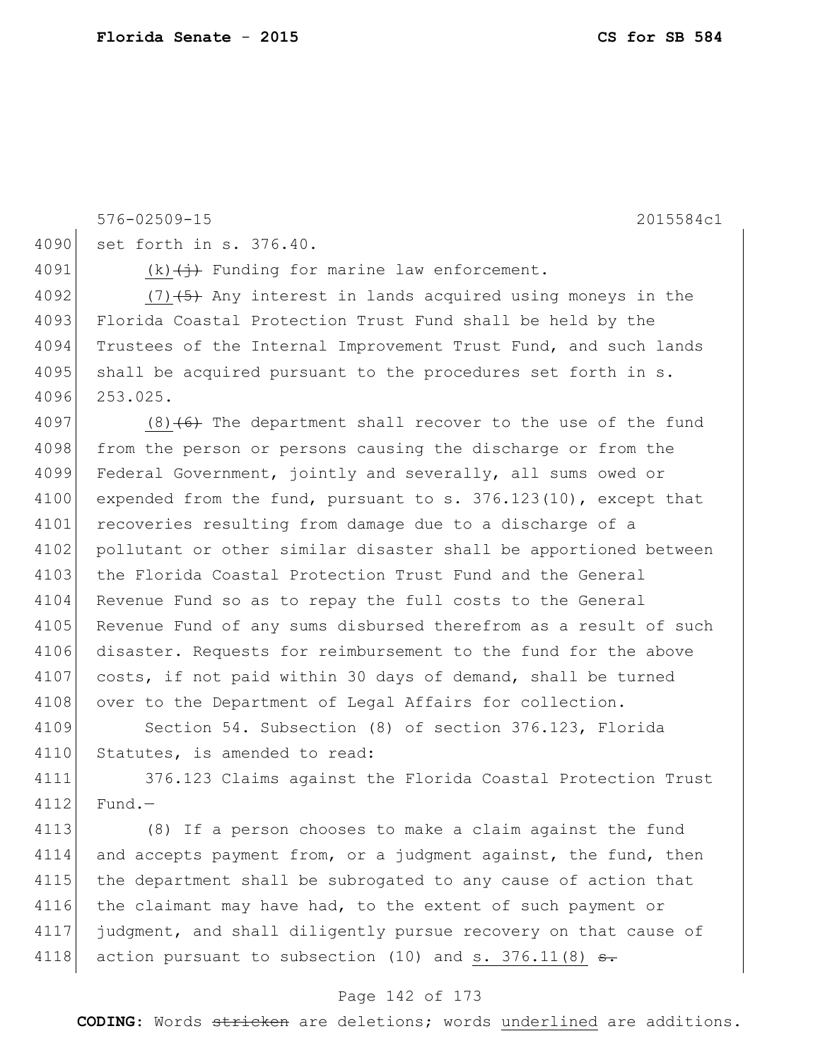576-02509-15 2015584c1

set forth in s. 376.40.

(k) ~~(j)~~ Funding for marine law enforcement.

(7) ~~(5)~~ Any interest in lands acquired using moneys in the Florida Coastal Protection Trust Fund shall be held by the Trustees of the Internal Improvement Trust Fund, and such lands shall be acquired pursuant to the procedures set forth in s. 253.025.

(8) ~~(6)~~ The department shall recover to the use of the fund from the person or persons causing the discharge or from the Federal Government, jointly and severally, all sums owed or expended from the fund, pursuant to s. 376.123(10), except that recoveries resulting from damage due to a discharge of a pollutant or other similar disaster shall be apportioned between the Florida Coastal Protection Trust Fund and the General Revenue Fund so as to repay the full costs to the General Revenue Fund of any sums disbursed therefrom as a result of such disaster. Requests for reimbursement to the fund for the above costs, if not paid within 30 days of demand, shall be turned over to the Department of Legal Affairs for collection.

Section 54. Subsection (8) of section 376.123, Florida Statutes, is amended to read:

376.123 Claims against the Florida Coastal Protection Trust Fund.—

(8) If a person chooses to make a claim against the fund and accepts payment from, or a judgment against, the fund, then the department shall be subrogated to any cause of action that the claimant may have had, to the extent of such payment or judgment, and shall diligently pursue recovery on that cause of action pursuant to subsection (10) and s. 376.11(8) ~~s.~~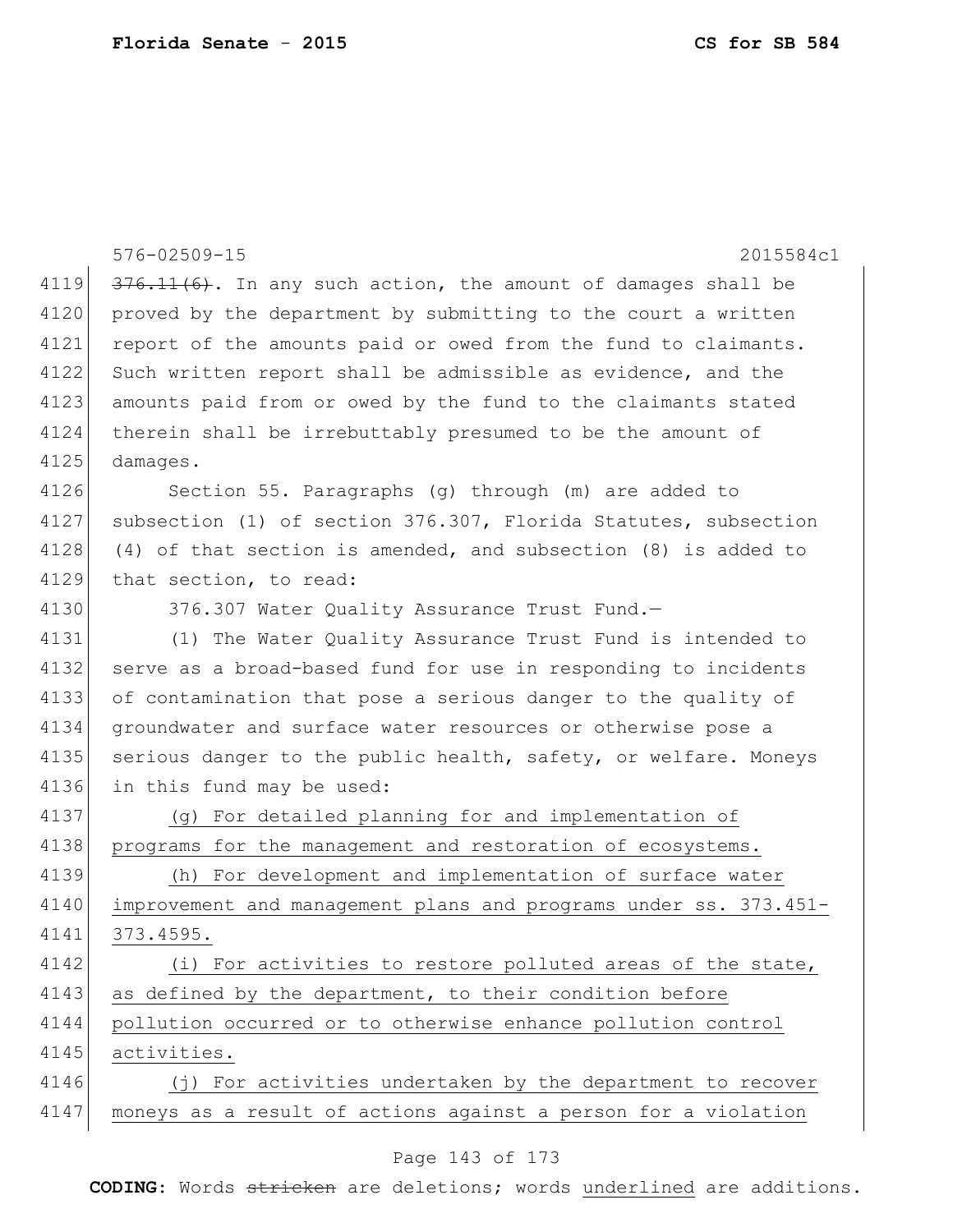~~376.11(6)~~. In any such action, the amount of damages shall be proved by the department by submitting to the court a written report of the amounts paid or owed from the fund to claimants. Such written report shall be admissible as evidence, and the amounts paid from or owed by the fund to the claimants stated therein shall be irrebuttably presumed to be the amount of damages.

Section 55. Paragraphs (g) through (m) are added to subsection (1) of section 376.307, Florida Statutes, subsection (4) of that section is amended, and subsection (8) is added to that section, to read:

376.307 Water Quality Assurance Trust Fund.—

(1) The Water Quality Assurance Trust Fund is intended to serve as a broad-based fund for use in responding to incidents of contamination that pose a serious danger to the quality of groundwater and surface water resources or otherwise pose a serious danger to the public health, safety, or welfare. Moneys in this fund may be used:

<u>(g) For detailed planning for and implementation of programs for the management and restoration of ecosystems.</u>

<u>(h) For development and implementation of surface water improvement and management plans and programs under ss. 373.451-373.4595.</u>

<u>(i) For activities to restore polluted areas of the state, as defined by the department, to their condition before pollution occurred or to otherwise enhance pollution control activities.</u>

<u>(j) For activities undertaken by the department to recover moneys as a result of actions against a person for a violation</u>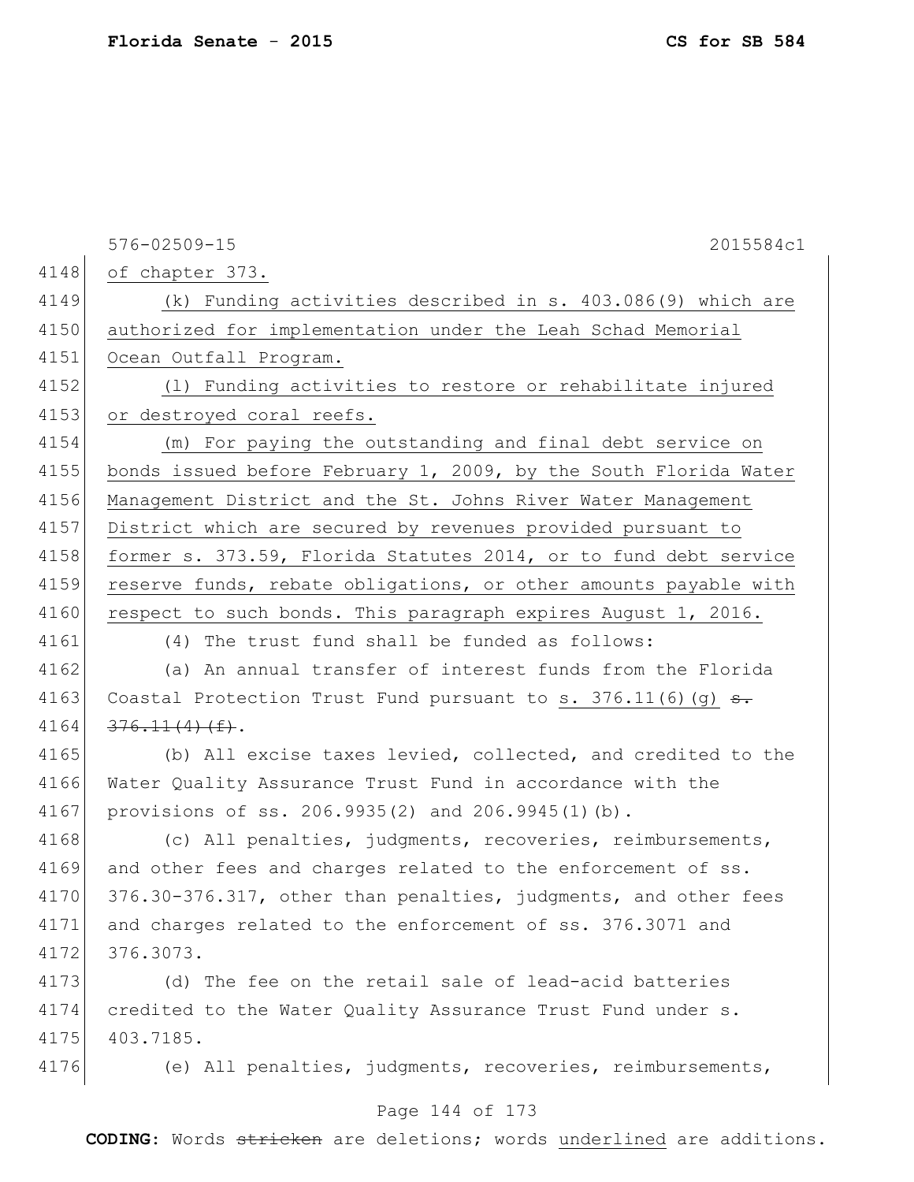576-02509-15 2015584c1

of chapter 373.

(k) Funding activities described in s. 403.086(9) which are authorized for implementation under the Leah Schad Memorial Ocean Outfall Program.

(l) Funding activities to restore or rehabilitate injured or destroyed coral reefs.

(m) For paying the outstanding and final debt service on bonds issued before February 1, 2009, by the South Florida Water Management District and the St. Johns River Water Management District which are secured by revenues provided pursuant to former s. 373.59, Florida Statutes 2014, or to fund debt service reserve funds, rebate obligations, or other amounts payable with respect to such bonds. This paragraph expires August 1, 2016.

(4) The trust fund shall be funded as follows:

(a) An annual transfer of interest funds from the Florida Coastal Protection Trust Fund pursuant to s. 376.11(6)(g) ~~s. 376.11(4)(f)~~.

(b) All excise taxes levied, collected, and credited to the Water Quality Assurance Trust Fund in accordance with the provisions of ss. 206.9935(2) and 206.9945(1)(b).

(c) All penalties, judgments, recoveries, reimbursements, and other fees and charges related to the enforcement of ss. 376.30-376.317, other than penalties, judgments, and other fees and charges related to the enforcement of ss. 376.3071 and 376.3073.

(d) The fee on the retail sale of lead-acid batteries credited to the Water Quality Assurance Trust Fund under s. 403.7185.

(e) All penalties, judgments, recoveries, reimbursements,

**CODING:** Words ~~stricken~~ are deletions; words underlined are additions.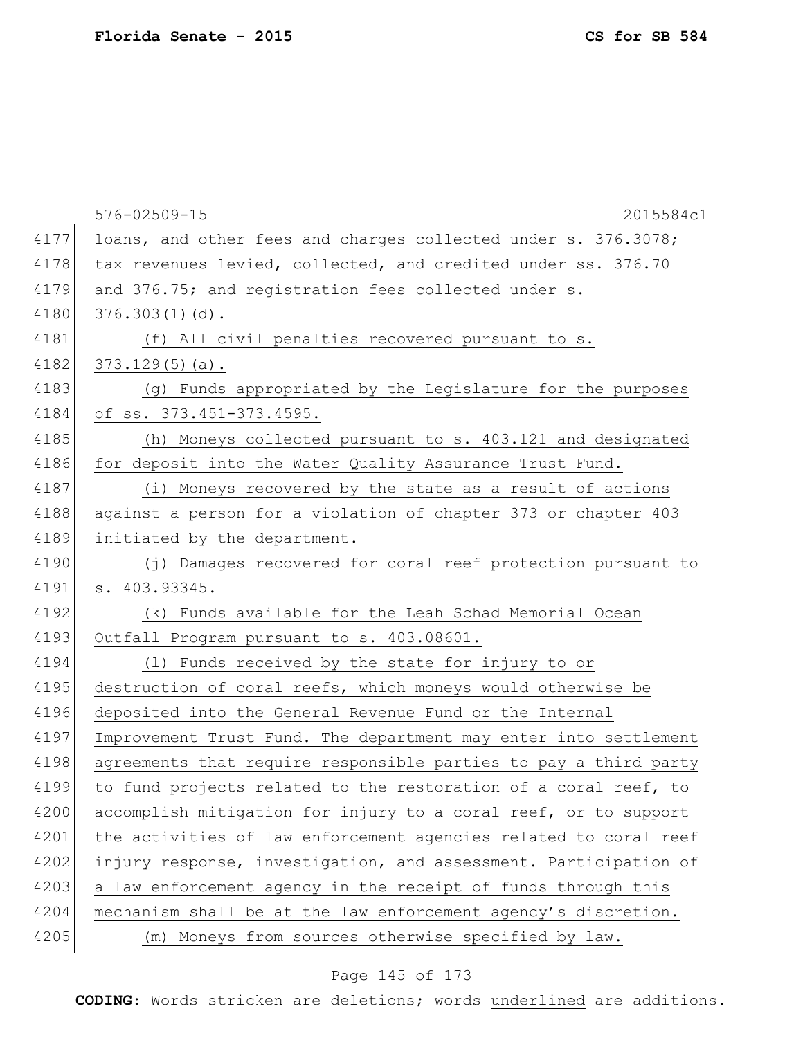576-02509-15 2015584c1

4177 loans, and other fees and charges collected under s. 376.3078;
4178 tax revenues levied, collected, and credited under ss. 376.70
4179 and 376.75; and registration fees collected under s.
4180 376.303(1)(d).
4181 (f) All civil penalties recovered pursuant to s.
4182 373.129(5)(a).
4183 (g) Funds appropriated by the Legislature for the purposes
4184 of ss. 373.451-373.4595.
4185 (h) Moneys collected pursuant to s. 403.121 and designated
4186 for deposit into the Water Quality Assurance Trust Fund.
4187 (i) Moneys recovered by the state as a result of actions
4188 against a person for a violation of chapter 373 or chapter 403
4189 initiated by the department.
4190 (j) Damages recovered for coral reef protection pursuant to
4191 s. 403.93345.
4192 (k) Funds available for the Leah Schad Memorial Ocean
4193 Outfall Program pursuant to s. 403.08601.
4194 (l) Funds received by the state for injury to or
4195 destruction of coral reefs, which moneys would otherwise be
4196 deposited into the General Revenue Fund or the Internal
4197 Improvement Trust Fund. The department may enter into settlement
4198 agreements that require responsible parties to pay a third party
4199 to fund projects related to the restoration of a coral reef, to
4200 accomplish mitigation for injury to a coral reef, or to support
4201 the activities of law enforcement agencies related to coral reef
4202 injury response, investigation, and assessment. Participation of
4203 a law enforcement agency in the receipt of funds through this
4204 mechanism shall be at the law enforcement agency's discretion.
4205 (m) Moneys from sources otherwise specified by law.

**CODING:** Words ~~stricken~~ are deletions; words underlined are additions.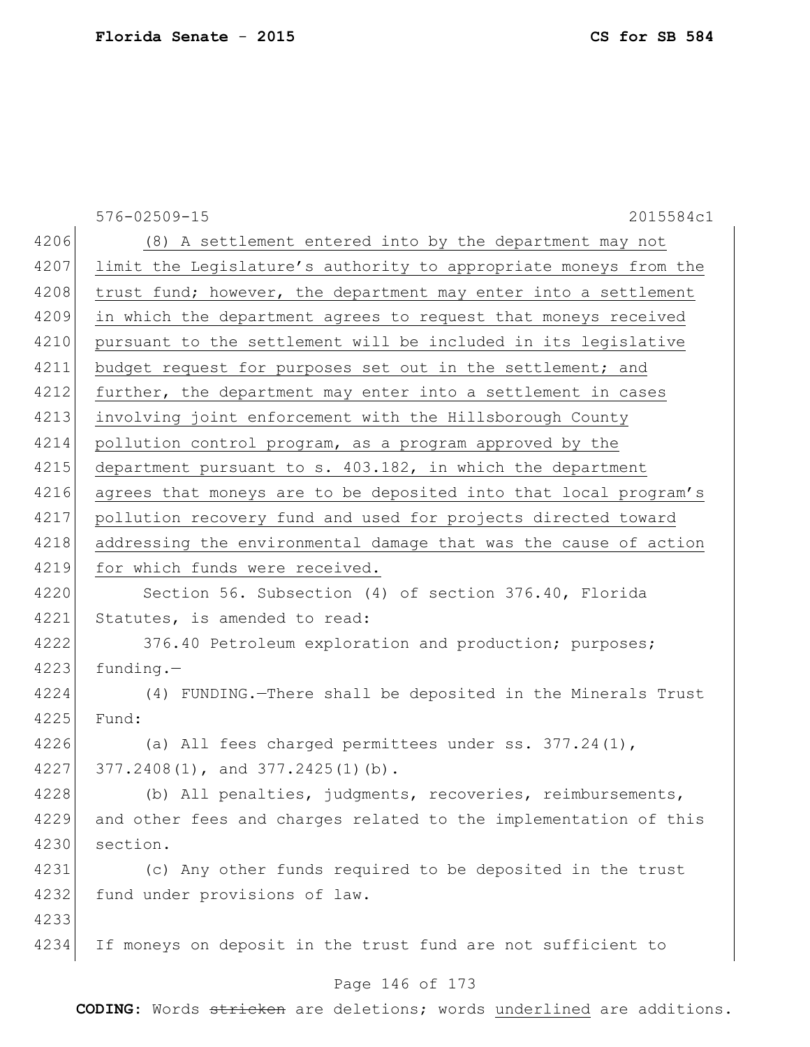576-02509-15 2015584c1

(8) A settlement entered into by the department may not limit the Legislature's authority to appropriate moneys from the trust fund; however, the department may enter into a settlement in which the department agrees to request that moneys received pursuant to the settlement will be included in its legislative budget request for purposes set out in the settlement; and further, the department may enter into a settlement in cases involving joint enforcement with the Hillsborough County pollution control program, as a program approved by the department pursuant to s. 403.182, in which the department agrees that moneys are to be deposited into that local program's pollution recovery fund and used for projects directed toward addressing the environmental damage that was the cause of action for which funds were received.

Section 56. Subsection (4) of section 376.40, Florida Statutes, is amended to read:

376.40 Petroleum exploration and production; purposes; funding.—

(4) FUNDING.—There shall be deposited in the Minerals Trust Fund:

(a) All fees charged permittees under ss. 377.24(1), 377.2408(1), and 377.2425(1)(b).

(b) All penalties, judgments, recoveries, reimbursements, and other fees and charges related to the implementation of this section.

(c) Any other funds required to be deposited in the trust fund under provisions of law.

If moneys on deposit in the trust fund are not sufficient to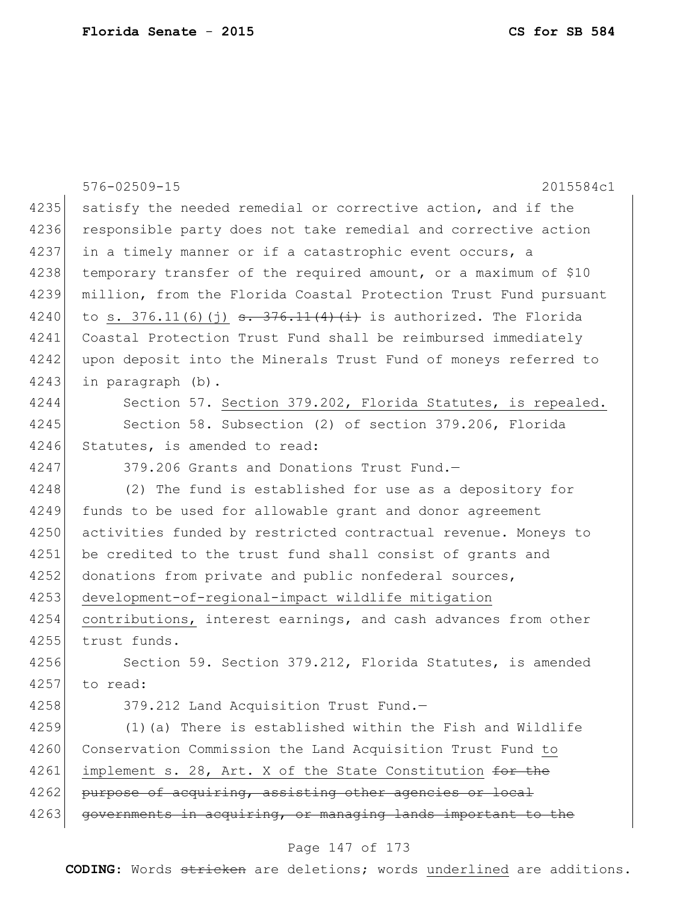576-02509-15 2015584c1

4235 satisfy the needed remedial or corrective action, and if the
4236 responsible party does not take remedial and corrective action
4237 in a timely manner or if a catastrophic event occurs, a
4238 temporary transfer of the required amount, or a maximum of $10
4239 million, from the Florida Coastal Protection Trust Fund pursuant
4240 to <u>s. 376.11(6)(j)</u> ~~s. 376.11(4)(i)~~ is authorized. The Florida
4241 Coastal Protection Trust Fund shall be reimbursed immediately
4242 upon deposit into the Minerals Trust Fund of moneys referred to
4243 in paragraph (b).

4244 Section 57. <u>Section 379.202, Florida Statutes, is repealed.</u>

4245 Section 58. Subsection (2) of section 379.206, Florida
4246 Statutes, is amended to read:

4247 379.206 Grants and Donations Trust Fund.—

4248 (2) The fund is established for use as a depository for
4249 funds to be used for allowable grant and donor agreement
4250 activities funded by restricted contractual revenue. Moneys to
4251 be credited to the trust fund shall consist of grants and
4252 donations from private and public nonfederal sources,
4253 <u>development-of-regional-impact wildlife mitigation</u>
4254 <u>contributions,</u> interest earnings, and cash advances from other
4255 trust funds.

4256 Section 59. Section 379.212, Florida Statutes, is amended
4257 to read:

4258 379.212 Land Acquisition Trust Fund.—

4259 (1)(a) There is established within the Fish and Wildlife
4260 Conservation Commission the Land Acquisition Trust Fund <u>to</u>
4261 <u>implement s. 28, Art. X of the State Constitution</u> ~~for the~~
4262 ~~purpose of acquiring, assisting other agencies or local~~
4263 ~~governments in acquiring, or managing lands important to the~~

**CODING:** Words ~~stricken~~ are deletions; words <u>underlined</u> are additions.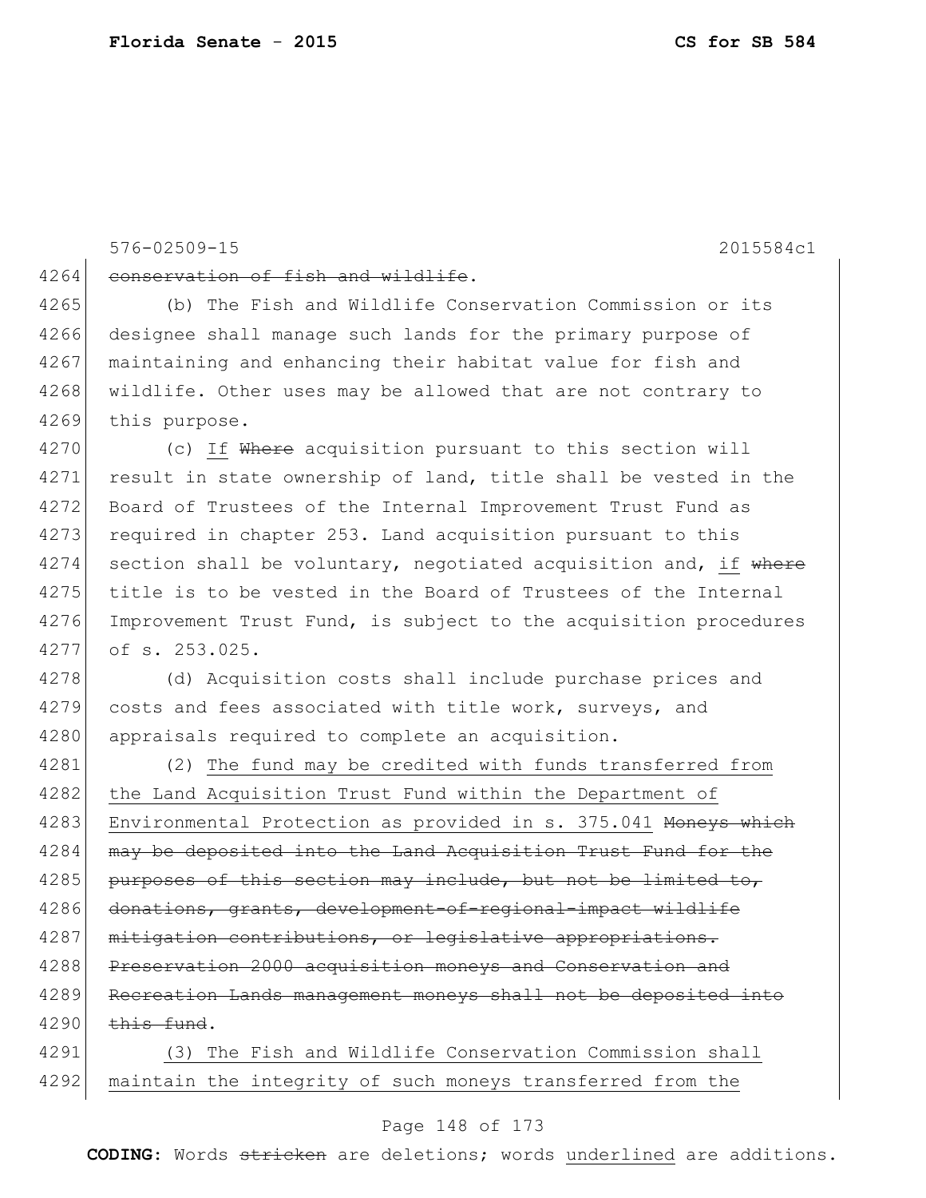576-02509-15 2015584c1

4264 ~~conservation of fish and wildlife~~.

4265 (b) The Fish and Wildlife Conservation Commission or its
4266 designee shall manage such lands for the primary purpose of
4267 maintaining and enhancing their habitat value for fish and
4268 wildlife. Other uses may be allowed that are not contrary to
4269 this purpose.

4270 (c) <u>If</u> ~~Where~~ acquisition pursuant to this section will
4271 result in state ownership of land, title shall be vested in the
4272 Board of Trustees of the Internal Improvement Trust Fund as
4273 required in chapter 253. Land acquisition pursuant to this
4274 section shall be voluntary, negotiated acquisition and, <u>if</u> ~~where~~
4275 title is to be vested in the Board of Trustees of the Internal
4276 Improvement Trust Fund, is subject to the acquisition procedures
4277 of s. 253.025.

4278 (d) Acquisition costs shall include purchase prices and
4279 costs and fees associated with title work, surveys, and
4280 appraisals required to complete an acquisition.

4281 (2) <u>The fund may be credited with funds transferred from</u>
4282 <u>the Land Acquisition Trust Fund within the Department of</u>
4283 <u>Environmental Protection as provided in s. 375.041</u> ~~Moneys which~~
4284 ~~may be deposited into the Land Acquisition Trust Fund for the~~
4285 ~~purposes of this section may include, but not be limited to,~~
4286 ~~donations, grants, development-of-regional-impact wildlife~~
4287 ~~mitigation contributions, or legislative appropriations.~~
4288 ~~Preservation 2000 acquisition moneys and Conservation and~~
4289 ~~Recreation Lands management moneys shall not be deposited into~~
4290 ~~this fund~~.

4291 <u>(3) The Fish and Wildlife Conservation Commission shall</u>
4292 <u>maintain the integrity of such moneys transferred from the</u>

**CODING:** Words ~~stricken~~ are deletions; words <u>underlined</u> are additions.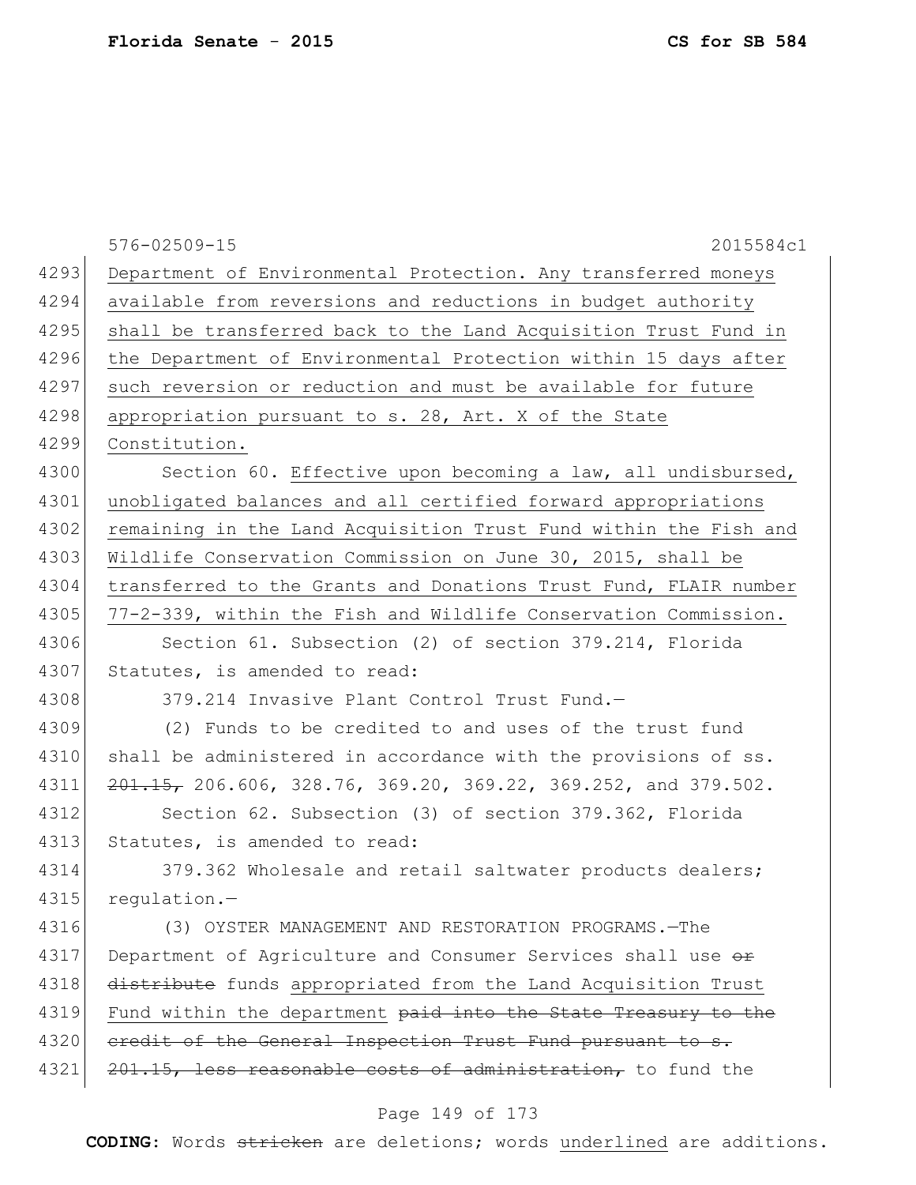Department of Environmental Protection. Any transferred moneys available from reversions and reductions in budget authority shall be transferred back to the Land Acquisition Trust Fund in the Department of Environmental Protection within 15 days after such reversion or reduction and must be available for future appropriation pursuant to s. 28, Art. X of the State Constitution.

Section 60. Effective upon becoming a law, all undisbursed, unobligated balances and all certified forward appropriations remaining in the Land Acquisition Trust Fund within the Fish and Wildlife Conservation Commission on June 30, 2015, shall be transferred to the Grants and Donations Trust Fund, FLAIR number 77-2-339, within the Fish and Wildlife Conservation Commission.

Section 61. Subsection (2) of section 379.214, Florida Statutes, is amended to read:

379.214 Invasive Plant Control Trust Fund.—

(2) Funds to be credited to and uses of the trust fund shall be administered in accordance with the provisions of ss. ~~201.15,~~ 206.606, 328.76, 369.20, 369.22, 369.252, and 379.502.

Section 62. Subsection (3) of section 379.362, Florida Statutes, is amended to read:

379.362 Wholesale and retail saltwater products dealers; regulation.—

(3) OYSTER MANAGEMENT AND RESTORATION PROGRAMS.—The Department of Agriculture and Consumer Services shall use ~~or distribute~~ funds appropriated from the Land Acquisition Trust Fund within the department ~~paid into the State Treasury to the credit of the General Inspection Trust Fund pursuant to s. 201.15, less reasonable costs of administration,~~ to fund the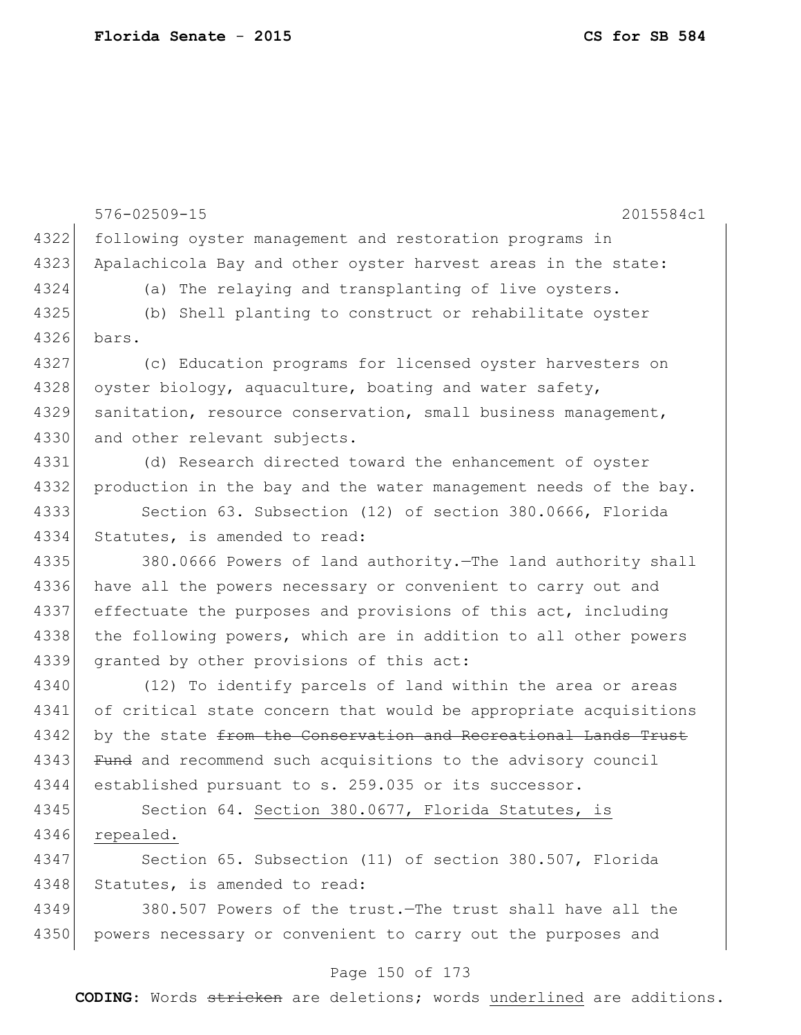following oyster management and restoration programs in Apalachicola Bay and other oyster harvest areas in the state:

(a) The relaying and transplanting of live oysters.

(b) Shell planting to construct or rehabilitate oyster bars.

(c) Education programs for licensed oyster harvesters on oyster biology, aquaculture, boating and water safety, sanitation, resource conservation, small business management, and other relevant subjects.

(d) Research directed toward the enhancement of oyster production in the bay and the water management needs of the bay.

Section 63. Subsection (12) of section 380.0666, Florida Statutes, is amended to read:

380.0666 Powers of land authority.—The land authority shall have all the powers necessary or convenient to carry out and effectuate the purposes and provisions of this act, including the following powers, which are in addition to all other powers granted by other provisions of this act:

(12) To identify parcels of land within the area or areas of critical state concern that would be appropriate acquisitions by the state ~~from the Conservation and Recreational Lands Trust Fund~~ and recommend such acquisitions to the advisory council established pursuant to s. 259.035 or its successor.

Section 64. <u>Section 380.0677, Florida Statutes, is repealed.</u>

Section 65. Subsection (11) of section 380.507, Florida Statutes, is amended to read:

380.507 Powers of the trust.—The trust shall have all the powers necessary or convenient to carry out the purposes and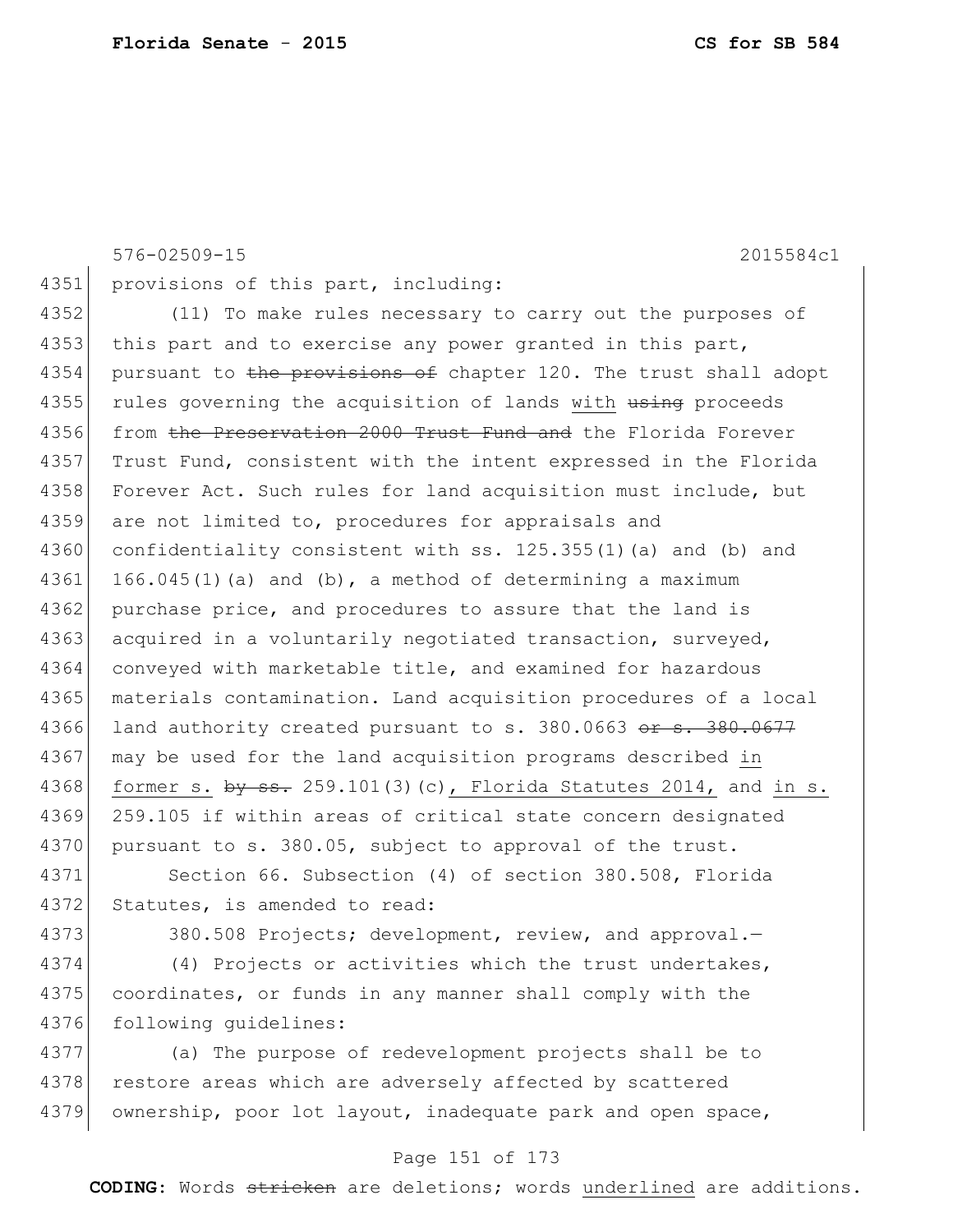provisions of this part, including:

(11) To make rules necessary to carry out the purposes of this part and to exercise any power granted in this part, pursuant to ~~the provisions of~~ chapter 120. The trust shall adopt rules governing the acquisition of lands with ~~using~~ proceeds from ~~the Preservation 2000 Trust Fund and~~ the Florida Forever Trust Fund, consistent with the intent expressed in the Florida Forever Act. Such rules for land acquisition must include, but are not limited to, procedures for appraisals and confidentiality consistent with ss. 125.355(1)(a) and (b) and 166.045(1)(a) and (b), a method of determining a maximum purchase price, and procedures to assure that the land is acquired in a voluntarily negotiated transaction, surveyed, conveyed with marketable title, and examined for hazardous materials contamination. Land acquisition procedures of a local land authority created pursuant to s. 380.0663 ~~or s. 380.0677~~ may be used for the land acquisition programs described in former s. ~~by ss.~~ 259.101(3)(c), Florida Statutes 2014, and in s. 259.105 if within areas of critical state concern designated pursuant to s. 380.05, subject to approval of the trust.

Section 66. Subsection (4) of section 380.508, Florida Statutes, is amended to read:

380.508 Projects; development, review, and approval.—

(4) Projects or activities which the trust undertakes, coordinates, or funds in any manner shall comply with the following guidelines:

(a) The purpose of redevelopment projects shall be to restore areas which are adversely affected by scattered ownership, poor lot layout, inadequate park and open space,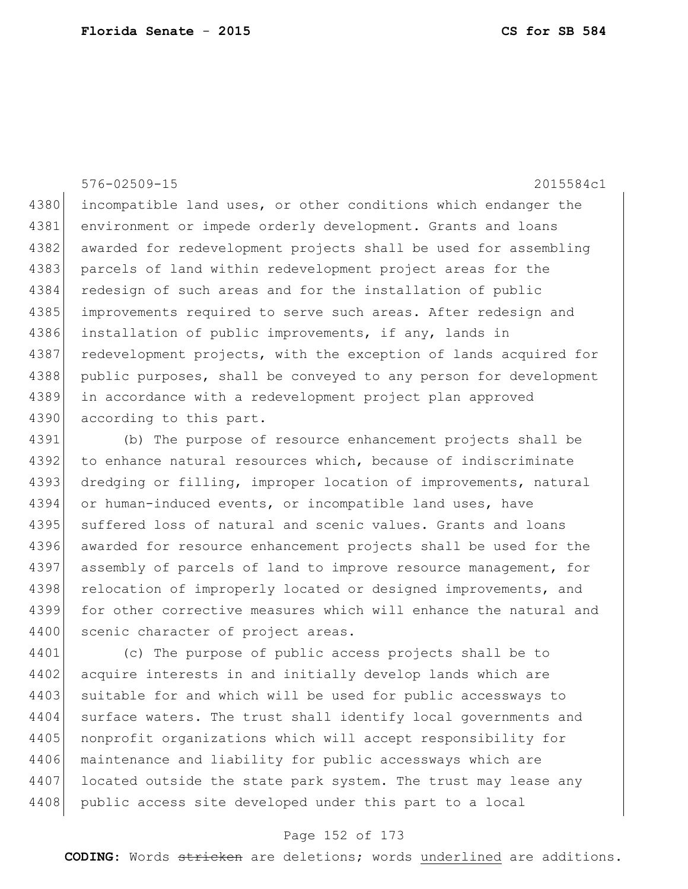incompatible land uses, or other conditions which endanger the environment or impede orderly development. Grants and loans awarded for redevelopment projects shall be used for assembling parcels of land within redevelopment project areas for the redesign of such areas and for the installation of public improvements required to serve such areas. After redesign and installation of public improvements, if any, lands in redevelopment projects, with the exception of lands acquired for public purposes, shall be conveyed to any person for development in accordance with a redevelopment project plan approved according to this part.

(b) The purpose of resource enhancement projects shall be to enhance natural resources which, because of indiscriminate dredging or filling, improper location of improvements, natural or human-induced events, or incompatible land uses, have suffered loss of natural and scenic values. Grants and loans awarded for resource enhancement projects shall be used for the assembly of parcels of land to improve resource management, for relocation of improperly located or designed improvements, and for other corrective measures which will enhance the natural and scenic character of project areas.

(c) The purpose of public access projects shall be to acquire interests in and initially develop lands which are suitable for and which will be used for public accessways to surface waters. The trust shall identify local governments and nonprofit organizations which will accept responsibility for maintenance and liability for public accessways which are located outside the state park system. The trust may lease any public access site developed under this part to a local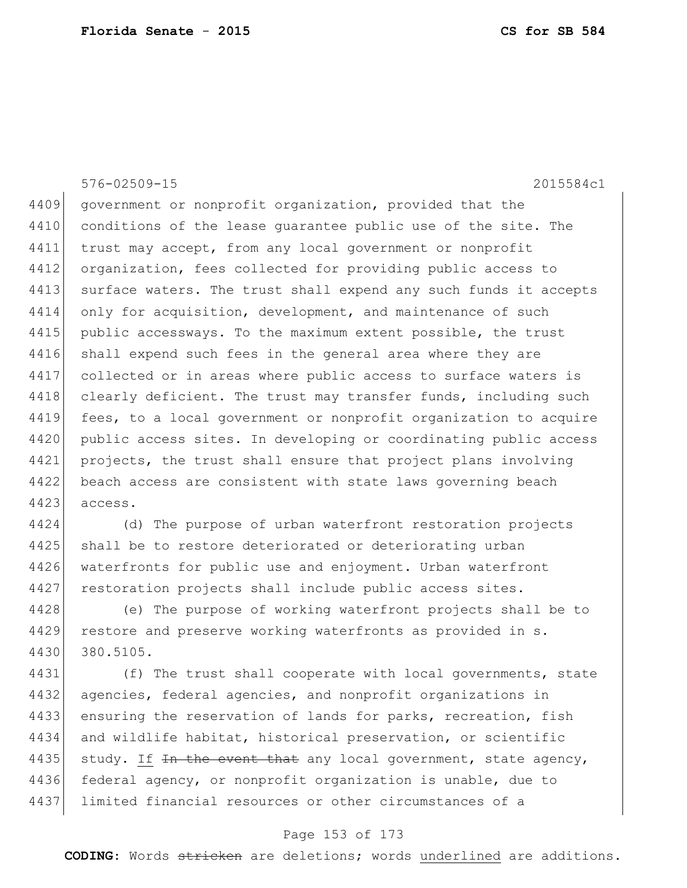576-02509-15 2015584c1

4409 government or nonprofit organization, provided that the
4410 conditions of the lease guarantee public use of the site. The
4411 trust may accept, from any local government or nonprofit
4412 organization, fees collected for providing public access to
4413 surface waters. The trust shall expend any such funds it accepts
4414 only for acquisition, development, and maintenance of such
4415 public accessways. To the maximum extent possible, the trust
4416 shall expend such fees in the general area where they are
4417 collected or in areas where public access to surface waters is
4418 clearly deficient. The trust may transfer funds, including such
4419 fees, to a local government or nonprofit organization to acquire
4420 public access sites. In developing or coordinating public access
4421 projects, the trust shall ensure that project plans involving
4422 beach access are consistent with state laws governing beach
4423 access.

4424 (d) The purpose of urban waterfront restoration projects
4425 shall be to restore deteriorated or deteriorating urban
4426 waterfronts for public use and enjoyment. Urban waterfront
4427 restoration projects shall include public access sites.

4428 (e) The purpose of working waterfront projects shall be to
4429 restore and preserve working waterfronts as provided in s.
4430 380.5105.

4431 (f) The trust shall cooperate with local governments, state
4432 agencies, federal agencies, and nonprofit organizations in
4433 ensuring the reservation of lands for parks, recreation, fish
4434 and wildlife habitat, historical preservation, or scientific
4435 study. <u>If</u> ~~In the event that~~ any local government, state agency,
4436 federal agency, or nonprofit organization is unable, due to
4437 limited financial resources or other circumstances of a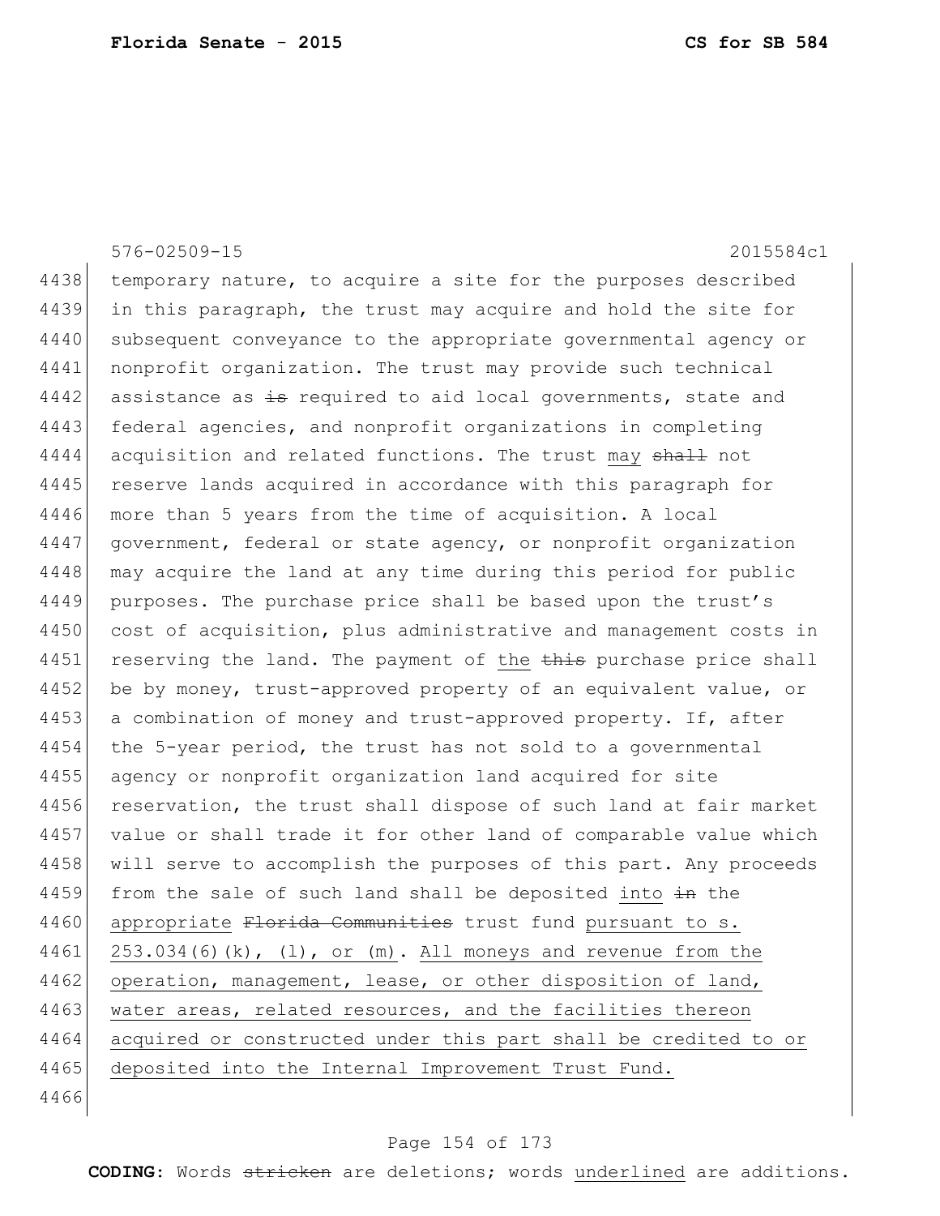576-02509-15 2015584c1

4438 temporary nature, to acquire a site for the purposes described
4439 in this paragraph, the trust may acquire and hold the site for
4440 subsequent conveyance to the appropriate governmental agency or
4441 nonprofit organization. The trust may provide such technical
4442 assistance as ~~is~~ required to aid local governments, state and
4443 federal agencies, and nonprofit organizations in completing
4444 acquisition and related functions. The trust <u>may</u> ~~shall~~ not
4445 reserve lands acquired in accordance with this paragraph for
4446 more than 5 years from the time of acquisition. A local
4447 government, federal or state agency, or nonprofit organization
4448 may acquire the land at any time during this period for public
4449 purposes. The purchase price shall be based upon the trust's
4450 cost of acquisition, plus administrative and management costs in
4451 reserving the land. The payment of <u>the</u> ~~this~~ purchase price shall
4452 be by money, trust-approved property of an equivalent value, or
4453 a combination of money and trust-approved property. If, after
4454 the 5-year period, the trust has not sold to a governmental
4455 agency or nonprofit organization land acquired for site
4456 reservation, the trust shall dispose of such land at fair market
4457 value or shall trade it for other land of comparable value which
4458 will serve to accomplish the purposes of this part. Any proceeds
4459 from the sale of such land shall be deposited <u>into</u> ~~in~~ the
4460 <u>appropriate</u> ~~Florida Communities~~ trust fund <u>pursuant to s.</u>
4461 <u>253.034(6)(k), (l), or (m). All moneys and revenue from the</u>
4462 <u>operation, management, lease, or other disposition of land,</u>
4463 <u>water areas, related resources, and the facilities thereon</u>
4464 <u>acquired or constructed under this part shall be credited to or</u>
4465 <u>deposited into the Internal Improvement Trust Fund.</u>
4466

**CODING:** Words ~~stricken~~ are deletions; words <u>underlined</u> are additions.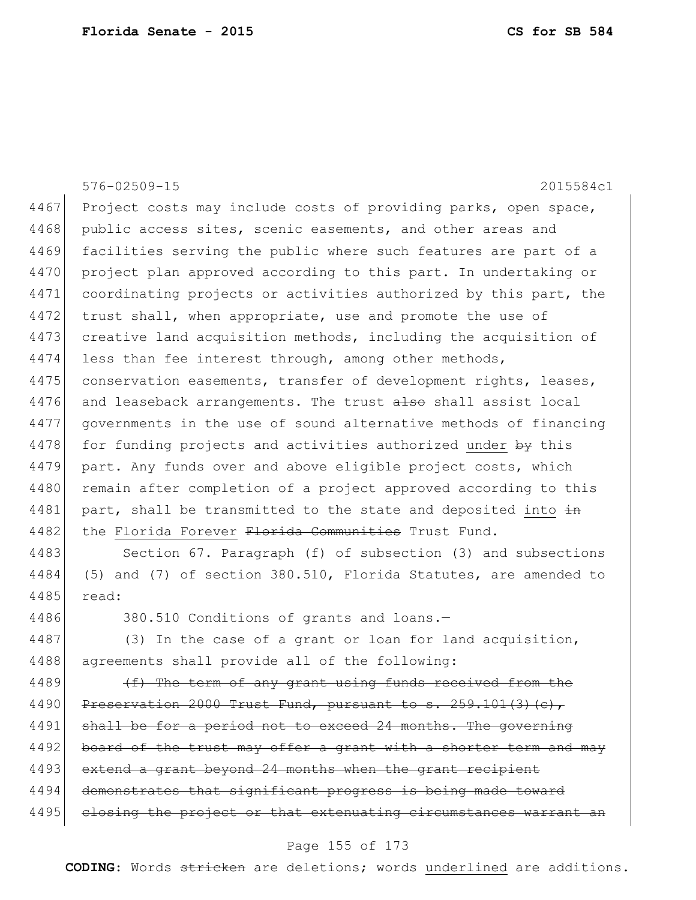576-02509-15 2015584c1

4467 Project costs may include costs of providing parks, open space,
4468 public access sites, scenic easements, and other areas and
4469 facilities serving the public where such features are part of a
4470 project plan approved according to this part. In undertaking or
4471 coordinating projects or activities authorized by this part, the
4472 trust shall, when appropriate, use and promote the use of
4473 creative land acquisition methods, including the acquisition of
4474 less than fee interest through, among other methods,
4475 conservation easements, transfer of development rights, leases,
4476 and leaseback arrangements. The trust ~~also~~ shall assist local
4477 governments in the use of sound alternative methods of financing
4478 for funding projects and activities authorized <u>under</u> ~~by~~ this
4479 part. Any funds over and above eligible project costs, which
4480 remain after completion of a project approved according to this
4481 part, shall be transmitted to the state and deposited <u>into</u> ~~in~~
4482 the <u>Florida Forever</u> ~~Florida Communities~~ Trust Fund.

4483 Section 67. Paragraph (f) of subsection (3) and subsections
4484 (5) and (7) of section 380.510, Florida Statutes, are amended to
4485 read:

4486 380.510 Conditions of grants and loans.—

4487 (3) In the case of a grant or loan for land acquisition,
4488 agreements shall provide all of the following:

4489 ~~(f) The term of any grant using funds received from the~~
4490 ~~Preservation 2000 Trust Fund, pursuant to s. 259.101(3)(c),~~
4491 ~~shall be for a period not to exceed 24 months. The governing~~
4492 ~~board of the trust may offer a grant with a shorter term and may~~
4493 ~~extend a grant beyond 24 months when the grant recipient~~
4494 ~~demonstrates that significant progress is being made toward~~
4495 ~~closing the project or that extenuating circumstances warrant an~~

**CODING:** Words ~~stricken~~ are deletions; words <u>underlined</u> are additions.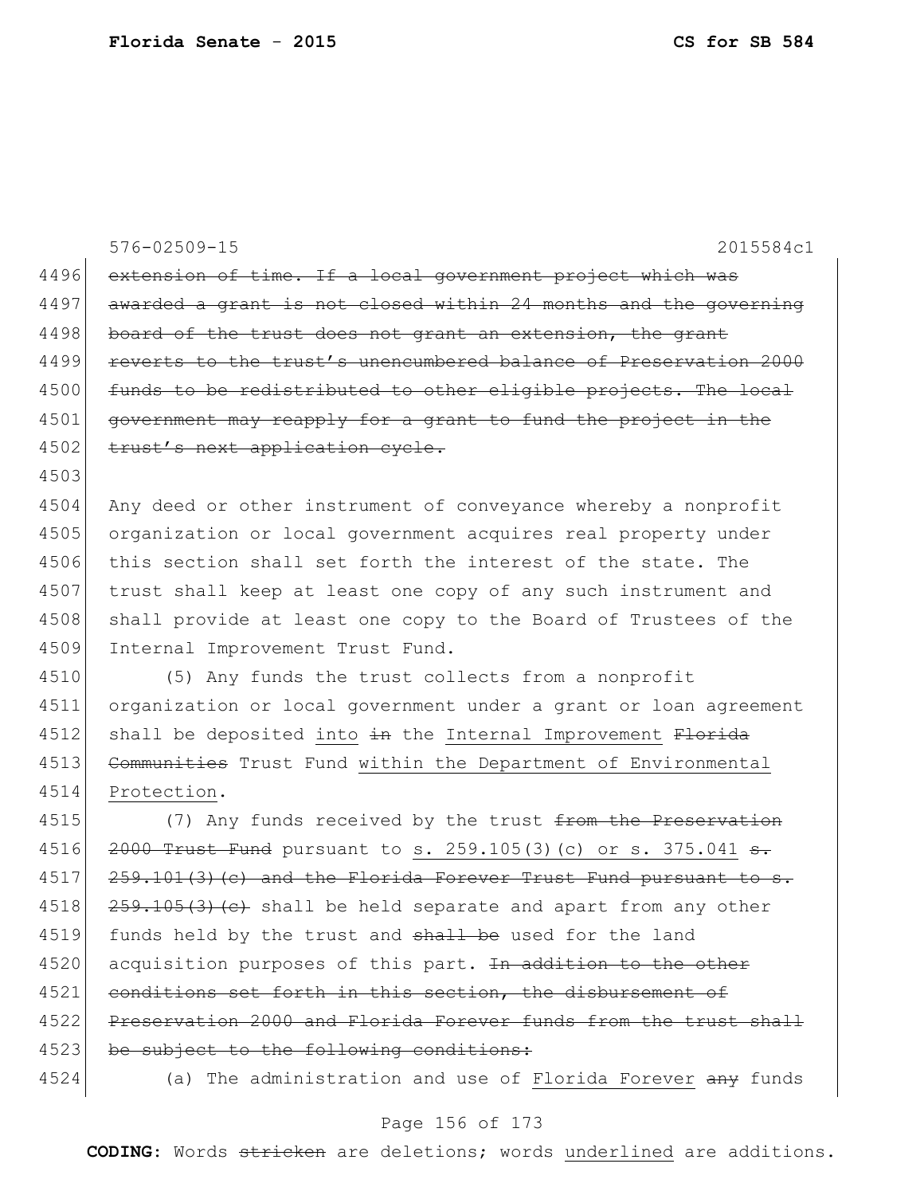576-02509-15 2015584c1

4496 ~~extension of time. If a local government project which was~~
4497 ~~awarded a grant is not closed within 24 months and the governing~~
4498 ~~board of the trust does not grant an extension, the grant~~
4499 ~~reverts to the trust's unencumbered balance of Preservation 2000~~
4500 ~~funds to be redistributed to other eligible projects. The local~~
4501 ~~government may reapply for a grant to fund the project in the~~
4502 ~~trust's next application cycle.~~
4503
4504 Any deed or other instrument of conveyance whereby a nonprofit
4505 organization or local government acquires real property under
4506 this section shall set forth the interest of the state. The
4507 trust shall keep at least one copy of any such instrument and
4508 shall provide at least one copy to the Board of Trustees of the
4509 Internal Improvement Trust Fund.
4510 (5) Any funds the trust collects from a nonprofit
4511 organization or local government under a grant or loan agreement
4512 shall be deposited <u>into</u> ~~in~~ the <u>Internal Improvement</u> ~~Florida~~
4513 ~~Communities~~ Trust Fund <u>within the Department of Environmental</u>
4514 <u>Protection</u>.
4515 (7) Any funds received by the trust ~~from the Preservation~~
4516 ~~2000 Trust Fund~~ pursuant to <u>s. 259.105(3)(c) or s. 375.041</u> ~~s.~~
4517 ~~259.101(3)(c) and the Florida Forever Trust Fund pursuant to s.~~
4518 ~~259.105(3)(c)~~ shall be held separate and apart from any other
4519 funds held by the trust and ~~shall be~~ used for the land
4520 acquisition purposes of this part. ~~In addition to the other~~
4521 ~~conditions set forth in this section, the disbursement of~~
4522 ~~Preservation 2000 and Florida Forever funds from the trust shall~~
4523 ~~be subject to the following conditions:~~
4524 (a) The administration and use of <u>Florida Forever</u> ~~any~~ funds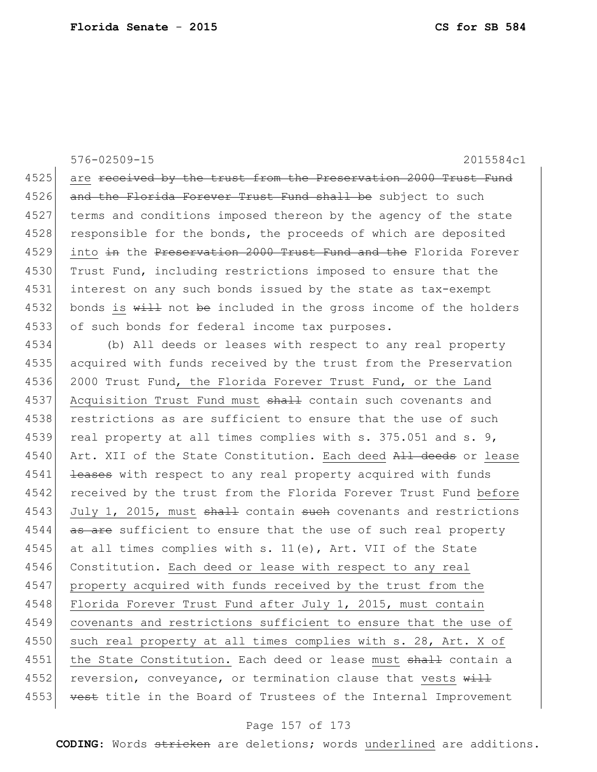576-02509-15 2015584c1

4525 are ~~received by the trust from the Preservation 2000 Trust Fund~~
4526 ~~and the Florida Forever Trust Fund shall be~~ subject to such
4527 terms and conditions imposed thereon by the agency of the state
4528 responsible for the bonds, the proceeds of which are deposited
4529 <u>into</u> ~~in~~ the ~~Preservation 2000 Trust Fund and the~~ Florida Forever
4530 Trust Fund, including restrictions imposed to ensure that the
4531 interest on any such bonds issued by the state as tax-exempt
4532 bonds <u>is</u> ~~will~~ not ~~be~~ included in the gross income of the holders
4533 of such bonds for federal income tax purposes.

4534 (b) All deeds or leases with respect to any real property
4535 acquired with funds received by the trust from the Preservation
4536 2000 Trust Fund<u>, the Florida Forever Trust Fund, or the Land</u>
4537 <u>Acquisition Trust Fund</u> <u>must</u> ~~shall~~ contain such covenants and
4538 restrictions as are sufficient to ensure that the use of such
4539 real property at all times complies with s. 375.051 and s. 9,
4540 Art. XII of the State Constitution. <u>Each deed</u> ~~All deeds~~ or <u>lease</u>
4541 ~~leases~~ with respect to any real property acquired with funds
4542 received by the trust from the Florida Forever Trust Fund <u>before</u>
4543 <u>July 1, 2015,</u> <u>must</u> ~~shall~~ contain ~~such~~ covenants and restrictions
4544 ~~as are~~ sufficient to ensure that the use of such real property
4545 at all times complies with s. 11(e), Art. VII of the State
4546 Constitution. <u>Each deed or lease with respect to any real</u>
4547 <u>property acquired with funds received by the trust from the</u>
4548 <u>Florida Forever Trust Fund after July 1, 2015, must contain</u>
4549 <u>covenants and restrictions sufficient to ensure that the use of</u>
4550 <u>such real property at all times complies with s. 28, Art. X of</u>
4551 <u>the State Constitution.</u> Each deed or lease <u>must</u> ~~shall~~ contain a
4552 reversion, conveyance, or termination clause that <u>vests</u> ~~will~~
4553 ~~vest~~ title in the Board of Trustees of the Internal Improvement

**CODING:** Words ~~stricken~~ are deletions; words <u>underlined</u> are additions.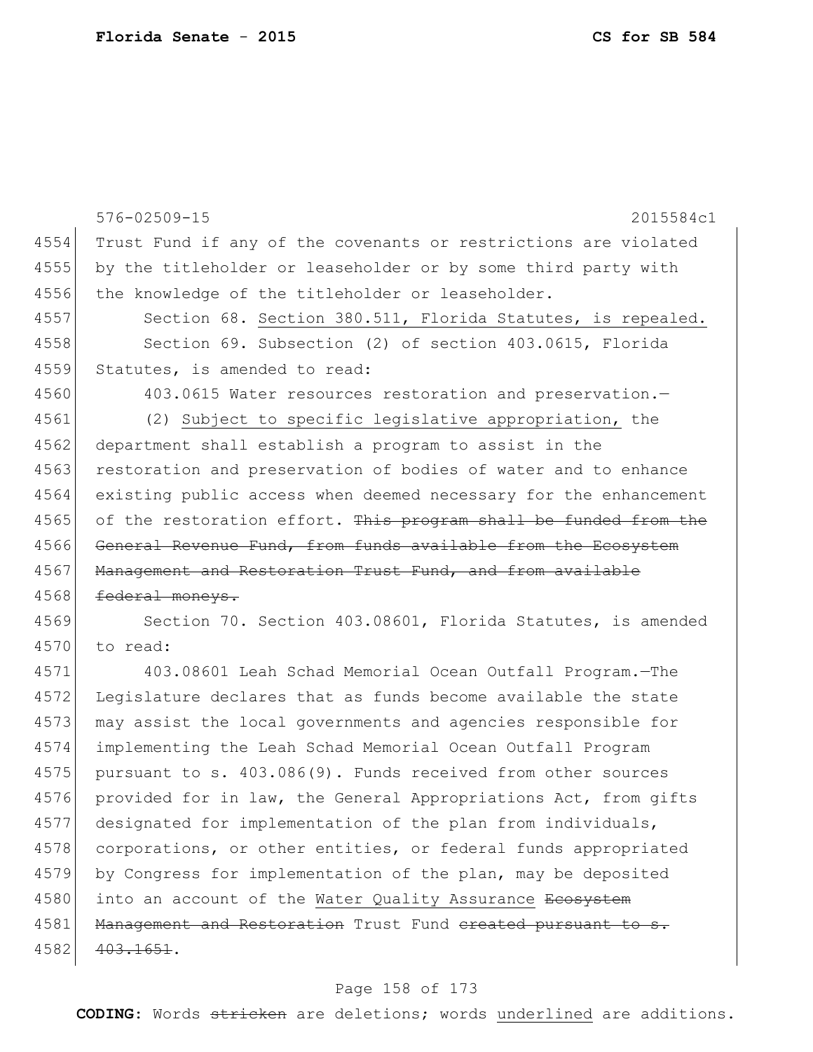576-02509-15 2015584c1

4554 Trust Fund if any of the covenants or restrictions are violated
4555 by the titleholder or leaseholder or by some third party with
4556 the knowledge of the titleholder or leaseholder.

4557 Section 68. <u>Section 380.511, Florida Statutes, is repealed.</u>

4558 Section 69. Subsection (2) of section 403.0615, Florida
4559 Statutes, is amended to read:

4560 403.0615 Water resources restoration and preservation.—

4561 (2) <u>Subject to specific legislative appropriation,</u> the
4562 department shall establish a program to assist in the
4563 restoration and preservation of bodies of water and to enhance
4564 existing public access when deemed necessary for the enhancement
4565 of the restoration effort. ~~This program shall be funded from the~~
4566 ~~General Revenue Fund, from funds available from the Ecosystem~~
4567 ~~Management and Restoration Trust Fund, and from available~~
4568 ~~federal moneys.~~

4569 Section 70. Section 403.08601, Florida Statutes, is amended
4570 to read:

4571 403.08601 Leah Schad Memorial Ocean Outfall Program.—The
4572 Legislature declares that as funds become available the state
4573 may assist the local governments and agencies responsible for
4574 implementing the Leah Schad Memorial Ocean Outfall Program
4575 pursuant to s. 403.086(9). Funds received from other sources
4576 provided for in law, the General Appropriations Act, from gifts
4577 designated for implementation of the plan from individuals,
4578 corporations, or other entities, or federal funds appropriated
4579 by Congress for implementation of the plan, may be deposited
4580 into an account of the <u>Water Quality Assurance</u> ~~Ecosystem~~
4581 ~~Management and Restoration~~ Trust Fund ~~created pursuant to s.~~
4582 ~~403.1651~~.

**CODING:** Words ~~stricken~~ are deletions; words <u>underlined</u> are additions.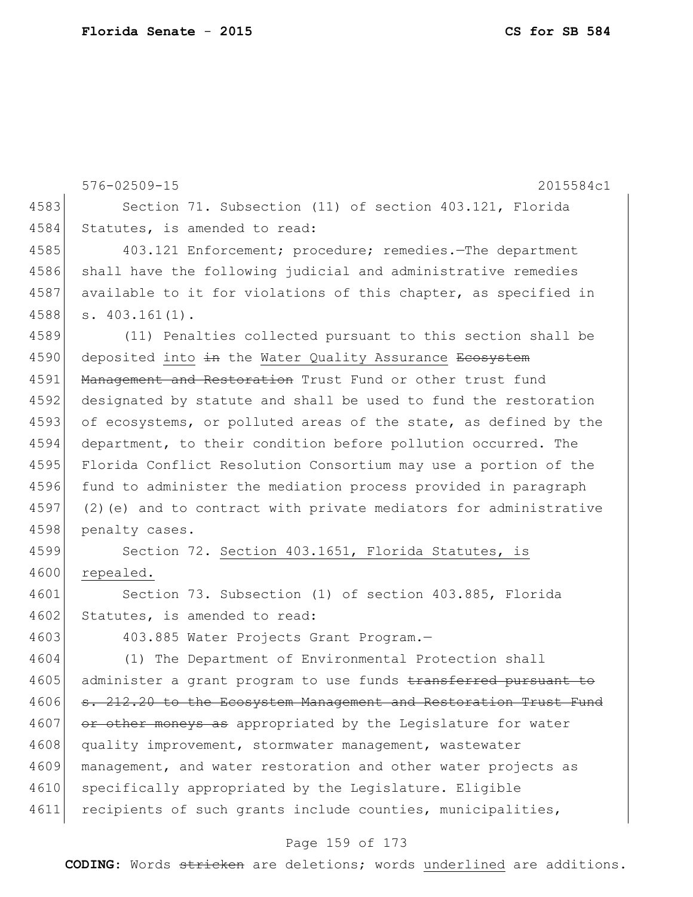576-02509-15 2015584c1

4583 Section 71. Subsection (11) of section 403.121, Florida
4584 Statutes, is amended to read:

4585 403.121 Enforcement; procedure; remedies.—The department
4586 shall have the following judicial and administrative remedies
4587 available to it for violations of this chapter, as specified in
4588 s. 403.161(1).

4589 (11) Penalties collected pursuant to this section shall be
4590 deposited <u>into</u> ~~in~~ the <u>Water Quality Assurance</u> ~~Ecosystem~~
4591 ~~Management and Restoration~~ Trust Fund or other trust fund
4592 designated by statute and shall be used to fund the restoration
4593 of ecosystems, or polluted areas of the state, as defined by the
4594 department, to their condition before pollution occurred. The
4595 Florida Conflict Resolution Consortium may use a portion of the
4596 fund to administer the mediation process provided in paragraph
4597 (2)(e) and to contract with private mediators for administrative
4598 penalty cases.

4599 Section 72. <u>Section 403.1651, Florida Statutes, is</u>
4600 <u>repealed.</u>

4601 Section 73. Subsection (1) of section 403.885, Florida
4602 Statutes, is amended to read:

4603 403.885 Water Projects Grant Program.—

4604 (1) The Department of Environmental Protection shall
4605 administer a grant program to use funds ~~transferred pursuant to~~
4606 ~~s. 212.20 to the Ecosystem Management and Restoration Trust Fund~~
4607 ~~or other moneys as~~ appropriated by the Legislature for water
4608 quality improvement, stormwater management, wastewater
4609 management, and water restoration and other water projects as
4610 specifically appropriated by the Legislature. Eligible
4611 recipients of such grants include counties, municipalities,

**CODING:** Words ~~stricken~~ are deletions; words <u>underlined</u> are additions.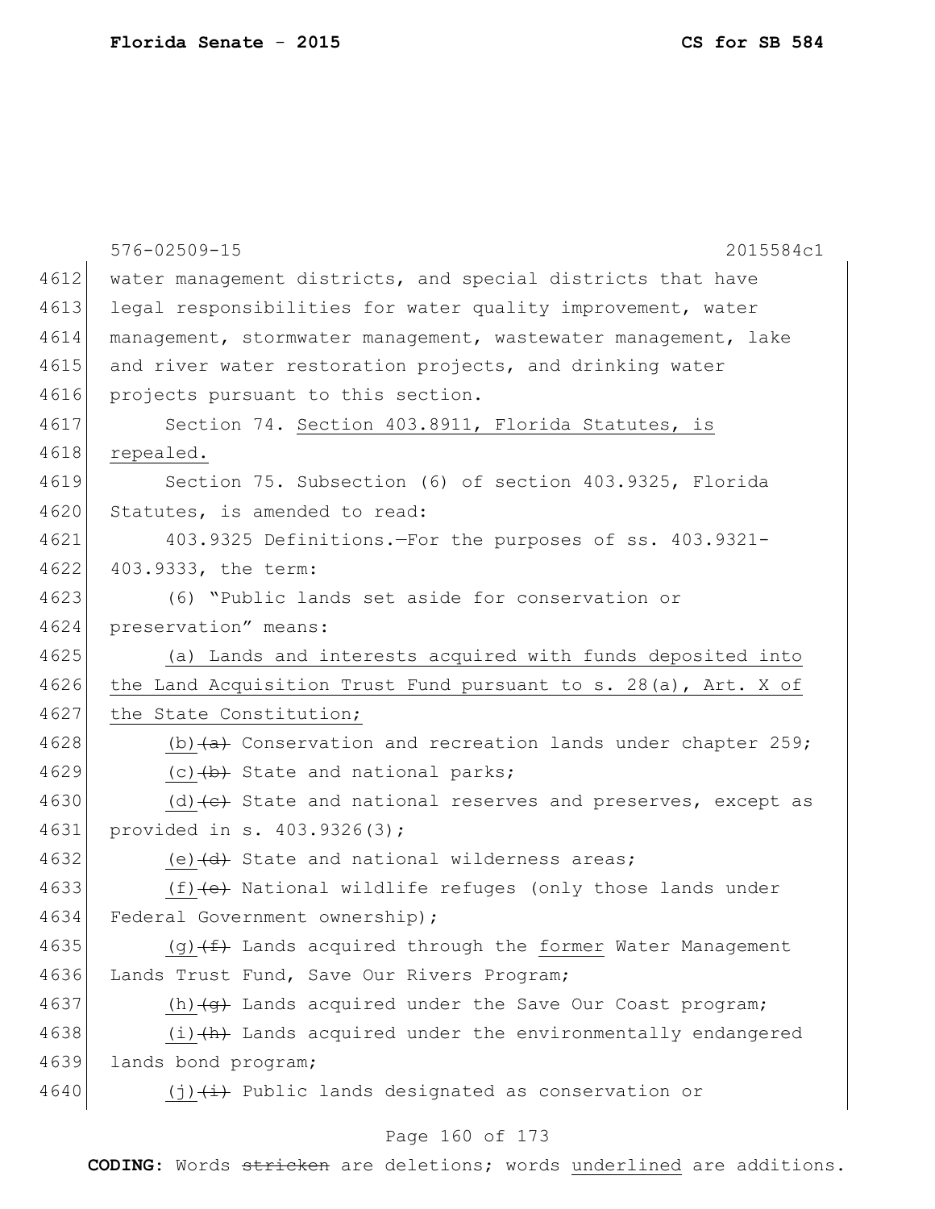576-02509-15 2015584c1

water management districts, and special districts that have legal responsibilities for water quality improvement, water management, stormwater management, wastewater management, lake and river water restoration projects, and drinking water projects pursuant to this section.

Section 74. <u>Section 403.8911, Florida Statutes, is repealed.</u>

Section 75. Subsection (6) of section 403.9325, Florida Statutes, is amended to read:

403.9325 Definitions.—For the purposes of ss. 403.9321-403.9333, the term:

(6) "Public lands set aside for conservation or preservation" means:

<u>(a) Lands and interests acquired with funds deposited into the Land Acquisition Trust Fund pursuant to s. 28(a), Art. X of the State Constitution;</u>

<u>(b)</u>~~(a)~~ Conservation and recreation lands under chapter 259;

<u>(c)</u>~~(b)~~ State and national parks;

<u>(d)</u>~~(c)~~ State and national reserves and preserves, except as provided in s. 403.9326(3);

<u>(e)</u>~~(d)~~ State and national wilderness areas;

<u>(f)</u>~~(e)~~ National wildlife refuges (only those lands under Federal Government ownership);

<u>(g)</u>~~(f)~~ Lands acquired through the <u>former</u> Water Management Lands Trust Fund, Save Our Rivers Program;

<u>(h)</u>~~(g)~~ Lands acquired under the Save Our Coast program;

<u>(i)</u>~~(h)~~ Lands acquired under the environmentally endangered lands bond program;

<u>(j)</u>~~(i)~~ Public lands designated as conservation or

**CODING:** Words ~~stricken~~ are deletions; words <u>underlined</u> are additions.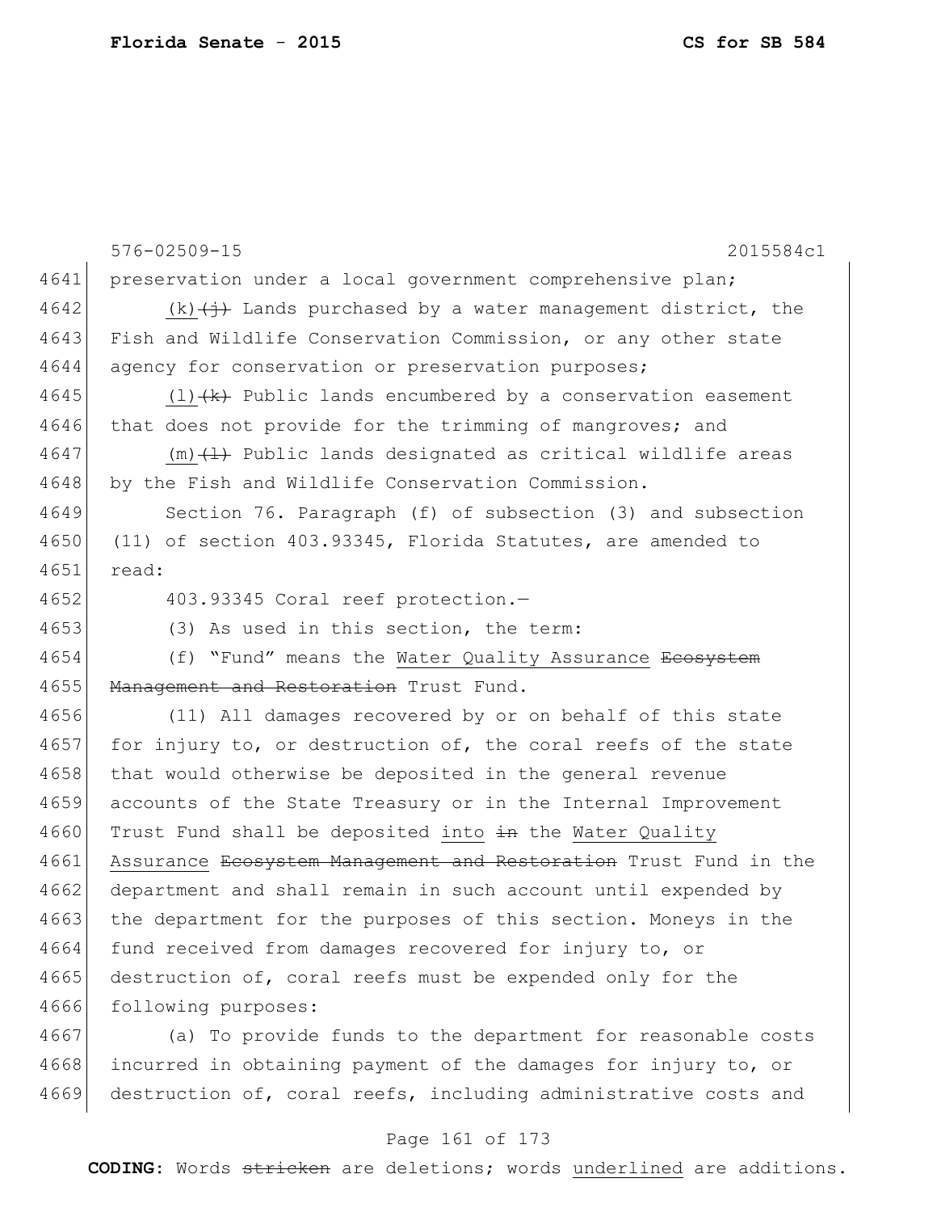576-02509-15 2015584c1

preservation under a local government comprehensive plan;

(k) ~~(j)~~ Lands purchased by a water management district, the Fish and Wildlife Conservation Commission, or any other state agency for conservation or preservation purposes;

(l) ~~(k)~~ Public lands encumbered by a conservation easement that does not provide for the trimming of mangroves; and

(m) ~~(l)~~ Public lands designated as critical wildlife areas by the Fish and Wildlife Conservation Commission.

Section 76. Paragraph (f) of subsection (3) and subsection (11) of section 403.93345, Florida Statutes, are amended to read:

403.93345 Coral reef protection.—

(3) As used in this section, the term:

(f) "Fund" means the Water Quality Assurance ~~Ecosystem Management and Restoration~~ Trust Fund.

(11) All damages recovered by or on behalf of this state for injury to, or destruction of, the coral reefs of the state that would otherwise be deposited in the general revenue accounts of the State Treasury or in the Internal Improvement Trust Fund shall be deposited into ~~in~~ the Water Quality Assurance ~~Ecosystem Management and Restoration~~ Trust Fund in the department and shall remain in such account until expended by the department for the purposes of this section. Moneys in the fund received from damages recovered for injury to, or destruction of, coral reefs must be expended only for the following purposes:

(a) To provide funds to the department for reasonable costs incurred in obtaining payment of the damages for injury to, or destruction of, coral reefs, including administrative costs and

CODING: Words ~~stricken~~ are deletions; words underlined are additions.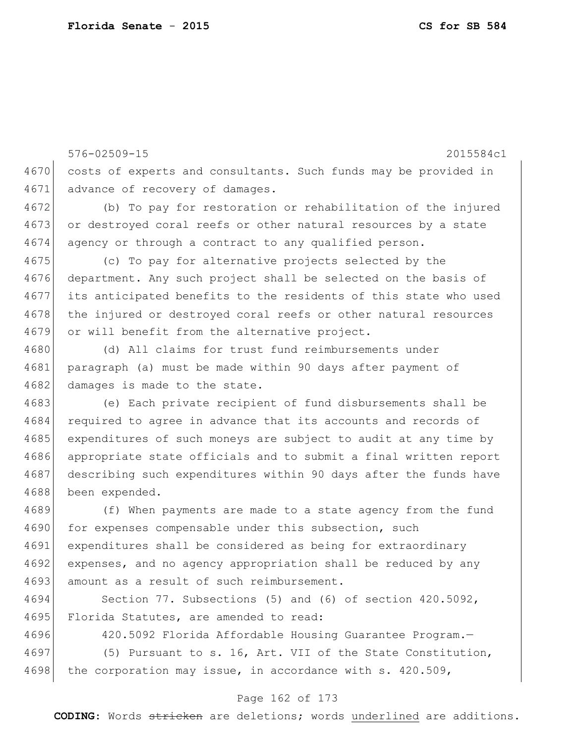costs of experts and consultants. Such funds may be provided in advance of recovery of damages.

(b) To pay for restoration or rehabilitation of the injured or destroyed coral reefs or other natural resources by a state agency or through a contract to any qualified person.

(c) To pay for alternative projects selected by the department. Any such project shall be selected on the basis of its anticipated benefits to the residents of this state who used the injured or destroyed coral reefs or other natural resources or will benefit from the alternative project.

(d) All claims for trust fund reimbursements under paragraph (a) must be made within 90 days after payment of damages is made to the state.

(e) Each private recipient of fund disbursements shall be required to agree in advance that its accounts and records of expenditures of such moneys are subject to audit at any time by appropriate state officials and to submit a final written report describing such expenditures within 90 days after the funds have been expended.

(f) When payments are made to a state agency from the fund for expenses compensable under this subsection, such expenditures shall be considered as being for extraordinary expenses, and no agency appropriation shall be reduced by any amount as a result of such reimbursement.

Section 77. Subsections (5) and (6) of section 420.5092, Florida Statutes, are amended to read:

420.5092 Florida Affordable Housing Guarantee Program.—

(5) Pursuant to s. 16, Art. VII of the State Constitution, the corporation may issue, in accordance with s. 420.509,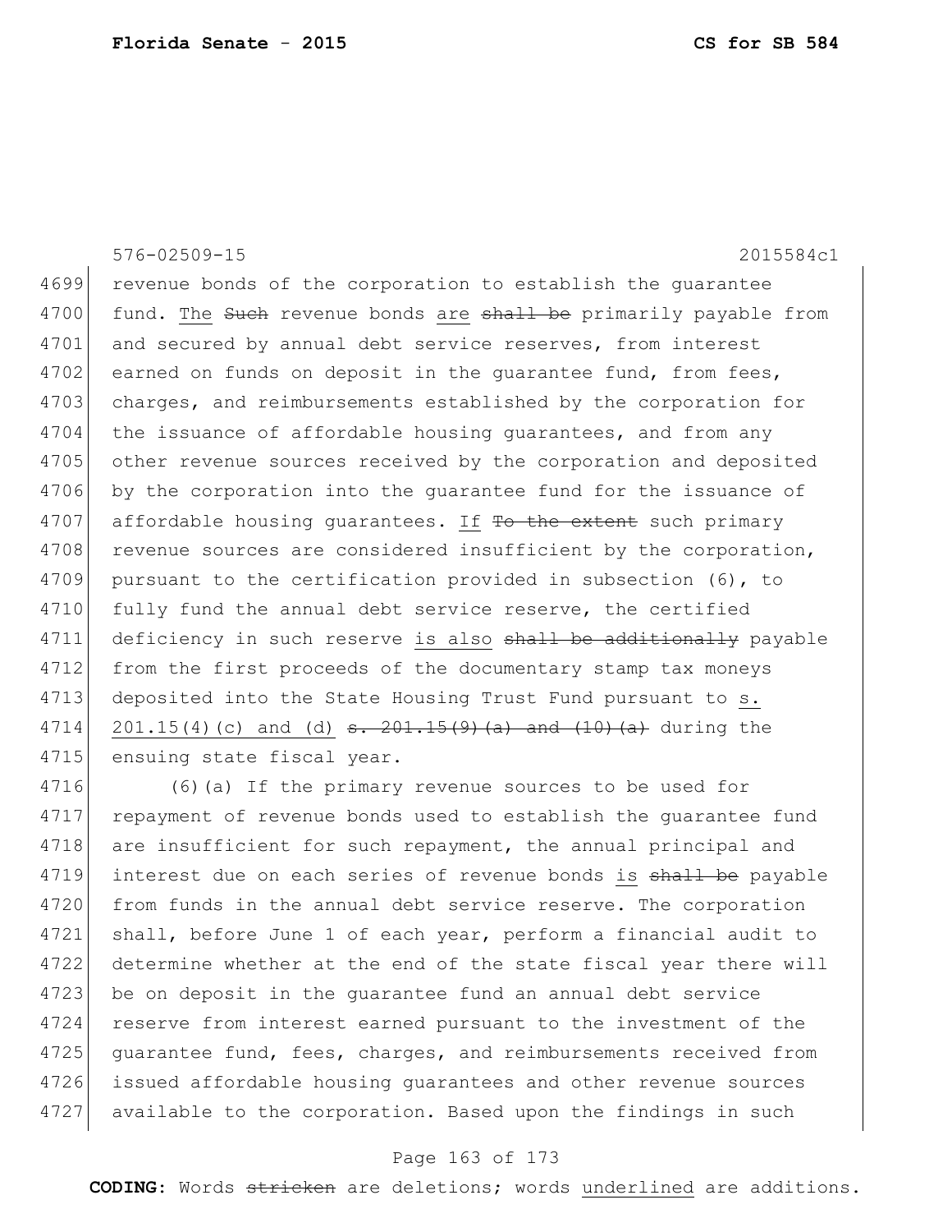576-02509-15 2015584c1

4699 revenue bonds of the corporation to establish the guarantee
4700 fund. <u>The</u> ~~Such~~ revenue bonds <u>are</u> ~~shall be~~ primarily payable from
4701 and secured by annual debt service reserves, from interest
4702 earned on funds on deposit in the guarantee fund, from fees,
4703 charges, and reimbursements established by the corporation for
4704 the issuance of affordable housing guarantees, and from any
4705 other revenue sources received by the corporation and deposited
4706 by the corporation into the guarantee fund for the issuance of
4707 affordable housing guarantees. <u>If</u> ~~To the extent~~ such primary
4708 revenue sources are considered insufficient by the corporation,
4709 pursuant to the certification provided in subsection (6), to
4710 fully fund the annual debt service reserve, the certified
4711 deficiency in such reserve <u>is also</u> ~~shall be additionally~~ payable
4712 from the first proceeds of the documentary stamp tax moneys
4713 deposited into the State Housing Trust Fund pursuant to <u>s.</u>
4714 <u>201.15(4)(c) and (d)</u> ~~s. 201.15(9)(a) and (10)(a)~~ during the
4715 ensuing state fiscal year.

4716 (6)(a) If the primary revenue sources to be used for
4717 repayment of revenue bonds used to establish the guarantee fund
4718 are insufficient for such repayment, the annual principal and
4719 interest due on each series of revenue bonds <u>is</u> ~~shall be~~ payable
4720 from funds in the annual debt service reserve. The corporation
4721 shall, before June 1 of each year, perform a financial audit to
4722 determine whether at the end of the state fiscal year there will
4723 be on deposit in the guarantee fund an annual debt service
4724 reserve from interest earned pursuant to the investment of the
4725 guarantee fund, fees, charges, and reimbursements received from
4726 issued affordable housing guarantees and other revenue sources
4727 available to the corporation. Based upon the findings in such

**CODING:** Words ~~stricken~~ are deletions; words <u>underlined</u> are additions.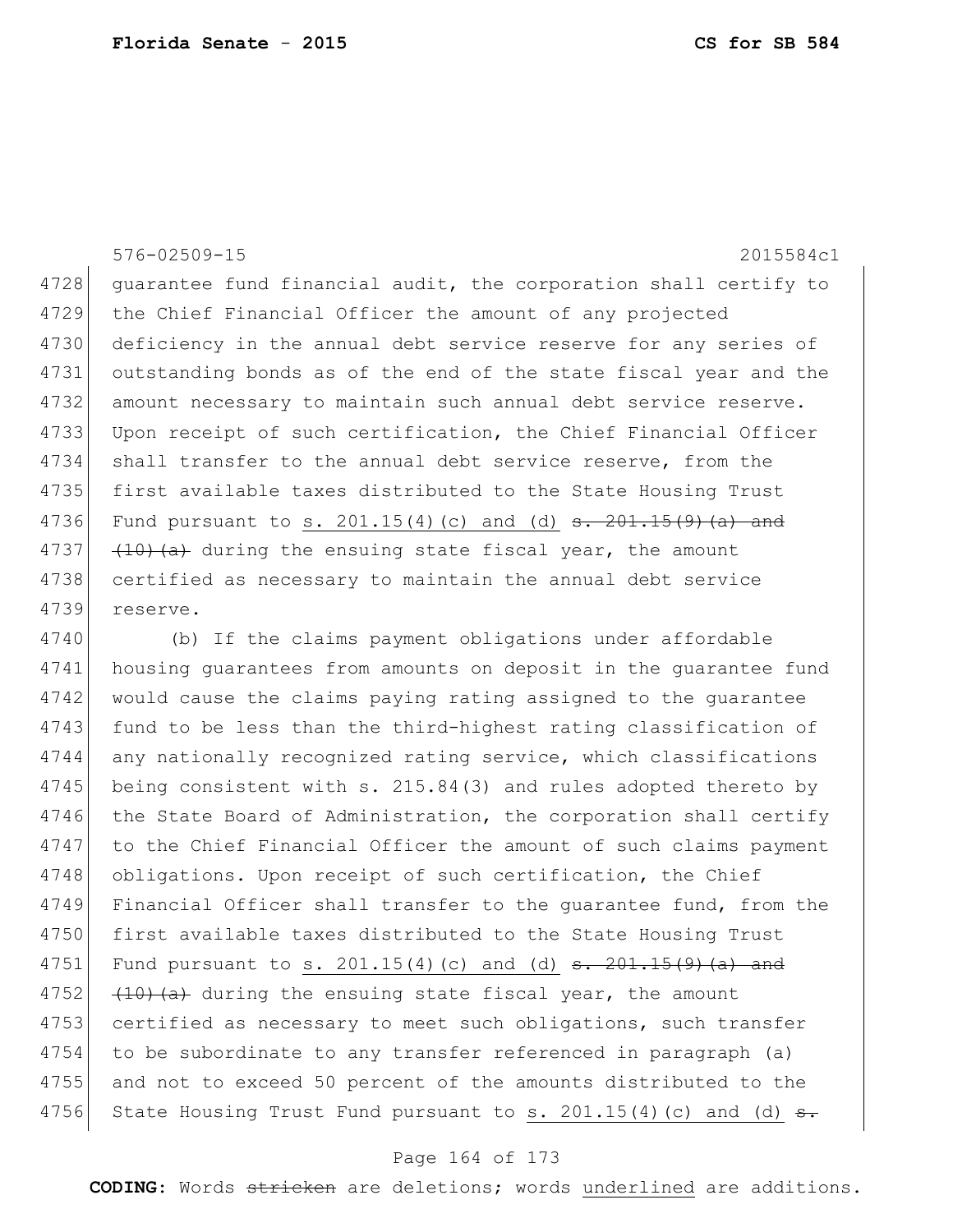guarantee fund financial audit, the corporation shall certify to the Chief Financial Officer the amount of any projected deficiency in the annual debt service reserve for any series of outstanding bonds as of the end of the state fiscal year and the amount necessary to maintain such annual debt service reserve. Upon receipt of such certification, the Chief Financial Officer shall transfer to the annual debt service reserve, from the first available taxes distributed to the State Housing Trust Fund pursuant to <u>s. 201.15(4)(c) and (d)</u> ~~s. 201.15(9)(a) and (10)(a)~~ during the ensuing state fiscal year, the amount certified as necessary to maintain the annual debt service reserve.

(b) If the claims payment obligations under affordable housing guarantees from amounts on deposit in the guarantee fund would cause the claims paying rating assigned to the guarantee fund to be less than the third-highest rating classification of any nationally recognized rating service, which classifications being consistent with s. 215.84(3) and rules adopted thereto by the State Board of Administration, the corporation shall certify to the Chief Financial Officer the amount of such claims payment obligations. Upon receipt of such certification, the Chief Financial Officer shall transfer to the guarantee fund, from the first available taxes distributed to the State Housing Trust Fund pursuant to <u>s. 201.15(4)(c) and (d)</u> ~~s. 201.15(9)(a) and (10)(a)~~ during the ensuing state fiscal year, the amount certified as necessary to meet such obligations, such transfer to be subordinate to any transfer referenced in paragraph (a) and not to exceed 50 percent of the amounts distributed to the State Housing Trust Fund pursuant to <u>s. 201.15(4)(c) and (d)</u> ~~s.~~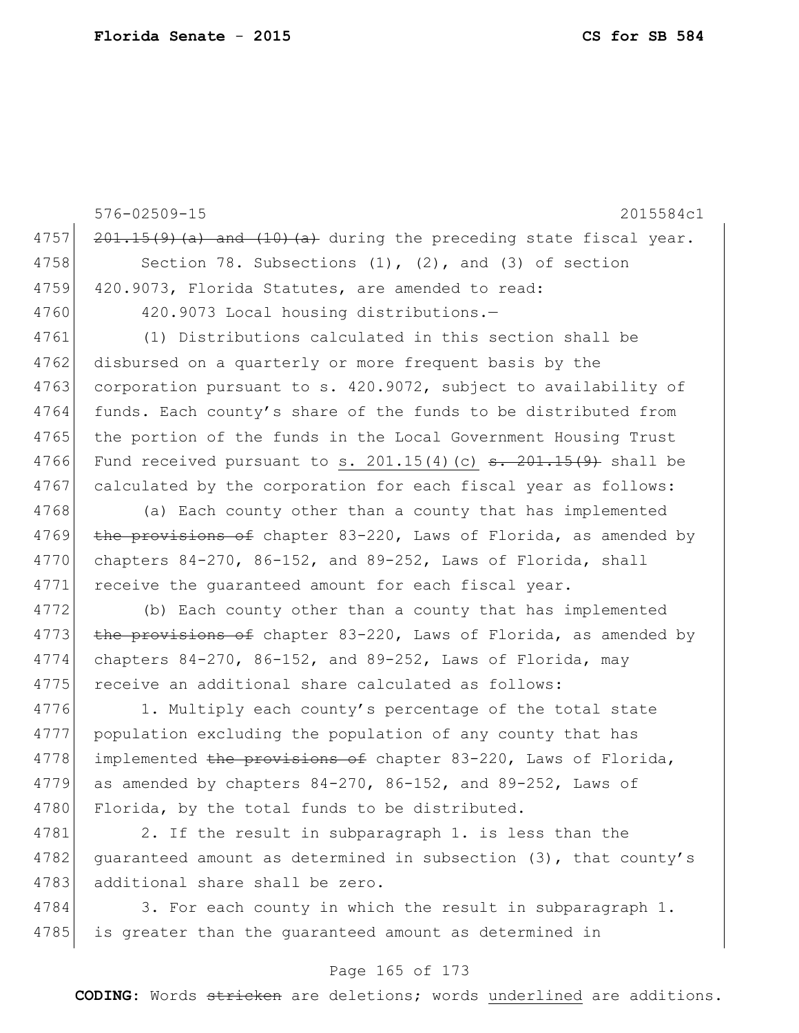~~201.15(9)(a) and (10)(a)~~ during the preceding state fiscal year.

Section 78. Subsections (1), (2), and (3) of section 420.9073, Florida Statutes, are amended to read:

420.9073 Local housing distributions.—

(1) Distributions calculated in this section shall be disbursed on a quarterly or more frequent basis by the corporation pursuant to s. 420.9072, subject to availability of funds. Each county's share of the funds to be distributed from the portion of the funds in the Local Government Housing Trust Fund received pursuant to <u>s. 201.15(4)(c)</u> ~~s. 201.15(9)~~ shall be calculated by the corporation for each fiscal year as follows:

(a) Each county other than a county that has implemented ~~the provisions of~~ chapter 83-220, Laws of Florida, as amended by chapters 84-270, 86-152, and 89-252, Laws of Florida, shall receive the guaranteed amount for each fiscal year.

(b) Each county other than a county that has implemented ~~the provisions of~~ chapter 83-220, Laws of Florida, as amended by chapters 84-270, 86-152, and 89-252, Laws of Florida, may receive an additional share calculated as follows:

1. Multiply each county's percentage of the total state population excluding the population of any county that has implemented ~~the provisions of~~ chapter 83-220, Laws of Florida, as amended by chapters 84-270, 86-152, and 89-252, Laws of Florida, by the total funds to be distributed.

2. If the result in subparagraph 1. is less than the guaranteed amount as determined in subsection (3), that county's additional share shall be zero.

3. For each county in which the result in subparagraph 1. is greater than the guaranteed amount as determined in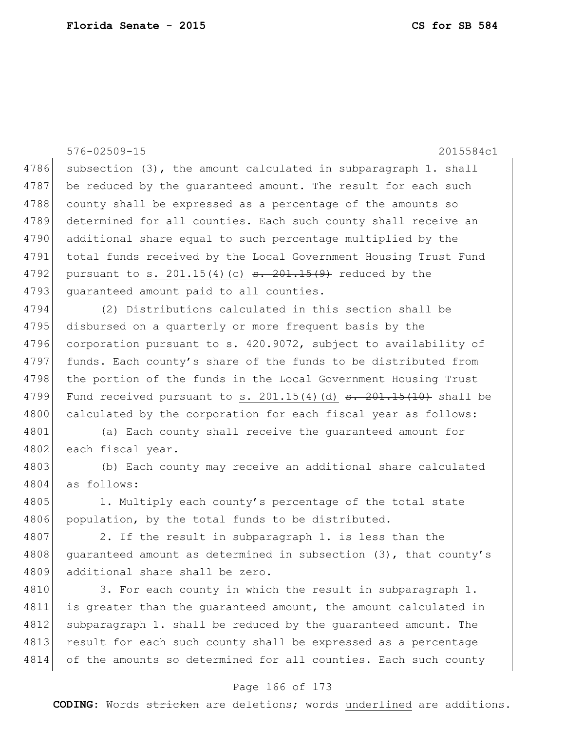subsection (3), the amount calculated in subparagraph 1. shall be reduced by the guaranteed amount. The result for each such county shall be expressed as a percentage of the amounts so determined for all counties. Each such county shall receive an additional share equal to such percentage multiplied by the total funds received by the Local Government Housing Trust Fund pursuant to s. 201.15(4)(c) ~~s. 201.15(9)~~ reduced by the guaranteed amount paid to all counties.

(2) Distributions calculated in this section shall be disbursed on a quarterly or more frequent basis by the corporation pursuant to s. 420.9072, subject to availability of funds. Each county's share of the funds to be distributed from the portion of the funds in the Local Government Housing Trust Fund received pursuant to s. 201.15(4)(d) ~~s. 201.15(10)~~ shall be calculated by the corporation for each fiscal year as follows:

(a) Each county shall receive the guaranteed amount for each fiscal year.

(b) Each county may receive an additional share calculated as follows:

1. Multiply each county's percentage of the total state population, by the total funds to be distributed.

2. If the result in subparagraph 1. is less than the guaranteed amount as determined in subsection (3), that county's additional share shall be zero.

3. For each county in which the result in subparagraph 1. is greater than the guaranteed amount, the amount calculated in subparagraph 1. shall be reduced by the guaranteed amount. The result for each such county shall be expressed as a percentage of the amounts so determined for all counties. Each such county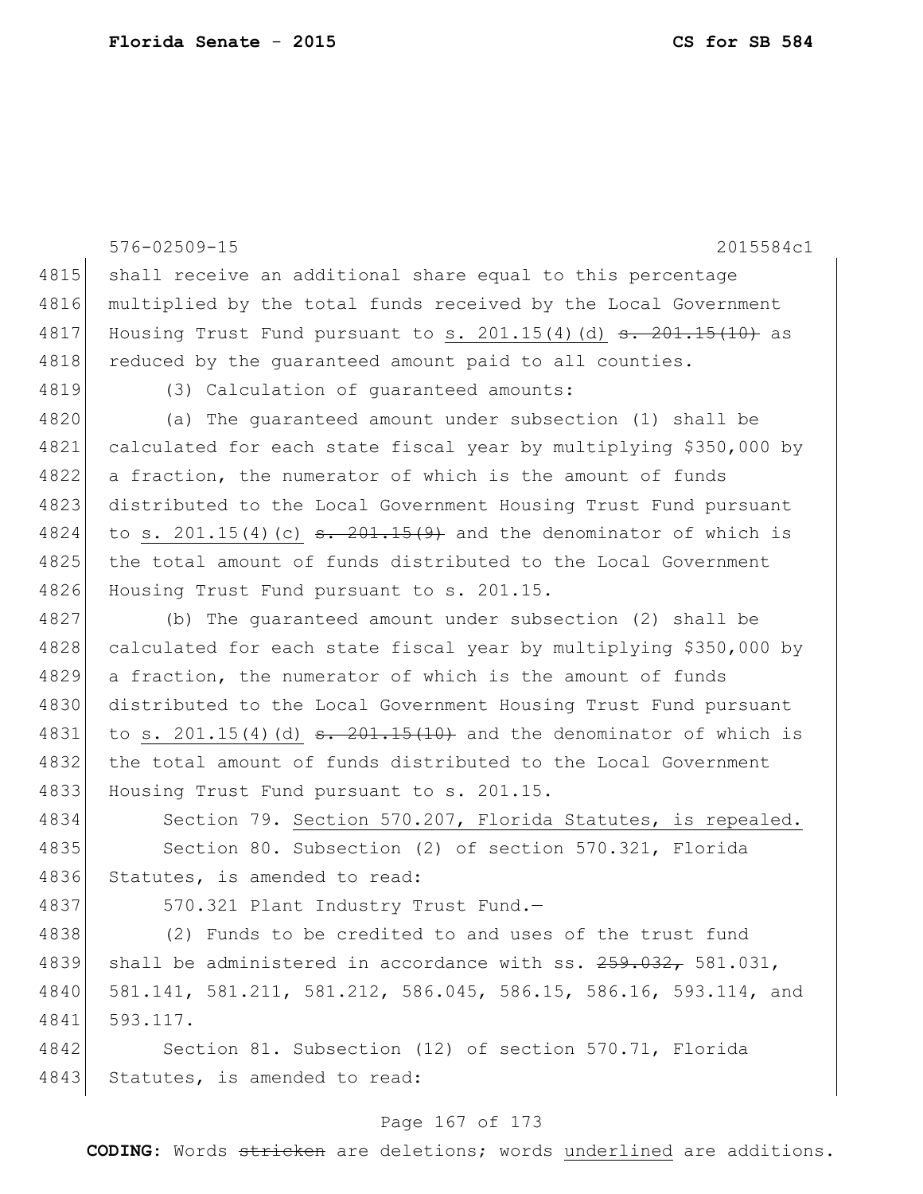shall receive an additional share equal to this percentage multiplied by the total funds received by the Local Government Housing Trust Fund pursuant to <u>s. 201.15(4)(d)</u> ~~s. 201.15(10)~~ as reduced by the guaranteed amount paid to all counties.

(3) Calculation of guaranteed amounts:

(a) The guaranteed amount under subsection (1) shall be calculated for each state fiscal year by multiplying $350,000 by a fraction, the numerator of which is the amount of funds distributed to the Local Government Housing Trust Fund pursuant to <u>s. 201.15(4)(c)</u> ~~s. 201.15(9)~~ and the denominator of which is the total amount of funds distributed to the Local Government Housing Trust Fund pursuant to s. 201.15.

(b) The guaranteed amount under subsection (2) shall be calculated for each state fiscal year by multiplying $350,000 by a fraction, the numerator of which is the amount of funds distributed to the Local Government Housing Trust Fund pursuant to <u>s. 201.15(4)(d)</u> ~~s. 201.15(10)~~ and the denominator of which is the total amount of funds distributed to the Local Government Housing Trust Fund pursuant to s. 201.15.

Section 79. <u>Section 570.207, Florida Statutes, is repealed.</u>

Section 80. Subsection (2) of section 570.321, Florida Statutes, is amended to read:

570.321 Plant Industry Trust Fund.—

(2) Funds to be credited to and uses of the trust fund shall be administered in accordance with ss. ~~259.032,~~ 581.031, 581.141, 581.211, 581.212, 586.045, 586.15, 586.16, 593.114, and 593.117.

Section 81. Subsection (12) of section 570.71, Florida Statutes, is amended to read: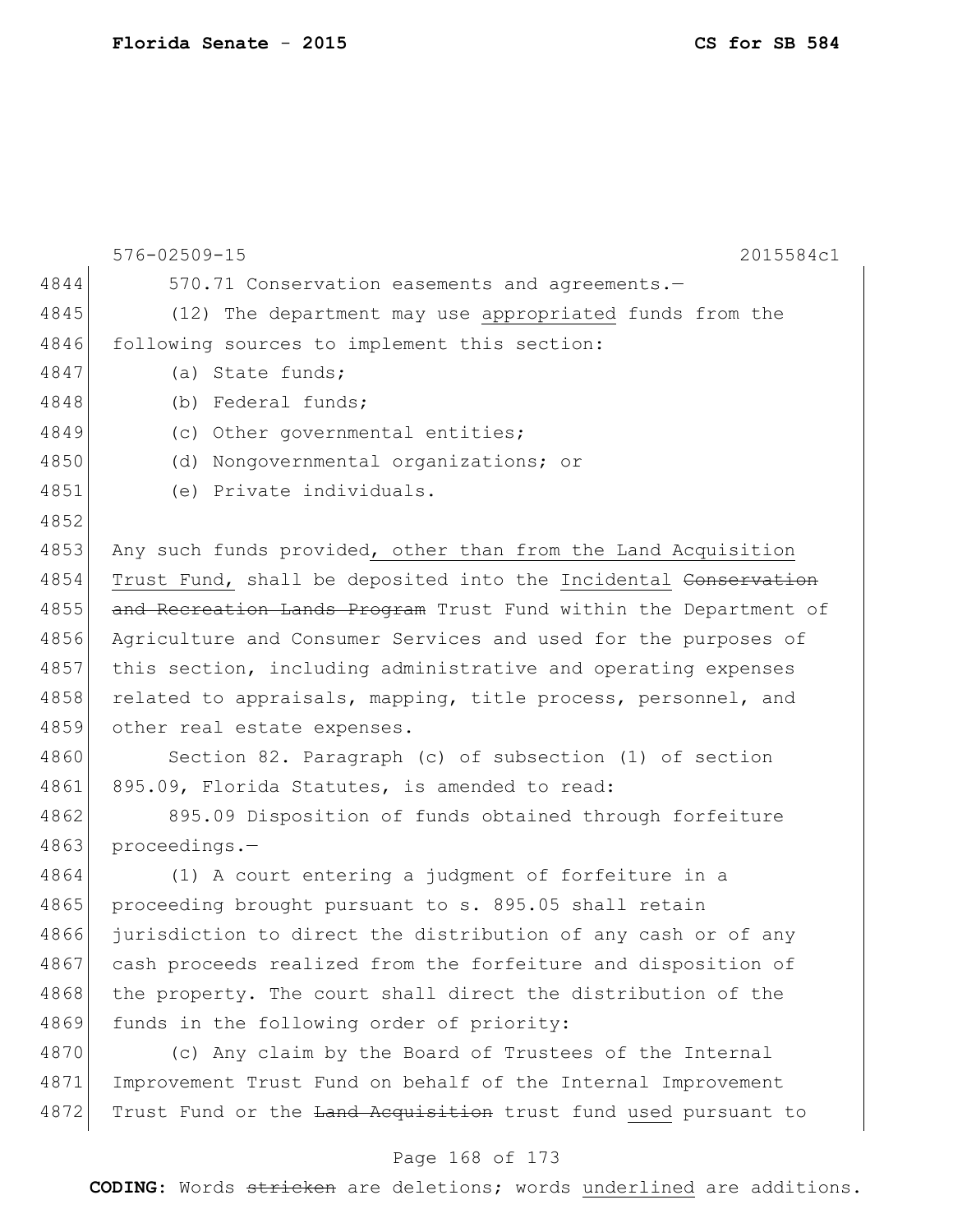576-02509-15 2015584c1

4844 570.71 Conservation easements and agreements.—

4845 (12) The department may use <u>appropriated</u> funds from the

4846 following sources to implement this section:

4847 (a) State funds;

4848 (b) Federal funds;

4849 (c) Other governmental entities;

4850 (d) Nongovernmental organizations; or

4851 (e) Private individuals.

4852

4853 Any such funds provided<u>, other than from the Land Acquisition</u>

4854 <u>Trust Fund,</u> shall be deposited into the <u>Incidental</u> ~~Conservation~~

4855 ~~and Recreation Lands Program~~ Trust Fund within the Department of

4856 Agriculture and Consumer Services and used for the purposes of

4857 this section, including administrative and operating expenses

4858 related to appraisals, mapping, title process, personnel, and

4859 other real estate expenses.

4860 Section 82. Paragraph (c) of subsection (1) of section

4861 895.09, Florida Statutes, is amended to read:

4862 895.09 Disposition of funds obtained through forfeiture

4863 proceedings.—

4864 (1) A court entering a judgment of forfeiture in a

4865 proceeding brought pursuant to s. 895.05 shall retain

4866 jurisdiction to direct the distribution of any cash or of any

4867 cash proceeds realized from the forfeiture and disposition of

4868 the property. The court shall direct the distribution of the

4869 funds in the following order of priority:

4870 (c) Any claim by the Board of Trustees of the Internal

4871 Improvement Trust Fund on behalf of the Internal Improvement

4872 Trust Fund or the ~~Land Acquisition~~ trust fund <u>used</u> pursuant to

CODING: Words ~~stricken~~ are deletions; words <u>underlined</u> are additions.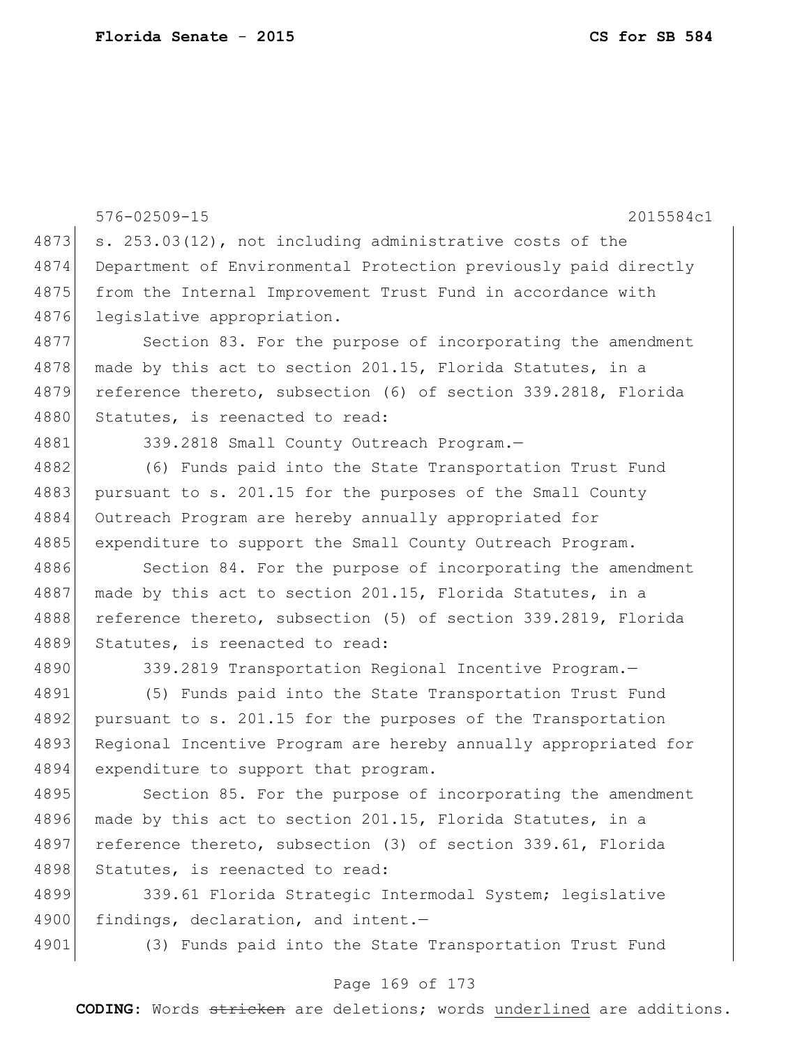s. 253.03(12), not including administrative costs of the Department of Environmental Protection previously paid directly from the Internal Improvement Trust Fund in accordance with legislative appropriation.

Section 83. For the purpose of incorporating the amendment made by this act to section 201.15, Florida Statutes, in a reference thereto, subsection (6) of section 339.2818, Florida Statutes, is reenacted to read:

339.2818 Small County Outreach Program.—

(6) Funds paid into the State Transportation Trust Fund pursuant to s. 201.15 for the purposes of the Small County Outreach Program are hereby annually appropriated for expenditure to support the Small County Outreach Program.

Section 84. For the purpose of incorporating the amendment made by this act to section 201.15, Florida Statutes, in a reference thereto, subsection (5) of section 339.2819, Florida Statutes, is reenacted to read:

339.2819 Transportation Regional Incentive Program.—

(5) Funds paid into the State Transportation Trust Fund pursuant to s. 201.15 for the purposes of the Transportation Regional Incentive Program are hereby annually appropriated for expenditure to support that program.

Section 85. For the purpose of incorporating the amendment made by this act to section 201.15, Florida Statutes, in a reference thereto, subsection (3) of section 339.61, Florida Statutes, is reenacted to read:

339.61 Florida Strategic Intermodal System; legislative findings, declaration, and intent.—

(3) Funds paid into the State Transportation Trust Fund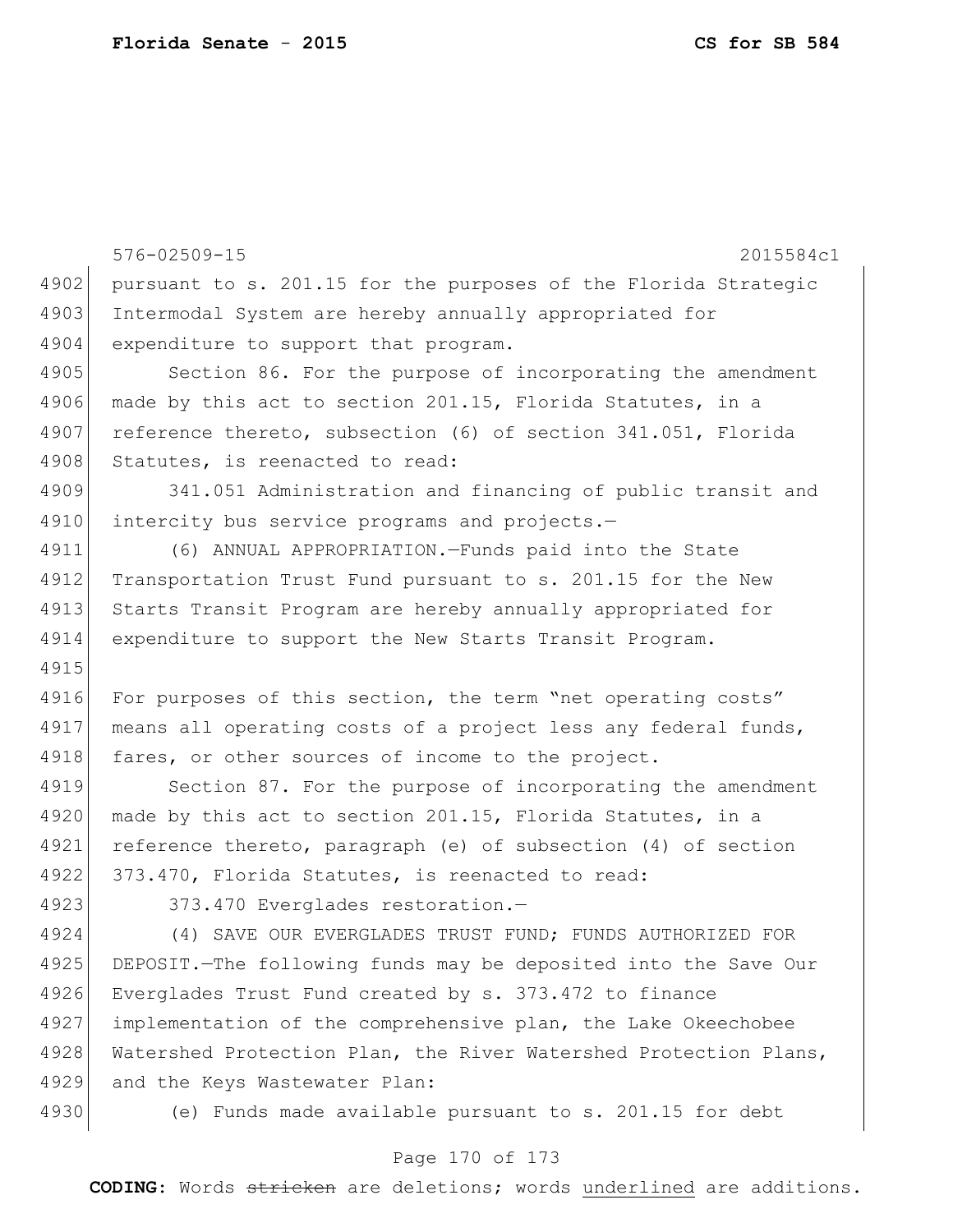pursuant to s. 201.15 for the purposes of the Florida Strategic Intermodal System are hereby annually appropriated for expenditure to support that program.

Section 86. For the purpose of incorporating the amendment made by this act to section 201.15, Florida Statutes, in a reference thereto, subsection (6) of section 341.051, Florida Statutes, is reenacted to read:

341.051 Administration and financing of public transit and intercity bus service programs and projects.—

(6) ANNUAL APPROPRIATION.—Funds paid into the State Transportation Trust Fund pursuant to s. 201.15 for the New Starts Transit Program are hereby annually appropriated for expenditure to support the New Starts Transit Program.

For purposes of this section, the term "net operating costs" means all operating costs of a project less any federal funds, fares, or other sources of income to the project.

Section 87. For the purpose of incorporating the amendment made by this act to section 201.15, Florida Statutes, in a reference thereto, paragraph (e) of subsection (4) of section 373.470, Florida Statutes, is reenacted to read:

373.470 Everglades restoration.—

(4) SAVE OUR EVERGLADES TRUST FUND; FUNDS AUTHORIZED FOR DEPOSIT.—The following funds may be deposited into the Save Our Everglades Trust Fund created by s. 373.472 to finance implementation of the comprehensive plan, the Lake Okeechobee Watershed Protection Plan, the River Watershed Protection Plans, and the Keys Wastewater Plan:

(e) Funds made available pursuant to s. 201.15 for debt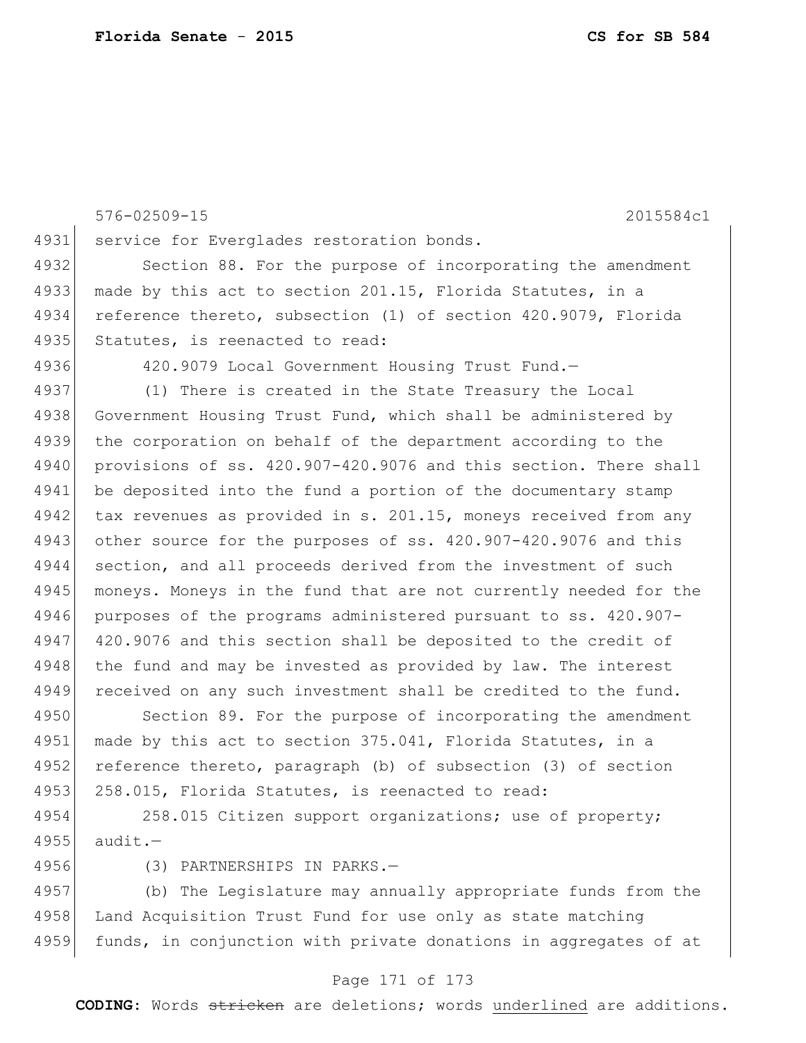service for Everglades restoration bonds.

Section 88. For the purpose of incorporating the amendment made by this act to section 201.15, Florida Statutes, in a reference thereto, subsection (1) of section 420.9079, Florida Statutes, is reenacted to read:

420.9079 Local Government Housing Trust Fund.—

(1) There is created in the State Treasury the Local Government Housing Trust Fund, which shall be administered by the corporation on behalf of the department according to the provisions of ss. 420.907-420.9076 and this section. There shall be deposited into the fund a portion of the documentary stamp tax revenues as provided in s. 201.15, moneys received from any other source for the purposes of ss. 420.907-420.9076 and this section, and all proceeds derived from the investment of such moneys. Moneys in the fund that are not currently needed for the purposes of the programs administered pursuant to ss. 420.907-420.9076 and this section shall be deposited to the credit of the fund and may be invested as provided by law. The interest received on any such investment shall be credited to the fund.

Section 89. For the purpose of incorporating the amendment made by this act to section 375.041, Florida Statutes, in a reference thereto, paragraph (b) of subsection (3) of section 258.015, Florida Statutes, is reenacted to read:

258.015 Citizen support organizations; use of property; audit.—

(3) PARTNERSHIPS IN PARKS.—

(b) The Legislature may annually appropriate funds from the Land Acquisition Trust Fund for use only as state matching funds, in conjunction with private donations in aggregates of at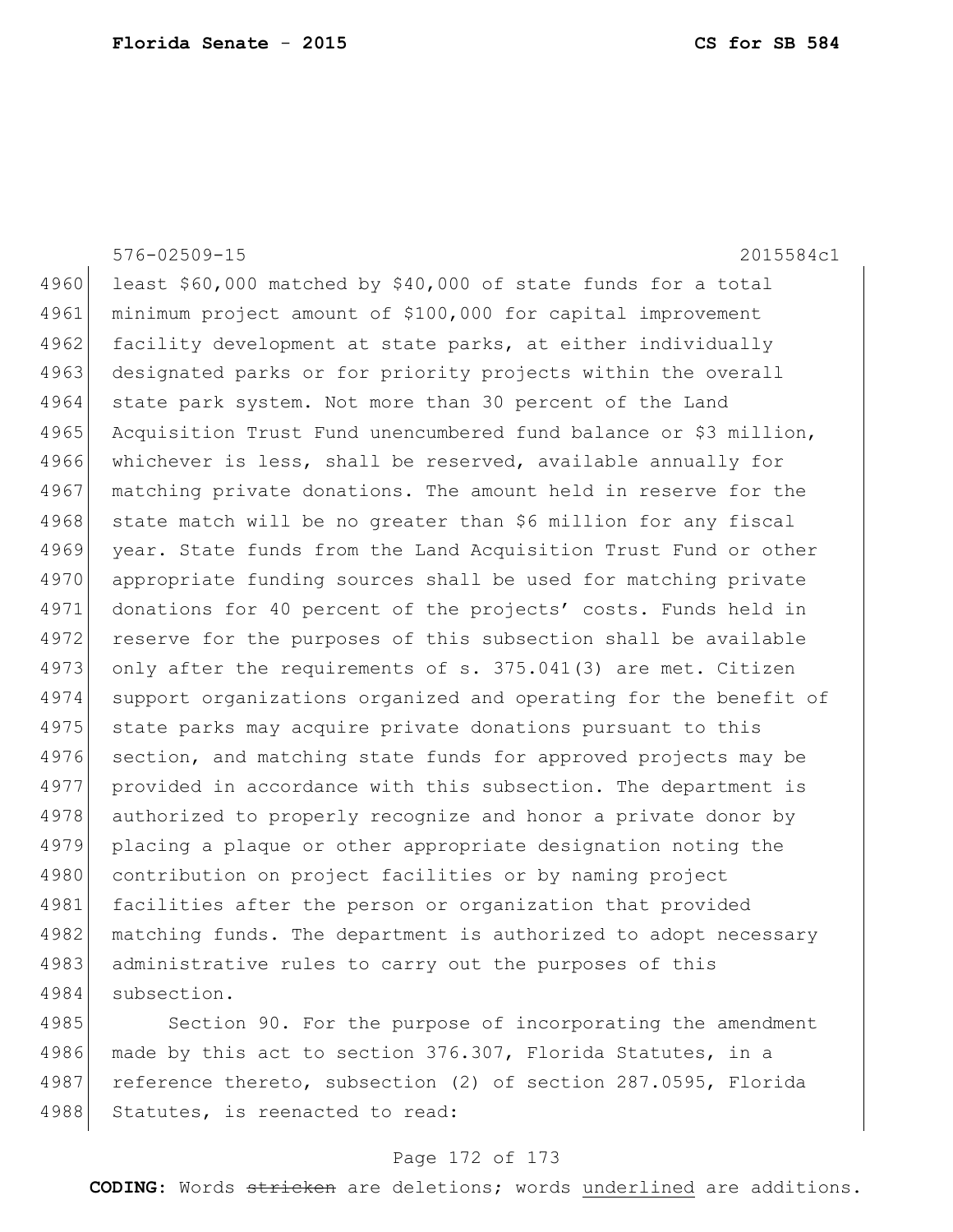least $60,000 matched by $40,000 of state funds for a total minimum project amount of $100,000 for capital improvement facility development at state parks, at either individually designated parks or for priority projects within the overall state park system. Not more than 30 percent of the Land Acquisition Trust Fund unencumbered fund balance or $3 million, whichever is less, shall be reserved, available annually for matching private donations. The amount held in reserve for the state match will be no greater than $6 million for any fiscal year. State funds from the Land Acquisition Trust Fund or other appropriate funding sources shall be used for matching private donations for 40 percent of the projects' costs. Funds held in reserve for the purposes of this subsection shall be available only after the requirements of s. 375.041(3) are met. Citizen support organizations organized and operating for the benefit of state parks may acquire private donations pursuant to this section, and matching state funds for approved projects may be provided in accordance with this subsection. The department is authorized to properly recognize and honor a private donor by placing a plaque or other appropriate designation noting the contribution on project facilities or by naming project facilities after the person or organization that provided matching funds. The department is authorized to adopt necessary administrative rules to carry out the purposes of this subsection.

Section 90. For the purpose of incorporating the amendment made by this act to section 376.307, Florida Statutes, in a reference thereto, subsection (2) of section 287.0595, Florida Statutes, is reenacted to read: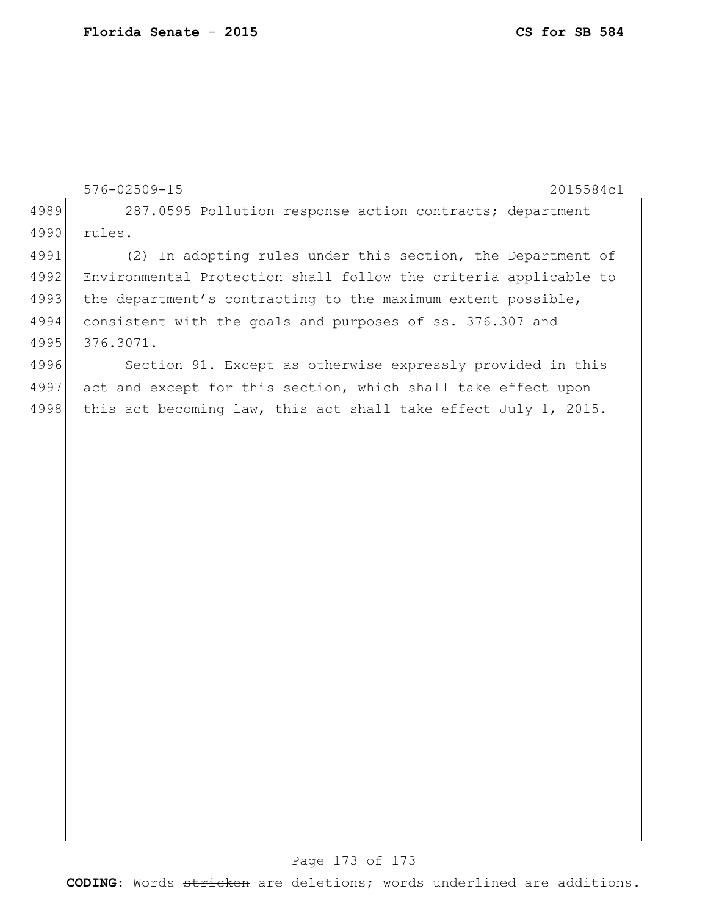287.0595 Pollution response action contracts; department rules.—

(2) In adopting rules under this section, the Department of Environmental Protection shall follow the criteria applicable to the department's contracting to the maximum extent possible, consistent with the goals and purposes of ss. 376.307 and 376.3071.

Section 91. Except as otherwise expressly provided in this act and except for this section, which shall take effect upon this act becoming law, this act shall take effect July 1, 2015.